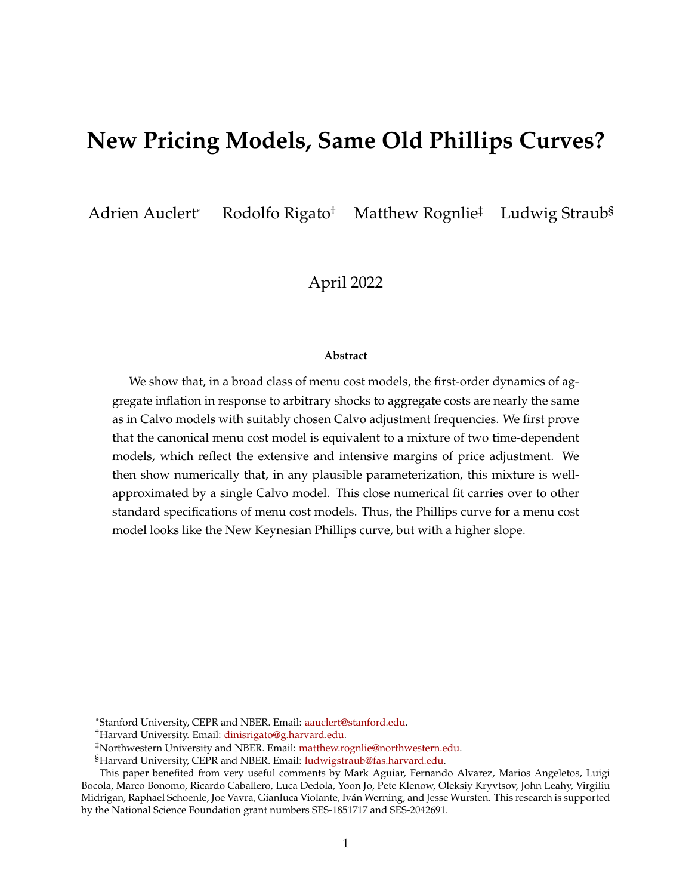# New Pricing Models, Same Old Phillips Curves?

Adrien Auclert[*] Rodolfo Rigato[†] Matthew Rognlie[‡] Ludwig Straub[§]

April 2022

**Abstract**

We show that, in a broad class of menu cost models, the first-order dynamics of aggregate inflation in response to arbitrary shocks to aggregate costs are nearly the same as in Calvo models with suitably chosen Calvo adjustment frequencies. We first prove that the canonical menu cost model is equivalent to a mixture of two time-dependent models, which reflect the extensive and intensive margins of price adjustment. We then show numerically that, in any plausible parameterization, this mixture is well-approximated by a single Calvo model. This close numerical fit carries over to other standard specifications of menu cost models. Thus, the Phillips curve for a menu cost model looks like the New Keynesian Phillips curve, but with a higher slope.

---

[*] Stanford University, CEPR and NBER. Email: aauclert@stanford.edu.

[†] Harvard University. Email: dinisrigato@g.harvard.edu.

[‡] Northwestern University and NBER. Email: matthew.rognlie@northwestern.edu.

[§] Harvard University, CEPR and NBER. Email: ludwigstraub@fas.harvard.edu.

This paper benefited from very useful comments by Mark Aguiar, Fernando Alvarez, Marios Angeletos, Luigi Bocola, Marco Bonomo, Ricardo Caballero, Luca Dedola, Yoon Jo, Pete Klenow, Oleksiy Kryvtsov, John Leahy, Virgiliu Midrigan, Raphael Schoenle, Joe Vavra, Gianluca Violante, Iván Werning, and Jesse Wursten. This research is supported by the National Science Foundation grant numbers SES-1851717 and SES-2042691.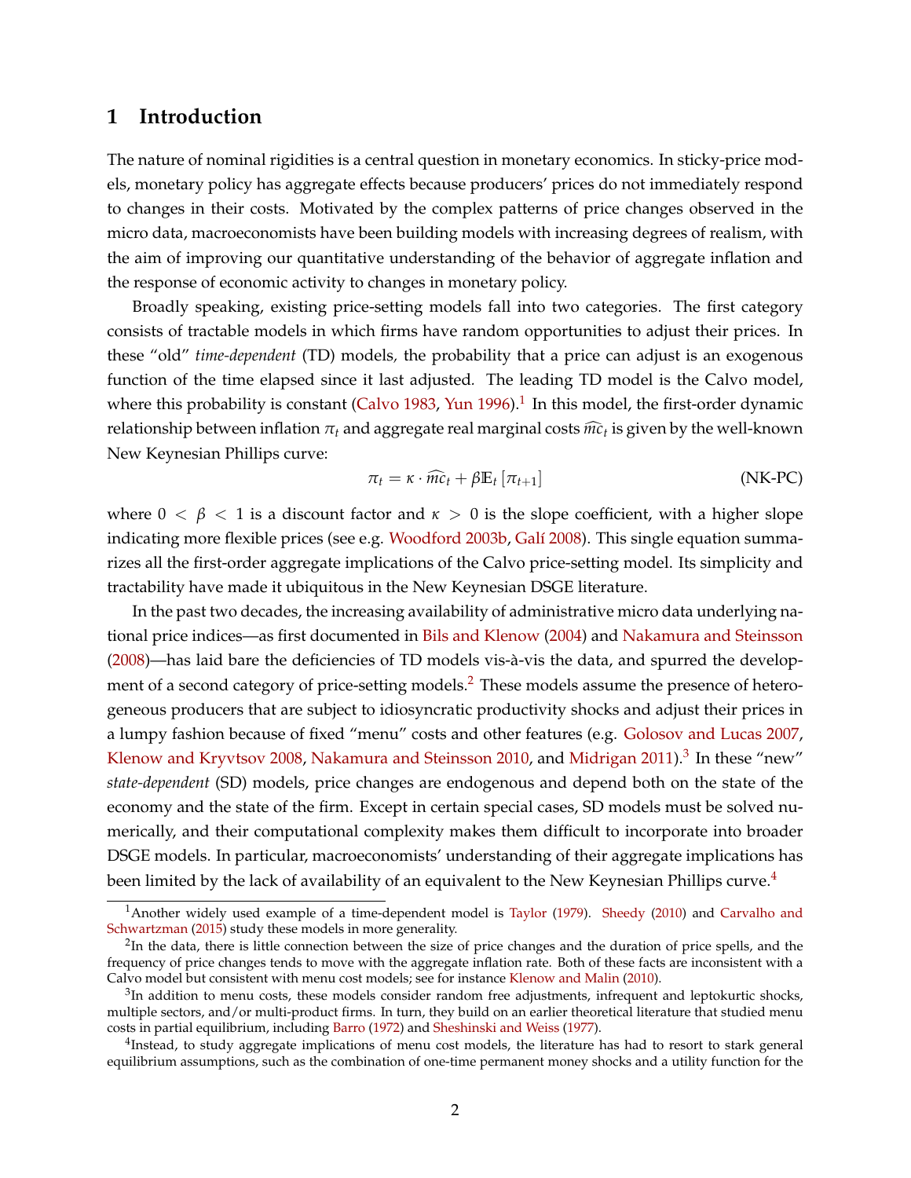## 1 Introduction

The nature of nominal rigidities is a central question in monetary economics. In sticky-price models, monetary policy has aggregate effects because producers' prices do not immediately respond to changes in their costs. Motivated by the complex patterns of price changes observed in the micro data, macroeconomists have been building models with increasing degrees of realism, with the aim of improving our quantitative understanding of the behavior of aggregate inflation and the response of economic activity to changes in monetary policy.

Broadly speaking, existing price-setting models fall into two categories. The first category consists of tractable models in which firms have random opportunities to adjust their prices. In these "old" *time-dependent* (TD) models, the probability that a price can adjust is an exogenous function of the time elapsed since it last adjusted. The leading TD model is the Calvo model, where this probability is constant (Calvo 1983, Yun 1996).[1] In this model, the first-order dynamic relationship between inflation $\pi_t$ and aggregate real marginal costs $\widehat{mc}_t$ is given by the well-known New Keynesian Phillips curve:

$$\pi_t = \kappa \cdot \widehat{mc}_t + \beta \mathbb{E}_t \left[\pi_{t+1}\right] \tag{NK-PC}$$

where $0 < \beta < 1$ is a discount factor and $\kappa > 0$ is the slope coefficient, with a higher slope indicating more flexible prices (see e.g. Woodford 2003b, Galí 2008). This single equation summarizes all the first-order aggregate implications of the Calvo price-setting model. Its simplicity and tractability have made it ubiquitous in the New Keynesian DSGE literature.

In the past two decades, the increasing availability of administrative micro data underlying national price indices—as first documented in Bils and Klenow (2004) and Nakamura and Steinsson (2008)—has laid bare the deficiencies of TD models vis-à-vis the data, and spurred the development of a second category of price-setting models.[2] These models assume the presence of heterogeneous producers that are subject to idiosyncratic productivity shocks and adjust their prices in a lumpy fashion because of fixed "menu" costs and other features (e.g. Golosov and Lucas 2007, Klenow and Kryvtsov 2008, Nakamura and Steinsson 2010, and Midrigan 2011).[3] In these "new" *state-dependent* (SD) models, price changes are endogenous and depend both on the state of the economy and the state of the firm. Except in certain special cases, SD models must be solved numerically, and their computational complexity makes them difficult to incorporate into broader DSGE models. In particular, macroeconomists' understanding of their aggregate implications has been limited by the lack of availability of an equivalent to the New Keynesian Phillips curve.[4]

---

[1] Another widely used example of a time-dependent model is Taylor (1979). Sheedy (2010) and Carvalho and Schwartzman (2015) study these models in more generality.

[2] In the data, there is little connection between the size of price changes and the duration of price spells, and the frequency of price changes tends to move with the aggregate inflation rate. Both of these facts are inconsistent with a Calvo model but consistent with menu cost models; see for instance Klenow and Malin (2010).

[3] In addition to menu costs, these models consider random free adjustments, infrequent and leptokurtic shocks, multiple sectors, and/or multi-product firms. In turn, they build on an earlier theoretical literature that studied menu costs in partial equilibrium, including Barro (1972) and Sheshinski and Weiss (1977).

[4] Instead, to study aggregate implications of menu cost models, the literature has had to resort to stark general equilibrium assumptions, such as the combination of one-time permanent money shocks and a utility function for the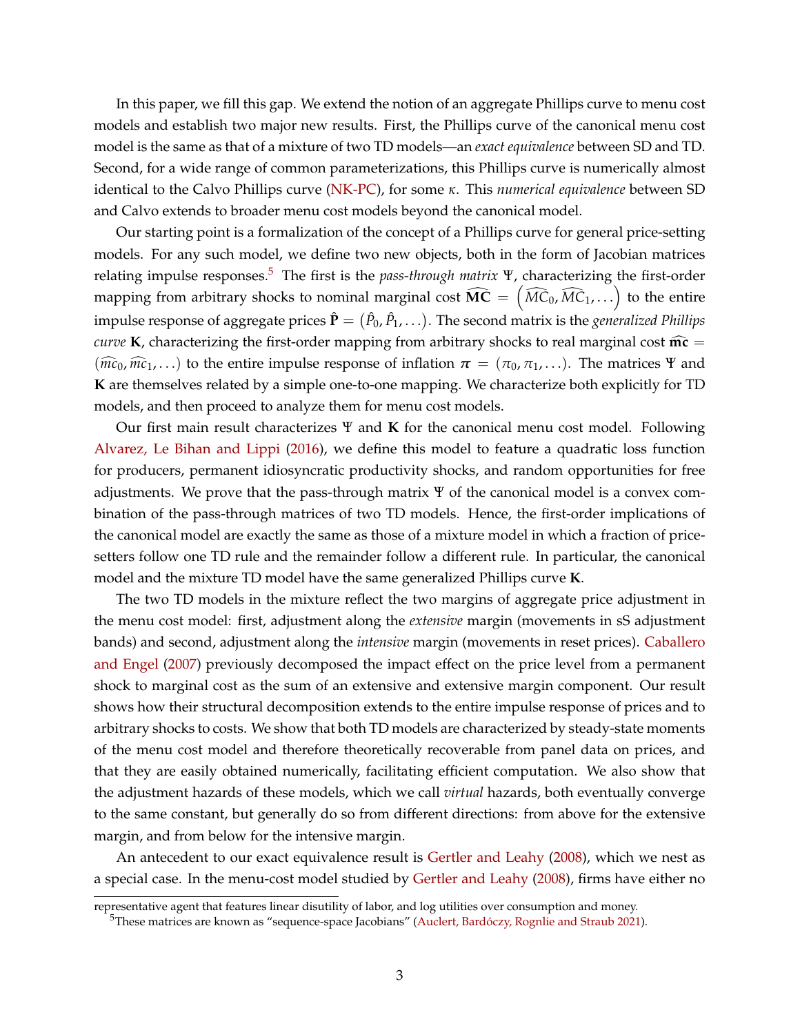In this paper, we fill this gap. We extend the notion of an aggregate Phillips curve to menu cost models and establish two major new results. First, the Phillips curve of the canonical menu cost model is the same as that of a mixture of two TD models—an *exact equivalence* between SD and TD. Second, for a wide range of common parameterizations, this Phillips curve is numerically almost identical to the Calvo Phillips curve (NK-PC), for some $\kappa$. This *numerical equivalence* between SD and Calvo extends to broader menu cost models beyond the canonical model.

Our starting point is a formalization of the concept of a Phillips curve for general price-setting models. For any such model, we define two new objects, both in the form of Jacobian matrices relating impulse responses.[5] The first is the *pass-through matrix* $\Psi$, characterizing the first-order mapping from arbitrary shocks to nominal marginal cost $\widehat{\mathbf{MC}} = \left(\widehat{MC}_0, \widehat{MC}_1, \ldots\right)$ to the entire impulse response of aggregate prices $\hat{\mathbf{P}} = (\hat{P}_0, \hat{P}_1, \ldots)$. The second matrix is the *generalized Phillips curve* $\mathbf{K}$, characterizing the first-order mapping from arbitrary shocks to real marginal cost $\widehat{\mathbf{mc}} = (\widehat{mc}_0, \widehat{mc}_1, \ldots)$ to the entire impulse response of inflation $\boldsymbol{\pi} = (\pi_0, \pi_1, \ldots)$. The matrices $\Psi$ and $\mathbf{K}$ are themselves related by a simple one-to-one mapping. We characterize both explicitly for TD models, and then proceed to analyze them for menu cost models.

Our first main result characterizes $\Psi$ and $\mathbf{K}$ for the canonical menu cost model. Following Alvarez, Le Bihan and Lippi (2016), we define this model to feature a quadratic loss function for producers, permanent idiosyncratic productivity shocks, and random opportunities for free adjustments. We prove that the pass-through matrix $\Psi$ of the canonical model is a convex combination of the pass-through matrices of two TD models. Hence, the first-order implications of the canonical model are exactly the same as those of a mixture model in which a fraction of price-setters follow one TD rule and the remainder follow a different rule. In particular, the canonical model and the mixture TD model have the same generalized Phillips curve $\mathbf{K}$.

The two TD models in the mixture reflect the two margins of aggregate price adjustment in the menu cost model: first, adjustment along the *extensive* margin (movements in sS adjustment bands) and second, adjustment along the *intensive* margin (movements in reset prices). Caballero and Engel (2007) previously decomposed the impact effect on the price level from a permanent shock to marginal cost as the sum of an extensive and extensive margin component. Our result shows how their structural decomposition extends to the entire impulse response of prices and to arbitrary shocks to costs. We show that both TD models are characterized by steady-state moments of the menu cost model and therefore theoretically recoverable from panel data on prices, and that they are easily obtained numerically, facilitating efficient computation. We also show that the adjustment hazards of these models, which we call *virtual* hazards, both eventually converge to the same constant, but generally do so from different directions: from above for the extensive margin, and from below for the intensive margin.

An antecedent to our exact equivalence result is Gertler and Leahy (2008), which we nest as a special case. In the menu-cost model studied by Gertler and Leahy (2008), firms have either no

representative agent that features linear disutility of labor, and log utilities over consumption and money.

[5] These matrices are known as "sequence-space Jacobians" (Auclert, Bardóczy, Rognlie and Straub 2021).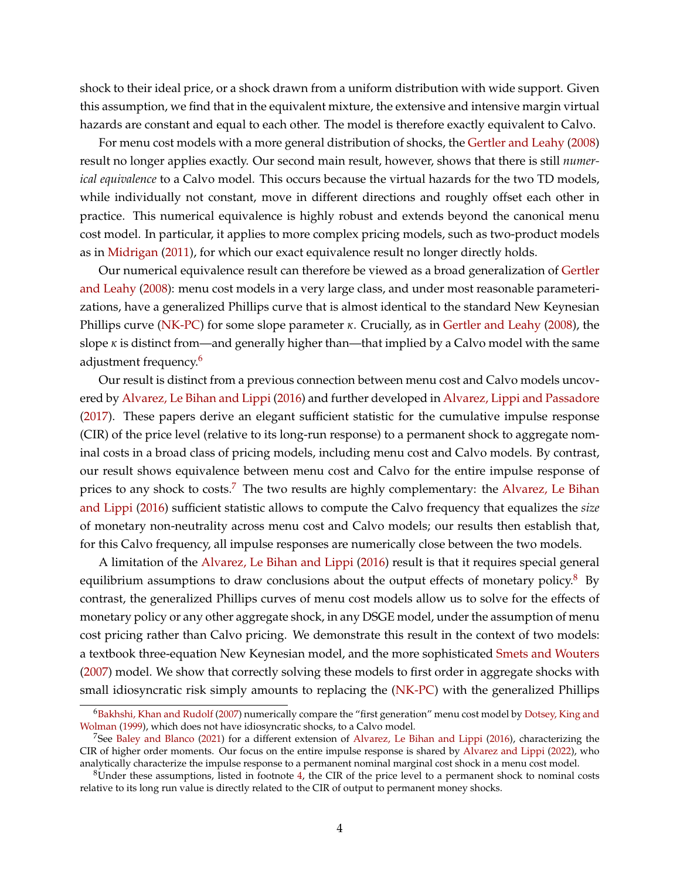shock to their ideal price, or a shock drawn from a uniform distribution with wide support. Given this assumption, we find that in the equivalent mixture, the extensive and intensive margin virtual hazards are constant and equal to each other. The model is therefore exactly equivalent to Calvo.

For menu cost models with a more general distribution of shocks, the Gertler and Leahy (2008) result no longer applies exactly. Our second main result, however, shows that there is still *numerical equivalence* to a Calvo model. This occurs because the virtual hazards for the two TD models, while individually not constant, move in different directions and roughly offset each other in practice. This numerical equivalence is highly robust and extends beyond the canonical menu cost model. In particular, it applies to more complex pricing models, such as two-product models as in Midrigan (2011), for which our exact equivalence result no longer directly holds.

Our numerical equivalence result can therefore be viewed as a broad generalization of Gertler and Leahy (2008): menu cost models in a very large class, and under most reasonable parameterizations, have a generalized Phillips curve that is almost identical to the standard New Keynesian Phillips curve (NK-PC) for some slope parameter $\kappa$. Crucially, as in Gertler and Leahy (2008), the slope $\kappa$ is distinct from—and generally higher than—that implied by a Calvo model with the same adjustment frequency.[6]

Our result is distinct from a previous connection between menu cost and Calvo models uncovered by Alvarez, Le Bihan and Lippi (2016) and further developed in Alvarez, Lippi and Passadore (2017). These papers derive an elegant sufficient statistic for the cumulative impulse response (CIR) of the price level (relative to its long-run response) to a permanent shock to aggregate nominal costs in a broad class of pricing models, including menu cost and Calvo models. By contrast, our result shows equivalence between menu cost and Calvo for the entire impulse response of prices to any shock to costs.[7] The two results are highly complementary: the Alvarez, Le Bihan and Lippi (2016) sufficient statistic allows to compute the Calvo frequency that equalizes the *size* of monetary non-neutrality across menu cost and Calvo models; our results then establish that, for this Calvo frequency, all impulse responses are numerically close between the two models.

A limitation of the Alvarez, Le Bihan and Lippi (2016) result is that it requires special general equilibrium assumptions to draw conclusions about the output effects of monetary policy.[8] By contrast, the generalized Phillips curves of menu cost models allow us to solve for the effects of monetary policy or any other aggregate shock, in any DSGE model, under the assumption of menu cost pricing rather than Calvo pricing. We demonstrate this result in the context of two models: a textbook three-equation New Keynesian model, and the more sophisticated Smets and Wouters (2007) model. We show that correctly solving these models to first order in aggregate shocks with small idiosyncratic risk simply amounts to replacing the (NK-PC) with the generalized Phillips

[6] Bakhshi, Khan and Rudolf (2007) numerically compare the "first generation" menu cost model by Dotsey, King and Wolman (1999), which does not have idiosyncratic shocks, to a Calvo model.

[7] See Baley and Blanco (2021) for a different extension of Alvarez, Le Bihan and Lippi (2016), characterizing the CIR of higher order moments. Our focus on the entire impulse response is shared by Alvarez and Lippi (2022), who analytically characterize the impulse response to a permanent nominal marginal cost shock in a menu cost model.

[8] Under these assumptions, listed in footnote 4, the CIR of the price level to a permanent shock to nominal costs relative to its long run value is directly related to the CIR of output to permanent money shocks.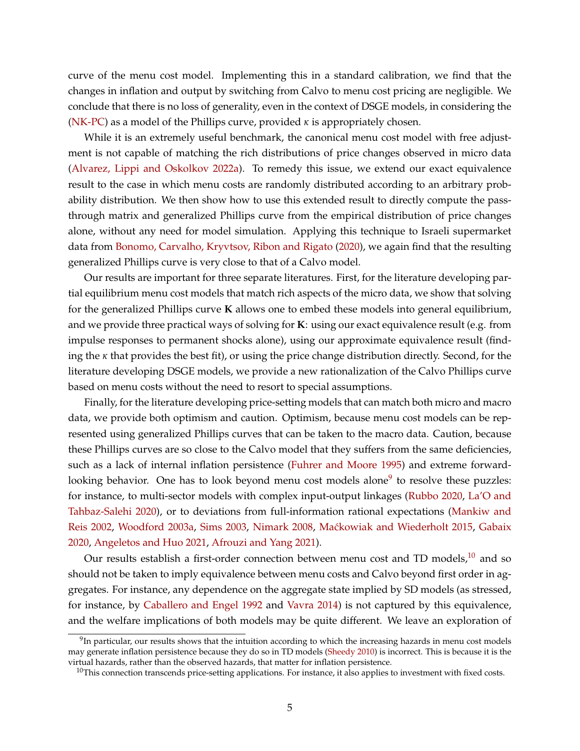curve of the menu cost model. Implementing this in a standard calibration, we find that the changes in inflation and output by switching from Calvo to menu cost pricing are negligible. We conclude that there is no loss of generality, even in the context of DSGE models, in considering the (NK-PC) as a model of the Phillips curve, provided $\kappa$ is appropriately chosen.

While it is an extremely useful benchmark, the canonical menu cost model with free adjustment is not capable of matching the rich distributions of price changes observed in micro data (Alvarez, Lippi and Oskolkov 2022a). To remedy this issue, we extend our exact equivalence result to the case in which menu costs are randomly distributed according to an arbitrary probability distribution. We then show how to use this extended result to directly compute the pass-through matrix and generalized Phillips curve from the empirical distribution of price changes alone, without any need for model simulation. Applying this technique to Israeli supermarket data from Bonomo, Carvalho, Kryvtsov, Ribon and Rigato (2020), we again find that the resulting generalized Phillips curve is very close to that of a Calvo model.

Our results are important for three separate literatures. First, for the literature developing partial equilibrium menu cost models that match rich aspects of the micro data, we show that solving for the generalized Phillips curve $\mathbf{K}$ allows one to embed these models into general equilibrium, and we provide three practical ways of solving for $\mathbf{K}$: using our exact equivalence result (e.g. from impulse responses to permanent shocks alone), using our approximate equivalence result (finding the $\kappa$ that provides the best fit), or using the price change distribution directly. Second, for the literature developing DSGE models, we provide a new rationalization of the Calvo Phillips curve based on menu costs without the need to resort to special assumptions.

Finally, for the literature developing price-setting models that can match both micro and macro data, we provide both optimism and caution. Optimism, because menu cost models can be represented using generalized Phillips curves that can be taken to the macro data. Caution, because these Phillips curves are so close to the Calvo model that they suffers from the same deficiencies, such as a lack of internal inflation persistence (Fuhrer and Moore 1995) and extreme forward-looking behavior. One has to look beyond menu cost models alone[9] to resolve these puzzles: for instance, to multi-sector models with complex input-output linkages (Rubbo 2020, La'O and Tahbaz-Salehi 2020), or to deviations from full-information rational expectations (Mankiw and Reis 2002, Woodford 2003a, Sims 2003, Nimark 2008, Maćkowiak and Wiederholt 2015, Gabaix 2020, Angeletos and Huo 2021, Afrouzi and Yang 2021).

Our results establish a first-order connection between menu cost and TD models,[10] and so should not be taken to imply equivalence between menu costs and Calvo beyond first order in aggregates. For instance, any dependence on the aggregate state implied by SD models (as stressed, for instance, by Caballero and Engel 1992 and Vavra 2014) is not captured by this equivalence, and the welfare implications of both models may be quite different. We leave an exploration of

[9] In particular, our results shows that the intuition according to which the increasing hazards in menu cost models may generate inflation persistence because they do so in TD models (Sheedy 2010) is incorrect. This is because it is the virtual hazards, rather than the observed hazards, that matter for inflation persistence.

[10] This connection transcends price-setting applications. For instance, it also applies to investment with fixed costs.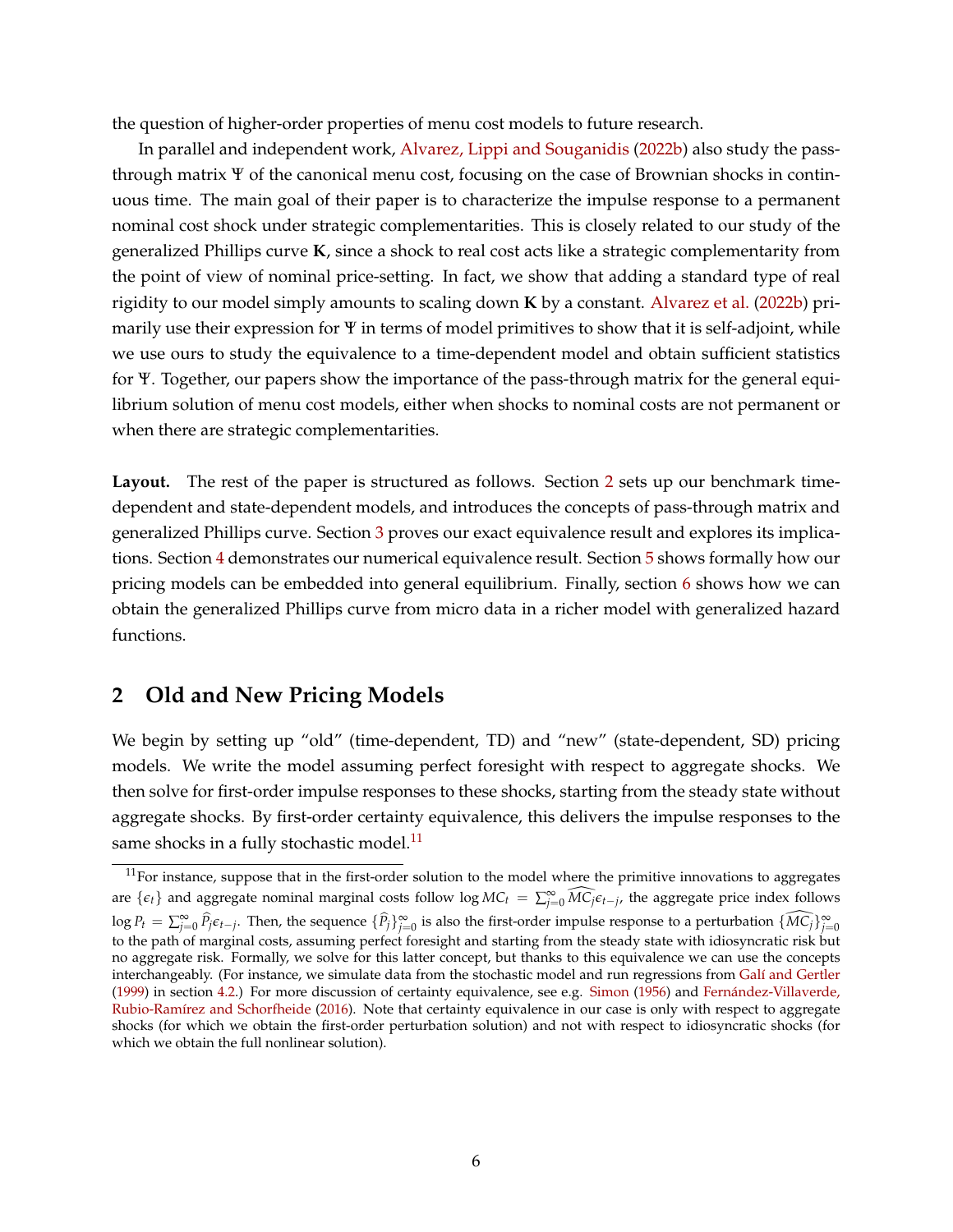the question of higher-order properties of menu cost models to future research.

In parallel and independent work, Alvarez, Lippi and Souganidis (2022b) also study the pass-through matrix $\Psi$ of the canonical menu cost, focusing on the case of Brownian shocks in continuous time. The main goal of their paper is to characterize the impulse response to a permanent nominal cost shock under strategic complementarities. This is closely related to our study of the generalized Phillips curve $\mathbf{K}$, since a shock to real cost acts like a strategic complementarity from the point of view of nominal price-setting. In fact, we show that adding a standard type of real rigidity to our model simply amounts to scaling down $\mathbf{K}$ by a constant. Alvarez et al. (2022b) primarily use their expression for $\Psi$ in terms of model primitives to show that it is self-adjoint, while we use ours to study the equivalence to a time-dependent model and obtain sufficient statistics for $\Psi$. Together, our papers show the importance of the pass-through matrix for the general equilibrium solution of menu cost models, either when shocks to nominal costs are not permanent or when there are strategic complementarities.

**Layout.** The rest of the paper is structured as follows. Section 2 sets up our benchmark time-dependent and state-dependent models, and introduces the concepts of pass-through matrix and generalized Phillips curve. Section 3 proves our exact equivalence result and explores its implications. Section 4 demonstrates our numerical equivalence result. Section 5 shows formally how our pricing models can be embedded into general equilibrium. Finally, section 6 shows how we can obtain the generalized Phillips curve from micro data in a richer model with generalized hazard functions.

## 2 Old and New Pricing Models

We begin by setting up "old" (time-dependent, TD) and "new" (state-dependent, SD) pricing models. We write the model assuming perfect foresight with respect to aggregate shocks. We then solve for first-order impulse responses to these shocks, starting from the steady state without aggregate shocks. By first-order certainty equivalence, this delivers the impulse responses to the same shocks in a fully stochastic model.[11]

[11] For instance, suppose that in the first-order solution to the model where the primitive innovations to aggregates are $\{\epsilon_t\}$ and aggregate nominal marginal costs follow $\log MC_t = \sum_{j=0}^{\infty} \widehat{MC}_j \epsilon_{t-j}$, the aggregate price index follows $\log P_t = \sum_{j=0}^{\infty} \widehat{P}_j \epsilon_{t-j}$. Then, the sequence $\{\widehat{P}_j\}_{j=0}^{\infty}$ is also the first-order impulse response to a perturbation $\{\widehat{MC}_j\}_{j=0}^{\infty}$ to the path of marginal costs, assuming perfect foresight and starting from the steady state with idiosyncratic risk but no aggregate risk. Formally, we solve for this latter concept, but thanks to this equivalence we can use the concepts interchangeably. (For instance, we simulate data from the stochastic model and run regressions from Galí and Gertler (1999) in section 4.2.) For more discussion of certainty equivalence, see e.g. Simon (1956) and Fernández-Villaverde, Rubio-Ramírez and Schorfheide (2016). Note that certainty equivalence in our case is only with respect to aggregate shocks (for which we obtain the first-order perturbation solution) and not with respect to idiosyncratic shocks (for which we obtain the full nonlinear solution).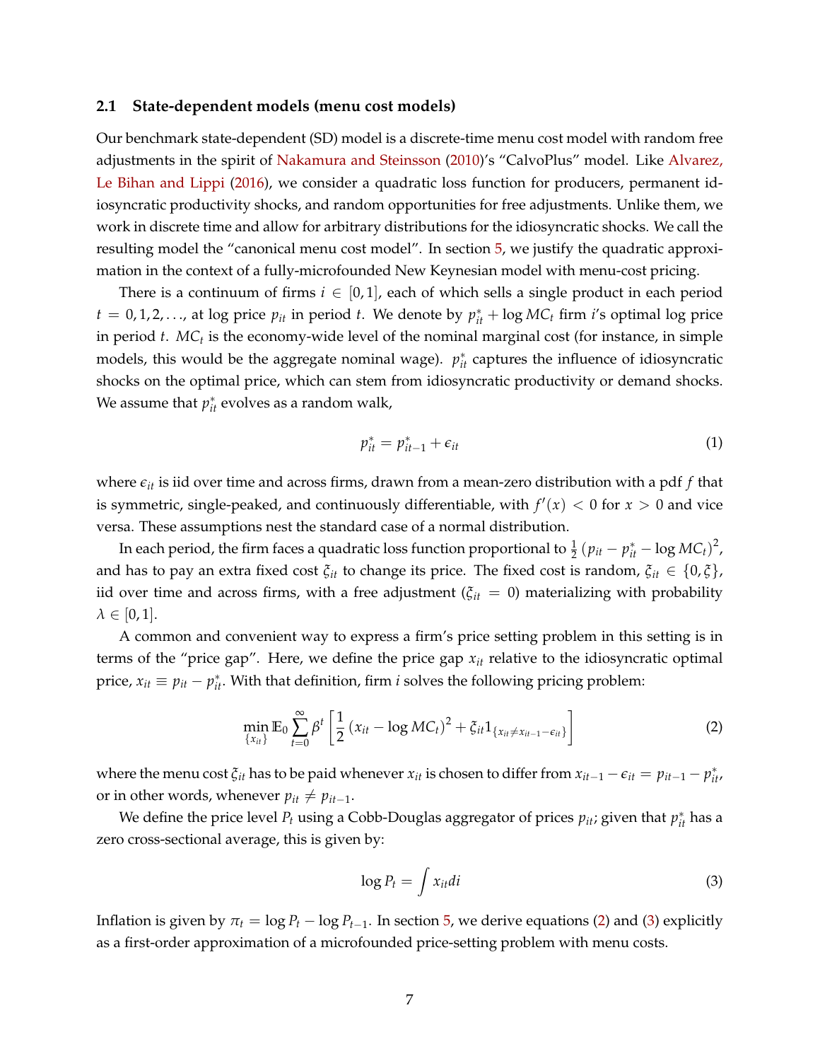### 2.1 State-dependent models (menu cost models)

Our benchmark state-dependent (SD) model is a discrete-time menu cost model with random free adjustments in the spirit of Nakamura and Steinsson (2010)'s "CalvoPlus" model. Like Alvarez, Le Bihan and Lippi (2016), we consider a quadratic loss function for producers, permanent idiosyncratic productivity shocks, and random opportunities for free adjustments. Unlike them, we work in discrete time and allow for arbitrary distributions for the idiosyncratic shocks. We call the resulting model the "canonical menu cost model". In section 5, we justify the quadratic approximation in the context of a fully-microfounded New Keynesian model with menu-cost pricing.

There is a continuum of firms $i \in [0, 1]$, each of which sells a single product in each period $t = 0, 1, 2, \ldots$, at log price $p_{it}$ in period $t$. We denote by $p^*_{it} + \log MC_t$ firm $i$'s optimal log price in period $t$. $MC_t$ is the economy-wide level of the nominal marginal cost (for instance, in simple models, this would be the aggregate nominal wage). $p^*_{it}$ captures the influence of idiosyncratic shocks on the optimal price, which can stem from idiosyncratic productivity or demand shocks. We assume that $p^*_{it}$ evolves as a random walk,

$$p^*_{it} = p^*_{it-1} + \epsilon_{it} \tag{1}$$

where $\epsilon_{it}$ is iid over time and across firms, drawn from a mean-zero distribution with a pdf $f$ that is symmetric, single-peaked, and continuously differentiable, with $f'(x) < 0$ for $x > 0$ and vice versa. These assumptions nest the standard case of a normal distribution.

In each period, the firm faces a quadratic loss function proportional to $\frac{1}{2}\left(p_{it} - p^*_{it} - \log MC_t\right)^2$, and has to pay an extra fixed cost $\xi_{it}$ to change its price. The fixed cost is random, $\xi_{it} \in \{0, \xi\}$, iid over time and across firms, with a free adjustment ($\xi_{it} = 0$) materializing with probability $\lambda \in [0, 1]$.

A common and convenient way to express a firm's price setting problem in this setting is in terms of the "price gap". Here, we define the price gap $x_{it}$ relative to the idiosyncratic optimal price, $x_{it} \equiv p_{it} - p^*_{it}$. With that definition, firm $i$ solves the following pricing problem:

$$\min_{\{x_{it}\}} \mathbb{E}_0 \sum_{t=0}^{\infty} \beta^t \left[\frac{1}{2}\left(x_{it} - \log MC_t\right)^2 + \xi_{it} 1_{\{x_{it} \neq x_{it-1} - \epsilon_{it}\}}\right] \tag{2}$$

where the menu cost $\xi_{it}$ has to be paid whenever $x_{it}$ is chosen to differ from $x_{it-1} - \epsilon_{it} = p_{it-1} - p^*_{it}$, or in other words, whenever $p_{it} \neq p_{it-1}$.

We define the price level $P_t$ using a Cobb-Douglas aggregator of prices $p_{it}$; given that $p^*_{it}$ has a zero cross-sectional average, this is given by:

$$\log P_t = \int x_{it} di \tag{3}$$

Inflation is given by $\pi_t = \log P_t - \log P_{t-1}$. In section 5, we derive equations (2) and (3) explicitly as a first-order approximation of a microfounded price-setting problem with menu costs.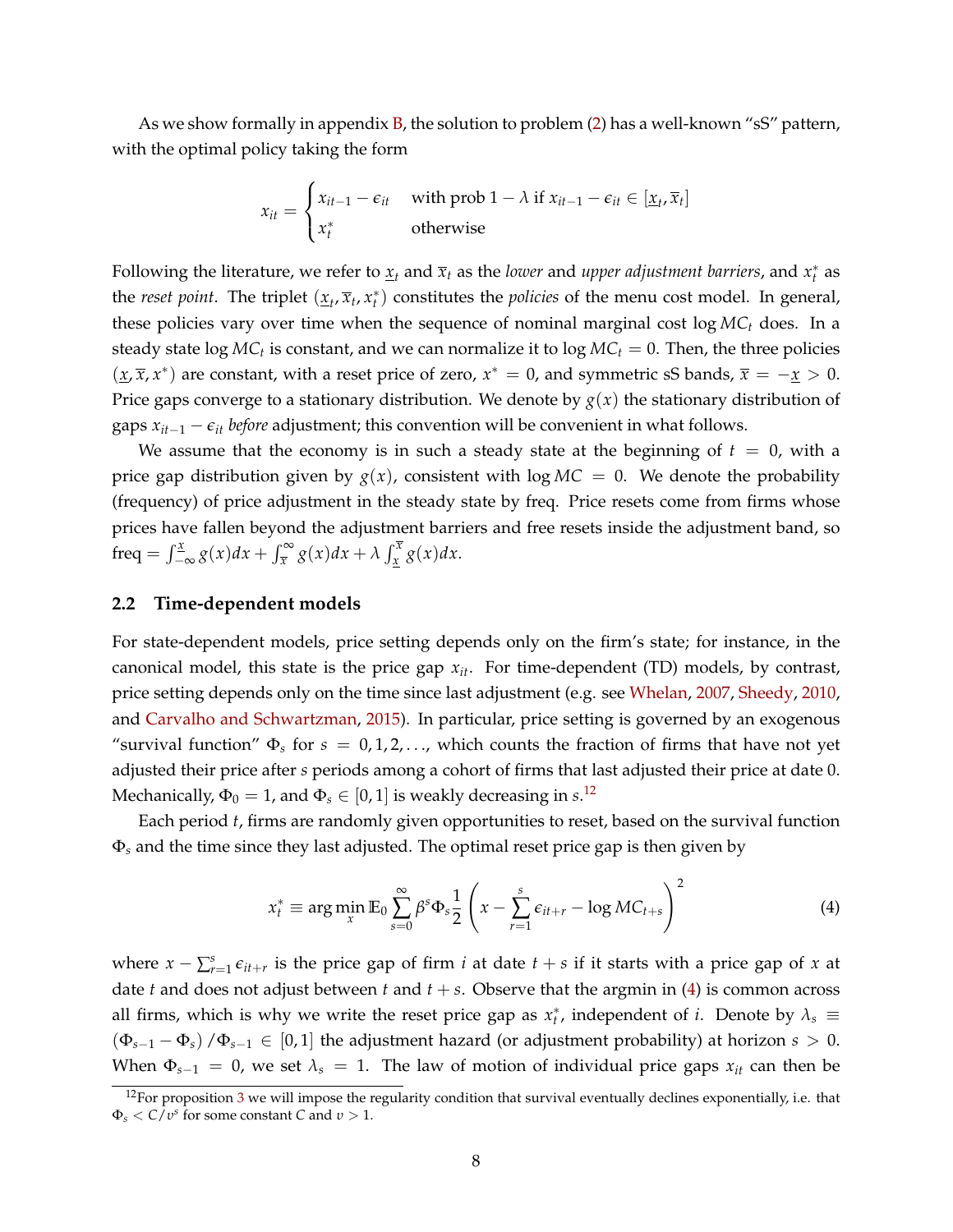As we show formally in appendix B, the solution to problem (2) has a well-known "sS" pattern, with the optimal policy taking the form

$$x_{it} = \begin{cases} x_{it-1} - \epsilon_{it} & \text{with prob } 1-\lambda \text{ if } x_{it-1} - \epsilon_{it} \in [\underline{x}_t, \overline{x}_t] \\ x_t^* & \text{otherwise} \end{cases}$$

Following the literature, we refer to $\underline{x}_t$ and $\overline{x}_t$ as the *lower* and *upper adjustment barriers*, and $x_t^*$ as the *reset point*. The triplet $(\underline{x}_t, \overline{x}_t, x_t^*)$ constitutes the *policies* of the menu cost model. In general, these policies vary over time when the sequence of nominal marginal cost $\log MC_t$ does. In a steady state $\log MC_t$ is constant, and we can normalize it to $\log MC_t = 0$. Then, the three policies $(\underline{x}, \overline{x}, x^*)$ are constant, with a reset price of zero, $x^* = 0$, and symmetric sS bands, $\overline{x} = -\underline{x} > 0$. Price gaps converge to a stationary distribution. We denote by $g(x)$ the stationary distribution of gaps $x_{it-1} - \epsilon_{it}$ *before* adjustment; this convention will be convenient in what follows.

We assume that the economy is in such a steady state at the beginning of $t = 0$, with a price gap distribution given by $g(x)$, consistent with $\log MC = 0$. We denote the probability (frequency) of price adjustment in the steady state by freq. Price resets come from firms whose prices have fallen beyond the adjustment barriers and free resets inside the adjustment band, so $\text{freq} = \int_{-\infty}^{\underline{x}} g(x)dx + \int_{\overline{x}}^{\infty} g(x)dx + \lambda \int_{\underline{x}}^{\overline{x}} g(x)dx$.

## 2.2 Time-dependent models

For state-dependent models, price setting depends only on the firm's state; for instance, in the canonical model, this state is the price gap $x_{it}$. For time-dependent (TD) models, by contrast, price setting depends only on the time since last adjustment (e.g. see Whelan, 2007, Sheedy, 2010, and Carvalho and Schwartzman, 2015). In particular, price setting is governed by an exogenous "survival function" $\Phi_s$ for $s = 0, 1, 2, \ldots$, which counts the fraction of firms that have not yet adjusted their price after $s$ periods among a cohort of firms that last adjusted their price at date 0. Mechanically, $\Phi_0 = 1$, and $\Phi_s \in [0, 1]$ is weakly decreasing in $s$.[12]

Each period $t$, firms are randomly given opportunities to reset, based on the survival function $\Phi_s$ and the time since they last adjusted. The optimal reset price gap is then given by

$$x_t^* \equiv \arg\min_x \mathbb{E}_0 \sum_{s=0}^{\infty} \beta^s \Phi_s \frac{1}{2} \left( x - \sum_{r=1}^{s} \epsilon_{it+r} - \log MC_{t+s} \right)^2 \tag{4}$$

where $x - \sum_{r=1}^{s} \epsilon_{it+r}$ is the price gap of firm $i$ at date $t+s$ if it starts with a price gap of $x$ at date $t$ and does not adjust between $t$ and $t+s$. Observe that the argmin in (4) is common across all firms, which is why we write the reset price gap as $x_t^*$, independent of $i$. Denote by $\lambda_s \equiv (\Phi_{s-1} - \Phi_s)/\Phi_{s-1} \in [0, 1]$ the adjustment hazard (or adjustment probability) at horizon $s > 0$. When $\Phi_{s-1} = 0$, we set $\lambda_s = 1$. The law of motion of individual price gaps $x_{it}$ can then be

[12] For proposition 3 we will impose the regularity condition that survival eventually declines exponentially, i.e. that $\Phi_s < C/v^s$ for some constant $C$ and $v > 1$.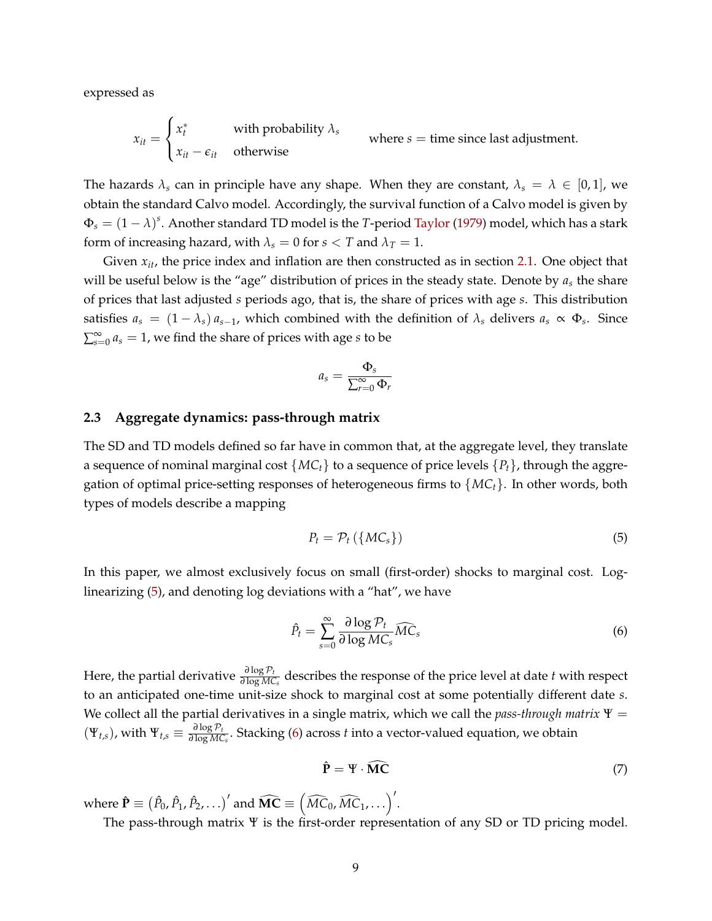expressed as

$$x_{it} = \begin{cases} x_t^* & \text{with probability } \lambda_s \\ x_{it} - \epsilon_{it} & \text{otherwise} \end{cases} \qquad \text{where } s = \text{time since last adjustment.}$$

The hazards $\lambda_s$ can in principle have any shape. When they are constant, $\lambda_s = \lambda \in [0,1]$, we obtain the standard Calvo model. Accordingly, the survival function of a Calvo model is given by $\Phi_s = (1-\lambda)^s$. Another standard TD model is the $T$-period Taylor (1979) model, which has a stark form of increasing hazard, with $\lambda_s = 0$ for $s < T$ and $\lambda_T = 1$.

Given $x_{it}$, the price index and inflation are then constructed as in section 2.1. One object that will be useful below is the "age" distribution of prices in the steady state. Denote by $a_s$ the share of prices that last adjusted $s$ periods ago, that is, the share of prices with age $s$. This distribution satisfies $a_s = (1-\lambda_s)\, a_{s-1}$, which combined with the definition of $\lambda_s$ delivers $a_s \propto \Phi_s$. Since $\sum_{s=0}^{\infty} a_s = 1$, we find the share of prices with age $s$ to be

$$a_s = \frac{\Phi_s}{\sum_{r=0}^{\infty} \Phi_r}$$

### 2.3 Aggregate dynamics: pass-through matrix

The SD and TD models defined so far have in common that, at the aggregate level, they translate a sequence of nominal marginal cost $\{MC_t\}$ to a sequence of price levels $\{P_t\}$, through the aggregation of optimal price-setting responses of heterogeneous firms to $\{MC_t\}$. In other words, both types of models describe a mapping

$$P_t = \mathcal{P}_t\left(\{MC_s\}\right) \tag{5}$$

In this paper, we almost exclusively focus on small (first-order) shocks to marginal cost. Log-linearizing (5), and denoting log deviations with a "hat", we have

$$\hat{P}_t = \sum_{s=0}^{\infty} \frac{\partial \log \mathcal{P}_t}{\partial \log MC_s} \widehat{MC}_s \tag{6}$$

Here, the partial derivative $\frac{\partial \log \mathcal{P}_t}{\partial \log MC_s}$ describes the response of the price level at date $t$ with respect to an anticipated one-time unit-size shock to marginal cost at some potentially different date $s$. We collect all the partial derivatives in a single matrix, which we call the *pass-through matrix* $\Psi = (\Psi_{t,s})$, with $\Psi_{t,s} \equiv \frac{\partial \log \mathcal{P}_t}{\partial \log MC_s}$. Stacking (6) across $t$ into a vector-valued equation, we obtain

$$\hat{\mathbf{P}} = \Psi \cdot \widehat{\mathbf{MC}} \tag{7}$$

where $\hat{\mathbf{P}} \equiv \left(\hat{P}_0, \hat{P}_1, \hat{P}_2, \ldots\right)'$ and $\widehat{\mathbf{MC}} \equiv \left(\widehat{MC}_0, \widehat{MC}_1, \ldots\right)'$.

The pass-through matrix $\Psi$ is the first-order representation of any SD or TD pricing model.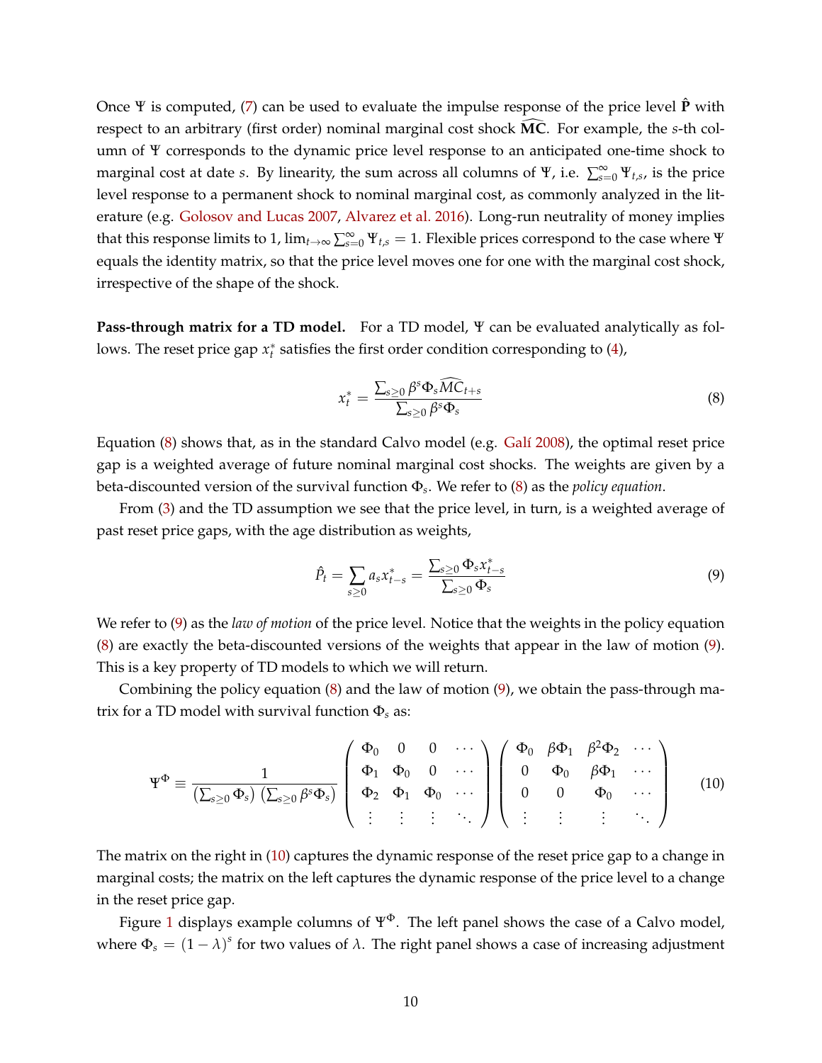Once $\Psi$ is computed, (7) can be used to evaluate the impulse response of the price level $\hat{\mathbf{P}}$ with respect to an arbitrary (first order) nominal marginal cost shock $\widehat{\mathbf{MC}}$. For example, the $s$-th column of $\Psi$ corresponds to the dynamic price level response to an anticipated one-time shock to marginal cost at date $s$. By linearity, the sum across all columns of $\Psi$, i.e. $\sum_{s=0}^{\infty} \Psi_{t,s}$, is the price level response to a permanent shock to nominal marginal cost, as commonly analyzed in the literature (e.g. Golosov and Lucas 2007, Alvarez et al. 2016). Long-run neutrality of money implies that this response limits to 1, $\lim_{t\to\infty} \sum_{s=0}^{\infty} \Psi_{t,s} = 1$. Flexible prices correspond to the case where $\Psi$ equals the identity matrix, so that the price level moves one for one with the marginal cost shock, irrespective of the shape of the shock.

**Pass-through matrix for a TD model.** For a TD model, $\Psi$ can be evaluated analytically as follows. The reset price gap $x_t^*$ satisfies the first order condition corresponding to (4),

$$x_t^* = \frac{\sum_{s\geq 0} \beta^s \Phi_s \widehat{MC}_{t+s}}{\sum_{s\geq 0} \beta^s \Phi_s} \tag{8}$$

Equation (8) shows that, as in the standard Calvo model (e.g. Galí 2008), the optimal reset price gap is a weighted average of future nominal marginal cost shocks. The weights are given by a beta-discounted version of the survival function $\Phi_s$. We refer to (8) as the *policy equation*.

From (3) and the TD assumption we see that the price level, in turn, is a weighted average of past reset price gaps, with the age distribution as weights,

$$\hat{P}_t = \sum_{s\geq 0} a_s x_{t-s}^* = \frac{\sum_{s\geq 0} \Phi_s x_{t-s}^*}{\sum_{s\geq 0} \Phi_s} \tag{9}$$

We refer to (9) as the *law of motion* of the price level. Notice that the weights in the policy equation (8) are exactly the beta-discounted versions of the weights that appear in the law of motion (9). This is a key property of TD models to which we will return.

Combining the policy equation (8) and the law of motion (9), we obtain the pass-through matrix for a TD model with survival function $\Phi_s$ as:

$$\Psi^{\Phi} \equiv \frac{1}{\left(\sum_{s\geq 0} \Phi_s\right)\left(\sum_{s\geq 0} \beta^s \Phi_s\right)} \begin{pmatrix} \Phi_0 & 0 & 0 & \cdots \\ \Phi_1 & \Phi_0 & 0 & \cdots \\ \Phi_2 & \Phi_1 & \Phi_0 & \cdots \\ \vdots & \vdots & \vdots & \ddots \end{pmatrix} \begin{pmatrix} \Phi_0 & \beta\Phi_1 & \beta^2\Phi_2 & \cdots \\ 0 & \Phi_0 & \beta\Phi_1 & \cdots \\ 0 & 0 & \Phi_0 & \cdots \\ \vdots & \vdots & \vdots & \ddots \end{pmatrix} \tag{10}$$

The matrix on the right in (10) captures the dynamic response of the reset price gap to a change in marginal costs; the matrix on the left captures the dynamic response of the price level to a change in the reset price gap.

Figure 1 displays example columns of $\Psi^{\Phi}$. The left panel shows the case of a Calvo model, where $\Phi_s = (1-\lambda)^s$ for two values of $\lambda$. The right panel shows a case of increasing adjustment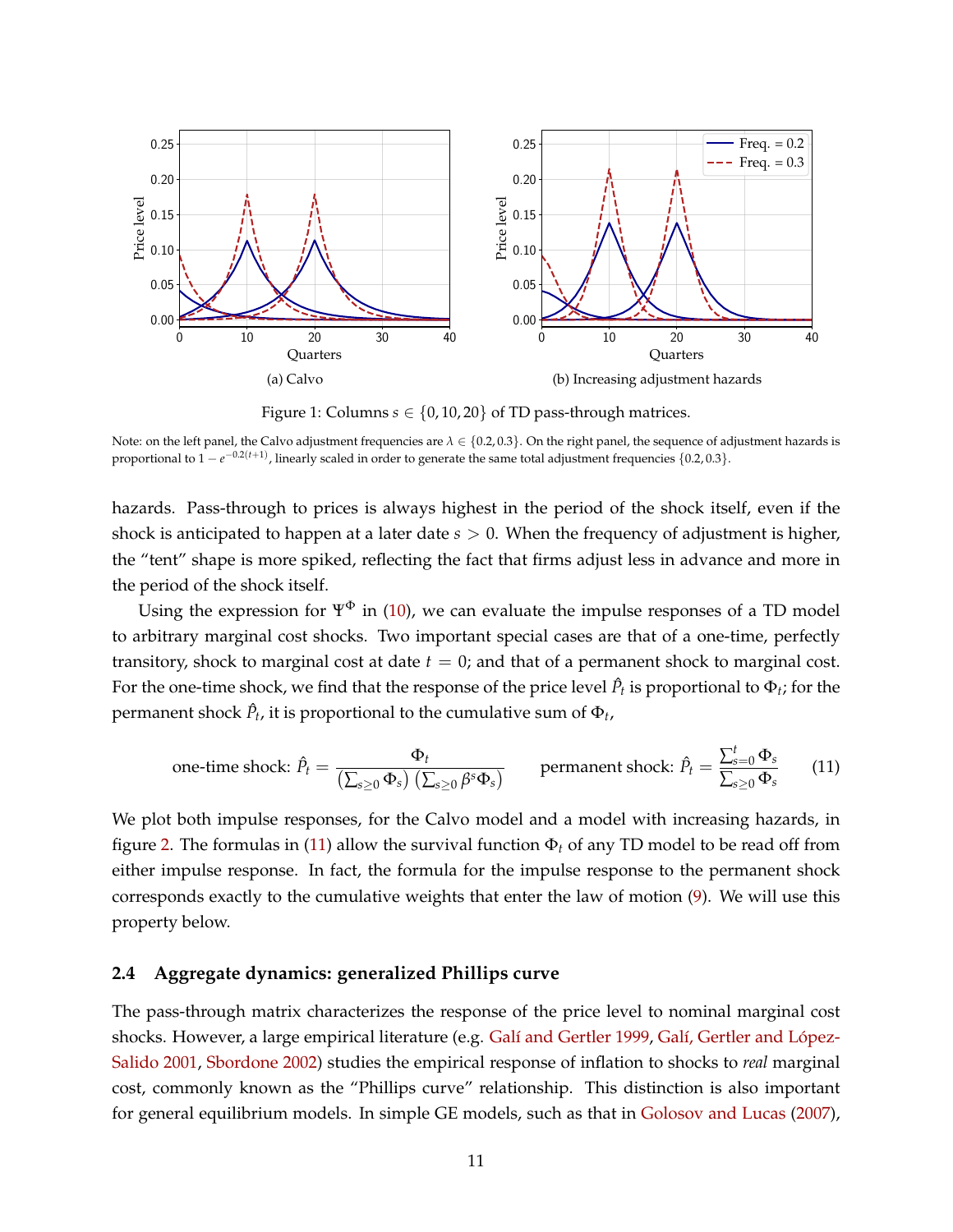(a) Calvo

(b) Increasing adjustment hazards

Figure 1: Columns $s \in \{0, 10, 20\}$ of TD pass-through matrices.

Note: on the left panel, the Calvo adjustment frequencies are $\lambda \in \{0.2, 0.3\}$. On the right panel, the sequence of adjustment hazards is proportional to $1 - e^{-0.2(t+1)}$, linearly scaled in order to generate the same total adjustment frequencies $\{0.2, 0.3\}$.

hazards. Pass-through to prices is always highest in the period of the shock itself, even if the shock is anticipated to happen at a later date $s > 0$. When the frequency of adjustment is higher, the "tent" shape is more spiked, reflecting the fact that firms adjust less in advance and more in the period of the shock itself.

Using the expression for $\Psi^{\Phi}$ in (10), we can evaluate the impulse responses of a TD model to arbitrary marginal cost shocks. Two important special cases are that of a one-time, perfectly transitory, shock to marginal cost at date $t = 0$; and that of a permanent shock to marginal cost. For the one-time shock, we find that the response of the price level $\hat{P}_t$ is proportional to $\Phi_t$; for the permanent shock $\hat{P}_t$, it is proportional to the cumulative sum of $\Phi_t$,

$$\text{one-time shock: } \hat{P}_t = \frac{\Phi_t}{\left(\sum_{s\geq 0} \Phi_s\right)\left(\sum_{s\geq 0} \beta^s \Phi_s\right)} \qquad \text{permanent shock: } \hat{P}_t = \frac{\sum_{s=0}^{t} \Phi_s}{\sum_{s\geq 0} \Phi_s} \tag{11}$$

We plot both impulse responses, for the Calvo model and a model with increasing hazards, in figure 2. The formulas in (11) allow the survival function $\Phi_t$ of any TD model to be read off from either impulse response. In fact, the formula for the impulse response to the permanent shock corresponds exactly to the cumulative weights that enter the law of motion (9). We will use this property below.

### 2.4 Aggregate dynamics: generalized Phillips curve

The pass-through matrix characterizes the response of the price level to nominal marginal cost shocks. However, a large empirical literature (e.g. Galí and Gertler 1999, Galí, Gertler and López-Salido 2001, Sbordone 2002) studies the empirical response of inflation to shocks to *real* marginal cost, commonly known as the "Phillips curve" relationship. This distinction is also important for general equilibrium models. In simple GE models, such as that in Golosov and Lucas (2007),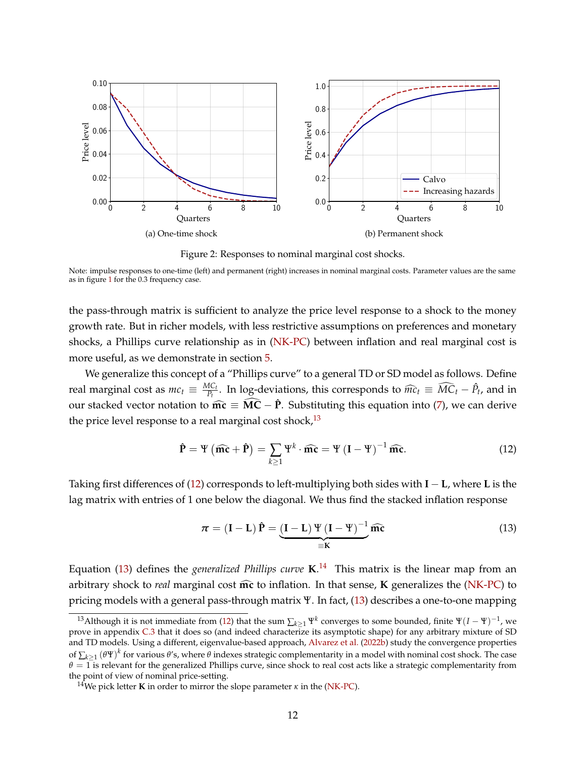(a) One-time shock

(b) Permanent shock

Figure 2: Responses to nominal marginal cost shocks.

Note: impulse responses to one-time (left) and permanent (right) increases in nominal marginal costs. Parameter values are the same as in figure 1 for the 0.3 frequency case.

the pass-through matrix is sufficient to analyze the price level response to a shock to the money growth rate. But in richer models, with less restrictive assumptions on preferences and monetary shocks, a Phillips curve relationship as in (NK-PC) between inflation and real marginal cost is more useful, as we demonstrate in section 5.

We generalize this concept of a "Phillips curve" to a general TD or SD model as follows. Define real marginal cost as $mc_t \equiv \frac{MC_t}{P_t}$. In log-deviations, this corresponds to $\widehat{mc}_t \equiv \widehat{MC}_t - \hat{P}_t$, and in our stacked vector notation to $\widehat{\mathbf{mc}} \equiv \widehat{\mathbf{MC}} - \hat{\mathbf{P}}$. Substituting this equation into (7), we can derive the price level response to a real marginal cost shock,[13]

$$\hat{\mathbf{P}} = \Psi \left( \widehat{\mathbf{mc}} + \hat{\mathbf{P}} \right) = \sum_{k \geq 1} \Psi^k \cdot \widehat{\mathbf{mc}} = \Psi \left( \mathbf{I} - \Psi \right)^{-1} \widehat{\mathbf{mc}}. \tag{12}$$

Taking first differences of (12) corresponds to left-multiplying both sides with $\mathbf{I} - \mathbf{L}$, where $\mathbf{L}$ is the lag matrix with entries of 1 one below the diagonal. We thus find the stacked inflation response

$$\boldsymbol{\pi} = \left( \mathbf{I} - \mathbf{L} \right) \hat{\mathbf{P}} = \underbrace{\left( \mathbf{I} - \mathbf{L} \right) \Psi \left( \mathbf{I} - \Psi \right)^{-1}}_{\equiv \mathbf{K}} \widehat{\mathbf{mc}} \tag{13}$$

Equation (13) defines the *generalized Phillips curve* $\mathbf{K}$.[14] This matrix is the linear map from an arbitrary shock to *real* marginal cost $\widehat{\mathbf{mc}}$ to inflation. In that sense, $\mathbf{K}$ generalizes the (NK-PC) to pricing models with a general pass-through matrix $\Psi$. In fact, (13) describes a one-to-one mapping

[13] Although it is not immediate from (12) that the sum $\sum_{k \geq 1} \Psi^k$ converges to some bounded, finite $\Psi(I - \Psi)^{-1}$, we prove in appendix C.3 that it does so (and indeed characterize its asymptotic shape) for any arbitrary mixture of SD and TD models. Using a different, eigenvalue-based approach, Alvarez et al. (2022b) study the convergence properties of $\sum_{k \geq 1} (\theta \Psi)^k$ for various $\theta$'s, where $\theta$ indexes strategic complementarity in a model with nominal cost shock. The case $\theta = 1$ is relevant for the generalized Phillips curve, since shock to real cost acts like a strategic complementarity from the point of view of nominal price-setting.

[14] We pick letter $\mathbf{K}$ in order to mirror the slope parameter $\kappa$ in the (NK-PC).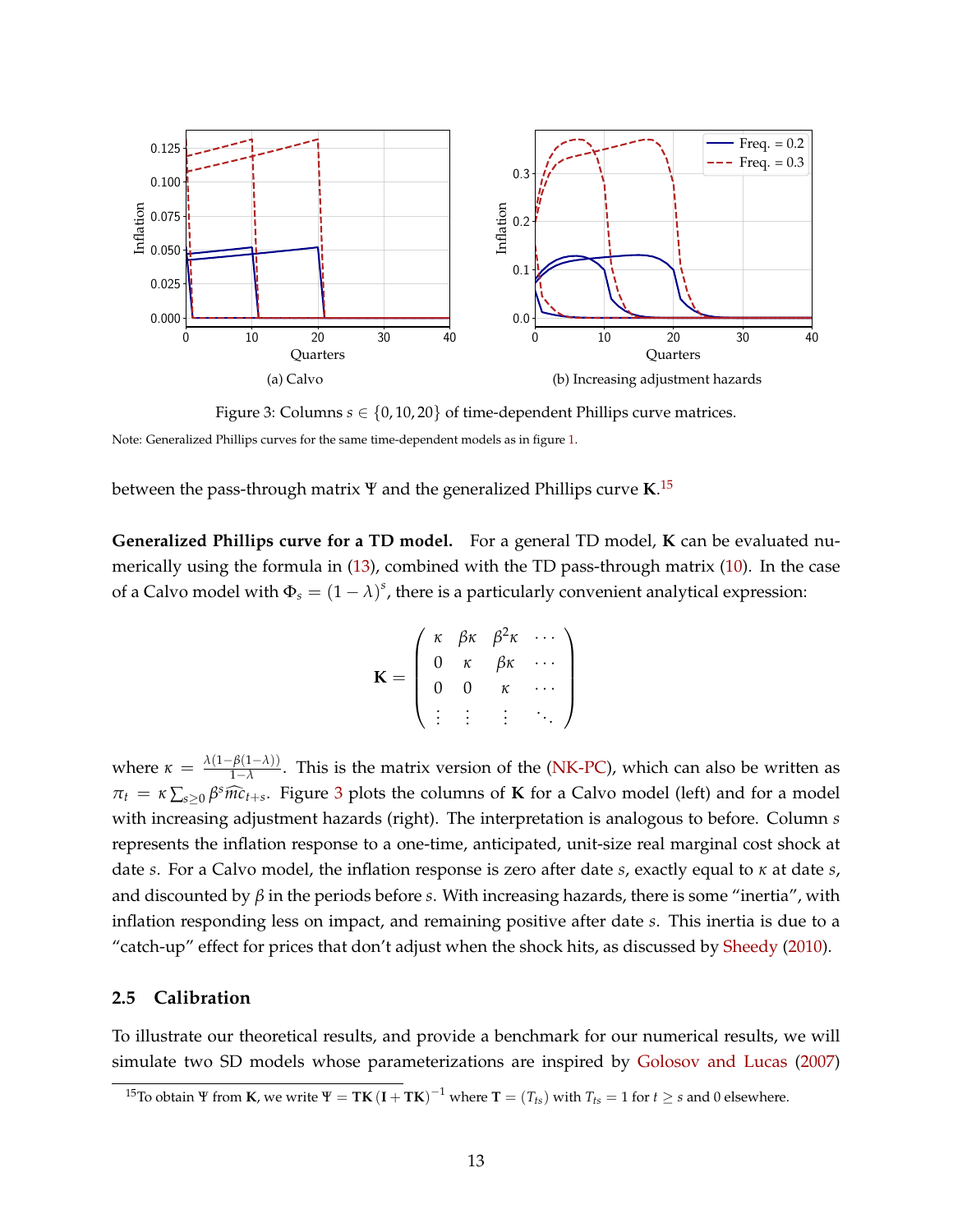(a) Calvo

(b) Increasing adjustment hazards

Figure 3: Columns $s \in \{0, 10, 20\}$ of time-dependent Phillips curve matrices.

Note: Generalized Phillips curves for the same time-dependent models as in figure 1.

between the pass-through matrix $\Psi$ and the generalized Phillips curve $\mathbf{K}$.[15]

**Generalized Phillips curve for a TD model.** For a general TD model, $\mathbf{K}$ can be evaluated numerically using the formula in (13), combined with the TD pass-through matrix (10). In the case of a Calvo model with $\Phi_s = (1-\lambda)^s$, there is a particularly convenient analytical expression:

$$\mathbf{K} = \begin{pmatrix} \kappa & \beta\kappa & \beta^2\kappa & \cdots \\ 0 & \kappa & \beta\kappa & \cdots \\ 0 & 0 & \kappa & \cdots \\ \vdots & \vdots & \vdots & \ddots \end{pmatrix}$$

where $\kappa = \frac{\lambda(1-\beta(1-\lambda))}{1-\lambda}$. This is the matrix version of the (NK-PC), which can also be written as $\pi_t = \kappa \sum_{s \geq 0} \beta^s \widehat{mc}_{t+s}$. Figure 3 plots the columns of $\mathbf{K}$ for a Calvo model (left) and for a model with increasing adjustment hazards (right). The interpretation is analogous to before. Column $s$ represents the inflation response to a one-time, anticipated, unit-size real marginal cost shock at date $s$. For a Calvo model, the inflation response is zero after date $s$, exactly equal to $\kappa$ at date $s$, and discounted by $\beta$ in the periods before $s$. With increasing hazards, there is some "inertia", with inflation responding less on impact, and remaining positive after date $s$. This inertia is due to a "catch-up" effect for prices that don't adjust when the shock hits, as discussed by Sheedy (2010).

## 2.5 Calibration

To illustrate our theoretical results, and provide a benchmark for our numerical results, we will simulate two SD models whose parameterizations are inspired by Golosov and Lucas (2007)

[15] To obtain $\Psi$ from $\mathbf{K}$, we write $\Psi = \mathbf{TK}(\mathbf{I} + \mathbf{TK})^{-1}$ where $\mathbf{T} = (T_{ts})$ with $T_{ts} = 1$ for $t \geq s$ and 0 elsewhere.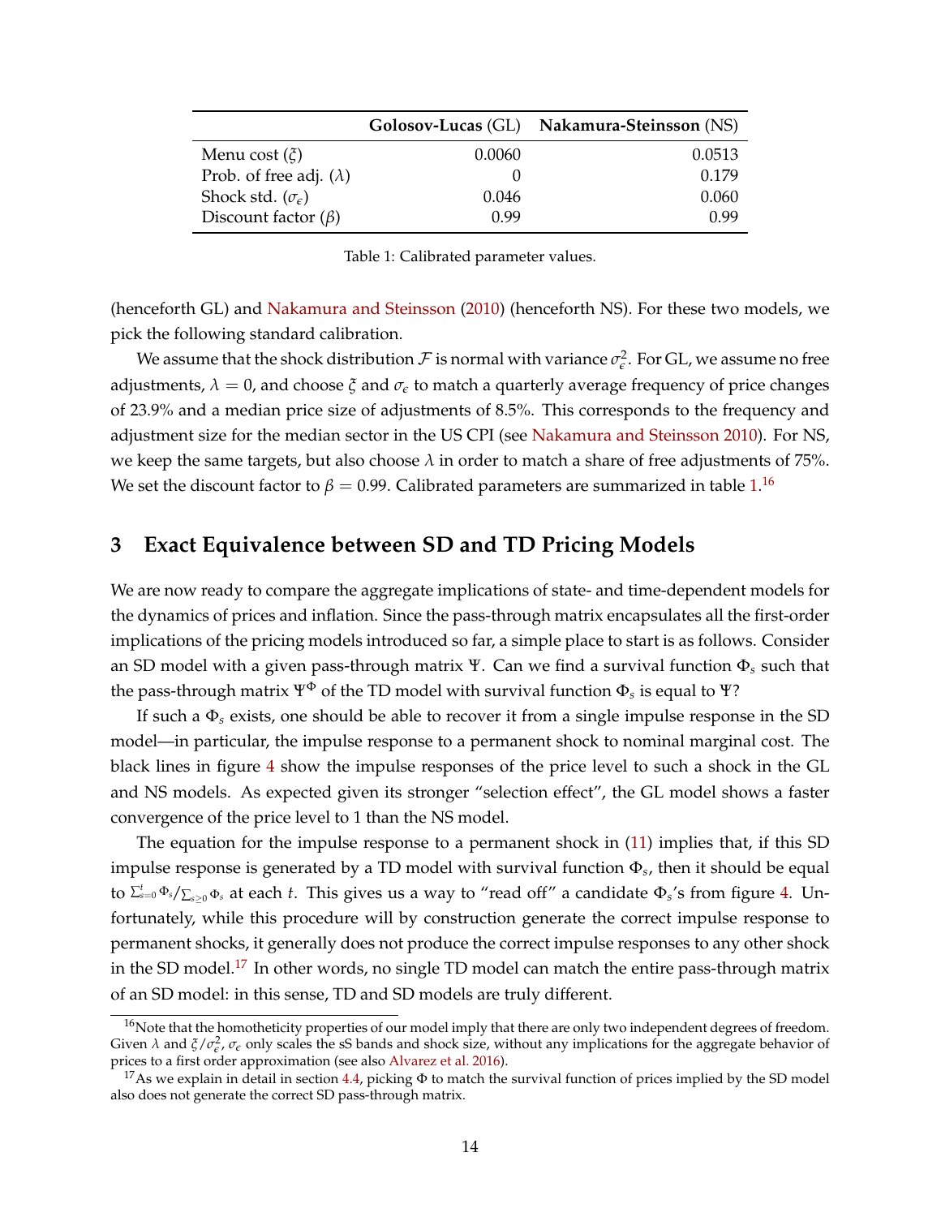| | **Golosov-Lucas** (GL) | **Nakamura-Steinsson** (NS) |
|---|---|---|
| Menu cost ($\xi$) | 0.0060 | 0.0513 |
| Prob. of free adj. ($\lambda$) | 0 | 0.179 |
| Shock std. ($\sigma_\epsilon$) | 0.046 | 0.060 |
| Discount factor ($\beta$) | 0.99 | 0.99 |

Table 1: Calibrated parameter values.

(henceforth GL) and Nakamura and Steinsson (2010) (henceforth NS). For these two models, we pick the following standard calibration.

We assume that the shock distribution $\mathcal{F}$ is normal with variance $\sigma_\epsilon^2$. For GL, we assume no free adjustments, $\lambda = 0$, and choose $\xi$ and $\sigma_\epsilon$ to match a quarterly average frequency of price changes of 23.9% and a median price size of adjustments of 8.5%. This corresponds to the frequency and adjustment size for the median sector in the US CPI (see Nakamura and Steinsson 2010). For NS, we keep the same targets, but also choose $\lambda$ in order to match a share of free adjustments of 75%. We set the discount factor to $\beta = 0.99$. Calibrated parameters are summarized in table 1.[16]

## 3 Exact Equivalence between SD and TD Pricing Models

We are now ready to compare the aggregate implications of state- and time-dependent models for the dynamics of prices and inflation. Since the pass-through matrix encapsulates all the first-order implications of the pricing models introduced so far, a simple place to start is as follows. Consider an SD model with a given pass-through matrix $\Psi$. Can we find a survival function $\Phi_s$ such that the pass-through matrix $\Psi^\Phi$ of the TD model with survival function $\Phi_s$ is equal to $\Psi$?

If such a $\Phi_s$ exists, one should be able to recover it from a single impulse response in the SD model—in particular, the impulse response to a permanent shock to nominal marginal cost. The black lines in figure 4 show the impulse responses of the price level to such a shock in the GL and NS models. As expected given its stronger "selection effect", the GL model shows a faster convergence of the price level to 1 than the NS model.

The equation for the impulse response to a permanent shock in (11) implies that, if this SD impulse response is generated by a TD model with survival function $\Phi_s$, then it should be equal to $\sum_{s=0}^{t} \Phi_s / \sum_{s \geq 0} \Phi_s$ at each $t$. This gives us a way to "read off" a candidate $\Phi_s$'s from figure 4. Unfortunately, while this procedure will by construction generate the correct impulse response to permanent shocks, it generally does not produce the correct impulse responses to any other shock in the SD model.[17] In other words, no single TD model can match the entire pass-through matrix of an SD model: in this sense, TD and SD models are truly different.

[16] Note that the homotheticity properties of our model imply that there are only two independent degrees of freedom. Given $\lambda$ and $\xi/\sigma_\epsilon^2$, $\sigma_\epsilon$ only scales the sS bands and shock size, without any implications for the aggregate behavior of prices to a first order approximation (see also Alvarez et al. 2016).

[17] As we explain in detail in section 4.4, picking $\Phi$ to match the survival function of prices implied by the SD model also does not generate the correct SD pass-through matrix.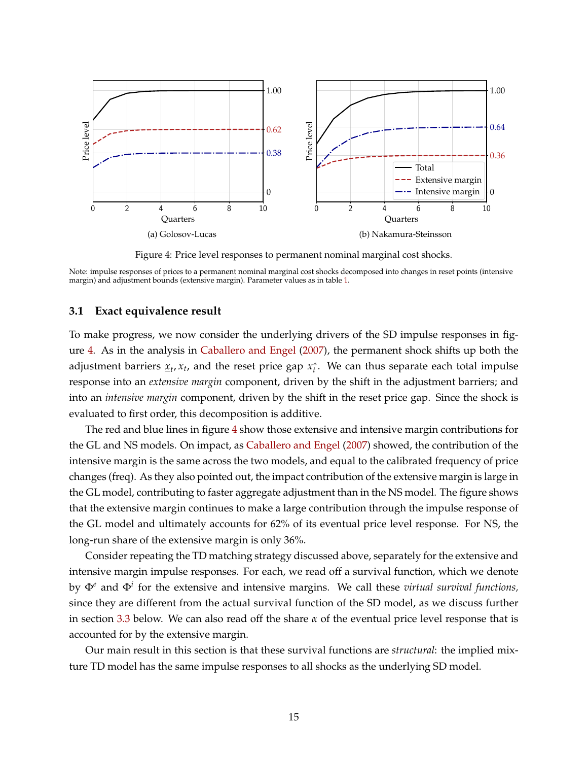(a) Golosov-Lucas

(b) Nakamura-Steinsson

Figure 4: Price level responses to permanent nominal marginal cost shocks.

Note: impulse responses of prices to a permanent nominal marginal cost shocks decomposed into changes in reset points (intensive margin) and adjustment bounds (extensive margin). Parameter values as in table 1.

### 3.1 Exact equivalence result

To make progress, we now consider the underlying drivers of the SD impulse responses in figure 4. As in the analysis in Caballero and Engel (2007), the permanent shock shifts up both the adjustment barriers $\underline{x}_t, \overline{x}_t$, and the reset price gap $x_t^*$. We can thus separate each total impulse response into an *extensive margin* component, driven by the shift in the adjustment barriers; and into an *intensive margin* component, driven by the shift in the reset price gap. Since the shock is evaluated to first order, this decomposition is additive.

The red and blue lines in figure 4 show those extensive and intensive margin contributions for the GL and NS models. On impact, as Caballero and Engel (2007) showed, the contribution of the intensive margin is the same across the two models, and equal to the calibrated frequency of price changes (freq). As they also pointed out, the impact contribution of the extensive margin is large in the GL model, contributing to faster aggregate adjustment than in the NS model. The figure shows that the extensive margin continues to make a large contribution through the impulse response of the GL model and ultimately accounts for 62% of its eventual price level response. For NS, the long-run share of the extensive margin is only 36%.

Consider repeating the TD matching strategy discussed above, separately for the extensive and intensive margin impulse responses. For each, we read off a survival function, which we denote by $\Phi^e$ and $\Phi^i$ for the extensive and intensive margins. We call these *virtual survival functions*, since they are different from the actual survival function of the SD model, as we discuss further in section 3.3 below. We can also read off the share $\alpha$ of the eventual price level response that is accounted for by the extensive margin.

Our main result in this section is that these survival functions are *structural*: the implied mixture TD model has the same impulse responses to all shocks as the underlying SD model.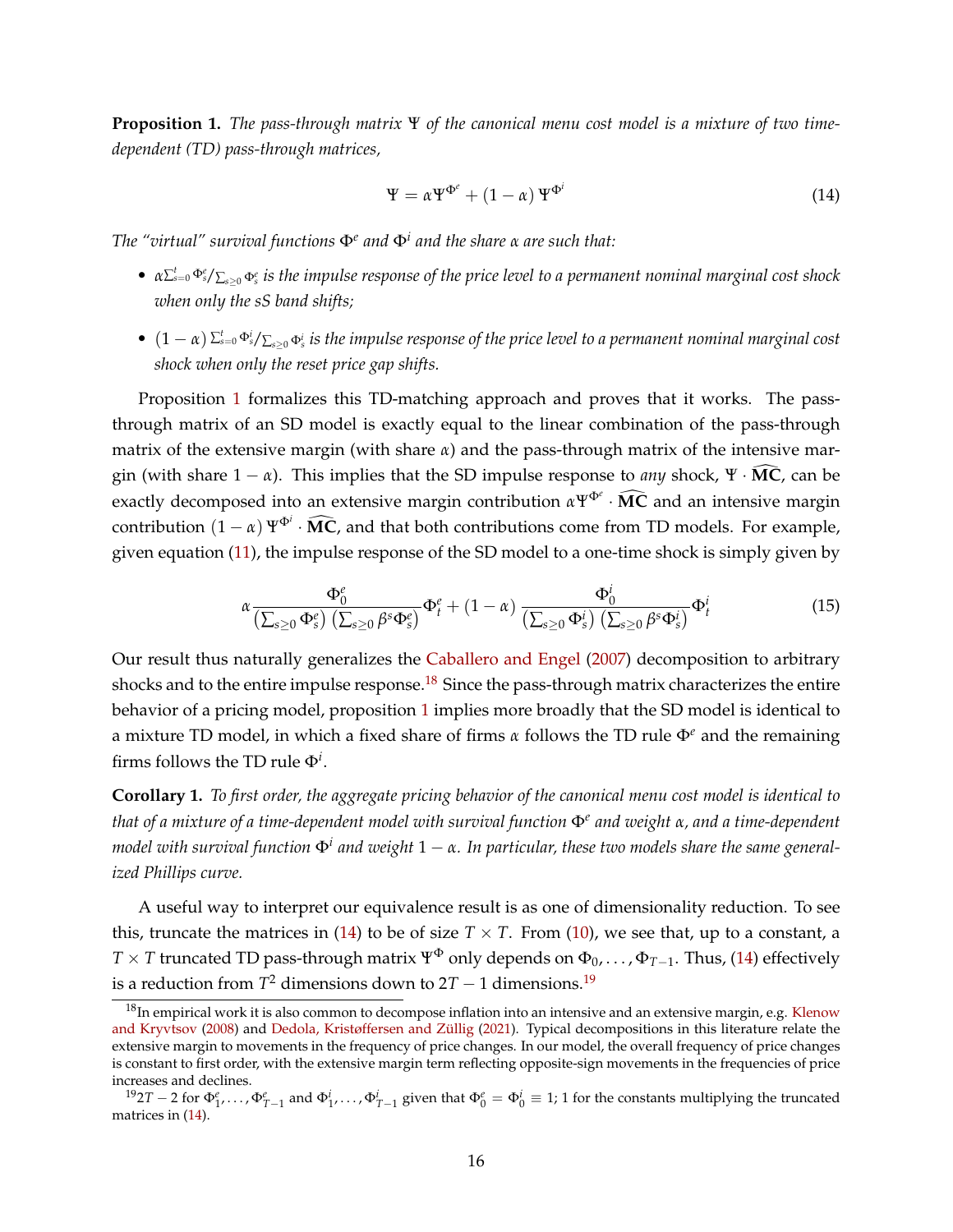**Proposition 1.** *The pass-through matrix $\Psi$ of the canonical menu cost model is a mixture of two time-dependent (TD) pass-through matrices,*

$$\Psi = \alpha \Psi^{\Phi^e} + (1-\alpha)\, \Psi^{\Phi^i} \tag{14}$$

*The "virtual" survival functions $\Phi^e$ and $\Phi^i$ and the share $\alpha$ are such that:*

- *$\alpha \sum_{s=0}^{t} \Phi_s^e / \sum_{s \geq 0} \Phi_s^e$ is the impulse response of the price level to a permanent nominal marginal cost shock when only the sS band shifts;*
- *$(1-\alpha) \sum_{s=0}^{t} \Phi_s^i / \sum_{s \geq 0} \Phi_s^i$ is the impulse response of the price level to a permanent nominal marginal cost shock when only the reset price gap shifts.*

Proposition 1 formalizes this TD-matching approach and proves that it works. The pass-through matrix of an SD model is exactly equal to the linear combination of the pass-through matrix of the extensive margin (with share $\alpha$) and the pass-through matrix of the intensive margin (with share $1-\alpha$). This implies that the SD impulse response to *any* shock, $\Psi \cdot \widehat{\mathbf{MC}}$, can be exactly decomposed into an extensive margin contribution $\alpha \Psi^{\Phi^e} \cdot \widehat{\mathbf{MC}}$ and an intensive margin contribution $(1-\alpha)\, \Psi^{\Phi^i} \cdot \widehat{\mathbf{MC}}$, and that both contributions come from TD models. For example, given equation (11), the impulse response of the SD model to a one-time shock is simply given by

$$\alpha \frac{\Phi_0^e}{\left(\sum_{s \geq 0} \Phi_s^e\right)\left(\sum_{s \geq 0} \beta^s \Phi_s^e\right)} \Phi_t^e + (1-\alpha) \frac{\Phi_0^i}{\left(\sum_{s \geq 0} \Phi_s^i\right)\left(\sum_{s \geq 0} \beta^s \Phi_s^i\right)} \Phi_t^i \tag{15}$$

Our result thus naturally generalizes the Caballero and Engel (2007) decomposition to arbitrary shocks and to the entire impulse response.[18] Since the pass-through matrix characterizes the entire behavior of a pricing model, proposition 1 implies more broadly that the SD model is identical to a mixture TD model, in which a fixed share of firms $\alpha$ follows the TD rule $\Phi^e$ and the remaining firms follows the TD rule $\Phi^i$.

**Corollary 1.** *To first order, the aggregate pricing behavior of the canonical menu cost model is identical to that of a mixture of a time-dependent model with survival function $\Phi^e$ and weight $\alpha$, and a time-dependent model with survival function $\Phi^i$ and weight $1-\alpha$. In particular, these two models share the same generalized Phillips curve.*

A useful way to interpret our equivalence result is as one of dimensionality reduction. To see this, truncate the matrices in (14) to be of size $T \times T$. From (10), we see that, up to a constant, a $T \times T$ truncated TD pass-through matrix $\Psi^\Phi$ only depends on $\Phi_0, \ldots, \Phi_{T-1}$. Thus, (14) effectively is a reduction from $T^2$ dimensions down to $2T-1$ dimensions.[19]

---

[18] In empirical work it is also common to decompose inflation into an intensive and an extensive margin, e.g. Klenow and Kryvtsov (2008) and Dedola, Kristøffersen and Züllig (2021). Typical decompositions in this literature relate the extensive margin to movements in the frequency of price changes. In our model, the overall frequency of price changes is constant to first order, with the extensive margin term reflecting opposite-sign movements in the frequencies of price increases and declines.

[19] $2T-2$ for $\Phi_1^e, \ldots, \Phi_{T-1}^e$ and $\Phi_1^i, \ldots, \Phi_{T-1}^i$ given that $\Phi_0^e = \Phi_0^i \equiv 1$; 1 for the constants multiplying the truncated matrices in (14).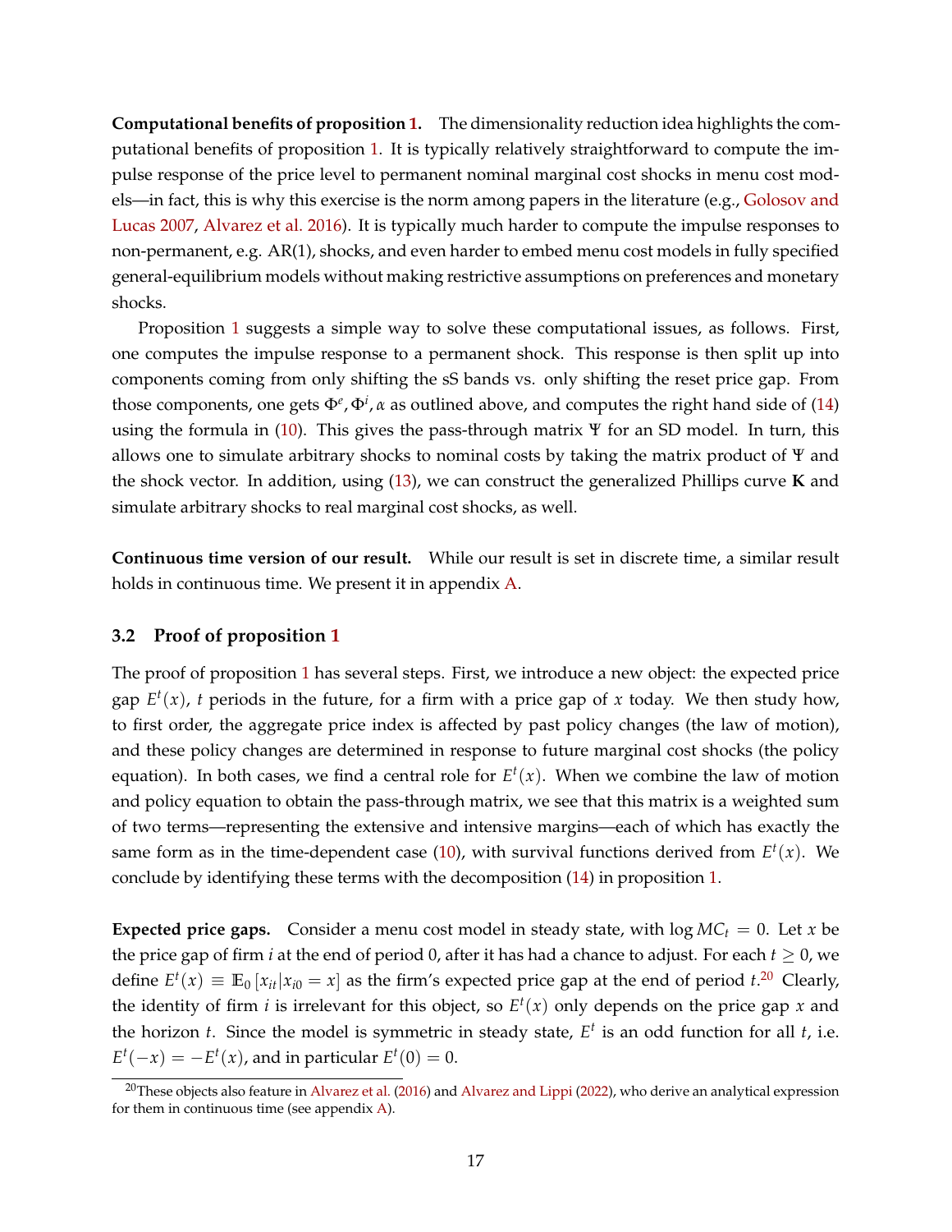**Computational benefits of proposition 1.** The dimensionality reduction idea highlights the computational benefits of proposition 1. It is typically relatively straightforward to compute the impulse response of the price level to permanent nominal marginal cost shocks in menu cost models—in fact, this is why this exercise is the norm among papers in the literature (e.g., Golosov and Lucas 2007, Alvarez et al. 2016). It is typically much harder to compute the impulse responses to non-permanent, e.g. AR(1), shocks, and even harder to embed menu cost models in fully specified general-equilibrium models without making restrictive assumptions on preferences and monetary shocks.

Proposition 1 suggests a simple way to solve these computational issues, as follows. First, one computes the impulse response to a permanent shock. This response is then split up into components coming from only shifting the sS bands vs. only shifting the reset price gap. From those components, one gets $\Phi^e, \Phi^i, \alpha$ as outlined above, and computes the right hand side of (14) using the formula in (10). This gives the pass-through matrix $\Psi$ for an SD model. In turn, this allows one to simulate arbitrary shocks to nominal costs by taking the matrix product of $\Psi$ and the shock vector. In addition, using (13), we can construct the generalized Phillips curve $\mathbf{K}$ and simulate arbitrary shocks to real marginal cost shocks, as well.

**Continuous time version of our result.** While our result is set in discrete time, a similar result holds in continuous time. We present it in appendix A.

### 3.2 Proof of proposition 1

The proof of proposition 1 has several steps. First, we introduce a new object: the expected price gap $E^t(x)$, $t$ periods in the future, for a firm with a price gap of $x$ today. We then study how, to first order, the aggregate price index is affected by past policy changes (the law of motion), and these policy changes are determined in response to future marginal cost shocks (the policy equation). In both cases, we find a central role for $E^t(x)$. When we combine the law of motion and policy equation to obtain the pass-through matrix, we see that this matrix is a weighted sum of two terms—representing the extensive and intensive margins—each of which has exactly the same form as in the time-dependent case (10), with survival functions derived from $E^t(x)$. We conclude by identifying these terms with the decomposition (14) in proposition 1.

**Expected price gaps.** Consider a menu cost model in steady state, with $\log MC_t = 0$. Let $x$ be the price gap of firm $i$ at the end of period 0, after it has had a chance to adjust. For each $t \geq 0$, we define $E^t(x) \equiv \mathbb{E}_0 [x_{it} | x_{i0} = x]$ as the firm's expected price gap at the end of period $t$.[20] Clearly, the identity of firm $i$ is irrelevant for this object, so $E^t(x)$ only depends on the price gap $x$ and the horizon $t$. Since the model is symmetric in steady state, $E^t$ is an odd function for all $t$, i.e. $E^t(-x) = -E^t(x)$, and in particular $E^t(0) = 0$.

[20] These objects also feature in Alvarez et al. (2016) and Alvarez and Lippi (2022), who derive an analytical expression for them in continuous time (see appendix A).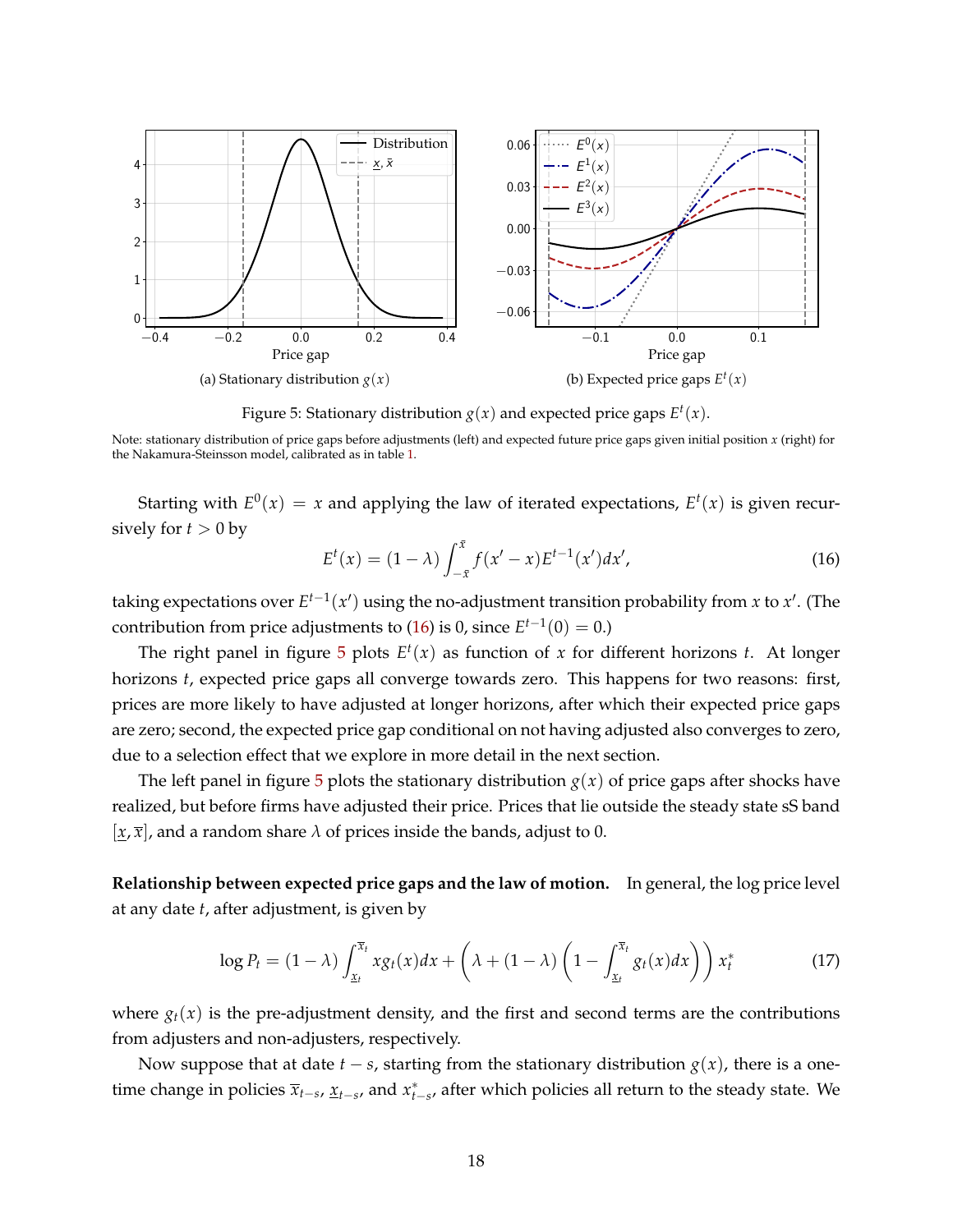(a) Stationary distribution $g(x)$

(b) Expected price gaps $E^t(x)$

Figure 5: Stationary distribution $g(x)$ and expected price gaps $E^t(x)$.

Note: stationary distribution of price gaps before adjustments (left) and expected future price gaps given initial position $x$ (right) for the Nakamura-Steinsson model, calibrated as in table 1.

Starting with $E^0(x) = x$ and applying the law of iterated expectations, $E^t(x)$ is given recursively for $t > 0$ by

$$E^t(x) = (1-\lambda)\int_{-\bar{x}}^{\bar{x}} f(x'-x)E^{t-1}(x')dx', \tag{16}$$

taking expectations over $E^{t-1}(x')$ using the no-adjustment transition probability from $x$ to $x'$. (The contribution from price adjustments to (16) is 0, since $E^{t-1}(0) = 0$.)

The right panel in figure 5 plots $E^t(x)$ as function of $x$ for different horizons $t$. At longer horizons $t$, expected price gaps all converge towards zero. This happens for two reasons: first, prices are more likely to have adjusted at longer horizons, after which their expected price gaps are zero; second, the expected price gap conditional on not having adjusted also converges to zero, due to a selection effect that we explore in more detail in the next section.

The left panel in figure 5 plots the stationary distribution $g(x)$ of price gaps after shocks have realized, but before firms have adjusted their price. Prices that lie outside the steady state sS band $[\underline{x}, \bar{x}]$, and a random share $\lambda$ of prices inside the bands, adjust to 0.

**Relationship between expected price gaps and the law of motion.** In general, the log price level at any date $t$, after adjustment, is given by

$$\log P_t = (1-\lambda)\int_{\underline{x}_t}^{\overline{x}_t} x g_t(x)dx + \left(\lambda + (1-\lambda)\left(1 - \int_{\underline{x}_t}^{\overline{x}_t} g_t(x)dx\right)\right)x_t^* \tag{17}$$

where $g_t(x)$ is the pre-adjustment density, and the first and second terms are the contributions from adjusters and non-adjusters, respectively.

Now suppose that at date $t-s$, starting from the stationary distribution $g(x)$, there is a one-time change in policies $\overline{x}_{t-s}$, $\underline{x}_{t-s}$, and $x_{t-s}^*$, after which policies all return to the steady state. We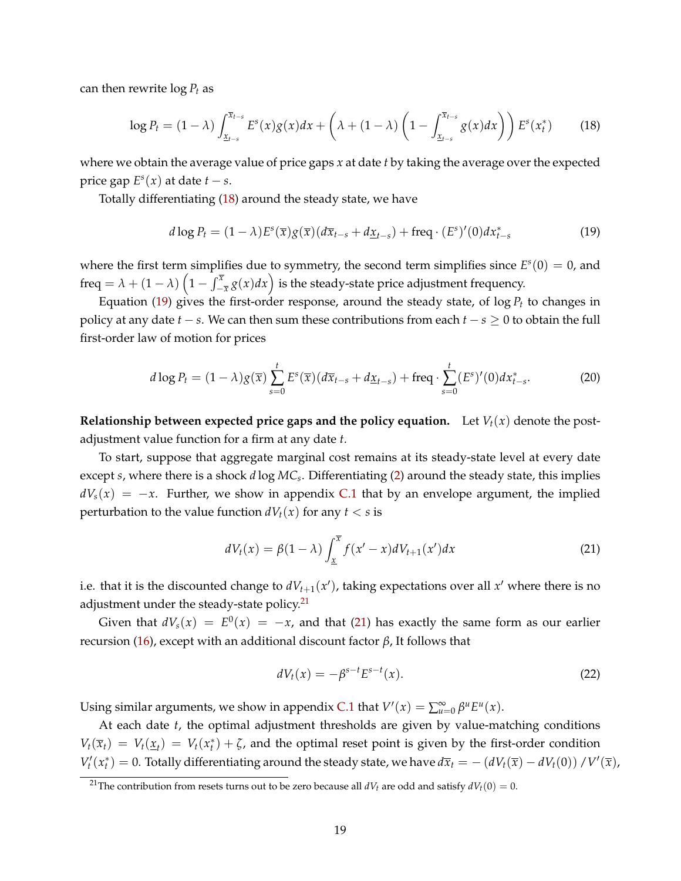can then rewrite $\log P_t$ as

$$\log P_t = (1-\lambda)\int_{\underline{x}_{t-s}}^{\overline{x}_{t-s}} E^s(x)g(x)dx + \left(\lambda + (1-\lambda)\left(1 - \int_{\underline{x}_{t-s}}^{\overline{x}_{t-s}} g(x)dx\right)\right) E^s(x_t^*) \tag{18}$$

where we obtain the average value of price gaps $x$ at date $t$ by taking the average over the expected price gap $E^s(x)$ at date $t-s$.

Totally differentiating (18) around the steady state, we have

$$d\log P_t = (1-\lambda)E^s(\overline{x})g(\overline{x})(d\overline{x}_{t-s} + d\underline{x}_{t-s}) + \text{freq} \cdot (E^s)'(0)dx_{t-s}^* \tag{19}$$

where the first term simplifies due to symmetry, the second term simplifies since $E^s(0) = 0$, and $\text{freq} = \lambda + (1-\lambda)\left(1 - \int_{-\overline{x}}^{\overline{x}} g(x)dx\right)$ is the steady-state price adjustment frequency.

Equation (19) gives the first-order response, around the steady state, of $\log P_t$ to changes in policy at any date $t-s$. We can then sum these contributions from each $t-s \geq 0$ to obtain the full first-order law of motion for prices

$$d\log P_t = (1-\lambda)g(\overline{x})\sum_{s=0}^{t} E^s(\overline{x})(d\overline{x}_{t-s} + d\underline{x}_{t-s}) + \text{freq} \cdot \sum_{s=0}^{t}(E^s)'(0)dx_{t-s}^*. \tag{20}$$

**Relationship between expected price gaps and the policy equation.** Let $V_t(x)$ denote the post-adjustment value function for a firm at any date $t$.

To start, suppose that aggregate marginal cost remains at its steady-state level at every date except $s$, where there is a shock $d\log MC_s$. Differentiating (2) around the steady state, this implies $dV_s(x) = -x$. Further, we show in appendix C.1 that by an envelope argument, the implied perturbation to the value function $dV_t(x)$ for any $t < s$ is

$$dV_t(x) = \beta(1-\lambda)\int_{\underline{x}}^{\overline{x}} f(x'-x)dV_{t+1}(x')dx \tag{21}$$

i.e. that it is the discounted change to $dV_{t+1}(x')$, taking expectations over all $x'$ where there is no adjustment under the steady-state policy.[21]

Given that $dV_s(x) = E^0(x) = -x$, and that (21) has exactly the same form as our earlier recursion (16), except with an additional discount factor $\beta$, It follows that

$$dV_t(x) = -\beta^{s-t}E^{s-t}(x). \tag{22}$$

Using similar arguments, we show in appendix C.1 that $V'(x) = \sum_{u=0}^{\infty}\beta^u E^u(x)$.

At each date $t$, the optimal adjustment thresholds are given by value-matching conditions $V_t(\overline{x}_t) = V_t(\underline{x}_t) = V_t(x_t^*) + \zeta$, and the optimal reset point is given by the first-order condition $V_t'(x_t^*) = 0$. Totally differentiating around the steady state, we have $d\overline{x}_t = -\left(dV_t(\overline{x}) - dV_t(0)\right)/V'(\overline{x})$,

[21] The contribution from resets turns out to be zero because all $dV_t$ are odd and satisfy $dV_t(0) = 0$.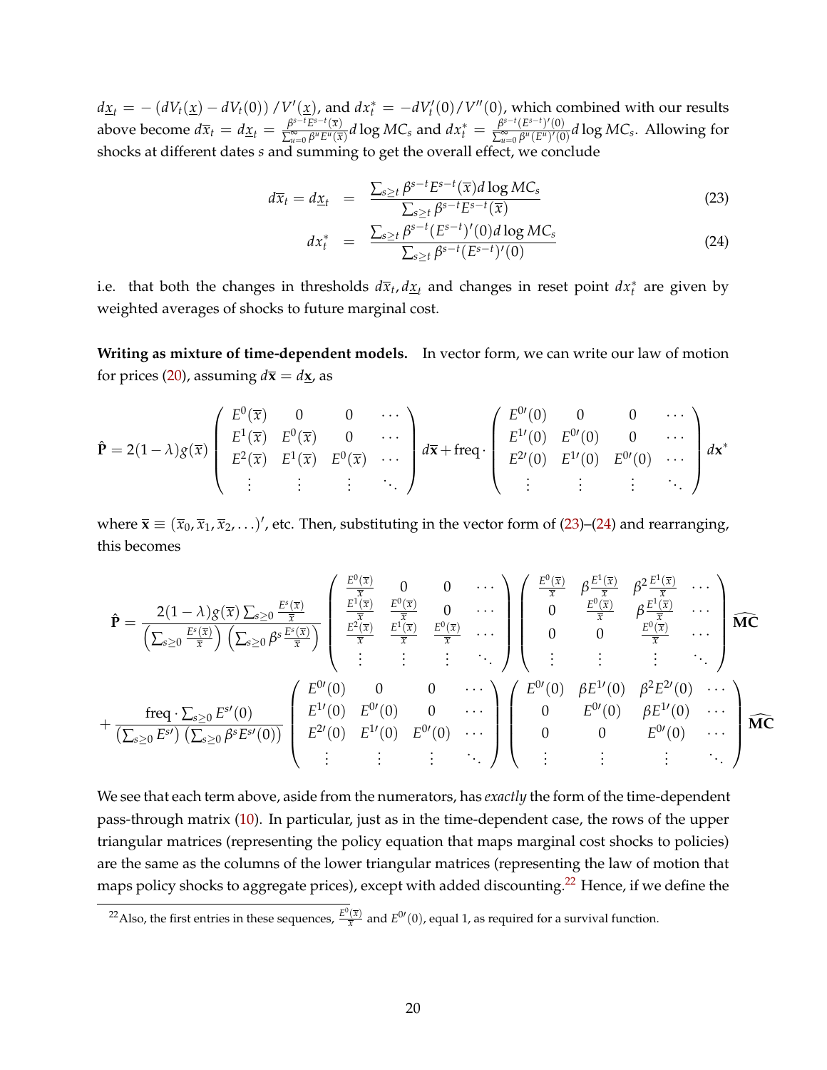$d\underline{x}_t = -\left(dV_t(\underline{x}) - dV_t(0)\right)/V'(\underline{x})$, and $dx_t^* = -dV_t'(0)/V''(0)$, which combined with our results above become $d\overline{x}_t = d\underline{x}_t = \frac{\beta^{s-t}E^{s-t}(\overline{x})}{\sum_{u=0}^{\infty}\beta^u E^u(\overline{x})} d\log MC_s$ and $dx_t^* = \frac{\beta^{s-t}(E^{s-t})'(0)}{\sum_{u=0}^{\infty}\beta^u (E^u)'(0)} d\log MC_s$. Allowing for shocks at different dates $s$ and summing to get the overall effect, we conclude

$$
d\overline{x}_t = d\underline{x}_t = \frac{\sum_{s\geq t}\beta^{s-t}E^{s-t}(\overline{x})d\log MC_s}{\sum_{s\geq t}\beta^{s-t}E^{s-t}(\overline{x})} \tag{23}
$$

$$
dx_t^* = \frac{\sum_{s\geq t}\beta^{s-t}(E^{s-t})'(0)d\log MC_s}{\sum_{s\geq t}\beta^{s-t}(E^{s-t})'(0)} \tag{24}
$$

i.e. that both the changes in thresholds $d\overline{x}_t, d\underline{x}_t$ and changes in reset point $dx_t^*$ are given by weighted averages of shocks to future marginal cost.

**Writing as mixture of time-dependent models.** In vector form, we can write our law of motion for prices (20), assuming $d\overline{\mathbf{x}} = d\underline{\mathbf{x}}$, as

$$
\hat{\mathbf{P}} = 2(1-\lambda)g(\overline{x})\begin{pmatrix} E^0(\overline{x}) & 0 & 0 & \cdots \\ E^1(\overline{x}) & E^0(\overline{x}) & 0 & \cdots \\ E^2(\overline{x}) & E^1(\overline{x}) & E^0(\overline{x}) & \cdots \\ \vdots & \vdots & \vdots & \ddots \end{pmatrix} d\overline{\mathbf{x}} + \text{freq}\cdot\begin{pmatrix} E^{0\prime}(0) & 0 & 0 & \cdots \\ E^{1\prime}(0) & E^{0\prime}(0) & 0 & \cdots \\ E^{2\prime}(0) & E^{1\prime}(0) & E^{0\prime}(0) & \cdots \\ \vdots & \vdots & \vdots & \ddots \end{pmatrix} d\mathbf{x}^*
$$

where $\overline{\mathbf{x}} \equiv (\overline{x}_0, \overline{x}_1, \overline{x}_2, \ldots)'$, etc. Then, substituting in the vector form of (23)–(24) and rearranging, this becomes

$$
\hat{\mathbf{P}} = \frac{2(1-\lambda)g(\overline{x})\sum_{s\geq 0}\frac{E^s(\overline{x})}{\overline{x}}}{\left(\sum_{s\geq 0}\frac{E^s(\overline{x})}{\overline{x}}\right)\left(\sum_{s\geq 0}\beta^s\frac{E^s(\overline{x})}{\overline{x}}\right)}\begin{pmatrix} \frac{E^0(\overline{x})}{\overline{x}} & 0 & 0 & \cdots \\ \frac{E^1(\overline{x})}{\overline{x}} & \frac{E^0(\overline{x})}{\overline{x}} & 0 & \cdots \\ \frac{E^2(\overline{x})}{\overline{x}} & \frac{E^1(\overline{x})}{\overline{x}} & \frac{E^0(\overline{x})}{\overline{x}} & \cdots \\ \vdots & \vdots & \vdots & \ddots \end{pmatrix}\begin{pmatrix} \frac{E^0(\overline{x})}{\overline{x}} & \beta\frac{E^1(\overline{x})}{\overline{x}} & \beta^2\frac{E^1(\overline{x})}{\overline{x}} & \cdots \\ 0 & \frac{E^0(\overline{x})}{\overline{x}} & \beta\frac{E^1(\overline{x})}{\overline{x}} & \cdots \\ 0 & 0 & \frac{E^0(\overline{x})}{\overline{x}} & \cdots \\ \vdots & \vdots & \vdots & \ddots \end{pmatrix}\widehat{\mathbf{MC}}
$$

$$
+ \frac{\text{freq}\cdot\sum_{s\geq 0}E^{s\prime}(0)}{\left(\sum_{s\geq 0}E^{s\prime}\right)\left(\sum_{s\geq 0}\beta^s E^{s\prime}(0)\right)}\begin{pmatrix} E^{0\prime}(0) & 0 & 0 & \cdots \\ E^{1\prime}(0) & E^{0\prime}(0) & 0 & \cdots \\ E^{2\prime}(0) & E^{1\prime}(0) & E^{0\prime}(0) & \cdots \\ \vdots & \vdots & \vdots & \ddots \end{pmatrix}\begin{pmatrix} E^{0\prime}(0) & \beta E^{1\prime}(0) & \beta^2 E^{2\prime}(0) & \cdots \\ 0 & E^{0\prime}(0) & \beta E^{1\prime}(0) & \cdots \\ 0 & 0 & E^{0\prime}(0) & \cdots \\ \vdots & \vdots & \vdots & \ddots \end{pmatrix}\widehat{\mathbf{MC}}
$$

We see that each term above, aside from the numerators, has *exactly* the form of the time-dependent pass-through matrix (10). In particular, just as in the time-dependent case, the rows of the upper triangular matrices (representing the policy equation that maps marginal cost shocks to policies) are the same as the columns of the lower triangular matrices (representing the law of motion that maps policy shocks to aggregate prices), except with added discounting.[22] Hence, if we define the

[22] Also, the first entries in these sequences, $\frac{E^0(\overline{x})}{\overline{x}}$ and $E^{0\prime}(0)$, equal 1, as required for a survival function.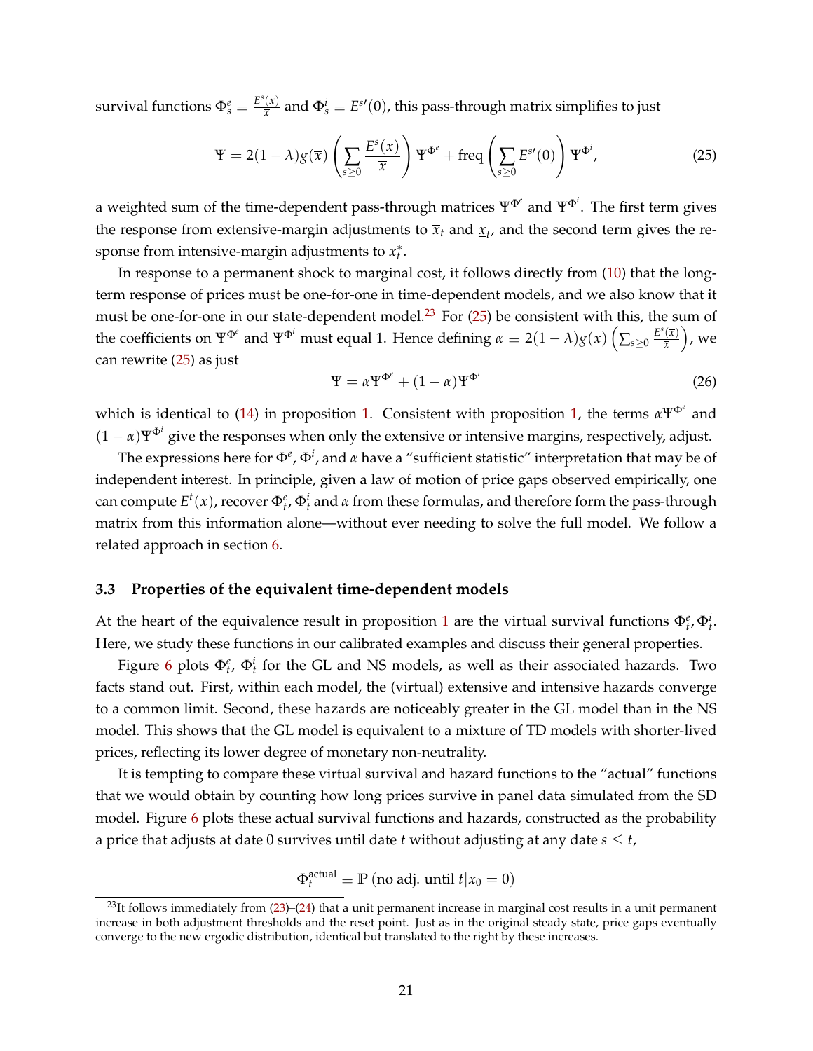survival functions $\Phi^e_s \equiv \frac{E^s(\overline{x})}{\overline{x}}$ and $\Phi^i_s \equiv E^{s\prime}(0)$, this pass-through matrix simplifies to just

$$\Psi = 2(1-\lambda)g(\overline{x})\left(\sum_{s\geq 0}\frac{E^s(\overline{x})}{\overline{x}}\right)\Psi^{\Phi^e} + \text{freq}\left(\sum_{s\geq 0}E^{s\prime}(0)\right)\Psi^{\Phi^i}, \tag{25}$$

a weighted sum of the time-dependent pass-through matrices $\Psi^{\Phi^e}$ and $\Psi^{\Phi^i}$. The first term gives the response from extensive-margin adjustments to $\overline{x}_t$ and $\underline{x}_t$, and the second term gives the response from intensive-margin adjustments to $x^*_t$.

In response to a permanent shock to marginal cost, it follows directly from (10) that the long-term response of prices must be one-for-one in time-dependent models, and we also know that it must be one-for-one in our state-dependent model.[23] For (25) be consistent with this, the sum of the coefficients on $\Psi^{\Phi^e}$ and $\Psi^{\Phi^i}$ must equal 1. Hence defining $\alpha \equiv 2(1-\lambda)g(\overline{x})\left(\sum_{s\geq 0}\frac{E^s(\overline{x})}{\overline{x}}\right)$, we can rewrite (25) as just

$$\Psi = \alpha\Psi^{\Phi^e} + (1-\alpha)\Psi^{\Phi^i} \tag{26}$$

which is identical to (14) in proposition 1. Consistent with proposition 1, the terms $\alpha\Psi^{\Phi^e}$ and $(1-\alpha)\Psi^{\Phi^i}$ give the responses when only the extensive or intensive margins, respectively, adjust.

The expressions here for $\Phi^e$, $\Phi^i$, and $\alpha$ have a "sufficient statistic" interpretation that may be of independent interest. In principle, given a law of motion of price gaps observed empirically, one can compute $E^t(x)$, recover $\Phi^e_t$, $\Phi^i_t$ and $\alpha$ from these formulas, and therefore form the pass-through matrix from this information alone—without ever needing to solve the full model. We follow a related approach in section 6.

### 3.3 Properties of the equivalent time-dependent models

At the heart of the equivalence result in proposition 1 are the virtual survival functions $\Phi^e_t, \Phi^i_t$. Here, we study these functions in our calibrated examples and discuss their general properties.

Figure 6 plots $\Phi^e_t$, $\Phi^i_t$ for the GL and NS models, as well as their associated hazards. Two facts stand out. First, within each model, the (virtual) extensive and intensive hazards converge to a common limit. Second, these hazards are noticeably greater in the GL model than in the NS model. This shows that the GL model is equivalent to a mixture of TD models with shorter-lived prices, reflecting its lower degree of monetary non-neutrality.

It is tempting to compare these virtual survival and hazard functions to the "actual" functions that we would obtain by counting how long prices survive in panel data simulated from the SD model. Figure 6 plots these actual survival functions and hazards, constructed as the probability a price that adjusts at date 0 survives until date $t$ without adjusting at any date $s \leq t$,

$$\Phi^{\text{actual}}_t \equiv \mathbb{P}\left(\text{no adj. until } t | x_0 = 0\right)$$

[23] It follows immediately from (23)–(24) that a unit permanent increase in marginal cost results in a unit permanent increase in both adjustment thresholds and the reset point. Just as in the original steady state, price gaps eventually converge to the new ergodic distribution, identical but translated to the right by these increases.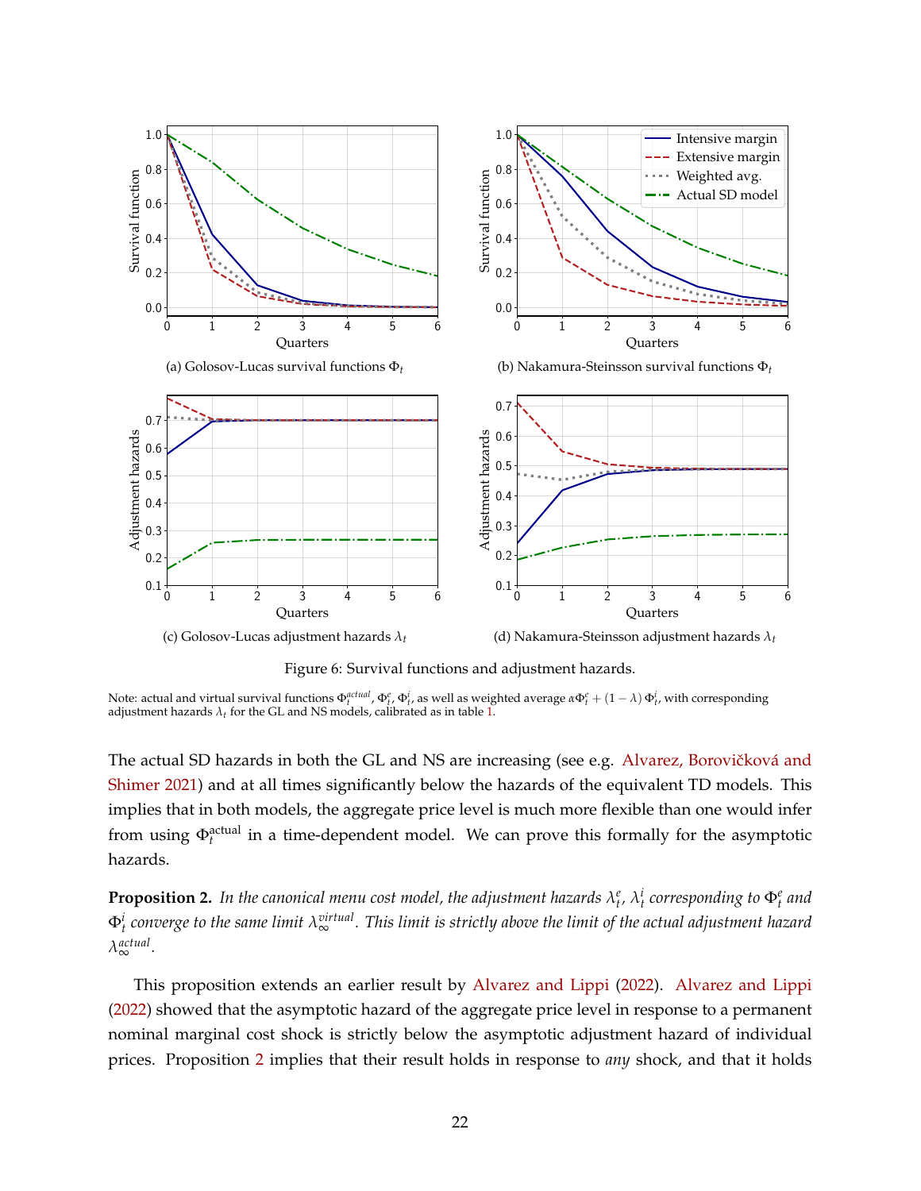(a) Golosov-Lucas survival functions $\Phi_t$

(b) Nakamura-Steinsson survival functions $\Phi_t$

(c) Golosov-Lucas adjustment hazards $\lambda_t$

(d) Nakamura-Steinsson adjustment hazards $\lambda_t$

Figure 6: Survival functions and adjustment hazards.

Note: actual and virtual survival functions $\Phi_t^{actual}$, $\Phi_t^e$, $\Phi_t^i$, as well as weighted average $\alpha\Phi_t^e + (1-\lambda)\Phi_t^i$, with corresponding adjustment hazards $\lambda_t$ for the GL and NS models, calibrated as in table 1.

The actual SD hazards in both the GL and NS are increasing (see e.g. Alvarez, Borovičková and Shimer 2021) and at all times significantly below the hazards of the equivalent TD models. This implies that in both models, the aggregate price level is much more flexible than one would infer from using $\Phi_t^{\text{actual}}$ in a time-dependent model. We can prove this formally for the asymptotic hazards.

**Proposition 2.** *In the canonical menu cost model, the adjustment hazards $\lambda_t^e$, $\lambda_t^i$ corresponding to $\Phi_t^e$ and $\Phi_t^i$ converge to the same limit $\lambda_\infty^{virtual}$. This limit is strictly above the limit of the actual adjustment hazard $\lambda_\infty^{actual}$.*

This proposition extends an earlier result by Alvarez and Lippi (2022). Alvarez and Lippi (2022) showed that the asymptotic hazard of the aggregate price level in response to a permanent nominal marginal cost shock is strictly below the asymptotic adjustment hazard of individual prices. Proposition 2 implies that their result holds in response to *any* shock, and that it holds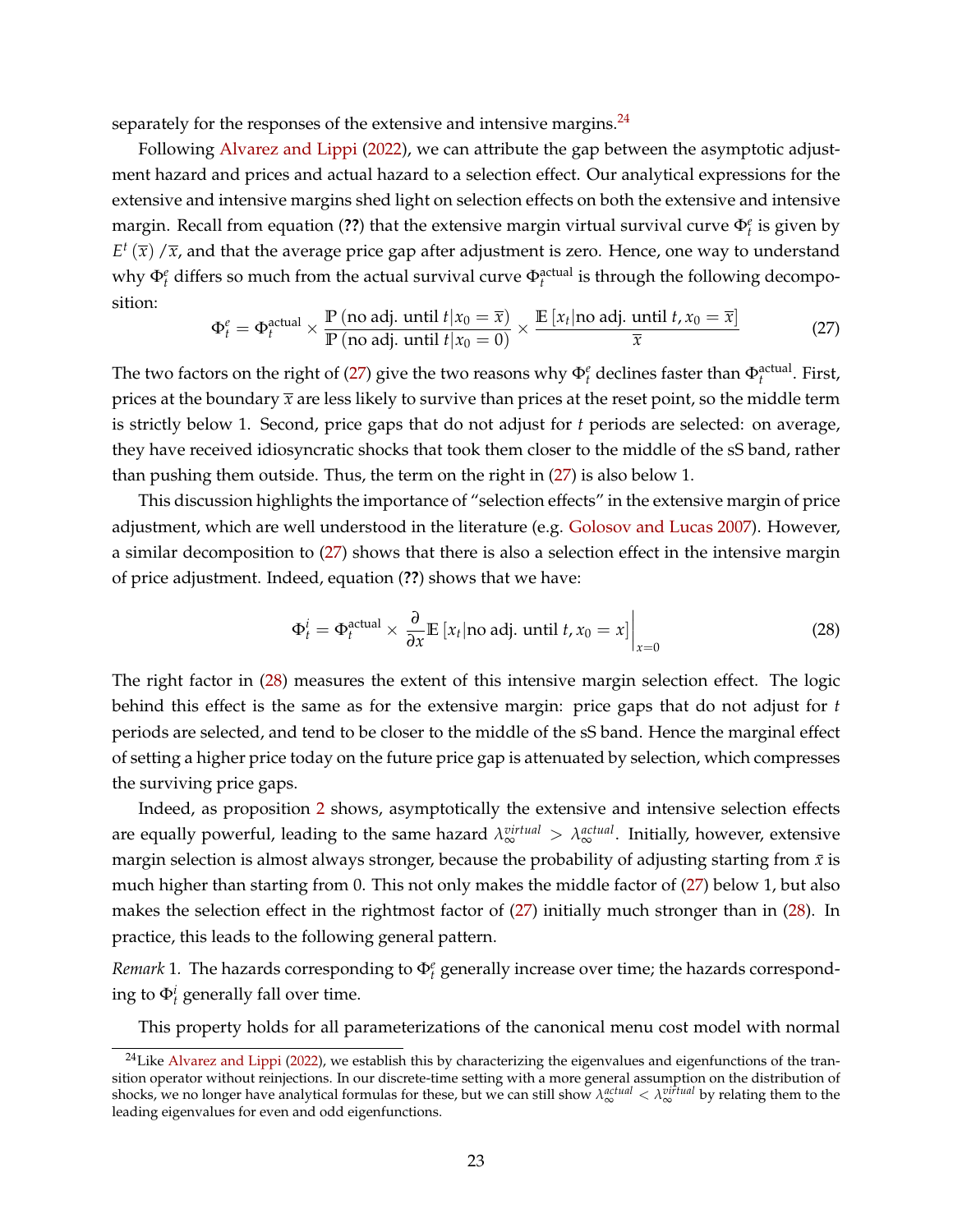separately for the responses of the extensive and intensive margins.[24]

Following Alvarez and Lippi (2022), we can attribute the gap between the asymptotic adjustment hazard and prices and actual hazard to a selection effect. Our analytical expressions for the extensive and intensive margins shed light on selection effects on both the extensive and intensive margin. Recall from equation (**??**) that the extensive margin virtual survival curve $\Phi_t^e$ is given by $E^t(\overline{x})/\overline{x}$, and that the average price gap after adjustment is zero. Hence, one way to understand why $\Phi_t^e$ differs so much from the actual survival curve $\Phi_t^{\text{actual}}$ is through the following decomposition:

$$\Phi_t^e = \Phi_t^{\text{actual}} \times \frac{\mathbb{P}\left(\text{no adj. until } t | x_0 = \overline{x}\right)}{\mathbb{P}\left(\text{no adj. until } t | x_0 = 0\right)} \times \frac{\mathbb{E}\left[x_t | \text{no adj. until } t, x_0 = \overline{x}\right]}{\overline{x}} \tag{27}$$

The two factors on the right of (27) give the two reasons why $\Phi_t^e$ declines faster than $\Phi_t^{\text{actual}}$. First, prices at the boundary $\overline{x}$ are less likely to survive than prices at the reset point, so the middle term is strictly below 1. Second, price gaps that do not adjust for $t$ periods are selected: on average, they have received idiosyncratic shocks that took them closer to the middle of the sS band, rather than pushing them outside. Thus, the term on the right in (27) is also below 1.

This discussion highlights the importance of "selection effects" in the extensive margin of price adjustment, which are well understood in the literature (e.g. Golosov and Lucas 2007). However, a similar decomposition to (27) shows that there is also a selection effect in the intensive margin of price adjustment. Indeed, equation (**??**) shows that we have:

$$\Phi_t^i = \Phi_t^{\text{actual}} \times \frac{\partial}{\partial x}\mathbb{E}\left[x_t | \text{no adj. until } t, x_0 = x\right]\bigg|_{x=0} \tag{28}$$

The right factor in (28) measures the extent of this intensive margin selection effect. The logic behind this effect is the same as for the extensive margin: price gaps that do not adjust for $t$ periods are selected, and tend to be closer to the middle of the sS band. Hence the marginal effect of setting a higher price today on the future price gap is attenuated by selection, which compresses the surviving price gaps.

Indeed, as proposition 2 shows, asymptotically the extensive and intensive selection effects are equally powerful, leading to the same hazard $\lambda_\infty^{virtual} > \lambda_\infty^{actual}$. Initially, however, extensive margin selection is almost always stronger, because the probability of adjusting starting from $\bar{x}$ is much higher than starting from 0. This not only makes the middle factor of (27) below 1, but also makes the selection effect in the rightmost factor of (27) initially much stronger than in (28). In practice, this leads to the following general pattern.

*Remark* 1. The hazards corresponding to $\Phi_t^e$ generally increase over time; the hazards corresponding to $\Phi_t^i$ generally fall over time.

This property holds for all parameterizations of the canonical menu cost model with normal

[24] Like Alvarez and Lippi (2022), we establish this by characterizing the eigenvalues and eigenfunctions of the transition operator without reinjections. In our discrete-time setting with a more general assumption on the distribution of shocks, we no longer have analytical formulas for these, but we can still show $\lambda_\infty^{actual} < \lambda_\infty^{virtual}$ by relating them to the leading eigenvalues for even and odd eigenfunctions.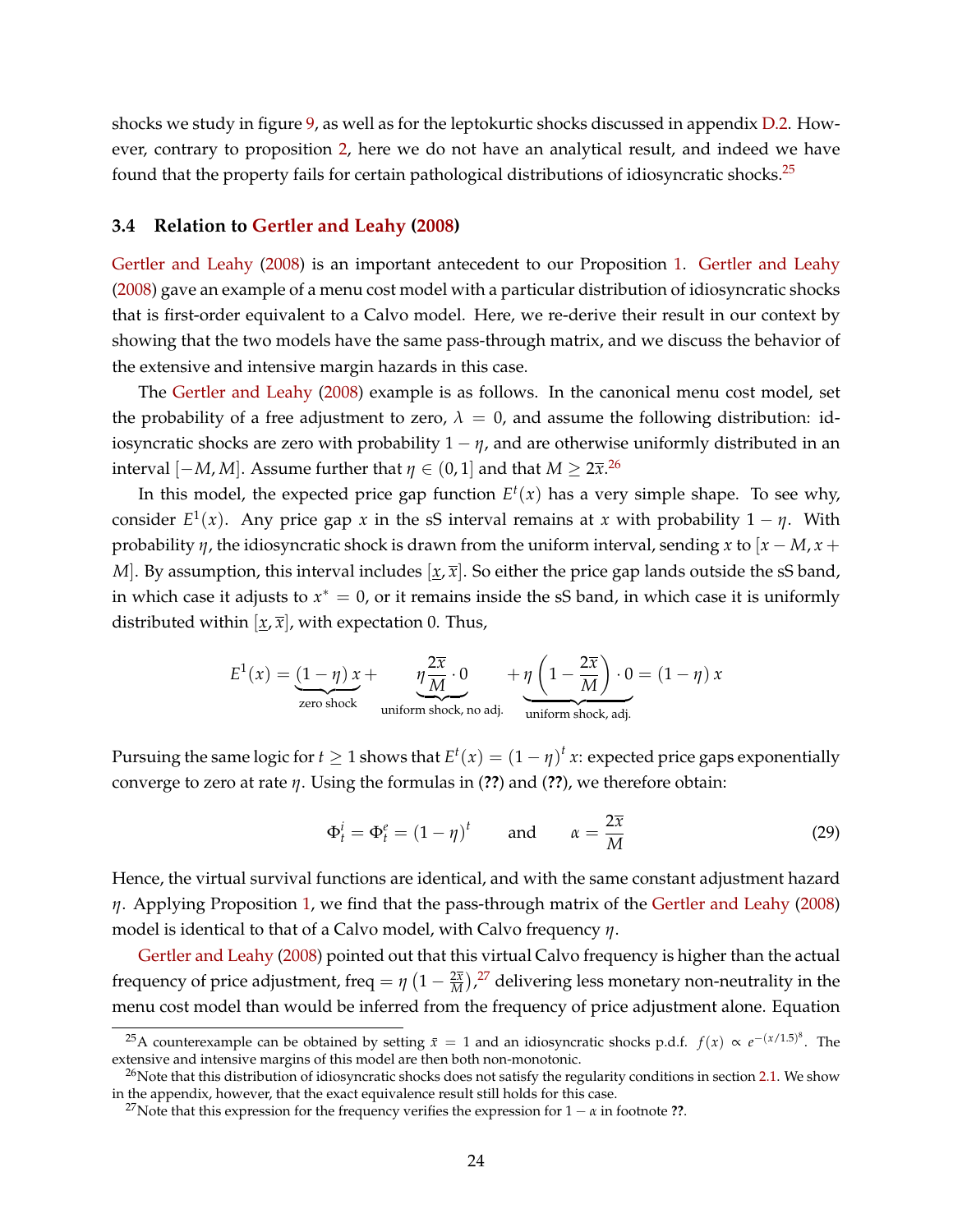shocks we study in figure 9, as well as for the leptokurtic shocks discussed in appendix D.2. However, contrary to proposition 2, here we do not have an analytical result, and indeed we have found that the property fails for certain pathological distributions of idiosyncratic shocks.[25]

### 3.4 Relation to Gertler and Leahy (2008)

Gertler and Leahy (2008) is an important antecedent to our Proposition 1. Gertler and Leahy (2008) gave an example of a menu cost model with a particular distribution of idiosyncratic shocks that is first-order equivalent to a Calvo model. Here, we re-derive their result in our context by showing that the two models have the same pass-through matrix, and we discuss the behavior of the extensive and intensive margin hazards in this case.

The Gertler and Leahy (2008) example is as follows. In the canonical menu cost model, set the probability of a free adjustment to zero, $\lambda = 0$, and assume the following distribution: idiosyncratic shocks are zero with probability $1-\eta$, and are otherwise uniformly distributed in an interval $[-M, M]$. Assume further that $\eta \in (0,1]$ and that $M \geq 2\overline{x}$.[26]

In this model, the expected price gap function $E^t(x)$ has a very simple shape. To see why, consider $E^1(x)$. Any price gap $x$ in the sS interval remains at $x$ with probability $1-\eta$. With probability $\eta$, the idiosyncratic shock is drawn from the uniform interval, sending $x$ to $[x-M, x+M]$. By assumption, this interval includes $[\underline{x}, \overline{x}]$. So either the price gap lands outside the sS band, in which case it adjusts to $x^* = 0$, or it remains inside the sS band, in which case it is uniformly distributed within $[\underline{x}, \overline{x}]$, with expectation 0. Thus,

$$E^1(x) = \underbrace{(1-\eta)\,x}_{\text{zero shock}} + \underbrace{\eta \frac{2\overline{x}}{M} \cdot 0}_{\text{uniform shock, no adj.}} + \underbrace{\eta\left(1 - \frac{2\overline{x}}{M}\right) \cdot 0}_{\text{uniform shock, adj.}} = (1-\eta)\,x$$

Pursuing the same logic for $t \geq 1$ shows that $E^t(x) = (1-\eta)^t\, x$: expected price gaps exponentially converge to zero at rate $\eta$. Using the formulas in (**??**) and (**??**), we therefore obtain:

$$\Phi_t^i = \Phi_t^e = (1-\eta)^t \qquad \text{and} \qquad \alpha = \frac{2\overline{x}}{M} \tag{29}$$

Hence, the virtual survival functions are identical, and with the same constant adjustment hazard $\eta$. Applying Proposition 1, we find that the pass-through matrix of the Gertler and Leahy (2008) model is identical to that of a Calvo model, with Calvo frequency $\eta$.

Gertler and Leahy (2008) pointed out that this virtual Calvo frequency is higher than the actual frequency of price adjustment, $\text{freq} = \eta\left(1 - \frac{2\overline{x}}{M}\right)$,[27] delivering less monetary non-neutrality in the menu cost model than would be inferred from the frequency of price adjustment alone. Equation

---

[25] A counterexample can be obtained by setting $\bar{x} = 1$ and an idiosyncratic shocks p.d.f. $f(x) \propto e^{-(x/1.5)^8}$. The extensive and intensive margins of this model are then both non-monotonic.

[26] Note that this distribution of idiosyncratic shocks does not satisfy the regularity conditions in section 2.1. We show in the appendix, however, that the exact equivalence result still holds for this case.

[27] Note that this expression for the frequency verifies the expression for $1-\alpha$ in footnote **??**.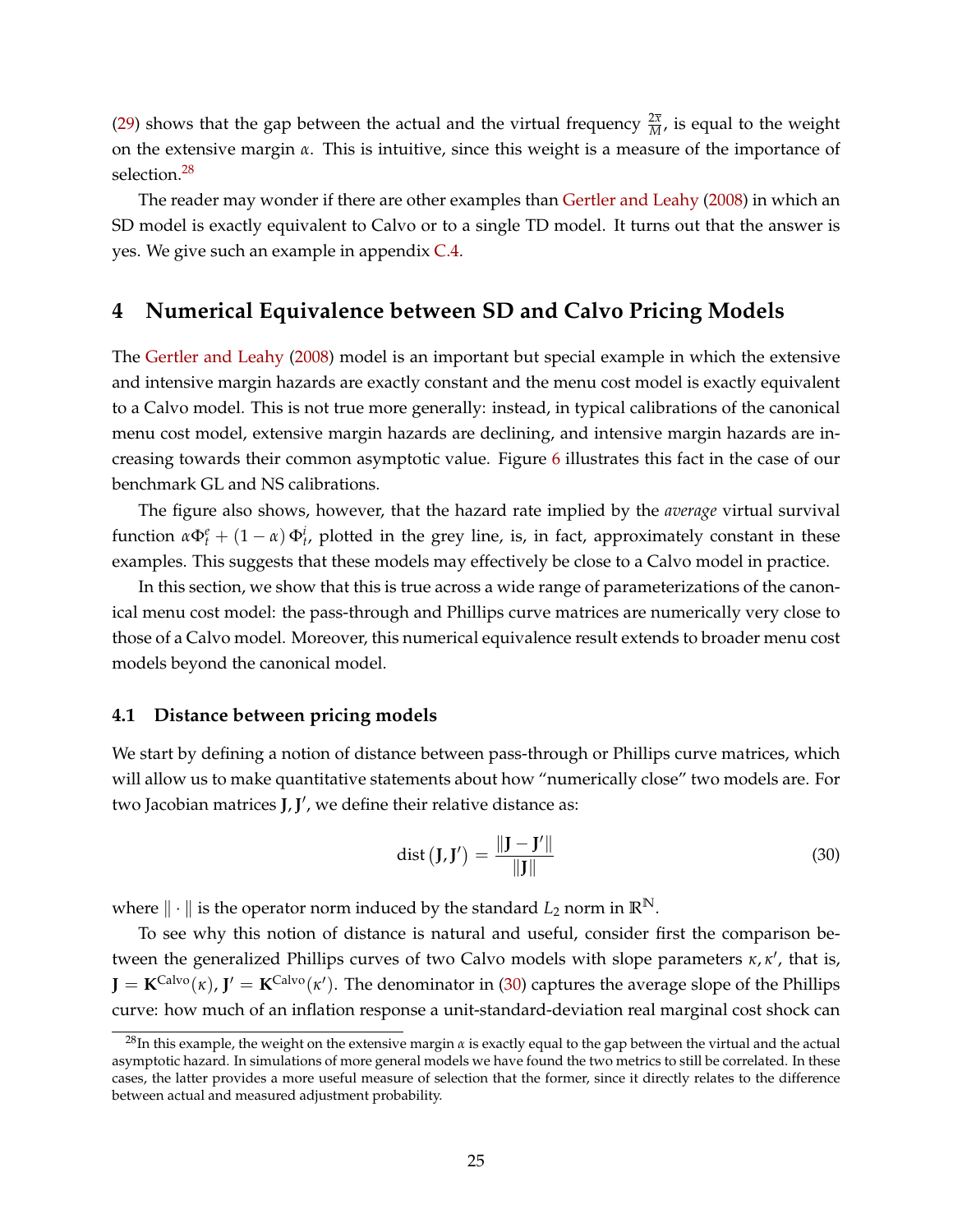(29) shows that the gap between the actual and the virtual frequency $\frac{2\overline{x}}{M}$, is equal to the weight on the extensive margin $\alpha$. This is intuitive, since this weight is a measure of the importance of selection.[28]

The reader may wonder if there are other examples than Gertler and Leahy (2008) in which an SD model is exactly equivalent to Calvo or to a single TD model. It turns out that the answer is yes. We give such an example in appendix C.4.

# 4 Numerical Equivalence between SD and Calvo Pricing Models

The Gertler and Leahy (2008) model is an important but special example in which the extensive and intensive margin hazards are exactly constant and the menu cost model is exactly equivalent to a Calvo model. This is not true more generally: instead, in typical calibrations of the canonical menu cost model, extensive margin hazards are declining, and intensive margin hazards are increasing towards their common asymptotic value. Figure 6 illustrates this fact in the case of our benchmark GL and NS calibrations.

The figure also shows, however, that the hazard rate implied by the *average* virtual survival function $\alpha\Phi_t^e + (1-\alpha)\Phi_t^i$, plotted in the grey line, is, in fact, approximately constant in these examples. This suggests that these models may effectively be close to a Calvo model in practice.

In this section, we show that this is true across a wide range of parameterizations of the canonical menu cost model: the pass-through and Phillips curve matrices are numerically very close to those of a Calvo model. Moreover, this numerical equivalence result extends to broader menu cost models beyond the canonical model.

## 4.1 Distance between pricing models

We start by defining a notion of distance between pass-through or Phillips curve matrices, which will allow us to make quantitative statements about how "numerically close" two models are. For two Jacobian matrices $\mathbf{J}, \mathbf{J}'$, we define their relative distance as:

$$\text{dist}\left(\mathbf{J}, \mathbf{J}'\right) = \frac{\|\mathbf{J} - \mathbf{J}'\|}{\|\mathbf{J}\|} \tag{30}$$

where $\|\cdot\|$ is the operator norm induced by the standard $L_2$ norm in $\mathbb{R}^{\mathbb{N}}$.

To see why this notion of distance is natural and useful, consider first the comparison between the generalized Phillips curves of two Calvo models with slope parameters $\kappa, \kappa'$, that is, $\mathbf{J} = \mathbf{K}^{\text{Calvo}}(\kappa)$, $\mathbf{J}' = \mathbf{K}^{\text{Calvo}}(\kappa')$. The denominator in (30) captures the average slope of the Phillips curve: how much of an inflation response a unit-standard-deviation real marginal cost shock can

[28] In this example, the weight on the extensive margin $\alpha$ is exactly equal to the gap between the virtual and the actual asymptotic hazard. In simulations of more general models we have found the two metrics to still be correlated. In these cases, the latter provides a more useful measure of selection that the former, since it directly relates to the difference between actual and measured adjustment probability.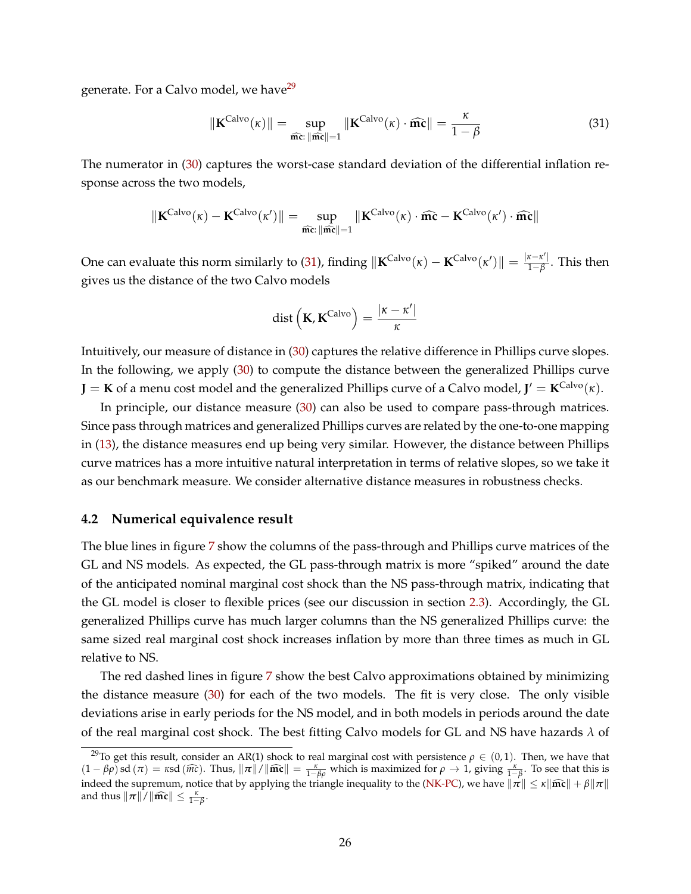generate. For a Calvo model, we have[29]

$$\|\mathbf{K}^{\text{Calvo}}(\kappa)\| = \sup_{\widehat{\mathbf{mc}}:\, \|\widehat{\mathbf{mc}}\|=1} \|\mathbf{K}^{\text{Calvo}}(\kappa) \cdot \widehat{\mathbf{mc}}\| = \frac{\kappa}{1-\beta} \tag{31}$$

The numerator in (30) captures the worst-case standard deviation of the differential inflation response across the two models,

$$\|\mathbf{K}^{\text{Calvo}}(\kappa) - \mathbf{K}^{\text{Calvo}}(\kappa')\| = \sup_{\widehat{\mathbf{mc}}:\, \|\widehat{\mathbf{mc}}\|=1} \|\mathbf{K}^{\text{Calvo}}(\kappa) \cdot \widehat{\mathbf{mc}} - \mathbf{K}^{\text{Calvo}}(\kappa') \cdot \widehat{\mathbf{mc}}\|$$

One can evaluate this norm similarly to (31), finding $\|\mathbf{K}^{\text{Calvo}}(\kappa) - \mathbf{K}^{\text{Calvo}}(\kappa')\| = \frac{|\kappa-\kappa'|}{1-\beta}$. This then gives us the distance of the two Calvo models

$$\text{dist}\left(\mathbf{K}, \mathbf{K}^{\text{Calvo}}\right) = \frac{|\kappa - \kappa'|}{\kappa}$$

Intuitively, our measure of distance in (30) captures the relative difference in Phillips curve slopes. In the following, we apply (30) to compute the distance between the generalized Phillips curve $\mathbf{J} = \mathbf{K}$ of a menu cost model and the generalized Phillips curve of a Calvo model, $\mathbf{J}' = \mathbf{K}^{\text{Calvo}}(\kappa)$.

In principle, our distance measure (30) can also be used to compare pass-through matrices. Since pass through matrices and generalized Phillips curves are related by the one-to-one mapping in (13), the distance measures end up being very similar. However, the distance between Phillips curve matrices has a more intuitive natural interpretation in terms of relative slopes, so we take it as our benchmark measure. We consider alternative distance measures in robustness checks.

### 4.2 Numerical equivalence result

The blue lines in figure 7 show the columns of the pass-through and Phillips curve matrices of the GL and NS models. As expected, the GL pass-through matrix is more "spiked" around the date of the anticipated nominal marginal cost shock than the NS pass-through matrix, indicating that the GL model is closer to flexible prices (see our discussion in section 2.3). Accordingly, the GL generalized Phillips curve has much larger columns than the NS generalized Phillips curve: the same sized real marginal cost shock increases inflation by more than three times as much in GL relative to NS.

The red dashed lines in figure 7 show the best Calvo approximations obtained by minimizing the distance measure (30) for each of the two models. The fit is very close. The only visible deviations arise in early periods for the NS model, and in both models in periods around the date of the real marginal cost shock. The best fitting Calvo models for GL and NS have hazards $\lambda$ of

---

[29] To get this result, consider an AR(1) shock to real marginal cost with persistence $\rho \in (0,1)$. Then, we have that $(1-\beta\rho)\,\text{sd}(\pi) = \kappa\,\text{sd}(\widehat{mc})$. Thus, $\|\boldsymbol{\pi}\|/\|\widehat{\mathbf{mc}}\| = \frac{\kappa}{1-\beta\rho}$ which is maximized for $\rho \to 1$, giving $\frac{\kappa}{1-\beta}$. To see that this is indeed the supremum, notice that by applying the triangle inequality to the (NK-PC), we have $\|\boldsymbol{\pi}\| \leq \kappa\|\widehat{\mathbf{mc}}\| + \beta\|\boldsymbol{\pi}\|$ and thus $\|\boldsymbol{\pi}\|/\|\widehat{\mathbf{mc}}\| \leq \frac{\kappa}{1-\beta}$.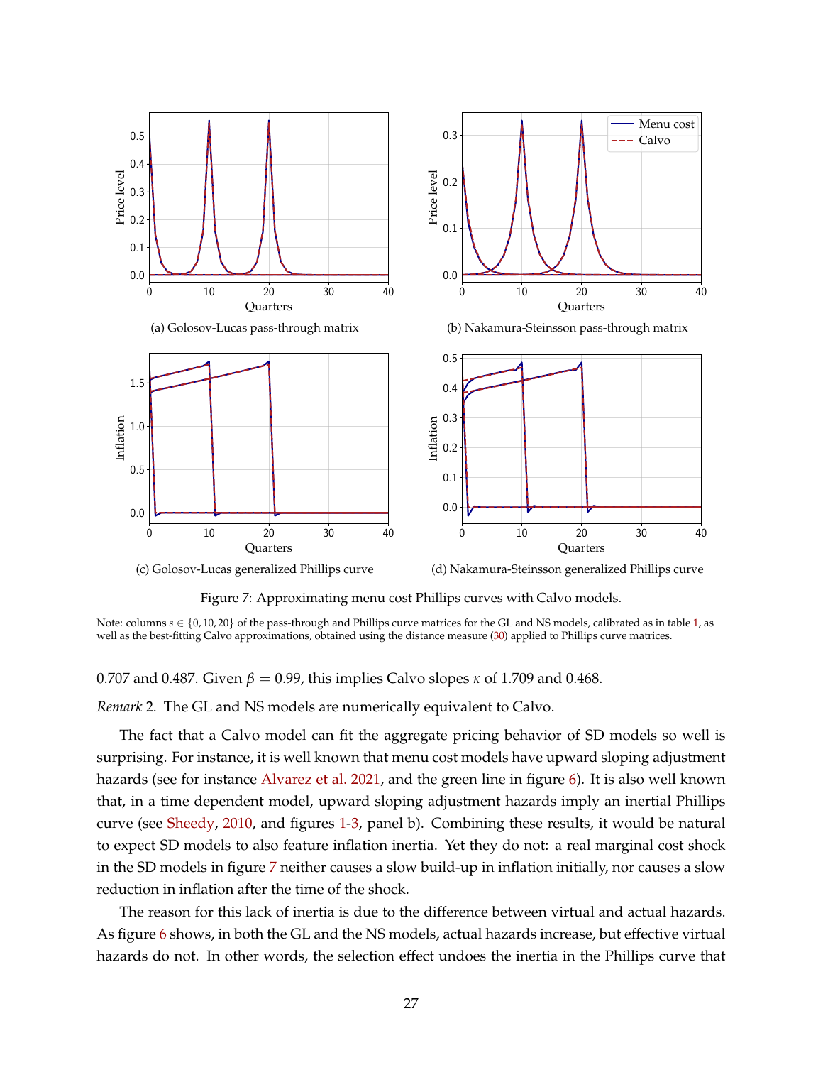(a) Golosov-Lucas pass-through matrix

(b) Nakamura-Steinsson pass-through matrix

(c) Golosov-Lucas generalized Phillips curve

(d) Nakamura-Steinsson generalized Phillips curve

Figure 7: Approximating menu cost Phillips curves with Calvo models.

Note: columns $s \in \{0, 10, 20\}$ of the pass-through and Phillips curve matrices for the GL and NS models, calibrated as in table 1, as well as the best-fitting Calvo approximations, obtained using the distance measure (30) applied to Phillips curve matrices.

0.707 and 0.487. Given $\beta = 0.99$, this implies Calvo slopes $\kappa$ of 1.709 and 0.468.

*Remark* 2. The GL and NS models are numerically equivalent to Calvo.

The fact that a Calvo model can fit the aggregate pricing behavior of SD models so well is surprising. For instance, it is well known that menu cost models have upward sloping adjustment hazards (see for instance Alvarez et al. 2021, and the green line in figure 6). It is also well known that, in a time dependent model, upward sloping adjustment hazards imply an inertial Phillips curve (see Sheedy, 2010, and figures 1-3, panel b). Combining these results, it would be natural to expect SD models to also feature inflation inertia. Yet they do not: a real marginal cost shock in the SD models in figure 7 neither causes a slow build-up in inflation initially, nor causes a slow reduction in inflation after the time of the shock.

The reason for this lack of inertia is due to the difference between virtual and actual hazards. As figure 6 shows, in both the GL and the NS models, actual hazards increase, but effective virtual hazards do not. In other words, the selection effect undoes the inertia in the Phillips curve that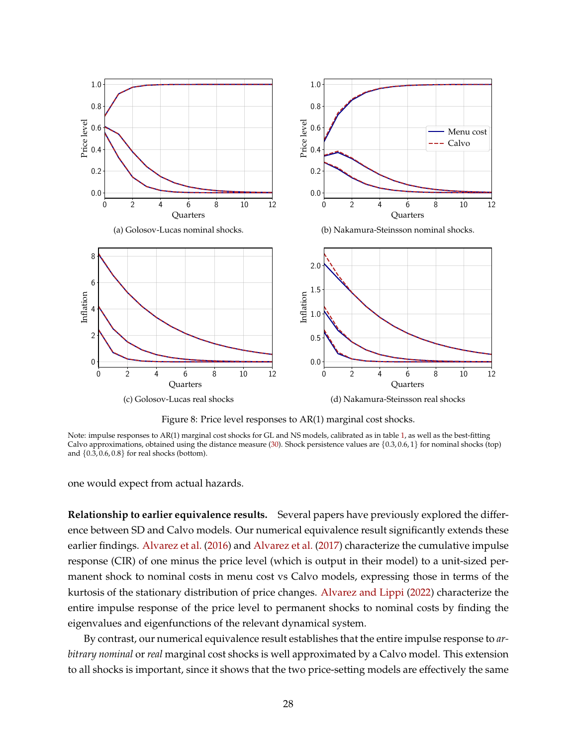(a) Golosov-Lucas nominal shocks.

(b) Nakamura-Steinsson nominal shocks.

(c) Golosov-Lucas real shocks

(d) Nakamura-Steinsson real shocks

Figure 8: Price level responses to AR(1) marginal cost shocks.

Note: impulse responses to AR(1) marginal cost shocks for GL and NS models, calibrated as in table 1, as well as the best-fitting Calvo approximations, obtained using the distance measure (30). Shock persistence values are $\{0.3, 0.6, 1\}$ for nominal shocks (top) and $\{0.3, 0.6, 0.8\}$ for real shocks (bottom).

one would expect from actual hazards.

**Relationship to earlier equivalence results.** Several papers have previously explored the difference between SD and Calvo models. Our numerical equivalence result significantly extends these earlier findings. Alvarez et al. (2016) and Alvarez et al. (2017) characterize the cumulative impulse response (CIR) of one minus the price level (which is output in their model) to a unit-sized permanent shock to nominal costs in menu cost vs Calvo models, expressing those in terms of the kurtosis of the stationary distribution of price changes. Alvarez and Lippi (2022) characterize the entire impulse response of the price level to permanent shocks to nominal costs by finding the eigenvalues and eigenfunctions of the relevant dynamical system.

By contrast, our numerical equivalence result establishes that the entire impulse response to *arbitrary nominal* or *real* marginal cost shocks is well approximated by a Calvo model. This extension to all shocks is important, since it shows that the two price-setting models are effectively the same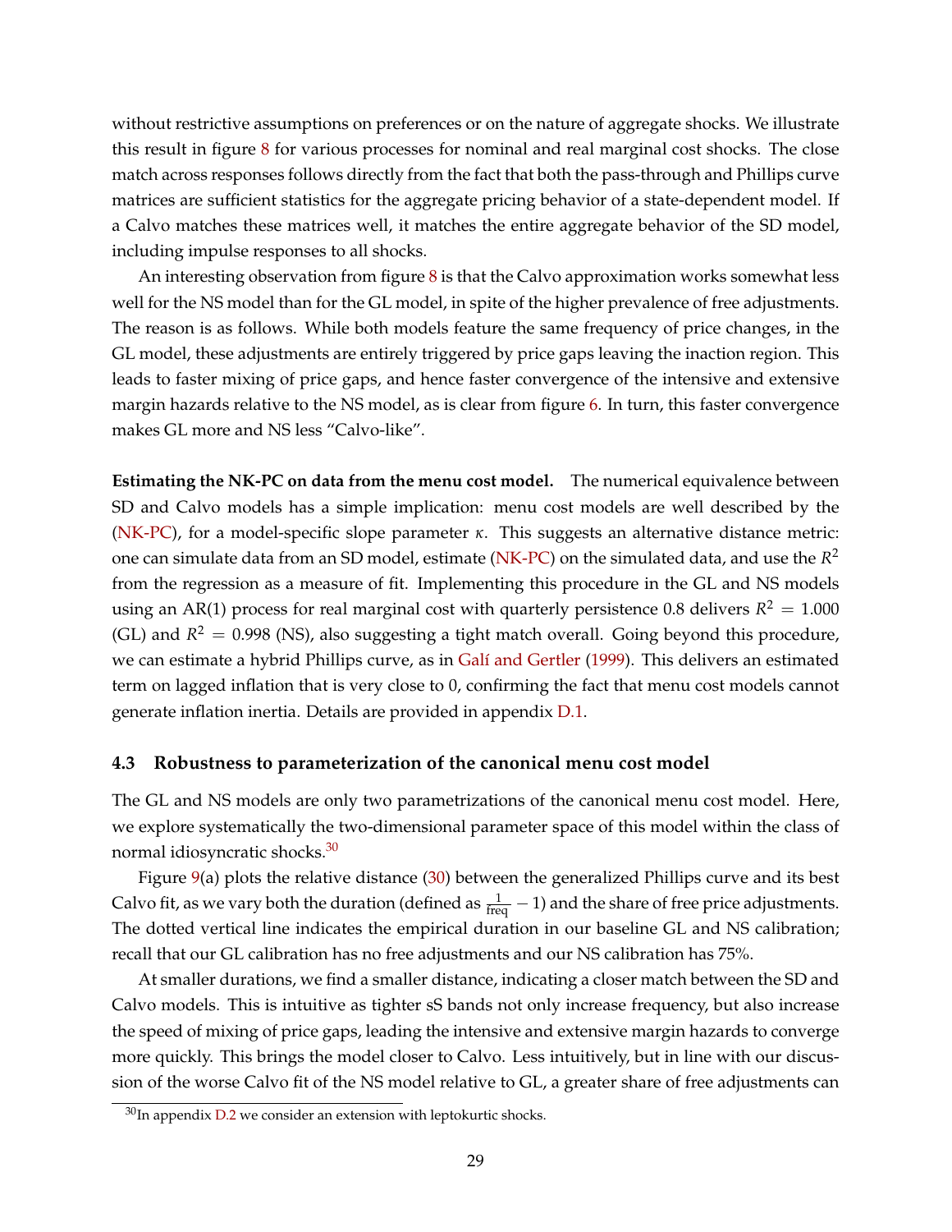without restrictive assumptions on preferences or on the nature of aggregate shocks. We illustrate this result in figure 8 for various processes for nominal and real marginal cost shocks. The close match across responses follows directly from the fact that both the pass-through and Phillips curve matrices are sufficient statistics for the aggregate pricing behavior of a state-dependent model. If a Calvo matches these matrices well, it matches the entire aggregate behavior of the SD model, including impulse responses to all shocks.

An interesting observation from figure 8 is that the Calvo approximation works somewhat less well for the NS model than for the GL model, in spite of the higher prevalence of free adjustments. The reason is as follows. While both models feature the same frequency of price changes, in the GL model, these adjustments are entirely triggered by price gaps leaving the inaction region. This leads to faster mixing of price gaps, and hence faster convergence of the intensive and extensive margin hazards relative to the NS model, as is clear from figure 6. In turn, this faster convergence makes GL more and NS less "Calvo-like".

**Estimating the NK-PC on data from the menu cost model.** The numerical equivalence between SD and Calvo models has a simple implication: menu cost models are well described by the (NK-PC), for a model-specific slope parameter $\kappa$. This suggests an alternative distance metric: one can simulate data from an SD model, estimate (NK-PC) on the simulated data, and use the $R^2$ from the regression as a measure of fit. Implementing this procedure in the GL and NS models using an AR(1) process for real marginal cost with quarterly persistence 0.8 delivers $R^2 = 1.000$ (GL) and $R^2 = 0.998$ (NS), also suggesting a tight match overall. Going beyond this procedure, we can estimate a hybrid Phillips curve, as in Galí and Gertler (1999). This delivers an estimated term on lagged inflation that is very close to 0, confirming the fact that menu cost models cannot generate inflation inertia. Details are provided in appendix D.1.

### 4.3 Robustness to parameterization of the canonical menu cost model

The GL and NS models are only two parametrizations of the canonical menu cost model. Here, we explore systematically the two-dimensional parameter space of this model within the class of normal idiosyncratic shocks.[30]

Figure 9(a) plots the relative distance (30) between the generalized Phillips curve and its best Calvo fit, as we vary both the duration (defined as $\frac{1}{\text{freq}} - 1$) and the share of free price adjustments. The dotted vertical line indicates the empirical duration in our baseline GL and NS calibration; recall that our GL calibration has no free adjustments and our NS calibration has 75%.

At smaller durations, we find a smaller distance, indicating a closer match between the SD and Calvo models. This is intuitive as tighter sS bands not only increase frequency, but also increase the speed of mixing of price gaps, leading the intensive and extensive margin hazards to converge more quickly. This brings the model closer to Calvo. Less intuitively, but in line with our discussion of the worse Calvo fit of the NS model relative to GL, a greater share of free adjustments can

[30] In appendix D.2 we consider an extension with leptokurtic shocks.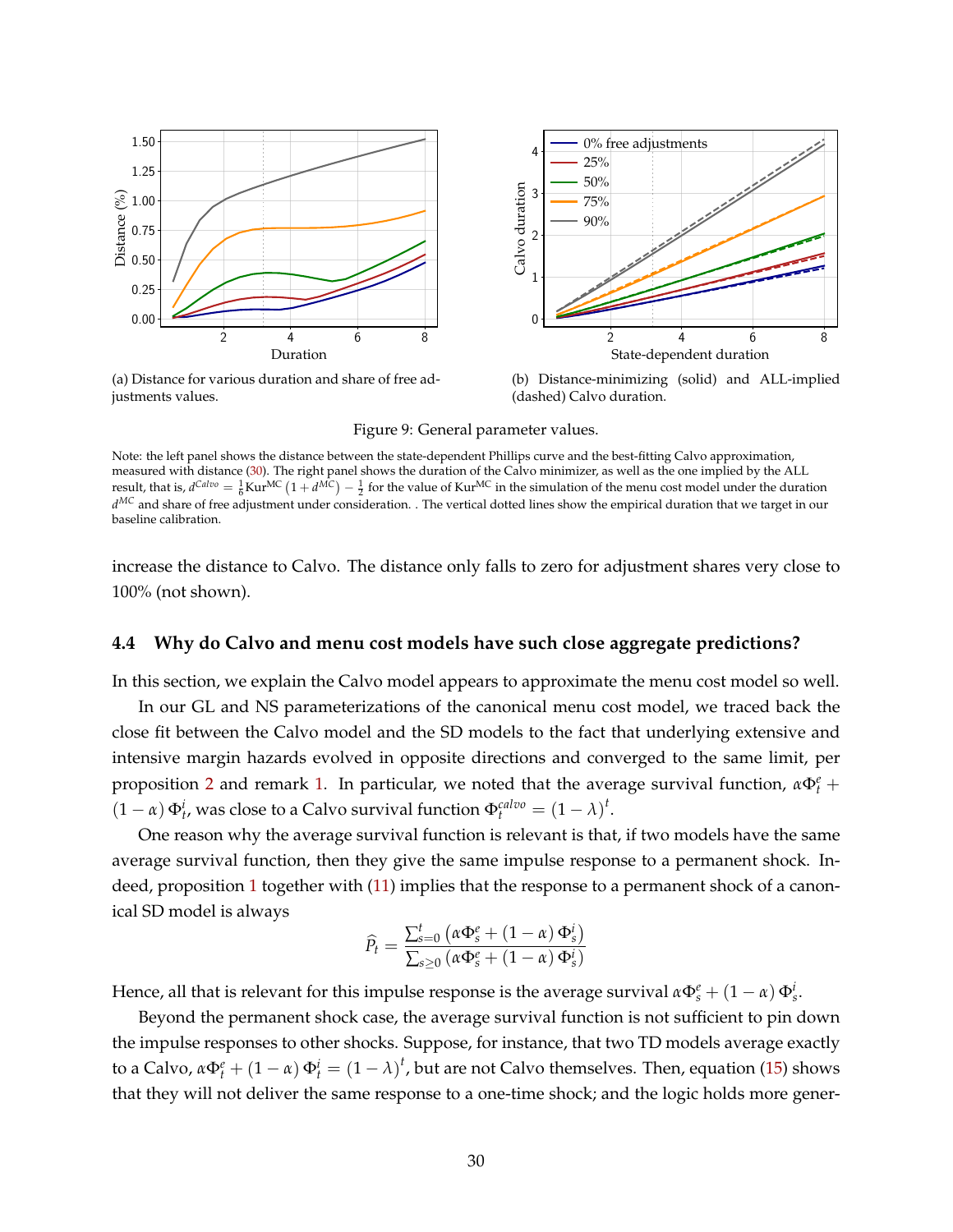(a) Distance for various duration and share of free adjustments values.

(b) Distance-minimizing (solid) and ALL-implied (dashed) Calvo duration.

Figure 9: General parameter values.

Note: the left panel shows the distance between the state-dependent Phillips curve and the best-fitting Calvo approximation, measured with distance (30). The right panel shows the duration of the Calvo minimizer, as well as the one implied by the ALL result, that is, $d^{Calvo} = \frac{1}{6}\text{Kur}^{\text{MC}}\left(1 + d^{MC}\right) - \frac{1}{2}$ for the value of Kur$^{\text{MC}}$ in the simulation of the menu cost model under the duration $d^{MC}$ and share of free adjustment under consideration. . The vertical dotted lines show the empirical duration that we target in our baseline calibration.

increase the distance to Calvo. The distance only falls to zero for adjustment shares very close to 100% (not shown).

### 4.4 Why do Calvo and menu cost models have such close aggregate predictions?

In this section, we explain the Calvo model appears to approximate the menu cost model so well.

In our GL and NS parameterizations of the canonical menu cost model, we traced back the close fit between the Calvo model and the SD models to the fact that underlying extensive and intensive margin hazards evolved in opposite directions and converged to the same limit, per proposition 2 and remark 1. In particular, we noted that the average survival function, $\alpha\Phi_t^e + (1-\alpha)\,\Phi_t^i$, was close to a Calvo survival function $\Phi_t^{calvo} = (1-\lambda)^t$.

One reason why the average survival function is relevant is that, if two models have the same average survival function, then they give the same impulse response to a permanent shock. Indeed, proposition 1 together with (11) implies that the response to a permanent shock of a canonical SD model is always

$$\widehat{P}_t = \frac{\sum_{s=0}^{t}\left(\alpha\Phi_s^e + (1-\alpha)\,\Phi_s^i\right)}{\sum_{s\geq 0}\left(\alpha\Phi_s^e + (1-\alpha)\,\Phi_s^i\right)}$$

Hence, all that is relevant for this impulse response is the average survival $\alpha\Phi_s^e + (1-\alpha)\,\Phi_s^i$.

Beyond the permanent shock case, the average survival function is not sufficient to pin down the impulse responses to other shocks. Suppose, for instance, that two TD models average exactly to a Calvo, $\alpha\Phi_t^e + (1-\alpha)\,\Phi_t^i = (1-\lambda)^t$, but are not Calvo themselves. Then, equation (15) shows that they will not deliver the same response to a one-time shock; and the logic holds more gener-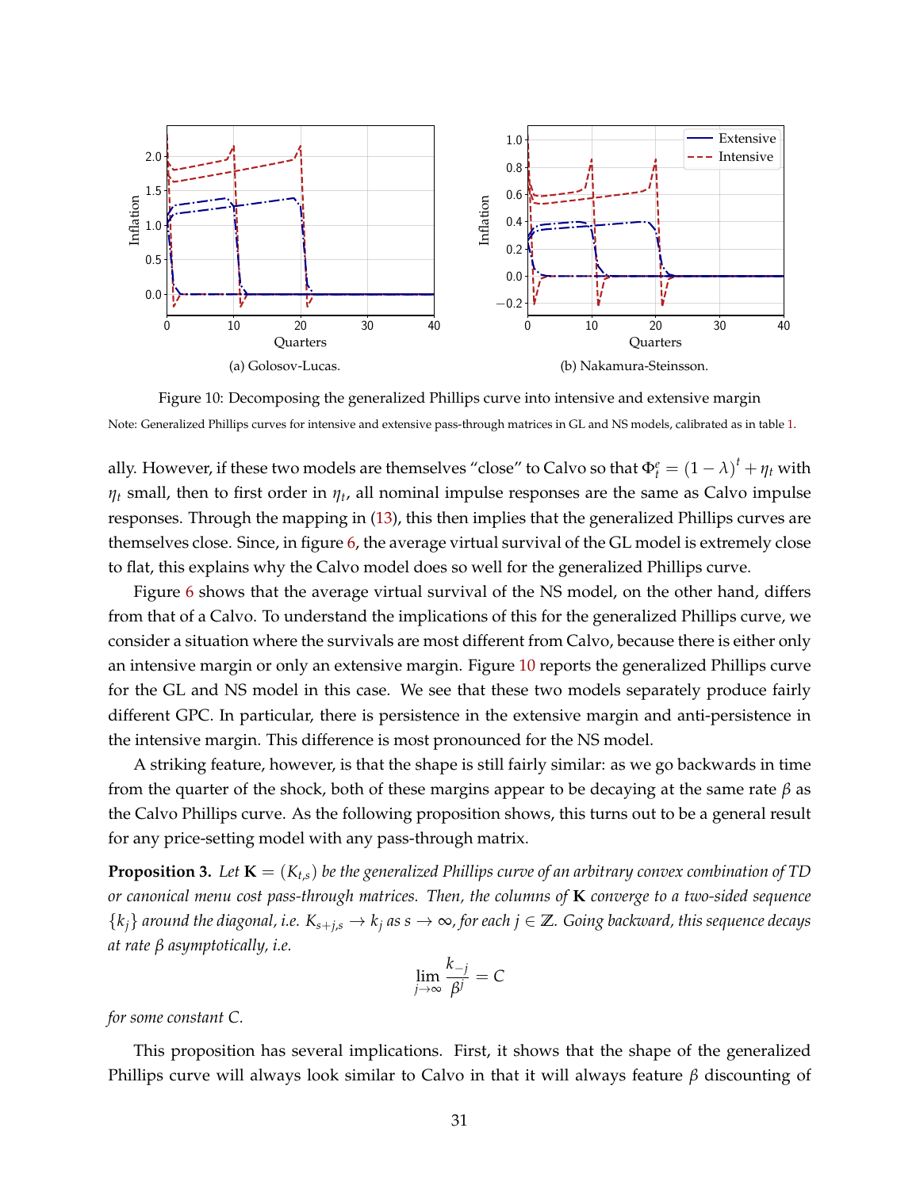(a) Golosov-Lucas.

(b) Nakamura-Steinsson.

Figure 10: Decomposing the generalized Phillips curve into intensive and extensive margin

Note: Generalized Phillips curves for intensive and extensive pass-through matrices in GL and NS models, calibrated as in table 1.

ally. However, if these two models are themselves "close" to Calvo so that $\Phi_t^e = (1-\lambda)^t + \eta_t$ with $\eta_t$ small, then to first order in $\eta_t$, all nominal impulse responses are the same as Calvo impulse responses. Through the mapping in (13), this then implies that the generalized Phillips curves are themselves close. Since, in figure 6, the average virtual survival of the GL model is extremely close to flat, this explains why the Calvo model does so well for the generalized Phillips curve.

Figure 6 shows that the average virtual survival of the NS model, on the other hand, differs from that of a Calvo. To understand the implications of this for the generalized Phillips curve, we consider a situation where the survivals are most different from Calvo, because there is either only an intensive margin or only an extensive margin. Figure 10 reports the generalized Phillips curve for the GL and NS model in this case. We see that these two models separately produce fairly different GPC. In particular, there is persistence in the extensive margin and anti-persistence in the intensive margin. This difference is most pronounced for the NS model.

A striking feature, however, is that the shape is still fairly similar: as we go backwards in time from the quarter of the shock, both of these margins appear to be decaying at the same rate $\beta$ as the Calvo Phillips curve. As the following proposition shows, this turns out to be a general result for any price-setting model with any pass-through matrix.

**Proposition 3.** *Let $\mathbf{K} = (K_{t,s})$ be the generalized Phillips curve of an arbitrary convex combination of TD or canonical menu cost pass-through matrices. Then, the columns of $\mathbf{K}$ converge to a two-sided sequence $\{k_j\}$ around the diagonal, i.e. $K_{s+j,s} \to k_j$ as $s \to \infty$, for each $j \in \mathbb{Z}$. Going backward, this sequence decays at rate $\beta$ asymptotically, i.e.*

$$\lim_{j\to\infty} \frac{k_{-j}}{\beta^j} = C$$

*for some constant $C$.*

This proposition has several implications. First, it shows that the shape of the generalized Phillips curve will always look similar to Calvo in that it will always feature $\beta$ discounting of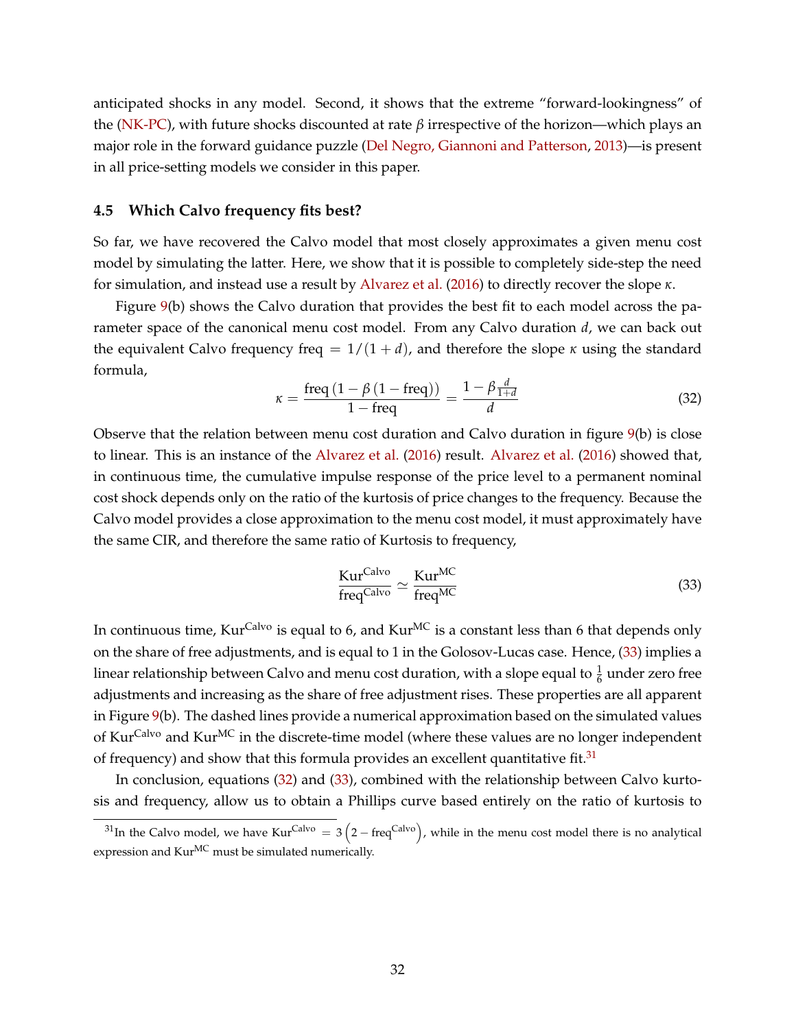anticipated shocks in any model. Second, it shows that the extreme "forward-lookingness" of the (NK-PC), with future shocks discounted at rate $\beta$ irrespective of the horizon—which plays an major role in the forward guidance puzzle (Del Negro, Giannoni and Patterson, 2013)—is present in all price-setting models we consider in this paper.

### 4.5 Which Calvo frequency fits best?

So far, we have recovered the Calvo model that most closely approximates a given menu cost model by simulating the latter. Here, we show that it is possible to completely side-step the need for simulation, and instead use a result by Alvarez et al. (2016) to directly recover the slope $\kappa$.

Figure 9(b) shows the Calvo duration that provides the best fit to each model across the parameter space of the canonical menu cost model. From any Calvo duration $d$, we can back out the equivalent Calvo frequency $\text{freq} = 1/(1+d)$, and therefore the slope $\kappa$ using the standard formula,

$$\kappa = \frac{\text{freq}\,(1-\beta\,(1-\text{freq}))}{1-\text{freq}} = \frac{1-\beta\frac{d}{1+d}}{d} \tag{32}$$

Observe that the relation between menu cost duration and Calvo duration in figure 9(b) is close to linear. This is an instance of the Alvarez et al. (2016) result. Alvarez et al. (2016) showed that, in continuous time, the cumulative impulse response of the price level to a permanent nominal cost shock depends only on the ratio of the kurtosis of price changes to the frequency. Because the Calvo model provides a close approximation to the menu cost model, it must approximately have the same CIR, and therefore the same ratio of Kurtosis to frequency,

$$\frac{\text{Kur}^{\text{Calvo}}}{\text{freq}^{\text{Calvo}}} \simeq \frac{\text{Kur}^{\text{MC}}}{\text{freq}^{\text{MC}}} \tag{33}$$

In continuous time, $\text{Kur}^{\text{Calvo}}$ is equal to 6, and $\text{Kur}^{\text{MC}}$ is a constant less than 6 that depends only on the share of free adjustments, and is equal to 1 in the Golosov-Lucas case. Hence, (33) implies a linear relationship between Calvo and menu cost duration, with a slope equal to $\frac{1}{6}$ under zero free adjustments and increasing as the share of free adjustment rises. These properties are all apparent in Figure 9(b). The dashed lines provide a numerical approximation based on the simulated values of $\text{Kur}^{\text{Calvo}}$ and $\text{Kur}^{\text{MC}}$ in the discrete-time model (where these values are no longer independent of frequency) and show that this formula provides an excellent quantitative fit.[31]

In conclusion, equations (32) and (33), combined with the relationship between Calvo kurtosis and frequency, allow us to obtain a Phillips curve based entirely on the ratio of kurtosis to

[31] In the Calvo model, we have $\text{Kur}^{\text{Calvo}} = 3\left(2-\text{freq}^{\text{Calvo}}\right)$, while in the menu cost model there is no analytical expression and $\text{Kur}^{\text{MC}}$ must be simulated numerically.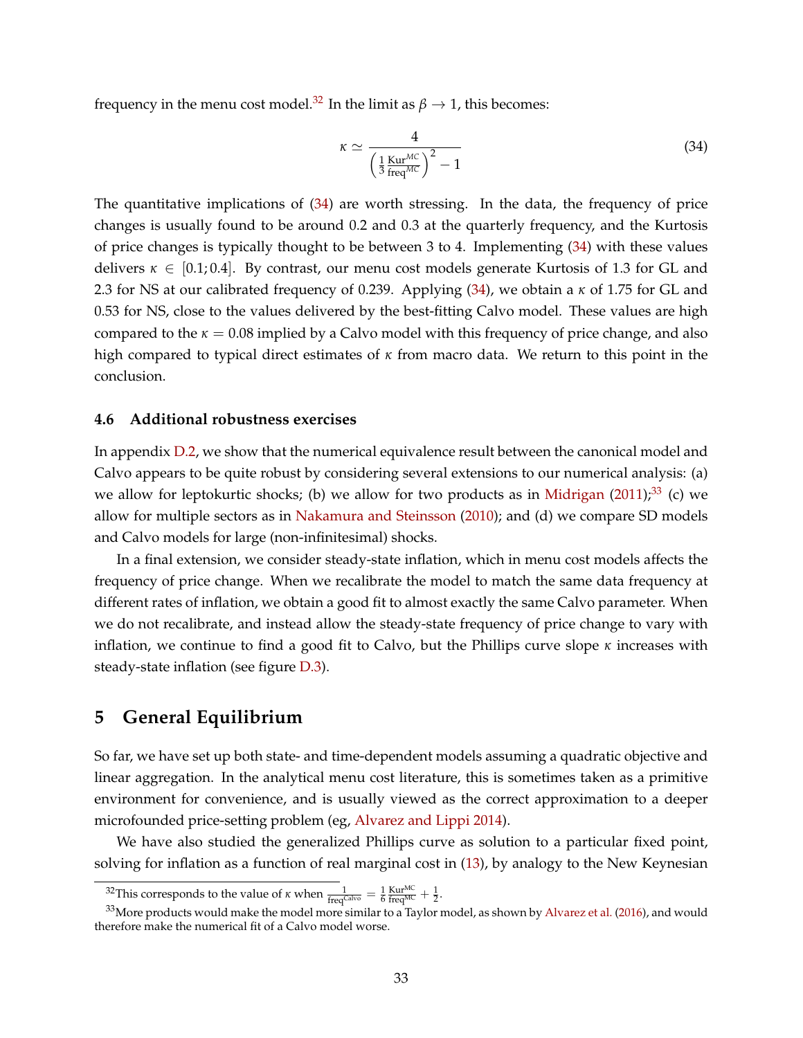frequency in the menu cost model.[32] In the limit as $\beta \to 1$, this becomes:

$$\kappa \simeq \frac{4}{\left(\frac{1}{3}\frac{\text{Kur}^{MC}}{\text{freq}^{MC}}\right)^2 - 1} \tag{34}$$

The quantitative implications of (34) are worth stressing. In the data, the frequency of price changes is usually found to be around 0.2 and 0.3 at the quarterly frequency, and the Kurtosis of price changes is typically thought to be between 3 to 4. Implementing (34) with these values delivers $\kappa \in [0.1; 0.4]$. By contrast, our menu cost models generate Kurtosis of 1.3 for GL and 2.3 for NS at our calibrated frequency of 0.239. Applying (34), we obtain a $\kappa$ of 1.75 for GL and 0.53 for NS, close to the values delivered by the best-fitting Calvo model. These values are high compared to the $\kappa = 0.08$ implied by a Calvo model with this frequency of price change, and also high compared to typical direct estimates of $\kappa$ from macro data. We return to this point in the conclusion.

### 4.6 Additional robustness exercises

In appendix D.2, we show that the numerical equivalence result between the canonical model and Calvo appears to be quite robust by considering several extensions to our numerical analysis: (a) we allow for leptokurtic shocks; (b) we allow for two products as in Midrigan (2011);[33] (c) we allow for multiple sectors as in Nakamura and Steinsson (2010); and (d) we compare SD models and Calvo models for large (non-infinitesimal) shocks.

In a final extension, we consider steady-state inflation, which in menu cost models affects the frequency of price change. When we recalibrate the model to match the same data frequency at different rates of inflation, we obtain a good fit to almost exactly the same Calvo parameter. When we do not recalibrate, and instead allow the steady-state frequency of price change to vary with inflation, we continue to find a good fit to Calvo, but the Phillips curve slope $\kappa$ increases with steady-state inflation (see figure D.3).

## 5 General Equilibrium

So far, we have set up both state- and time-dependent models assuming a quadratic objective and linear aggregation. In the analytical menu cost literature, this is sometimes taken as a primitive environment for convenience, and is usually viewed as the correct approximation to a deeper microfounded price-setting problem (eg, Alvarez and Lippi 2014).

We have also studied the generalized Phillips curve as solution to a particular fixed point, solving for inflation as a function of real marginal cost in (13), by analogy to the New Keynesian

---

[32] This corresponds to the value of $\kappa$ when $\frac{1}{\text{freq}^{\text{Calvo}}} = \frac{1}{6}\frac{\text{Kur}^{\text{MC}}}{\text{freq}^{\text{MC}}} + \frac{1}{2}$.

[33] More products would make the model more similar to a Taylor model, as shown by Alvarez et al. (2016), and would therefore make the numerical fit of a Calvo model worse.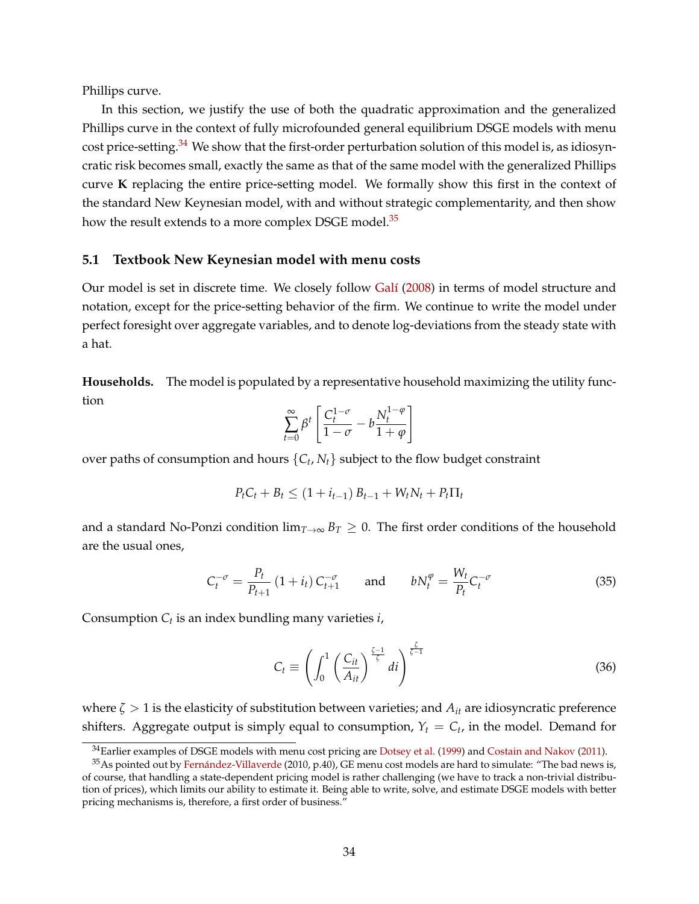Phillips curve.

In this section, we justify the use of both the quadratic approximation and the generalized Phillips curve in the context of fully microfounded general equilibrium DSGE models with menu cost price-setting.[34] We show that the first-order perturbation solution of this model is, as idiosyncratic risk becomes small, exactly the same as that of the same model with the generalized Phillips curve $\mathbf{K}$ replacing the entire price-setting model. We formally show this first in the context of the standard New Keynesian model, with and without strategic complementarity, and then show how the result extends to a more complex DSGE model.[35]

### 5.1 Textbook New Keynesian model with menu costs

Our model is set in discrete time. We closely follow Galí (2008) in terms of model structure and notation, except for the price-setting behavior of the firm. We continue to write the model under perfect foresight over aggregate variables, and to denote log-deviations from the steady state with a hat.

**Households.** The model is populated by a representative household maximizing the utility function

$$\sum_{t=0}^{\infty} \beta^t \left[ \frac{C_t^{1-\sigma}}{1-\sigma} - b \frac{N_t^{1-\varphi}}{1+\varphi} \right]$$

over paths of consumption and hours $\{C_t, N_t\}$ subject to the flow budget constraint

$$P_t C_t + B_t \leq (1 + i_{t-1}) B_{t-1} + W_t N_t + P_t \Pi_t$$

and a standard No-Ponzi condition $\lim_{T\to\infty} B_T \geq 0$. The first order conditions of the household are the usual ones,

$$C_t^{-\sigma} = \frac{P_t}{P_{t+1}} (1 + i_t) C_{t+1}^{-\sigma} \qquad \text{and} \qquad b N_t^{\varphi} = \frac{W_t}{P_t} C_t^{-\sigma} \tag{35}$$

Consumption $C_t$ is an index bundling many varieties $i$,

$$C_t \equiv \left( \int_0^1 \left( \frac{C_{it}}{A_{it}} \right)^{\frac{\zeta-1}{\zeta}} di \right)^{\frac{\zeta}{\zeta-1}} \tag{36}$$

where $\zeta > 1$ is the elasticity of substitution between varieties; and $A_{it}$ are idiosyncratic preference shifters. Aggregate output is simply equal to consumption, $Y_t = C_t$, in the model. Demand for

[34] Earlier examples of DSGE models with menu cost pricing are Dotsey et al. (1999) and Costain and Nakov (2011).

[35] As pointed out by Fernández-Villaverde (2010, p.40), GE menu cost models are hard to simulate: "The bad news is, of course, that handling a state-dependent pricing model is rather challenging (we have to track a non-trivial distribution of prices), which limits our ability to estimate it. Being able to write, solve, and estimate DSGE models with better pricing mechanisms is, therefore, a first order of business."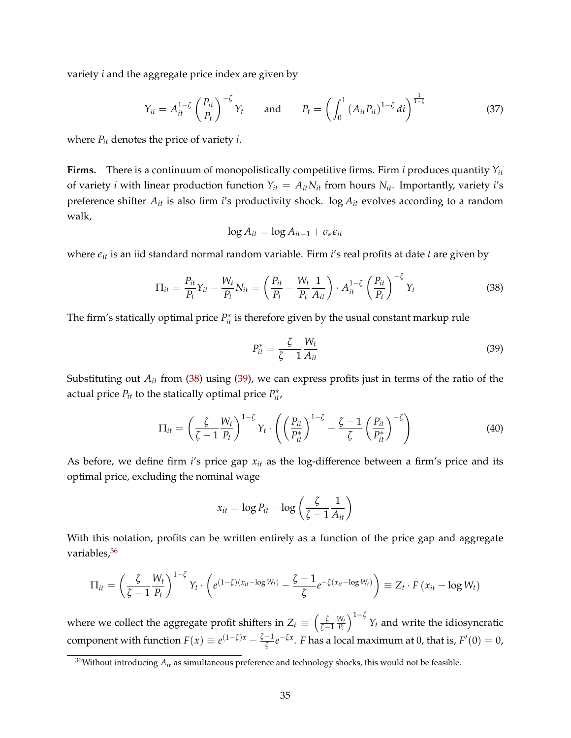variety $i$ and the aggregate price index are given by

$$Y_{it} = A_{it}^{1-\zeta} \left( \frac{P_{it}}{P_t} \right)^{-\zeta} Y_t \qquad \text{and} \qquad P_t = \left( \int_0^1 (A_{it} P_{it})^{1-\zeta} \, di \right)^{\frac{1}{1-\zeta}} \tag{37}$$

where $P_{it}$ denotes the price of variety $i$.

**Firms.** There is a continuum of monopolistically competitive firms. Firm $i$ produces quantity $Y_{it}$ of variety $i$ with linear production function $Y_{it} = A_{it} N_{it}$ from hours $N_{it}$. Importantly, variety $i$'s preference shifter $A_{it}$ is also firm $i$'s productivity shock. $\log A_{it}$ evolves according to a random walk,

$$\log A_{it} = \log A_{it-1} + \sigma_\epsilon \epsilon_{it}$$

where $\epsilon_{it}$ is an iid standard normal random variable. Firm $i$'s real profits at date $t$ are given by

$$\Pi_{it} = \frac{P_{it}}{P_t} Y_{it} - \frac{W_t}{P_t} N_{it} = \left( \frac{P_{it}}{P_t} - \frac{W_t}{P_t} \frac{1}{A_{it}} \right) \cdot A_{it}^{1-\zeta} \left( \frac{P_{it}}{P_t} \right)^{-\zeta} Y_t \tag{38}$$

The firm's statically optimal price $P_{it}^*$ is therefore given by the usual constant markup rule

$$P_{it}^* = \frac{\zeta}{\zeta - 1} \frac{W_t}{A_{it}} \tag{39}$$

Substituting out $A_{it}$ from (38) using (39), we can express profits just in terms of the ratio of the actual price $P_{it}$ to the statically optimal price $P_{it}^*$,

$$\Pi_{it} = \left( \frac{\zeta}{\zeta - 1} \frac{W_t}{P_t} \right)^{1-\zeta} Y_t \cdot \left( \left( \frac{P_{it}}{P_{it}^*} \right)^{1-\zeta} - \frac{\zeta - 1}{\zeta} \left( \frac{P_{it}}{P_{it}^*} \right)^{-\zeta} \right) \tag{40}$$

As before, we define firm $i$'s price gap $x_{it}$ as the log-difference between a firm's price and its optimal price, excluding the nominal wage

$$x_{it} = \log P_{it} - \log \left( \frac{\zeta}{\zeta - 1} \frac{1}{A_{it}} \right)$$

With this notation, profits can be written entirely as a function of the price gap and aggregate variables,[36]

$$\Pi_{it} = \left( \frac{\zeta}{\zeta - 1} \frac{W_t}{P_t} \right)^{1-\zeta} Y_t \cdot \left( e^{(1-\zeta)(x_{it} - \log W_t)} - \frac{\zeta - 1}{\zeta} e^{-\zeta(x_{it} - \log W_t)} \right) \equiv Z_t \cdot F\left( x_{it} - \log W_t \right)$$

where we collect the aggregate profit shifters in $Z_t \equiv \left( \frac{\zeta}{\zeta-1} \frac{W_t}{P_t} \right)^{1-\zeta} Y_t$ and write the idiosyncratic component with function $F(x) \equiv e^{(1-\zeta)x} - \frac{\zeta-1}{\zeta} e^{-\zeta x}$. $F$ has a local maximum at 0, that is, $F'(0) = 0$,

[36] Without introducing $A_{it}$ as simultaneous preference and technology shocks, this would not be feasible.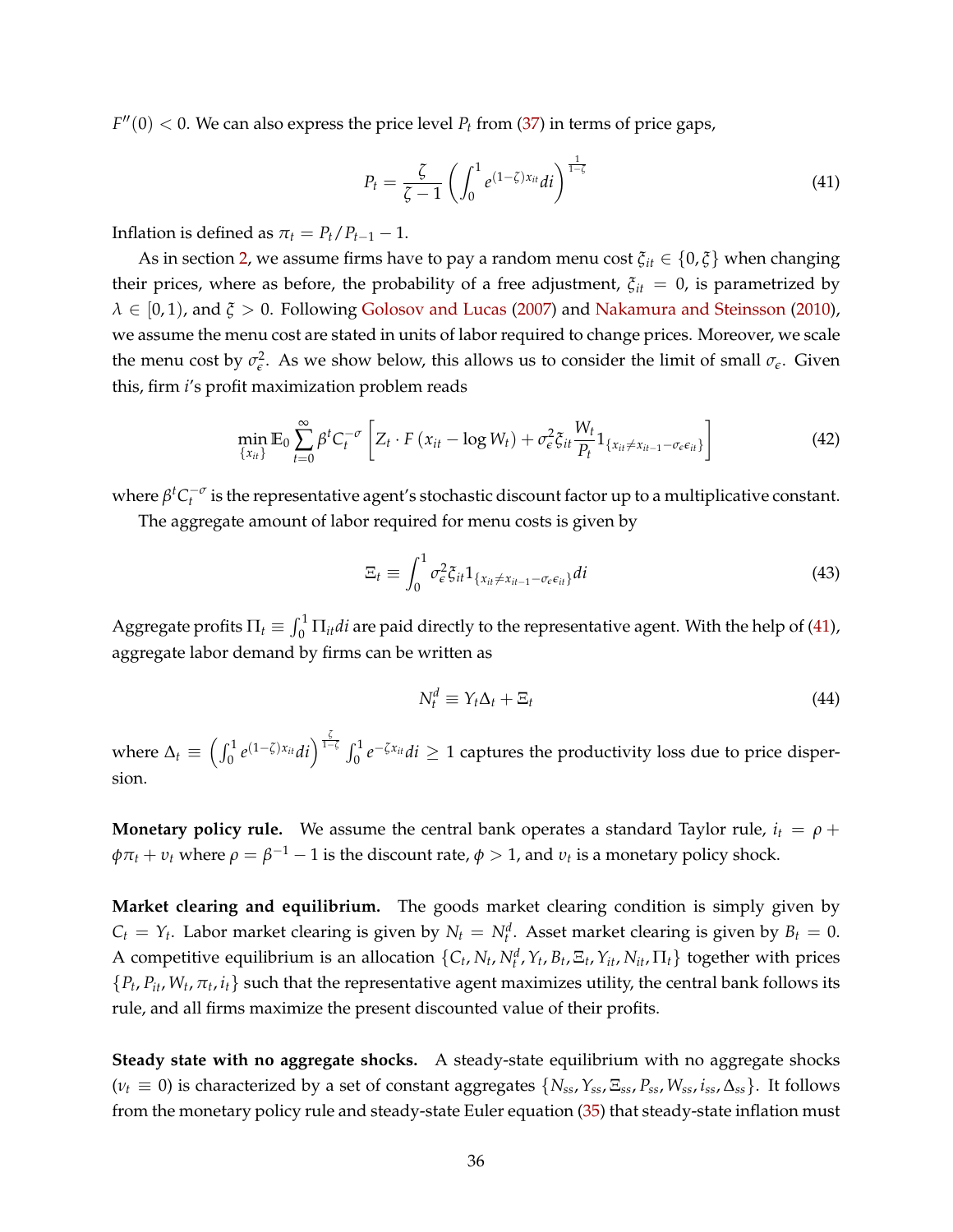$F''(0) < 0$. We can also express the price level $P_t$ from (37) in terms of price gaps,

$$P_t = \frac{\zeta}{\zeta - 1} \left( \int_0^1 e^{(1-\zeta)x_{it}} di \right)^{\frac{1}{1-\zeta}} \tag{41}$$

Inflation is defined as $\pi_t = P_t / P_{t-1} - 1$.

As in section 2, we assume firms have to pay a random menu cost $\xi_{it} \in \{0, \xi\}$ when changing their prices, where as before, the probability of a free adjustment, $\xi_{it} = 0$, is parametrized by $\lambda \in [0, 1)$, and $\xi > 0$. Following Golosov and Lucas (2007) and Nakamura and Steinsson (2010), we assume the menu cost are stated in units of labor required to change prices. Moreover, we scale the menu cost by $\sigma_\epsilon^2$. As we show below, this allows us to consider the limit of small $\sigma_\epsilon$. Given this, firm $i$'s profit maximization problem reads

$$\min_{\{x_{it}\}} \mathbb{E}_0 \sum_{t=0}^{\infty} \beta^t C_t^{-\sigma} \left[ Z_t \cdot F\left(x_{it} - \log W_t\right) + \sigma_\epsilon^2 \xi_{it} \frac{W_t}{P_t} 1_{\{x_{it} \neq x_{it-1} - \sigma_\epsilon \epsilon_{it}\}} \right] \tag{42}$$

where $\beta^t C_t^{-\sigma}$ is the representative agent's stochastic discount factor up to a multiplicative constant.

The aggregate amount of labor required for menu costs is given by

$$\Xi_t \equiv \int_0^1 \sigma_\epsilon^2 \xi_{it} 1_{\{x_{it} \neq x_{it-1} - \sigma_\epsilon \epsilon_{it}\}} di \tag{43}$$

Aggregate profits $\Pi_t \equiv \int_0^1 \Pi_{it} di$ are paid directly to the representative agent. With the help of (41), aggregate labor demand by firms can be written as

$$N_t^d \equiv Y_t \Delta_t + \Xi_t \tag{44}$$

where $\Delta_t \equiv \left( \int_0^1 e^{(1-\zeta)x_{it}} di \right)^{\frac{\zeta}{1-\zeta}} \int_0^1 e^{-\zeta x_{it}} di \geq 1$ captures the productivity loss due to price dispersion.

**Monetary policy rule.** We assume the central bank operates a standard Taylor rule, $i_t = \rho + \phi \pi_t + v_t$ where $\rho = \beta^{-1} - 1$ is the discount rate, $\phi > 1$, and $v_t$ is a monetary policy shock.

**Market clearing and equilibrium.** The goods market clearing condition is simply given by $C_t = Y_t$. Labor market clearing is given by $N_t = N_t^d$. Asset market clearing is given by $B_t = 0$. A competitive equilibrium is an allocation $\{C_t, N_t, N_t^d, Y_t, B_t, \Xi_t, Y_{it}, N_{it}, \Pi_t\}$ together with prices $\{P_t, P_{it}, W_t, \pi_t, i_t\}$ such that the representative agent maximizes utility, the central bank follows its rule, and all firms maximize the present discounted value of their profits.

**Steady state with no aggregate shocks.** A steady-state equilibrium with no aggregate shocks ($v_t \equiv 0$) is characterized by a set of constant aggregates $\{N_{ss}, Y_{ss}, \Xi_{ss}, P_{ss}, W_{ss}, i_{ss}, \Delta_{ss}\}$. It follows from the monetary policy rule and steady-state Euler equation (35) that steady-state inflation must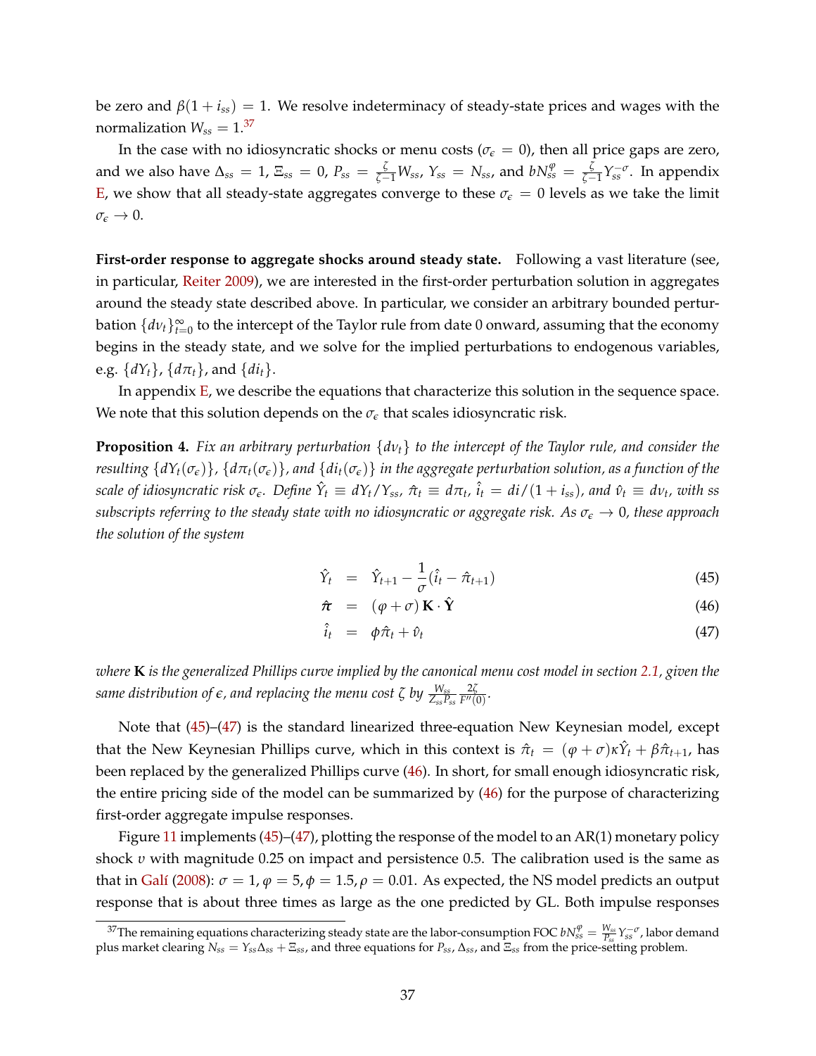be zero and $\beta(1+i_{ss}) = 1$. We resolve indeterminacy of steady-state prices and wages with the normalization $W_{ss} = 1$.[37]

In the case with no idiosyncratic shocks or menu costs ($\sigma_\epsilon = 0$), then all price gaps are zero, and we also have $\Delta_{ss} = 1$, $\Xi_{ss} = 0$, $P_{ss} = \frac{\zeta}{\zeta-1}W_{ss}$, $Y_{ss} = N_{ss}$, and $bN_{ss}^{\varphi} = \frac{\zeta}{\zeta-1}Y_{ss}^{-\sigma}$. In appendix E, we show that all steady-state aggregates converge to these $\sigma_\epsilon = 0$ levels as we take the limit $\sigma_\epsilon \to 0$.

**First-order response to aggregate shocks around steady state.** Following a vast literature (see, in particular, Reiter 2009), we are interested in the first-order perturbation solution in aggregates around the steady state described above. In particular, we consider an arbitrary bounded perturbation $\{d\nu_t\}_{t=0}^{\infty}$ to the intercept of the Taylor rule from date 0 onward, assuming that the economy begins in the steady state, and we solve for the implied perturbations to endogenous variables, e.g. $\{dY_t\}$, $\{d\pi_t\}$, and $\{di_t\}$.

In appendix E, we describe the equations that characterize this solution in the sequence space. We note that this solution depends on the $\sigma_\epsilon$ that scales idiosyncratic risk.

**Proposition 4.** *Fix an arbitrary perturbation $\{d\nu_t\}$ to the intercept of the Taylor rule, and consider the resulting $\{dY_t(\sigma_\epsilon)\}$, $\{d\pi_t(\sigma_\epsilon)\}$, and $\{di_t(\sigma_\epsilon)\}$ in the aggregate perturbation solution, as a function of the scale of idiosyncratic risk $\sigma_\epsilon$. Define $\hat{Y}_t \equiv dY_t/Y_{ss}$, $\hat{\pi}_t \equiv d\pi_t$, $\hat{i}_t = di/(1+i_{ss})$, and $\hat{\nu}_t \equiv d\nu_t$, with ss subscripts referring to the steady state with no idiosyncratic or aggregate risk. As $\sigma_\epsilon \to 0$, these approach the solution of the system*

$$\hat{Y}_t = \hat{Y}_{t+1} - \frac{1}{\sigma}(\hat{i}_t - \hat{\pi}_{t+1}) \tag{45}$$

$$\hat{\boldsymbol{\pi}} = (\varphi + \sigma)\,\mathbf{K} \cdot \hat{\mathbf{Y}} \tag{46}$$

$$\hat{i}_t = \phi\hat{\pi}_t + \hat{\nu}_t \tag{47}$$

*where $\mathbf{K}$ is the generalized Phillips curve implied by the canonical menu cost model in section 2.1, given the same distribution of $\epsilon$, and replacing the menu cost $\zeta$ by $\frac{W_{ss}}{Z_{ss}P_{ss}}\frac{2\zeta}{F''(0)}$.*

Note that (45)–(47) is the standard linearized three-equation New Keynesian model, except that the New Keynesian Phillips curve, which in this context is $\hat{\pi}_t = (\varphi+\sigma)\kappa\hat{Y}_t + \beta\hat{\pi}_{t+1}$, has been replaced by the generalized Phillips curve (46). In short, for small enough idiosyncratic risk, the entire pricing side of the model can be summarized by (46) for the purpose of characterizing first-order aggregate impulse responses.

Figure 11 implements (45)–(47), plotting the response of the model to an AR(1) monetary policy shock $\upsilon$ with magnitude 0.25 on impact and persistence 0.5. The calibration used is the same as that in Galí (2008): $\sigma = 1, \varphi = 5, \phi = 1.5, \rho = 0.01$. As expected, the NS model predicts an output response that is about three times as large as the one predicted by GL. Both impulse responses

[37] The remaining equations characterizing steady state are the labor-consumption FOC $bN_{ss}^{\varphi} = \frac{W_{ss}}{P_{ss}}Y_{ss}^{-\sigma}$, labor demand plus market clearing $N_{ss} = Y_{ss}\Delta_{ss} + \Xi_{ss}$, and three equations for $P_{ss}$, $\Delta_{ss}$, and $\Xi_{ss}$ from the price-setting problem.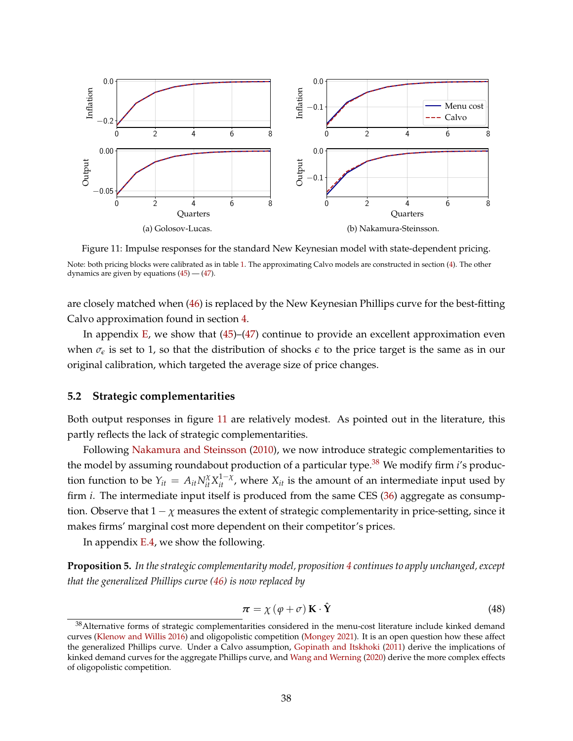(a) Golosov-Lucas.

(b) Nakamura-Steinsson.

Figure 11: Impulse responses for the standard New Keynesian model with state-dependent pricing.

Note: both pricing blocks were calibrated as in table 1. The approximating Calvo models are constructed in section (4). The other dynamics are given by equations (45) — (47).

are closely matched when (46) is replaced by the New Keynesian Phillips curve for the best-fitting Calvo approximation found in section 4.

In appendix E, we show that (45)–(47) continue to provide an excellent approximation even when $\sigma_\epsilon$ is set to 1, so that the distribution of shocks $\epsilon$ to the price target is the same as in our original calibration, which targeted the average size of price changes.

### 5.2 Strategic complementarities

Both output responses in figure 11 are relatively modest. As pointed out in the literature, this partly reflects the lack of strategic complementarities.

Following Nakamura and Steinsson (2010), we now introduce strategic complementarities to the model by assuming roundabout production of a particular type.[38] We modify firm $i$'s production function to be $Y_{it} = A_{it} N_{it}^{\chi} X_{it}^{1-\chi}$, where $X_{it}$ is the amount of an intermediate input used by firm $i$. The intermediate input itself is produced from the same CES (36) aggregate as consumption. Observe that $1 - \chi$ measures the extent of strategic complementarity in price-setting, since it makes firms' marginal cost more dependent on their competitor's prices.

In appendix E.4, we show the following.

**Proposition 5.** *In the strategic complementarity model, proposition 4 continues to apply unchanged, except that the generalized Phillips curve (46) is now replaced by*

$$\boldsymbol{\pi} = \chi (\varphi + \sigma) \mathbf{K} \cdot \hat{\mathbf{Y}} \tag{48}$$

[38] Alternative forms of strategic complementarities considered in the menu-cost literature include kinked demand curves (Klenow and Willis 2016) and oligopolistic competition (Mongey 2021). It is an open question how these affect the generalized Phillips curve. Under a Calvo assumption, Gopinath and Itskhoki (2011) derive the implications of kinked demand curves for the aggregate Phillips curve, and Wang and Werning (2020) derive the more complex effects of oligopolistic competition.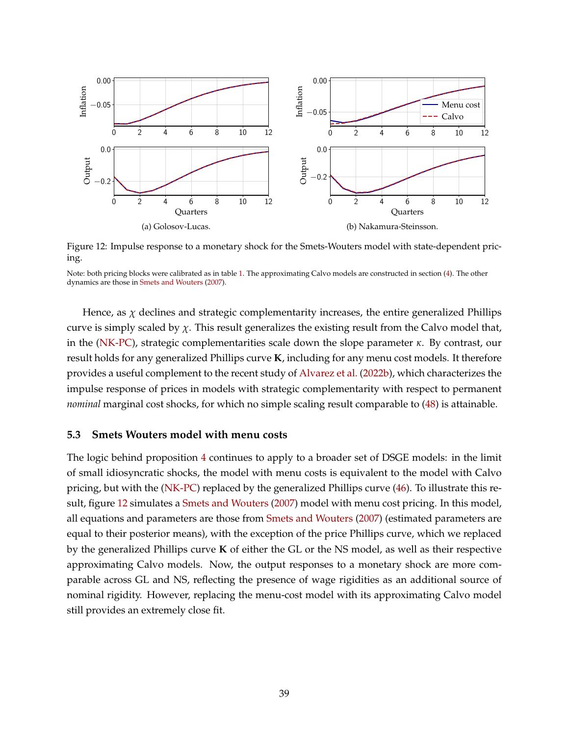(a) Golosov-Lucas.

(b) Nakamura-Steinsson.

Figure 12: Impulse response to a monetary shock for the Smets-Wouters model with state-dependent pricing.

Note: both pricing blocks were calibrated as in table 1. The approximating Calvo models are constructed in section (4). The other dynamics are those in Smets and Wouters (2007).

Hence, as $\chi$ declines and strategic complementarity increases, the entire generalized Phillips curve is simply scaled by $\chi$. This result generalizes the existing result from the Calvo model that, in the (NK-PC), strategic complementarities scale down the slope parameter $\kappa$. By contrast, our result holds for any generalized Phillips curve $\mathbf{K}$, including for any menu cost models. It therefore provides a useful complement to the recent study of Alvarez et al. (2022b), which characterizes the impulse response of prices in models with strategic complementarity with respect to permanent *nominal* marginal cost shocks, for which no simple scaling result comparable to (48) is attainable.

### 5.3 Smets Wouters model with menu costs

The logic behind proposition 4 continues to apply to a broader set of DSGE models: in the limit of small idiosyncratic shocks, the model with menu costs is equivalent to the model with Calvo pricing, but with the (NK-PC) replaced by the generalized Phillips curve (46). To illustrate this result, figure 12 simulates a Smets and Wouters (2007) model with menu cost pricing. In this model, all equations and parameters are those from Smets and Wouters (2007) (estimated parameters are equal to their posterior means), with the exception of the price Phillips curve, which we replaced by the generalized Phillips curve $\mathbf{K}$ of either the GL or the NS model, as well as their respective approximating Calvo models. Now, the output responses to a monetary shock are more comparable across GL and NS, reflecting the presence of wage rigidities as an additional source of nominal rigidity. However, replacing the menu-cost model with its approximating Calvo model still provides an extremely close fit.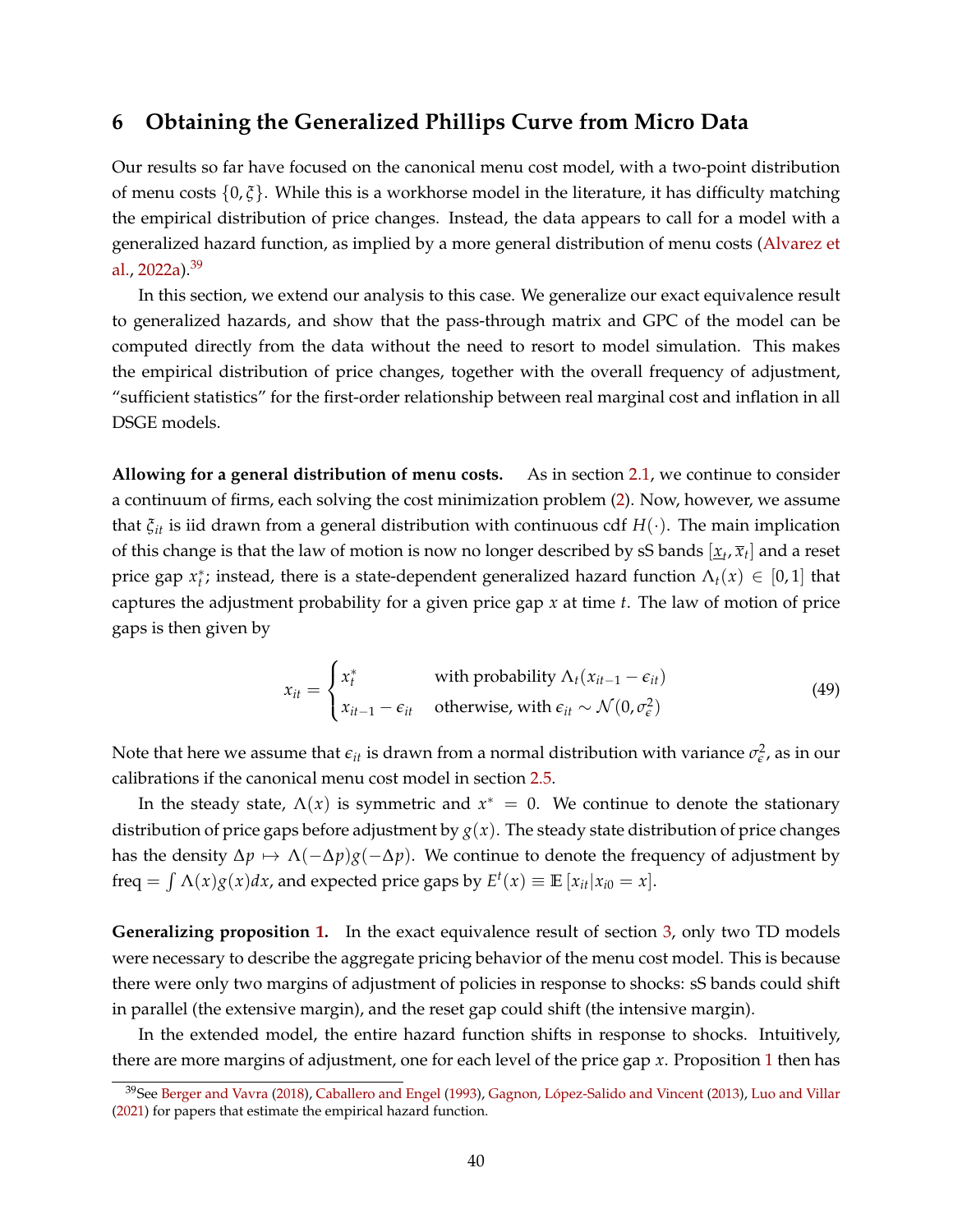# 6 Obtaining the Generalized Phillips Curve from Micro Data

Our results so far have focused on the canonical menu cost model, with a two-point distribution of menu costs $\{0, \xi\}$. While this is a workhorse model in the literature, it has difficulty matching the empirical distribution of price changes. Instead, the data appears to call for a model with a generalized hazard function, as implied by a more general distribution of menu costs (Alvarez et al., 2022a).[39]

In this section, we extend our analysis to this case. We generalize our exact equivalence result to generalized hazards, and show that the pass-through matrix and GPC of the model can be computed directly from the data without the need to resort to model simulation. This makes the empirical distribution of price changes, together with the overall frequency of adjustment, "sufficient statistics" for the first-order relationship between real marginal cost and inflation in all DSGE models.

**Allowing for a general distribution of menu costs.** As in section 2.1, we continue to consider a continuum of firms, each solving the cost minimization problem (2). Now, however, we assume that $\xi_{it}$ is iid drawn from a general distribution with continuous cdf $H(\cdot)$. The main implication of this change is that the law of motion is now no longer described by sS bands $[\underline{x}_t, \overline{x}_t]$ and a reset price gap $x_t^*$; instead, there is a state-dependent generalized hazard function $\Lambda_t(x) \in [0, 1]$ that captures the adjustment probability for a given price gap $x$ at time $t$. The law of motion of price gaps is then given by

$$
x_{it} = \begin{cases} x_t^* & \text{with probability } \Lambda_t(x_{it-1} - \epsilon_{it}) \\ x_{it-1} - \epsilon_{it} & \text{otherwise, with } \epsilon_{it} \sim \mathcal{N}(0, \sigma_\epsilon^2) \end{cases} \tag{49}
$$

Note that here we assume that $\epsilon_{it}$ is drawn from a normal distribution with variance $\sigma_\epsilon^2$, as in our calibrations if the canonical menu cost model in section 2.5.

In the steady state, $\Lambda(x)$ is symmetric and $x^* = 0$. We continue to denote the stationary distribution of price gaps before adjustment by $g(x)$. The steady state distribution of price changes has the density $\Delta p \mapsto \Lambda(-\Delta p) g(-\Delta p)$. We continue to denote the frequency of adjustment by freq $= \int \Lambda(x) g(x) dx$, and expected price gaps by $E^t(x) \equiv \mathbb{E}[x_{it} | x_{i0} = x]$.

**Generalizing proposition 1.** In the exact equivalence result of section 3, only two TD models were necessary to describe the aggregate pricing behavior of the menu cost model. This is because there were only two margins of adjustment of policies in response to shocks: sS bands could shift in parallel (the extensive margin), and the reset gap could shift (the intensive margin).

In the extended model, the entire hazard function shifts in response to shocks. Intuitively, there are more margins of adjustment, one for each level of the price gap $x$. Proposition 1 then has

[39] See Berger and Vavra (2018), Caballero and Engel (1993), Gagnon, López-Salido and Vincent (2013), Luo and Villar (2021) for papers that estimate the empirical hazard function.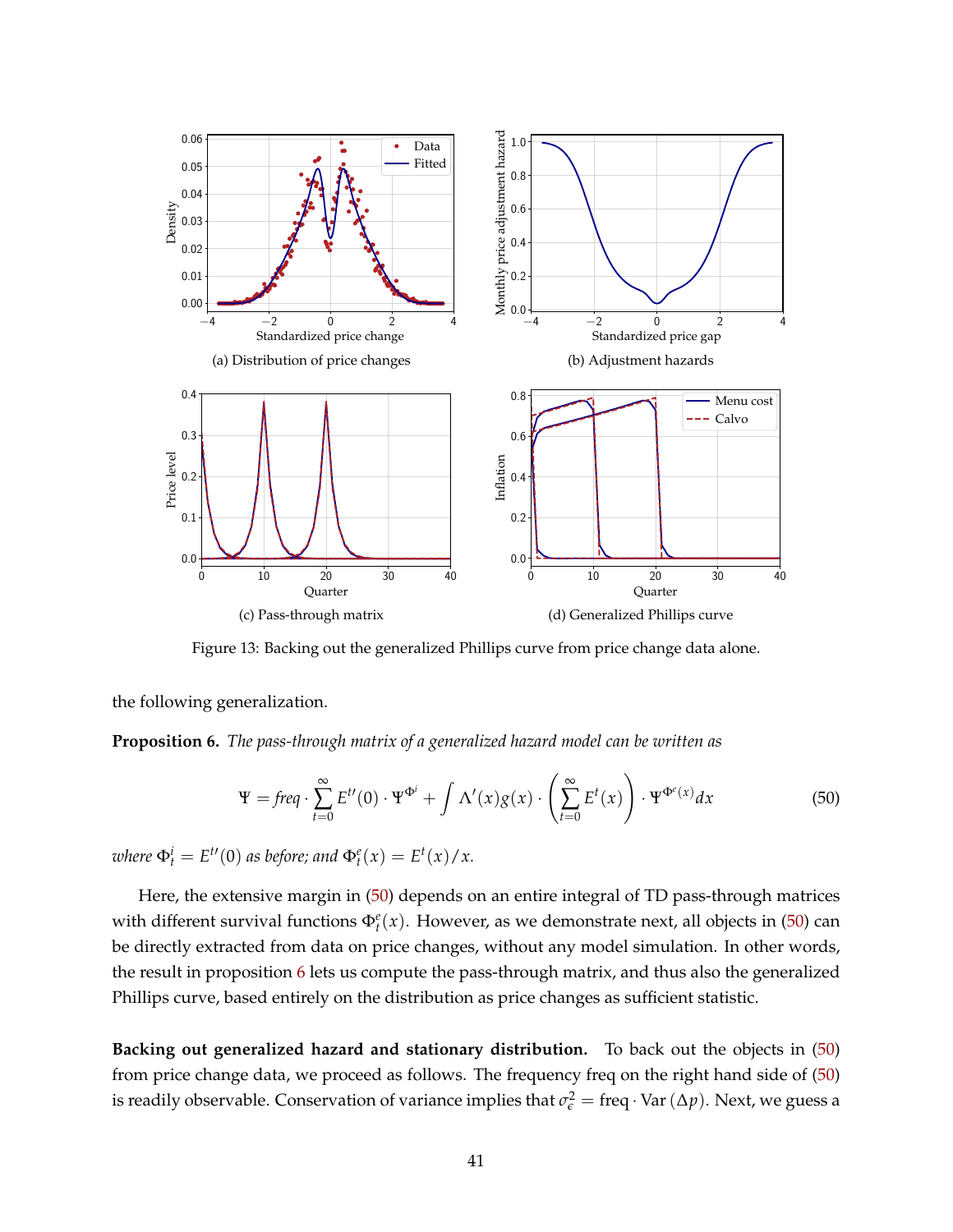(a) Distribution of price changes

(b) Adjustment hazards

(c) Pass-through matrix

(d) Generalized Phillips curve

Figure 13: Backing out the generalized Phillips curve from price change data alone.

the following generalization.

**Proposition 6.** *The pass-through matrix of a generalized hazard model can be written as*

$$\Psi = freq \cdot \sum_{t=0}^{\infty} E^{t\prime}(0) \cdot \Psi^{\Phi^i} + \int \Lambda'(x) g(x) \cdot \left( \sum_{t=0}^{\infty} E^t(x) \right) \cdot \Psi^{\Phi^e(x)} dx \tag{50}$$

*where* $\Phi_t^i = E^{t\prime}(0)$ *as before; and* $\Phi_t^e(x) = E^t(x)/x$.

Here, the extensive margin in (50) depends on an entire integral of TD pass-through matrices with different survival functions $\Phi_t^e(x)$. However, as we demonstrate next, all objects in (50) can be directly extracted from data on price changes, without any model simulation. In other words, the result in proposition 6 lets us compute the pass-through matrix, and thus also the generalized Phillips curve, based entirely on the distribution as price changes as sufficient statistic.

**Backing out generalized hazard and stationary distribution.** To back out the objects in (50) from price change data, we proceed as follows. The frequency freq on the right hand side of (50) is readily observable. Conservation of variance implies that $\sigma_\epsilon^2 = \text{freq} \cdot \text{Var}(\Delta p)$. Next, we guess a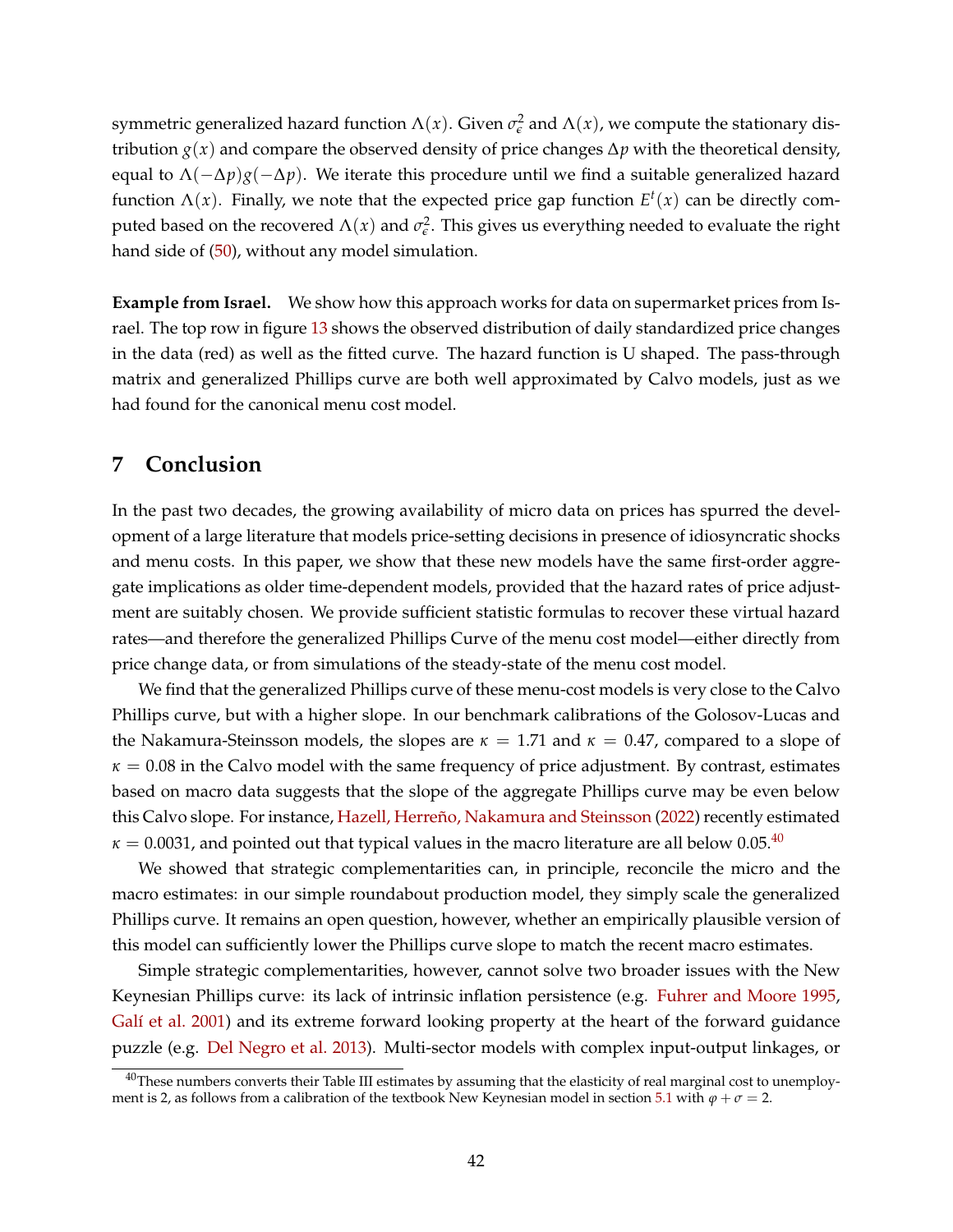symmetric generalized hazard function $\Lambda(x)$. Given $\sigma_\epsilon^2$ and $\Lambda(x)$, we compute the stationary distribution $g(x)$ and compare the observed density of price changes $\Delta p$ with the theoretical density, equal to $\Lambda(-\Delta p)g(-\Delta p)$. We iterate this procedure until we find a suitable generalized hazard function $\Lambda(x)$. Finally, we note that the expected price gap function $E^t(x)$ can be directly computed based on the recovered $\Lambda(x)$ and $\sigma_\epsilon^2$. This gives us everything needed to evaluate the right hand side of (50), without any model simulation.

**Example from Israel.** We show how this approach works for data on supermarket prices from Israel. The top row in figure 13 shows the observed distribution of daily standardized price changes in the data (red) as well as the fitted curve. The hazard function is U shaped. The pass-through matrix and generalized Phillips curve are both well approximated by Calvo models, just as we had found for the canonical menu cost model.

## 7 Conclusion

In the past two decades, the growing availability of micro data on prices has spurred the development of a large literature that models price-setting decisions in presence of idiosyncratic shocks and menu costs. In this paper, we show that these new models have the same first-order aggregate implications as older time-dependent models, provided that the hazard rates of price adjustment are suitably chosen. We provide sufficient statistic formulas to recover these virtual hazard rates—and therefore the generalized Phillips Curve of the menu cost model—either directly from price change data, or from simulations of the steady-state of the menu cost model.

We find that the generalized Phillips curve of these menu-cost models is very close to the Calvo Phillips curve, but with a higher slope. In our benchmark calibrations of the Golosov-Lucas and the Nakamura-Steinsson models, the slopes are $\kappa = 1.71$ and $\kappa = 0.47$, compared to a slope of $\kappa = 0.08$ in the Calvo model with the same frequency of price adjustment. By contrast, estimates based on macro data suggests that the slope of the aggregate Phillips curve may be even below this Calvo slope. For instance, Hazell, Herreño, Nakamura and Steinsson (2022) recently estimated $\kappa = 0.0031$, and pointed out that typical values in the macro literature are all below 0.05.[40]

We showed that strategic complementarities can, in principle, reconcile the micro and the macro estimates: in our simple roundabout production model, they simply scale the generalized Phillips curve. It remains an open question, however, whether an empirically plausible version of this model can sufficiently lower the Phillips curve slope to match the recent macro estimates.

Simple strategic complementarities, however, cannot solve two broader issues with the New Keynesian Phillips curve: its lack of intrinsic inflation persistence (e.g. Fuhrer and Moore 1995, Galí et al. 2001) and its extreme forward looking property at the heart of the forward guidance puzzle (e.g. Del Negro et al. 2013). Multi-sector models with complex input-output linkages, or

[40] These numbers converts their Table III estimates by assuming that the elasticity of real marginal cost to unemployment is 2, as follows from a calibration of the textbook New Keynesian model in section 5.1 with $\varphi + \sigma = 2$.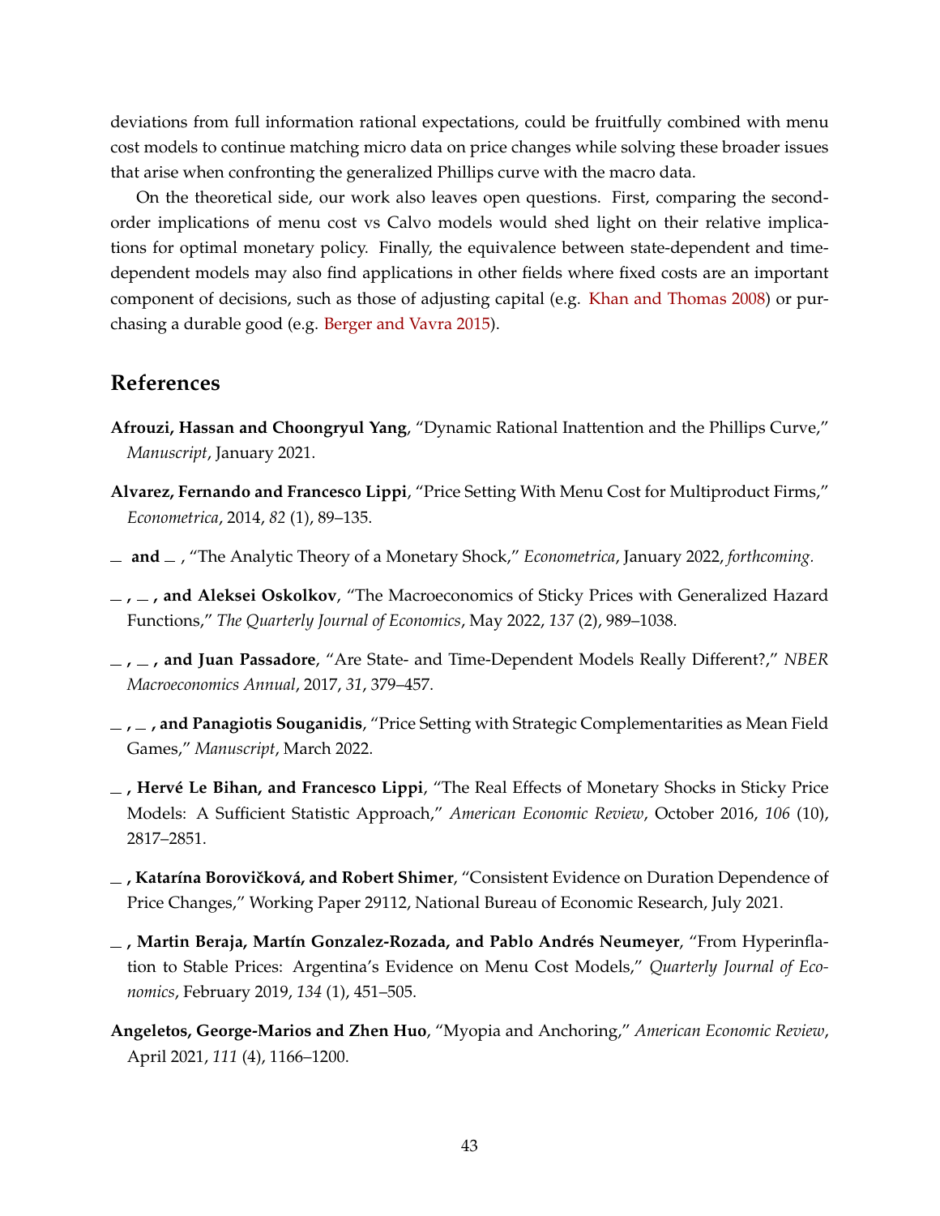deviations from full information rational expectations, could be fruitfully combined with menu cost models to continue matching micro data on price changes while solving these broader issues that arise when confronting the generalized Phillips curve with the macro data.

On the theoretical side, our work also leaves open questions. First, comparing the second-order implications of menu cost vs Calvo models would shed light on their relative implications for optimal monetary policy. Finally, the equivalence between state-dependent and time-dependent models may also find applications in other fields where fixed costs are an important component of decisions, such as those of adjusting capital (e.g. Khan and Thomas 2008) or purchasing a durable good (e.g. Berger and Vavra 2015).

## References

**Afrouzi, Hassan and Choongryul Yang**, "Dynamic Rational Inattention and the Phillips Curve," *Manuscript*, January 2021.

**Alvarez, Fernando and Francesco Lippi**, "Price Setting With Menu Cost for Multiproduct Firms," *Econometrica*, 2014, *82* (1), 89–135.

**\_ and \_** , "The Analytic Theory of a Monetary Shock," *Econometrica*, January 2022, *forthcoming.*

**\_ , \_ , and Aleksei Oskolkov**, "The Macroeconomics of Sticky Prices with Generalized Hazard Functions," *The Quarterly Journal of Economics*, May 2022, *137* (2), 989–1038.

**\_ , \_ , and Juan Passadore**, "Are State- and Time-Dependent Models Really Different?," *NBER Macroeconomics Annual*, 2017, *31*, 379–457.

**\_ , \_ , and Panagiotis Souganidis**, "Price Setting with Strategic Complementarities as Mean Field Games," *Manuscript*, March 2022.

**\_ , Hervé Le Bihan, and Francesco Lippi**, "The Real Effects of Monetary Shocks in Sticky Price Models: A Sufficient Statistic Approach," *American Economic Review*, October 2016, *106* (10), 2817–2851.

**\_ , Katarína Borovičková, and Robert Shimer**, "Consistent Evidence on Duration Dependence of Price Changes," Working Paper 29112, National Bureau of Economic Research, July 2021.

**\_ , Martin Beraja, Martín Gonzalez-Rozada, and Pablo Andrés Neumeyer**, "From Hyperinflation to Stable Prices: Argentina's Evidence on Menu Cost Models," *Quarterly Journal of Economics*, February 2019, *134* (1), 451–505.

**Angeletos, George-Marios and Zhen Huo**, "Myopia and Anchoring," *American Economic Review*, April 2021, *111* (4), 1166–1200.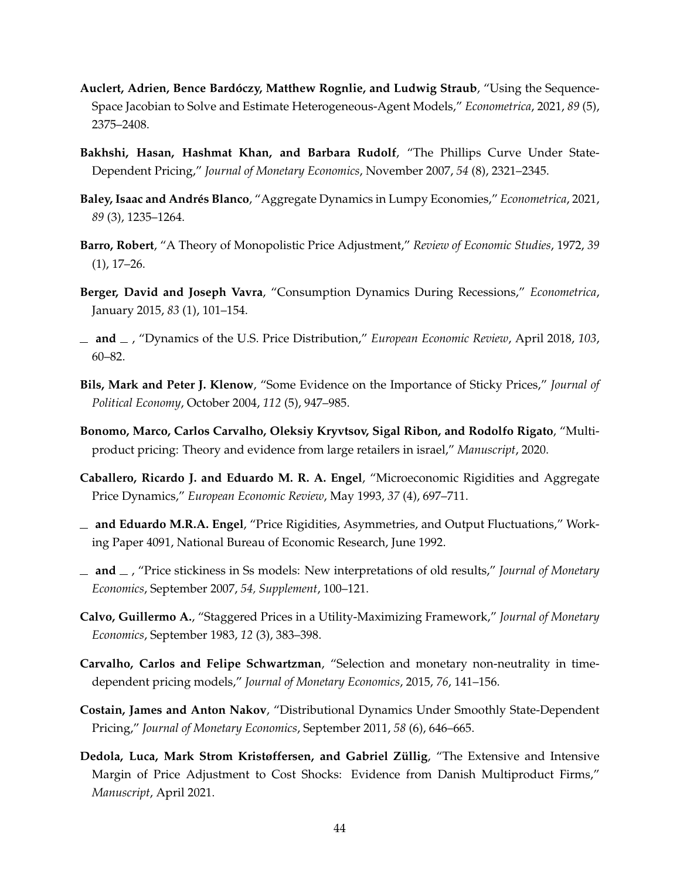**Auclert, Adrien, Bence Bardóczy, Matthew Rognlie, and Ludwig Straub**, "Using the Sequence-Space Jacobian to Solve and Estimate Heterogeneous-Agent Models," *Econometrica*, 2021, *89* (5), 2375–2408.

**Bakhshi, Hasan, Hashmat Khan, and Barbara Rudolf**, "The Phillips Curve Under State-Dependent Pricing," *Journal of Monetary Economics*, November 2007, *54* (8), 2321–2345.

**Baley, Isaac and Andrés Blanco**, "Aggregate Dynamics in Lumpy Economies," *Econometrica*, 2021, *89* (3), 1235–1264.

**Barro, Robert**, "A Theory of Monopolistic Price Adjustment," *Review of Economic Studies*, 1972, *39* (1), 17–26.

**Berger, David and Joseph Vavra**, "Consumption Dynamics During Recessions," *Econometrica*, January 2015, *83* (1), 101–154.

\_ **and** \_ , "Dynamics of the U.S. Price Distribution," *European Economic Review*, April 2018, *103*, 60–82.

**Bils, Mark and Peter J. Klenow**, "Some Evidence on the Importance of Sticky Prices," *Journal of Political Economy*, October 2004, *112* (5), 947–985.

**Bonomo, Marco, Carlos Carvalho, Oleksiy Kryvtsov, Sigal Ribon, and Rodolfo Rigato**, "Multi-product pricing: Theory and evidence from large retailers in israel," *Manuscript*, 2020.

**Caballero, Ricardo J. and Eduardo M. R. A. Engel**, "Microeconomic Rigidities and Aggregate Price Dynamics," *European Economic Review*, May 1993, *37* (4), 697–711.

\_ **and Eduardo M.R.A. Engel**, "Price Rigidities, Asymmetries, and Output Fluctuations," Working Paper 4091, National Bureau of Economic Research, June 1992.

\_ **and** \_ , "Price stickiness in Ss models: New interpretations of old results," *Journal of Monetary Economics*, September 2007, *54, Supplement*, 100–121.

**Calvo, Guillermo A.**, "Staggered Prices in a Utility-Maximizing Framework," *Journal of Monetary Economics*, September 1983, *12* (3), 383–398.

**Carvalho, Carlos and Felipe Schwartzman**, "Selection and monetary non-neutrality in time-dependent pricing models," *Journal of Monetary Economics*, 2015, *76*, 141–156.

**Costain, James and Anton Nakov**, "Distributional Dynamics Under Smoothly State-Dependent Pricing," *Journal of Monetary Economics*, September 2011, *58* (6), 646–665.

**Dedola, Luca, Mark Strom Kristøffersen, and Gabriel Züllig**, "The Extensive and Intensive Margin of Price Adjustment to Cost Shocks: Evidence from Danish Multiproduct Firms," *Manuscript*, April 2021.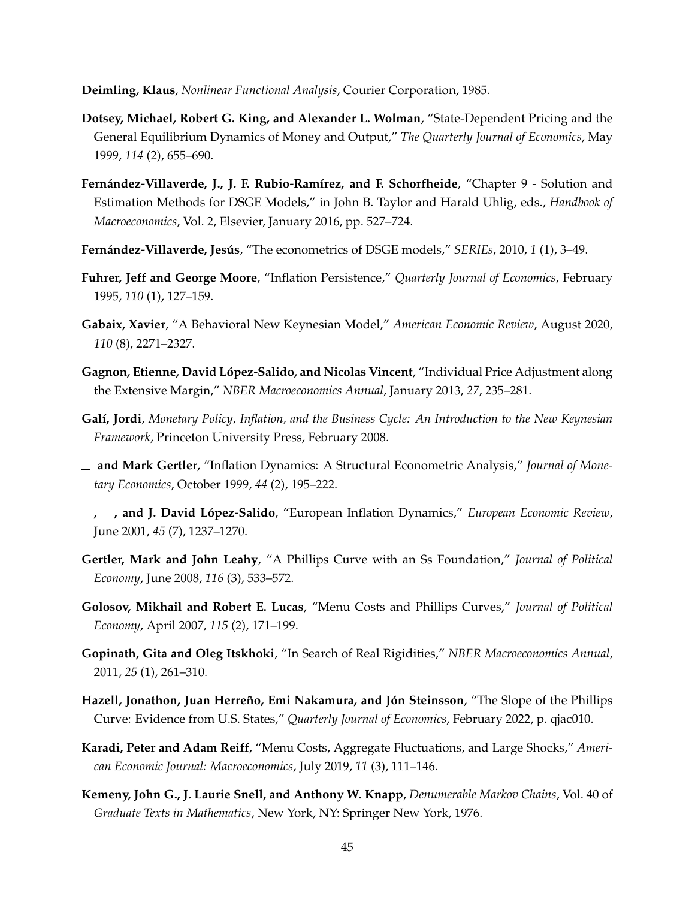**Deimling, Klaus**, *Nonlinear Functional Analysis*, Courier Corporation, 1985.

**Dotsey, Michael, Robert G. King, and Alexander L. Wolman**, "State-Dependent Pricing and the General Equilibrium Dynamics of Money and Output," *The Quarterly Journal of Economics*, May 1999, *114* (2), 655–690.

**Fernández-Villaverde, J., J. F. Rubio-Ramírez, and F. Schorfheide**, "Chapter 9 - Solution and Estimation Methods for DSGE Models," in John B. Taylor and Harald Uhlig, eds., *Handbook of Macroeconomics*, Vol. 2, Elsevier, January 2016, pp. 527–724.

**Fernández-Villaverde, Jesús**, "The econometrics of DSGE models," *SERIEs*, 2010, *1* (1), 3–49.

**Fuhrer, Jeff and George Moore**, "Inflation Persistence," *Quarterly Journal of Economics*, February 1995, *110* (1), 127–159.

**Gabaix, Xavier**, "A Behavioral New Keynesian Model," *American Economic Review*, August 2020, *110* (8), 2271–2327.

**Gagnon, Etienne, David López-Salido, and Nicolas Vincent**, "Individual Price Adjustment along the Extensive Margin," *NBER Macroeconomics Annual*, January 2013, *27*, 235–281.

**Galí, Jordi**, *Monetary Policy, Inflation, and the Business Cycle: An Introduction to the New Keynesian Framework*, Princeton University Press, February 2008.

**\_ and Mark Gertler**, "Inflation Dynamics: A Structural Econometric Analysis," *Journal of Monetary Economics*, October 1999, *44* (2), 195–222.

**\_ , \_ , and J. David López-Salido**, "European Inflation Dynamics," *European Economic Review*, June 2001, *45* (7), 1237–1270.

**Gertler, Mark and John Leahy**, "A Phillips Curve with an Ss Foundation," *Journal of Political Economy*, June 2008, *116* (3), 533–572.

**Golosov, Mikhail and Robert E. Lucas**, "Menu Costs and Phillips Curves," *Journal of Political Economy*, April 2007, *115* (2), 171–199.

**Gopinath, Gita and Oleg Itskhoki**, "In Search of Real Rigidities," *NBER Macroeconomics Annual*, 2011, *25* (1), 261–310.

**Hazell, Jonathon, Juan Herreño, Emi Nakamura, and Jón Steinsson**, "The Slope of the Phillips Curve: Evidence from U.S. States," *Quarterly Journal of Economics*, February 2022, p. qjac010.

**Karadi, Peter and Adam Reiff**, "Menu Costs, Aggregate Fluctuations, and Large Shocks," *American Economic Journal: Macroeconomics*, July 2019, *11* (3), 111–146.

**Kemeny, John G., J. Laurie Snell, and Anthony W. Knapp**, *Denumerable Markov Chains*, Vol. 40 of *Graduate Texts in Mathematics*, New York, NY: Springer New York, 1976.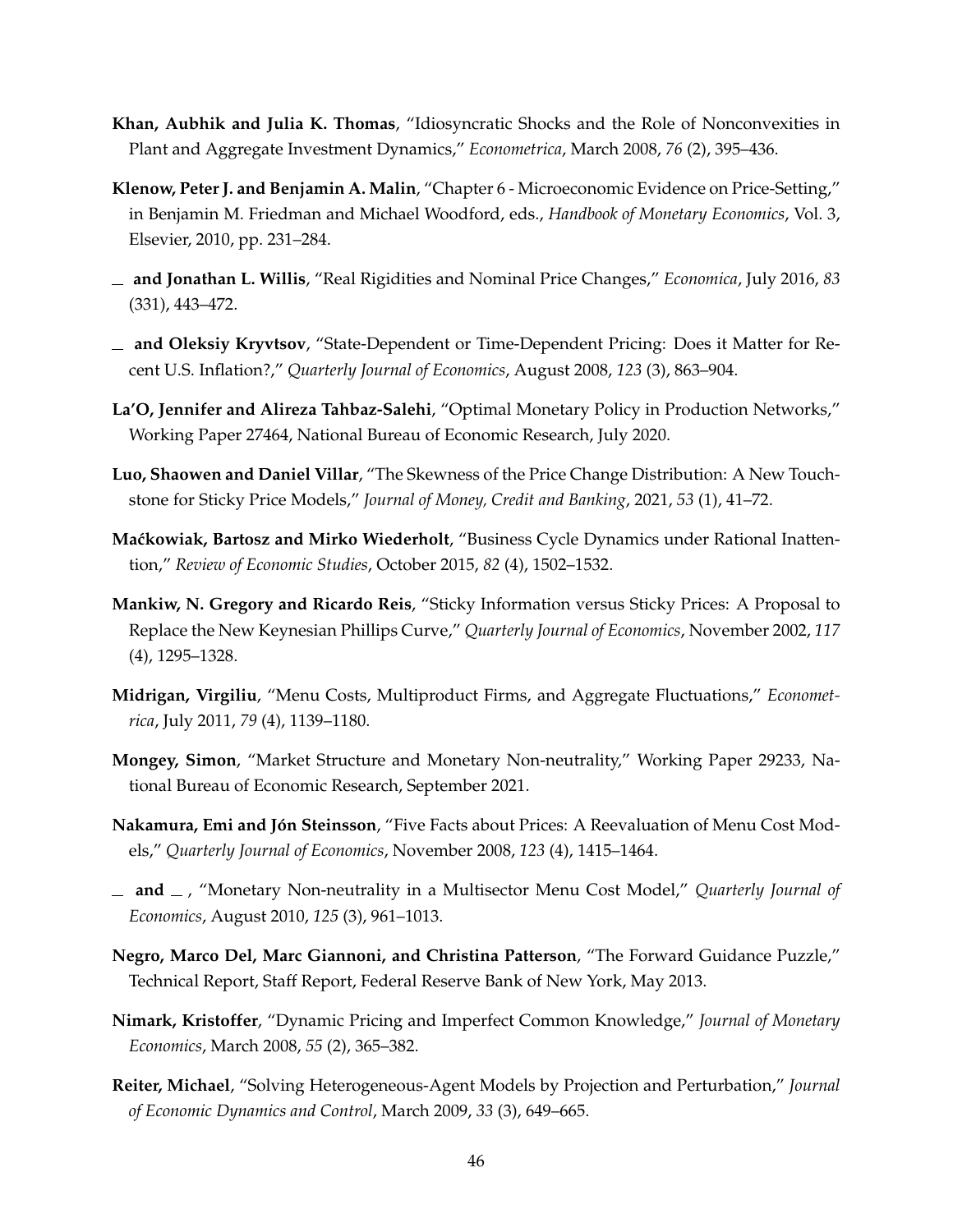**Khan, Aubhik and Julia K. Thomas**, "Idiosyncratic Shocks and the Role of Nonconvexities in Plant and Aggregate Investment Dynamics," *Econometrica*, March 2008, *76* (2), 395–436.

**Klenow, Peter J. and Benjamin A. Malin**, "Chapter 6 - Microeconomic Evidence on Price-Setting," in Benjamin M. Friedman and Michael Woodford, eds., *Handbook of Monetary Economics*, Vol. 3, Elsevier, 2010, pp. 231–284.

\_ **and Jonathan L. Willis**, "Real Rigidities and Nominal Price Changes," *Economica*, July 2016, *83* (331), 443–472.

\_ **and Oleksiy Kryvtsov**, "State-Dependent or Time-Dependent Pricing: Does it Matter for Recent U.S. Inflation?," *Quarterly Journal of Economics*, August 2008, *123* (3), 863–904.

**La'O, Jennifer and Alireza Tahbaz-Salehi**, "Optimal Monetary Policy in Production Networks," Working Paper 27464, National Bureau of Economic Research, July 2020.

**Luo, Shaowen and Daniel Villar**, "The Skewness of the Price Change Distribution: A New Touchstone for Sticky Price Models," *Journal of Money, Credit and Banking*, 2021, *53* (1), 41–72.

**Maćkowiak, Bartosz and Mirko Wiederholt**, "Business Cycle Dynamics under Rational Inattention," *Review of Economic Studies*, October 2015, *82* (4), 1502–1532.

**Mankiw, N. Gregory and Ricardo Reis**, "Sticky Information versus Sticky Prices: A Proposal to Replace the New Keynesian Phillips Curve," *Quarterly Journal of Economics*, November 2002, *117* (4), 1295–1328.

**Midrigan, Virgiliu**, "Menu Costs, Multiproduct Firms, and Aggregate Fluctuations," *Econometrica*, July 2011, *79* (4), 1139–1180.

**Mongey, Simon**, "Market Structure and Monetary Non-neutrality," Working Paper 29233, National Bureau of Economic Research, September 2021.

**Nakamura, Emi and Jón Steinsson**, "Five Facts about Prices: A Reevaluation of Menu Cost Models," *Quarterly Journal of Economics*, November 2008, *123* (4), 1415–1464.

\_ **and** \_ , "Monetary Non-neutrality in a Multisector Menu Cost Model," *Quarterly Journal of Economics*, August 2010, *125* (3), 961–1013.

**Negro, Marco Del, Marc Giannoni, and Christina Patterson**, "The Forward Guidance Puzzle," Technical Report, Staff Report, Federal Reserve Bank of New York, May 2013.

**Nimark, Kristoffer**, "Dynamic Pricing and Imperfect Common Knowledge," *Journal of Monetary Economics*, March 2008, *55* (2), 365–382.

**Reiter, Michael**, "Solving Heterogeneous-Agent Models by Projection and Perturbation," *Journal of Economic Dynamics and Control*, March 2009, *33* (3), 649–665.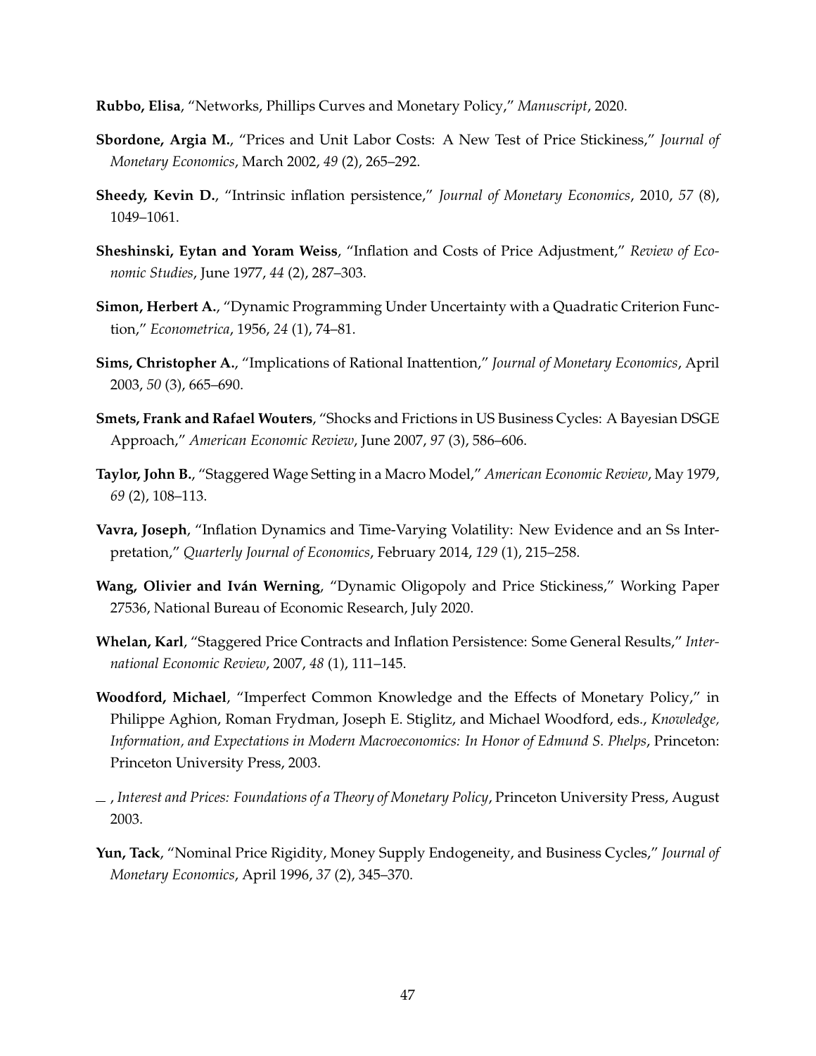**Rubbo, Elisa**, "Networks, Phillips Curves and Monetary Policy," *Manuscript*, 2020.

**Sbordone, Argia M.**, "Prices and Unit Labor Costs: A New Test of Price Stickiness," *Journal of Monetary Economics*, March 2002, *49* (2), 265–292.

**Sheedy, Kevin D.**, "Intrinsic inflation persistence," *Journal of Monetary Economics*, 2010, *57* (8), 1049–1061.

**Sheshinski, Eytan and Yoram Weiss**, "Inflation and Costs of Price Adjustment," *Review of Economic Studies*, June 1977, *44* (2), 287–303.

**Simon, Herbert A.**, "Dynamic Programming Under Uncertainty with a Quadratic Criterion Function," *Econometrica*, 1956, *24* (1), 74–81.

**Sims, Christopher A.**, "Implications of Rational Inattention," *Journal of Monetary Economics*, April 2003, *50* (3), 665–690.

**Smets, Frank and Rafael Wouters**, "Shocks and Frictions in US Business Cycles: A Bayesian DSGE Approach," *American Economic Review*, June 2007, *97* (3), 586–606.

**Taylor, John B.**, "Staggered Wage Setting in a Macro Model," *American Economic Review*, May 1979, *69* (2), 108–113.

**Vavra, Joseph**, "Inflation Dynamics and Time-Varying Volatility: New Evidence and an Ss Interpretation," *Quarterly Journal of Economics*, February 2014, *129* (1), 215–258.

**Wang, Olivier and Iván Werning**, "Dynamic Oligopoly and Price Stickiness," Working Paper 27536, National Bureau of Economic Research, July 2020.

**Whelan, Karl**, "Staggered Price Contracts and Inflation Persistence: Some General Results," *International Economic Review*, 2007, *48* (1), 111–145.

**Woodford, Michael**, "Imperfect Common Knowledge and the Effects of Monetary Policy," in Philippe Aghion, Roman Frydman, Joseph E. Stiglitz, and Michael Woodford, eds., *Knowledge, Information, and Expectations in Modern Macroeconomics: In Honor of Edmund S. Phelps*, Princeton: Princeton University Press, 2003.

— , *Interest and Prices: Foundations of a Theory of Monetary Policy*, Princeton University Press, August 2003.

**Yun, Tack**, "Nominal Price Rigidity, Money Supply Endogeneity, and Business Cycles," *Journal of Monetary Economics*, April 1996, *37* (2), 345–370.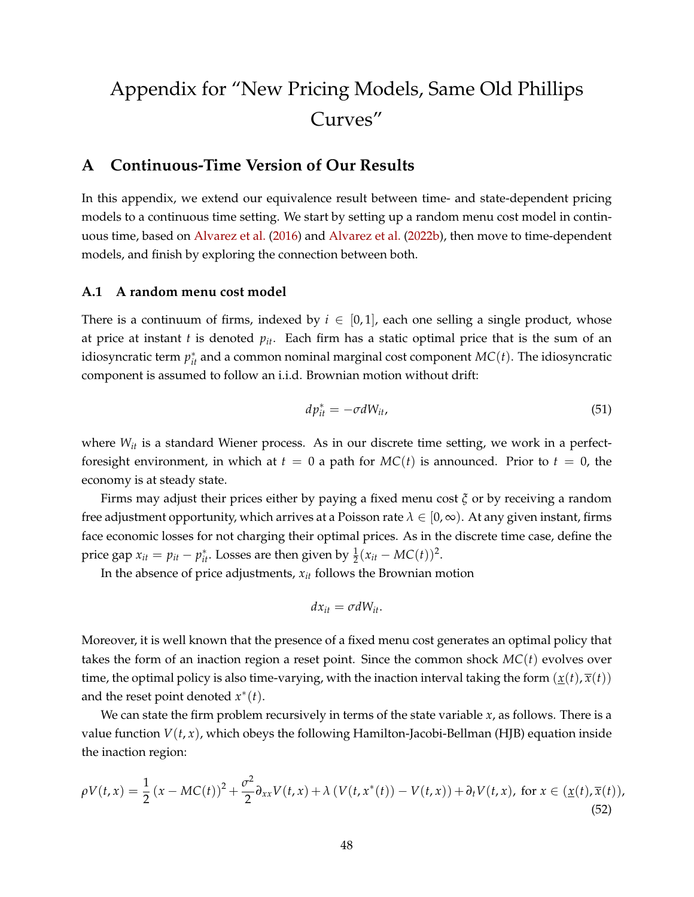# Appendix for "New Pricing Models, Same Old Phillips Curves"

## A Continuous-Time Version of Our Results

In this appendix, we extend our equivalence result between time- and state-dependent pricing models to a continuous time setting. We start by setting up a random menu cost model in continuous time, based on Alvarez et al. (2016) and Alvarez et al. (2022b), then move to time-dependent models, and finish by exploring the connection between both.

### A.1 A random menu cost model

There is a continuum of firms, indexed by $i \in [0,1]$, each one selling a single product, whose at price at instant $t$ is denoted $p_{it}$. Each firm has a static optimal price that is the sum of an idiosyncratic term $p^*_{it}$ and a common nominal marginal cost component $MC(t)$. The idiosyncratic component is assumed to follow an i.i.d. Brownian motion without drift:

$$dp^*_{it} = -\sigma dW_{it}, \tag{51}$$

where $W_{it}$ is a standard Wiener process. As in our discrete time setting, we work in a perfect-foresight environment, in which at $t = 0$ a path for $MC(t)$ is announced. Prior to $t = 0$, the economy is at steady state.

Firms may adjust their prices either by paying a fixed menu cost $\xi$ or by receiving a random free adjustment opportunity, which arrives at a Poisson rate $\lambda \in [0, \infty)$. At any given instant, firms face economic losses for not charging their optimal prices. As in the discrete time case, define the price gap $x_{it} = p_{it} - p^*_{it}$. Losses are then given by $\frac{1}{2}(x_{it} - MC(t))^2$.

In the absence of price adjustments, $x_{it}$ follows the Brownian motion

$$dx_{it} = \sigma dW_{it}.$$

Moreover, it is well known that the presence of a fixed menu cost generates an optimal policy that takes the form of an inaction region a reset point. Since the common shock $MC(t)$ evolves over time, the optimal policy is also time-varying, with the inaction interval taking the form $(\underline{x}(t), \overline{x}(t))$ and the reset point denoted $x^*(t)$.

We can state the firm problem recursively in terms of the state variable $x$, as follows. There is a value function $V(t,x)$, which obeys the following Hamilton-Jacobi-Bellman (HJB) equation inside the inaction region:

$$\rho V(t,x) = \frac{1}{2}(x - MC(t))^2 + \frac{\sigma^2}{2}\partial_{xx}V(t,x) + \lambda\left(V(t,x^*(t)) - V(t,x)\right) + \partial_t V(t,x), \text{ for } x \in (\underline{x}(t), \overline{x}(t)), \tag{52}$$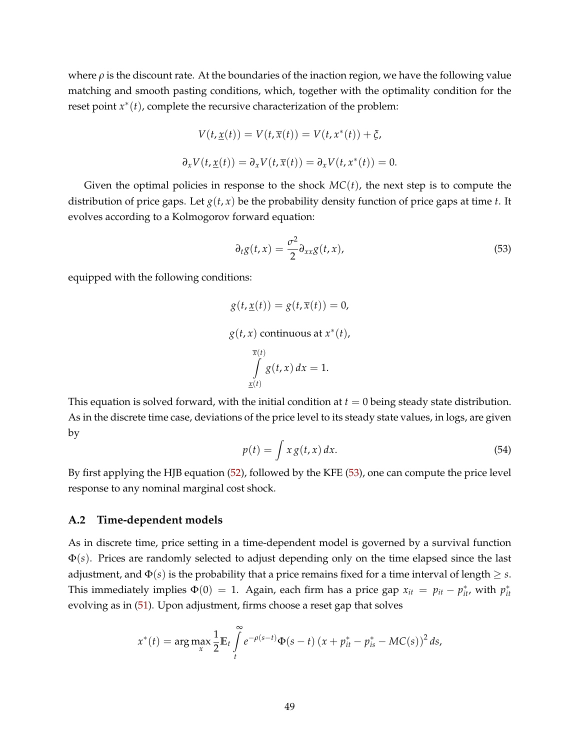where $\rho$ is the discount rate. At the boundaries of the inaction region, we have the following value matching and smooth pasting conditions, which, together with the optimality condition for the reset point $x^*(t)$, complete the recursive characterization of the problem:

$$V(t, \underline{x}(t)) = V(t, \overline{x}(t)) = V(t, x^*(t)) + \xi,$$

$$\partial_x V(t, \underline{x}(t)) = \partial_x V(t, \overline{x}(t)) = \partial_x V(t, x^*(t)) = 0.$$

Given the optimal policies in response to the shock $MC(t)$, the next step is to compute the distribution of price gaps. Let $g(t, x)$ be the probability density function of price gaps at time $t$. It evolves according to a Kolmogorov forward equation:

$$\partial_t g(t, x) = \frac{\sigma^2}{2} \partial_{xx} g(t, x), \tag{53}$$

equipped with the following conditions:

$$g(t, \underline{x}(t)) = g(t, \overline{x}(t)) = 0,$$

$$g(t, x) \text{ continuous at } x^*(t),$$

$$\int_{\underline{x}(t)}^{\overline{x}(t)} g(t, x)\, dx = 1.$$

This equation is solved forward, with the initial condition at $t = 0$ being steady state distribution. As in the discrete time case, deviations of the price level to its steady state values, in logs, are given by

$$p(t) = \int x\, g(t, x)\, dx. \tag{54}$$

By first applying the HJB equation (52), followed by the KFE (53), one can compute the price level response to any nominal marginal cost shock.

### A.2 Time-dependent models

As in discrete time, price setting in a time-dependent model is governed by a survival function $\Phi(s)$. Prices are randomly selected to adjust depending only on the time elapsed since the last adjustment, and $\Phi(s)$ is the probability that a price remains fixed for a time interval of length $\geq s$. This immediately implies $\Phi(0) = 1$. Again, each firm has a price gap $x_{it} = p_{it} - p^*_{it}$, with $p^*_{it}$ evolving as in (51). Upon adjustment, firms choose a reset gap that solves

$$x^*(t) = \arg\max_x \frac{1}{2} \mathbb{E}_t \int_t^\infty e^{-\rho(s-t)} \Phi(s-t) \left(x + p^*_{it} - p^*_{is} - MC(s)\right)^2 ds,$$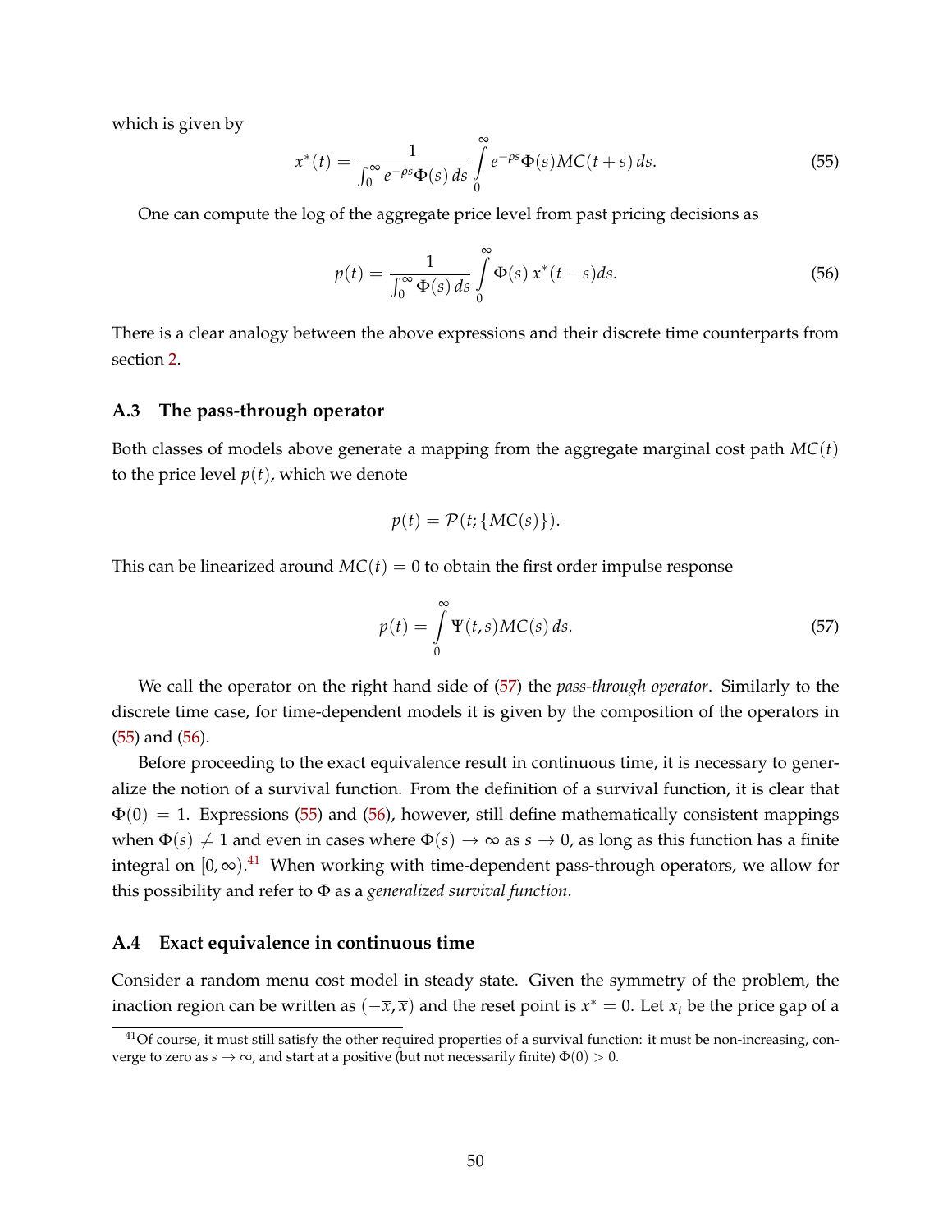which is given by

$$x^*(t) = \frac{1}{\int_0^\infty e^{-\rho s}\Phi(s)\,ds} \int_0^\infty e^{-\rho s}\Phi(s) MC(t+s)\,ds. \tag{55}$$

One can compute the log of the aggregate price level from past pricing decisions as

$$p(t) = \frac{1}{\int_0^\infty \Phi(s)\,ds} \int_0^\infty \Phi(s)\, x^*(t-s) ds. \tag{56}$$

There is a clear analogy between the above expressions and their discrete time counterparts from section 2.

### A.3 The pass-through operator

Both classes of models above generate a mapping from the aggregate marginal cost path $MC(t)$ to the price level $p(t)$, which we denote

$$p(t) = \mathcal{P}(t; \{MC(s)\}).$$

This can be linearized around $MC(t) = 0$ to obtain the first order impulse response

$$p(t) = \int_0^\infty \Psi(t,s) MC(s)\,ds. \tag{57}$$

We call the operator on the right hand side of (57) the *pass-through operator*. Similarly to the discrete time case, for time-dependent models it is given by the composition of the operators in (55) and (56).

Before proceeding to the exact equivalence result in continuous time, it is necessary to generalize the notion of a survival function. From the definition of a survival function, it is clear that $\Phi(0) = 1$. Expressions (55) and (56), however, still define mathematically consistent mappings when $\Phi(s) \neq 1$ and even in cases where $\Phi(s) \to \infty$ as $s \to 0$, as long as this function has a finite integral on $[0, \infty)$.[41] When working with time-dependent pass-through operators, we allow for this possibility and refer to $\Phi$ as a *generalized survival function*.

### A.4 Exact equivalence in continuous time

Consider a random menu cost model in steady state. Given the symmetry of the problem, the inaction region can be written as $(-\overline{x}, \overline{x})$ and the reset point is $x^* = 0$. Let $x_t$ be the price gap of a

[41] Of course, it must still satisfy the other required properties of a survival function: it must be non-increasing, converge to zero as $s \to \infty$, and start at a positive (but not necessarily finite) $\Phi(0) > 0$.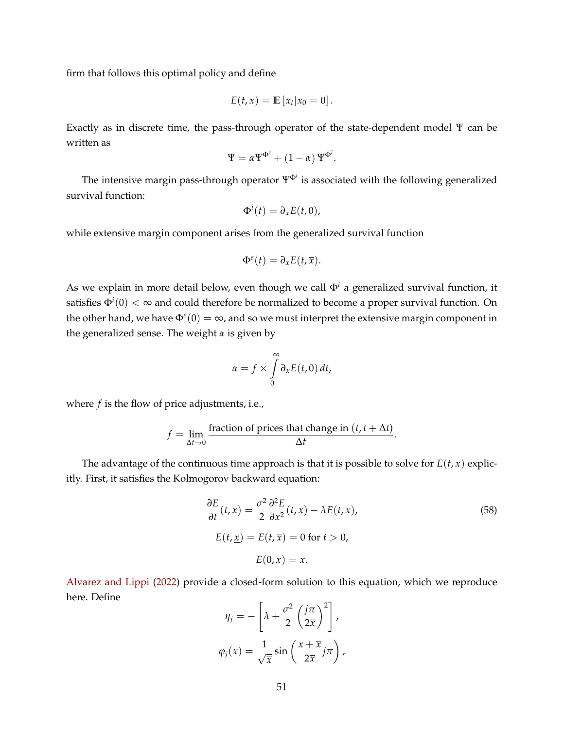firm that follows this optimal policy and define

$$E(t,x) = \mathbb{E}\left[x_t | x_0 = 0\right].$$

Exactly as in discrete time, the pass-through operator of the state-dependent model $\Psi$ can be written as

$$\Psi = \alpha \Psi^{\Phi^e} + (1-\alpha)\,\Psi^{\Phi^i}.$$

The intensive margin pass-through operator $\Psi^{\Phi^i}$ is associated with the following generalized survival function:

$$\Phi^i(t) = \partial_x E(t,0),$$

while extensive margin component arises from the generalized survival function

$$\Phi^e(t) = \partial_x E(t,\overline{x}).$$

As we explain in more detail below, even though we call $\Phi^i$ a generalized survival function, it satisfies $\Phi^i(0) < \infty$ and could therefore be normalized to become a proper survival function. On the other hand, we have $\Phi^e(0) = \infty$, and so we must interpret the extensive margin component in the generalized sense. The weight $\alpha$ is given by

$$\alpha = f \times \int_0^\infty \partial_x E(t,0)\, dt,$$

where $f$ is the flow of price adjustments, i.e.,

$$f = \lim_{\Delta t \to 0} \frac{\text{fraction of prices that change in } (t, t+\Delta t)}{\Delta t}.$$

The advantage of the continuous time approach is that it is possible to solve for $E(t,x)$ explicitly. First, it satisfies the Kolmogorov backward equation:

$$\frac{\partial E}{\partial t}(t,x) = \frac{\sigma^2}{2}\frac{\partial^2 E}{\partial x^2}(t,x) - \lambda E(t,x), \tag{58}$$

$$E(t,\underline{x}) = E(t,\overline{x}) = 0 \text{ for } t > 0,$$

$$E(0,x) = x.$$

Alvarez and Lippi (2022) provide a closed-form solution to this equation, which we reproduce here. Define

$$\eta_j = -\left[\lambda + \frac{\sigma^2}{2}\left(\frac{j\pi}{2\overline{x}}\right)^2\right],$$

$$\varphi_j(x) = \frac{1}{\sqrt{\overline{x}}}\sin\left(\frac{x+\overline{x}}{2\overline{x}} j\pi\right),$$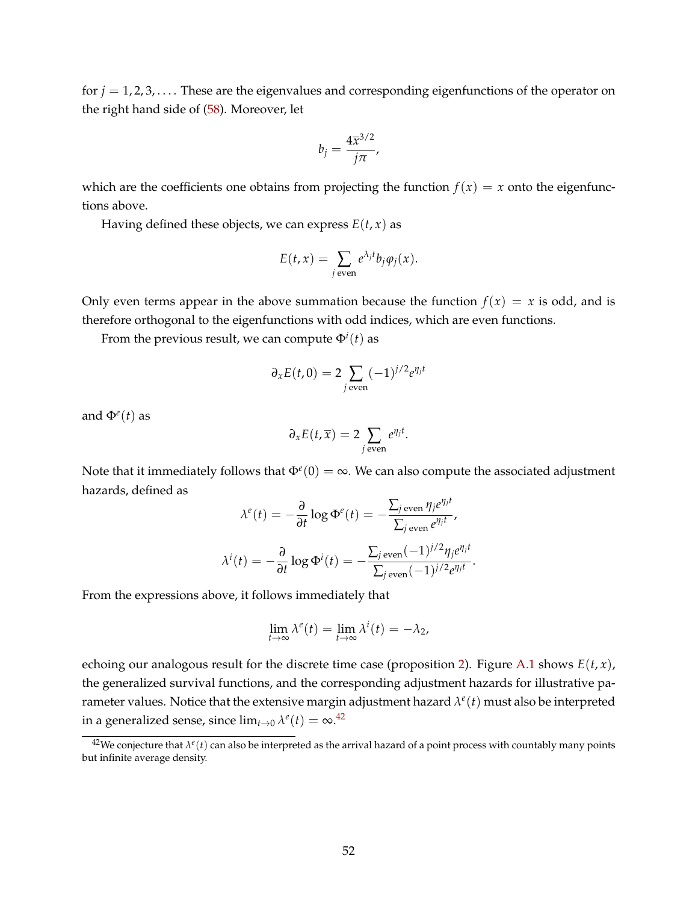for $j = 1, 2, 3, \ldots$. These are the eigenvalues and corresponding eigenfunctions of the operator on the right hand side of (58). Moreover, let

$$b_j = \frac{4\overline{x}^{3/2}}{j\pi},$$

which are the coefficients one obtains from projecting the function $f(x) = x$ onto the eigenfunctions above.

Having defined these objects, we can express $E(t, x)$ as

$$E(t, x) = \sum_{j \text{ even}} e^{\lambda_j t} b_j \varphi_j(x).$$

Only even terms appear in the above summation because the function $f(x) = x$ is odd, and is therefore orthogonal to the eigenfunctions with odd indices, which are even functions.

From the previous result, we can compute $\Phi^i(t)$ as

$$\partial_x E(t, 0) = 2 \sum_{j \text{ even}} (-1)^{j/2} e^{\eta_j t}$$

and $\Phi^e(t)$ as

$$\partial_x E(t, \overline{x}) = 2 \sum_{j \text{ even}} e^{\eta_j t}.$$

Note that it immediately follows that $\Phi^e(0) = \infty$. We can also compute the associated adjustment hazards, defined as

$$\lambda^e(t) = -\frac{\partial}{\partial t} \log \Phi^e(t) = -\frac{\sum_{j \text{ even}} \eta_j e^{\eta_j t}}{\sum_{j \text{ even}} e^{\eta_j t}},$$

$$\lambda^i(t) = -\frac{\partial}{\partial t} \log \Phi^i(t) = -\frac{\sum_{j \text{ even}} (-1)^{j/2} \eta_j e^{\eta_j t}}{\sum_{j \text{ even}} (-1)^{j/2} e^{\eta_j t}}.$$

From the expressions above, it follows immediately that

$$\lim_{t \to \infty} \lambda^e(t) = \lim_{t \to \infty} \lambda^i(t) = -\lambda_2,$$

echoing our analogous result for the discrete time case (proposition 2). Figure A.1 shows $E(t, x)$, the generalized survival functions, and the corresponding adjustment hazards for illustrative parameter values. Notice that the extensive margin adjustment hazard $\lambda^e(t)$ must also be interpreted in a generalized sense, since $\lim_{t \to 0} \lambda^e(t) = \infty$.[42]

[42] We conjecture that $\lambda^e(t)$ can also be interpreted as the arrival hazard of a point process with countably many points but infinite average density.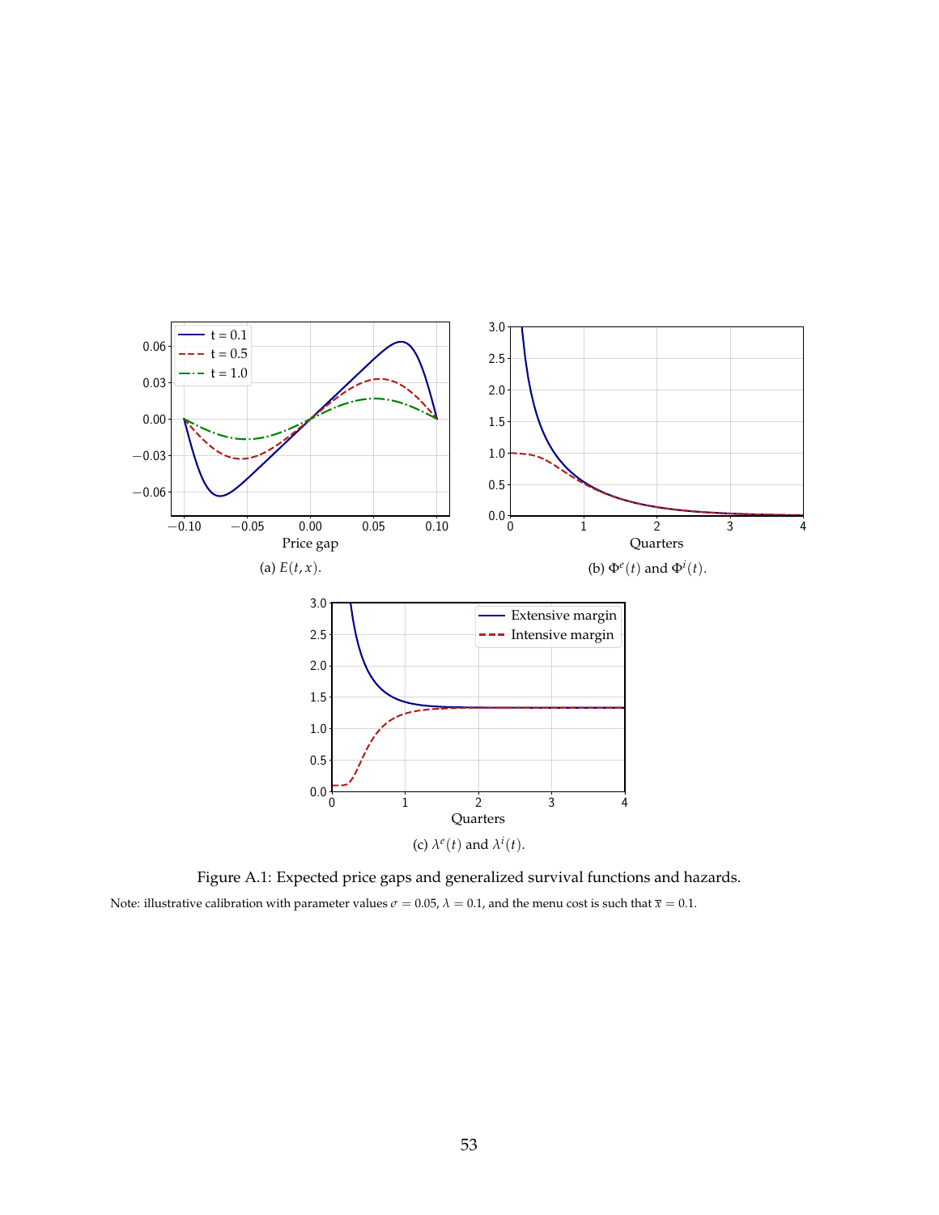(a) $E(t, x)$.

(b) $\Phi^e(t)$ and $\Phi^i(t)$.

(c) $\lambda^e(t)$ and $\lambda^i(t)$.

Figure A.1: Expected price gaps and generalized survival functions and hazards.

Note: illustrative calibration with parameter values $\sigma = 0.05$, $\lambda = 0.1$, and the menu cost is such that $\bar{x} = 0.1$.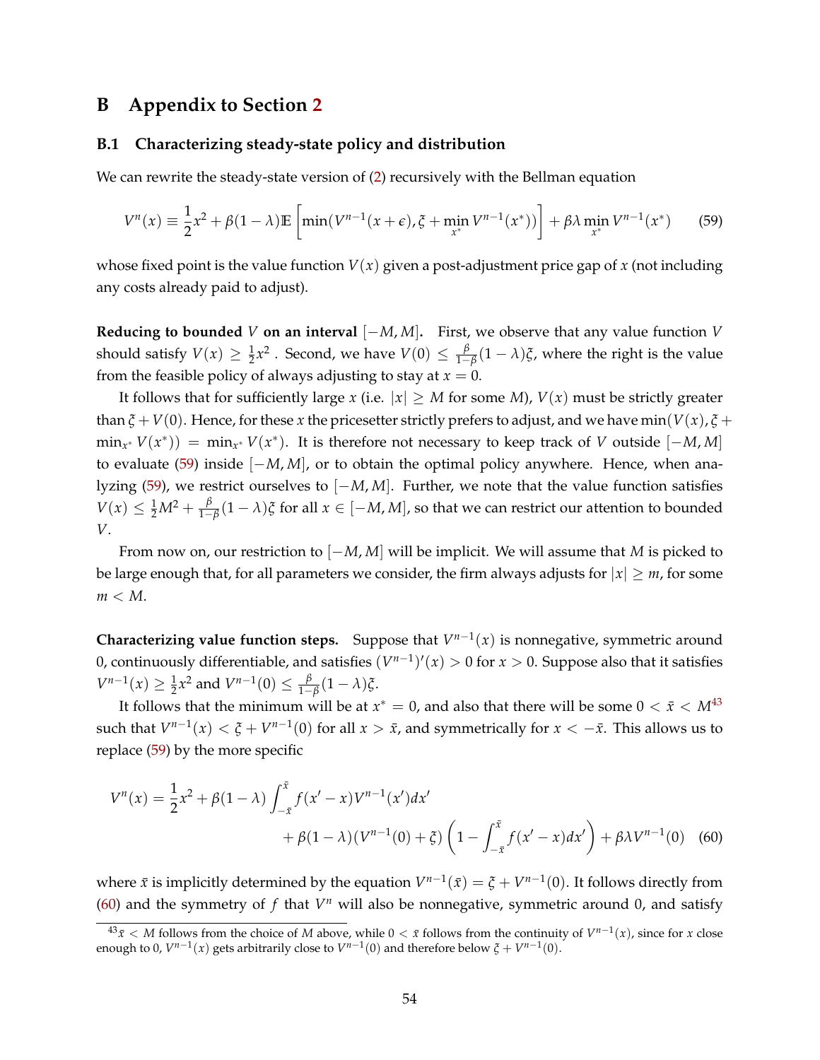# B Appendix to Section 2

## B.1 Characterizing steady-state policy and distribution

We can rewrite the steady-state version of (2) recursively with the Bellman equation

$$V^n(x) \equiv \frac{1}{2}x^2 + \beta(1-\lambda)\mathbb{E}\left[\min(V^{n-1}(x+\epsilon), \xi + \min_{x^*} V^{n-1}(x^*))\right] + \beta\lambda \min_{x^*} V^{n-1}(x^*) \qquad (59)$$

whose fixed point is the value function $V(x)$ given a post-adjustment price gap of $x$ (not including any costs already paid to adjust).

**Reducing to bounded $V$ on an interval $[-M, M]$.** First, we observe that any value function $V$ should satisfy $V(x) \geq \frac{1}{2}x^2$ . Second, we have $V(0) \leq \frac{\beta}{1-\beta}(1-\lambda)\xi$, where the right is the value from the feasible policy of always adjusting to stay at $x = 0$.

It follows that for sufficiently large $x$ (i.e. $|x| \geq M$ for some $M$), $V(x)$ must be strictly greater than $\xi + V(0)$. Hence, for these $x$ the pricesetter strictly prefers to adjust, and we have $\min(V(x), \xi + \min_{x^*} V(x^*)) = \min_{x^*} V(x^*)$. It is therefore not necessary to keep track of $V$ outside $[-M, M]$ to evaluate (59) inside $[-M, M]$, or to obtain the optimal policy anywhere. Hence, when analyzing (59), we restrict ourselves to $[-M, M]$. Further, we note that the value function satisfies $V(x) \leq \frac{1}{2}M^2 + \frac{\beta}{1-\beta}(1-\lambda)\xi$ for all $x \in [-M, M]$, so that we can restrict our attention to bounded $V$.

From now on, our restriction to $[-M, M]$ will be implicit. We will assume that $M$ is picked to be large enough that, for all parameters we consider, the firm always adjusts for $|x| \geq m$, for some $m < M$.

**Characterizing value function steps.** Suppose that $V^{n-1}(x)$ is nonnegative, symmetric around 0, continuously differentiable, and satisfies $(V^{n-1})'(x) > 0$ for $x > 0$. Suppose also that it satisfies $V^{n-1}(x) \geq \frac{1}{2}x^2$ and $V^{n-1}(0) \leq \frac{\beta}{1-\beta}(1-\lambda)\xi$.

It follows that the minimum will be at $x^* = 0$, and also that there will be some $0 < \bar{x} < M$[43] such that $V^{n-1}(x) < \xi + V^{n-1}(0)$ for all $x > \bar{x}$, and symmetrically for $x < -\bar{x}$. This allows us to replace (59) by the more specific

$$V^n(x) = \frac{1}{2}x^2 + \beta(1-\lambda)\int_{-\bar{x}}^{\bar{x}} f(x'-x)V^{n-1}(x')dx' + \beta(1-\lambda)(V^{n-1}(0)+\xi)\left(1 - \int_{-\bar{x}}^{\bar{x}} f(x'-x)dx'\right) + \beta\lambda V^{n-1}(0) \quad (60)$$

where $\bar{x}$ is implicitly determined by the equation $V^{n-1}(\bar{x}) = \xi + V^{n-1}(0)$. It follows directly from (60) and the symmetry of $f$ that $V^n$ will also be nonnegative, symmetric around 0, and satisfy

[43] $\bar{x} < M$ follows from the choice of $M$ above, while $0 < \bar{x}$ follows from the continuity of $V^{n-1}(x)$, since for $x$ close enough to 0, $V^{n-1}(x)$ gets arbitrarily close to $V^{n-1}(0)$ and therefore below $\xi + V^{n-1}(0)$.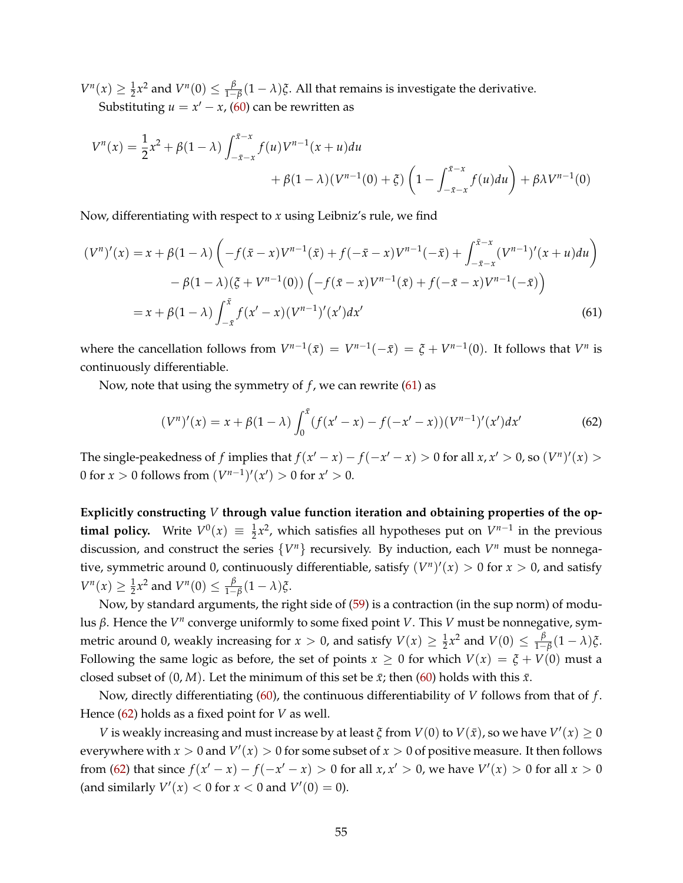$V^n(x) \geq \frac{1}{2}x^2$ and $V^n(0) \leq \frac{\beta}{1-\beta}(1-\lambda)\xi$. All that remains is investigate the derivative.

Substituting $u = x' - x$, (60) can be rewritten as

$$V^n(x) = \frac{1}{2}x^2 + \beta(1-\lambda)\int_{-\bar{x}-x}^{\bar{x}-x} f(u)V^{n-1}(x+u)du + \beta(1-\lambda)(V^{n-1}(0)+\xi)\left(1 - \int_{-\bar{x}-x}^{\bar{x}-x} f(u)du\right) + \beta\lambda V^{n-1}(0)$$

Now, differentiating with respect to $x$ using Leibniz's rule, we find

$$\begin{aligned}
(V^n)'(x) &= x + \beta(1-\lambda)\left(-f(\bar{x}-x)V^{n-1}(\bar{x}) + f(-\bar{x}-x)V^{n-1}(-\bar{x}) + \int_{-\bar{x}-x}^{\bar{x}-x}(V^{n-1})'(x+u)du\right) \\
&\quad - \beta(1-\lambda)(\xi + V^{n-1}(0))\left(-f(\bar{x}-x)V^{n-1}(\bar{x}) + f(-\bar{x}-x)V^{n-1}(-\bar{x})\right) \\
&= x + \beta(1-\lambda)\int_{-\bar{x}}^{\bar{x}} f(x'-x)(V^{n-1})'(x')dx' \qquad (61)
\end{aligned}$$

where the cancellation follows from $V^{n-1}(\bar{x}) = V^{n-1}(-\bar{x}) = \xi + V^{n-1}(0)$. It follows that $V^n$ is continuously differentiable.

Now, note that using the symmetry of $f$, we can rewrite (61) as

$$(V^n)'(x) = x + \beta(1-\lambda)\int_0^{\bar{x}}(f(x'-x) - f(-x'-x))(V^{n-1})'(x')dx' \qquad (62)$$

The single-peakedness of $f$ implies that $f(x'-x) - f(-x'-x) > 0$ for all $x, x' > 0$, so $(V^n)'(x) > 0$ for $x > 0$ follows from $(V^{n-1})'(x') > 0$ for $x' > 0$.

**Explicitly constructing $V$ through value function iteration and obtaining properties of the optimal policy.** Write $V^0(x) \equiv \frac{1}{2}x^2$, which satisfies all hypotheses put on $V^{n-1}$ in the previous discussion, and construct the series $\{V^n\}$ recursively. By induction, each $V^n$ must be nonnegative, symmetric around 0, continuously differentiable, satisfy $(V^n)'(x) > 0$ for $x > 0$, and satisfy $V^n(x) \geq \frac{1}{2}x^2$ and $V^n(0) \leq \frac{\beta}{1-\beta}(1-\lambda)\xi$.

Now, by standard arguments, the right side of (59) is a contraction (in the sup norm) of modulus $\beta$. Hence the $V^n$ converge uniformly to some fixed point $V$. This $V$ must be nonnegative, symmetric around 0, weakly increasing for $x > 0$, and satisfy $V(x) \geq \frac{1}{2}x^2$ and $V(0) \leq \frac{\beta}{1-\beta}(1-\lambda)\xi$. Following the same logic as before, the set of points $x \geq 0$ for which $V(x) = \xi + V(0)$ must a closed subset of $(0, M)$. Let the minimum of this set be $\bar{x}$; then (60) holds with this $\bar{x}$.

Now, directly differentiating (60), the continuous differentiability of $V$ follows from that of $f$. Hence (62) holds as a fixed point for $V$ as well.

$V$ is weakly increasing and must increase by at least $\xi$ from $V(0)$ to $V(\bar{x})$, so we have $V'(x) \geq 0$ everywhere with $x > 0$ and $V'(x) > 0$ for some subset of $x > 0$ of positive measure. It then follows from (62) that since $f(x'-x) - f(-x'-x) > 0$ for all $x, x' > 0$, we have $V'(x) > 0$ for all $x > 0$ (and similarly $V'(x) < 0$ for $x < 0$ and $V'(0) = 0$).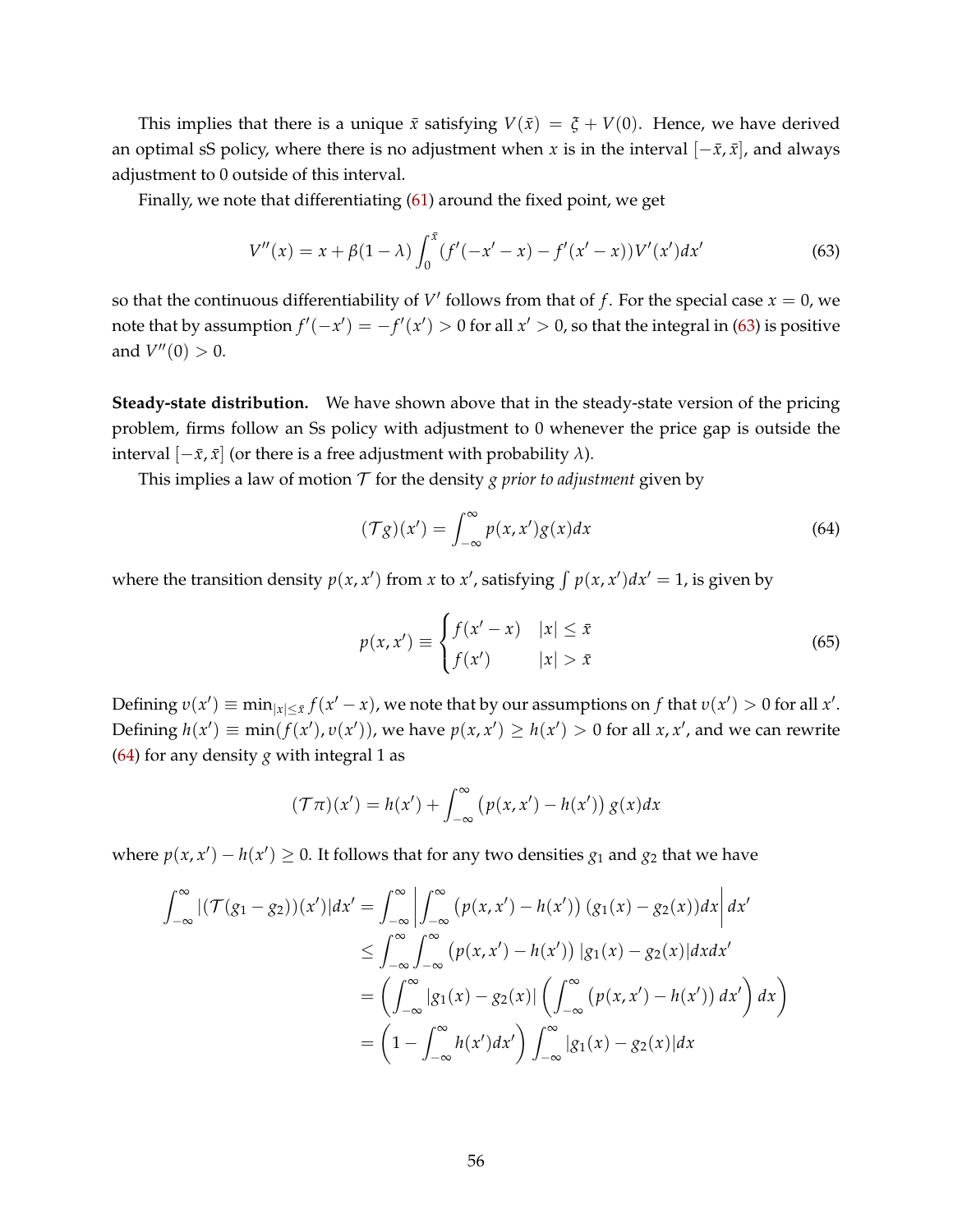This implies that there is a unique $\bar{x}$ satisfying $V(\bar{x}) = \xi + V(0)$. Hence, we have derived an optimal sS policy, where there is no adjustment when $x$ is in the interval $[-\bar{x}, \bar{x}]$, and always adjustment to 0 outside of this interval.

Finally, we note that differentiating (61) around the fixed point, we get

$$V''(x) = x + \beta(1-\lambda)\int_0^{\bar{x}} (f'(-x'-x) - f'(x'-x))V'(x')dx' \tag{63}$$

so that the continuous differentiability of $V'$ follows from that of $f$. For the special case $x = 0$, we note that by assumption $f'(-x') = -f'(x') > 0$ for all $x' > 0$, so that the integral in (63) is positive and $V''(0) > 0$.

**Steady-state distribution.** We have shown above that in the steady-state version of the pricing problem, firms follow an Ss policy with adjustment to 0 whenever the price gap is outside the interval $[-\bar{x}, \bar{x}]$ (or there is a free adjustment with probability $\lambda$).

This implies a law of motion $\mathcal{T}$ for the density $g$ *prior to adjustment* given by

$$(\mathcal{T}g)(x') = \int_{-\infty}^{\infty} p(x, x')g(x)dx \tag{64}$$

where the transition density $p(x, x')$ from $x$ to $x'$, satisfying $\int p(x, x')dx' = 1$, is given by

$$p(x, x') \equiv \begin{cases} f(x'-x) & |x| \leq \bar{x} \\ f(x') & |x| > \bar{x} \end{cases} \tag{65}$$

Defining $v(x') \equiv \min_{|x|\leq\bar{x}} f(x'-x)$, we note that by our assumptions on $f$ that $v(x') > 0$ for all $x'$. Defining $h(x') \equiv \min(f(x'), v(x'))$, we have $p(x, x') \geq h(x') > 0$ for all $x, x'$, and we can rewrite (64) for any density $g$ with integral 1 as

$$(\mathcal{T}\pi)(x') = h(x') + \int_{-\infty}^{\infty} \left(p(x, x') - h(x')\right) g(x)dx$$

where $p(x, x') - h(x') \geq 0$. It follows that for any two densities $g_1$ and $g_2$ that we have

$$\begin{aligned}
\int_{-\infty}^{\infty} |(\mathcal{T}(g_1 - g_2))(x')|dx' &= \int_{-\infty}^{\infty} \left| \int_{-\infty}^{\infty} \left(p(x, x') - h(x')\right)(g_1(x) - g_2(x))dx \right| dx' \\
&\leq \int_{-\infty}^{\infty} \int_{-\infty}^{\infty} \left(p(x, x') - h(x')\right) |g_1(x) - g_2(x)|dxdx' \\
&= \left( \int_{-\infty}^{\infty} |g_1(x) - g_2(x)| \left( \int_{-\infty}^{\infty} \left(p(x, x') - h(x')\right) dx' \right) dx \right) \\
&= \left(1 - \int_{-\infty}^{\infty} h(x')dx'\right) \int_{-\infty}^{\infty} |g_1(x) - g_2(x)|dx
\end{aligned}$$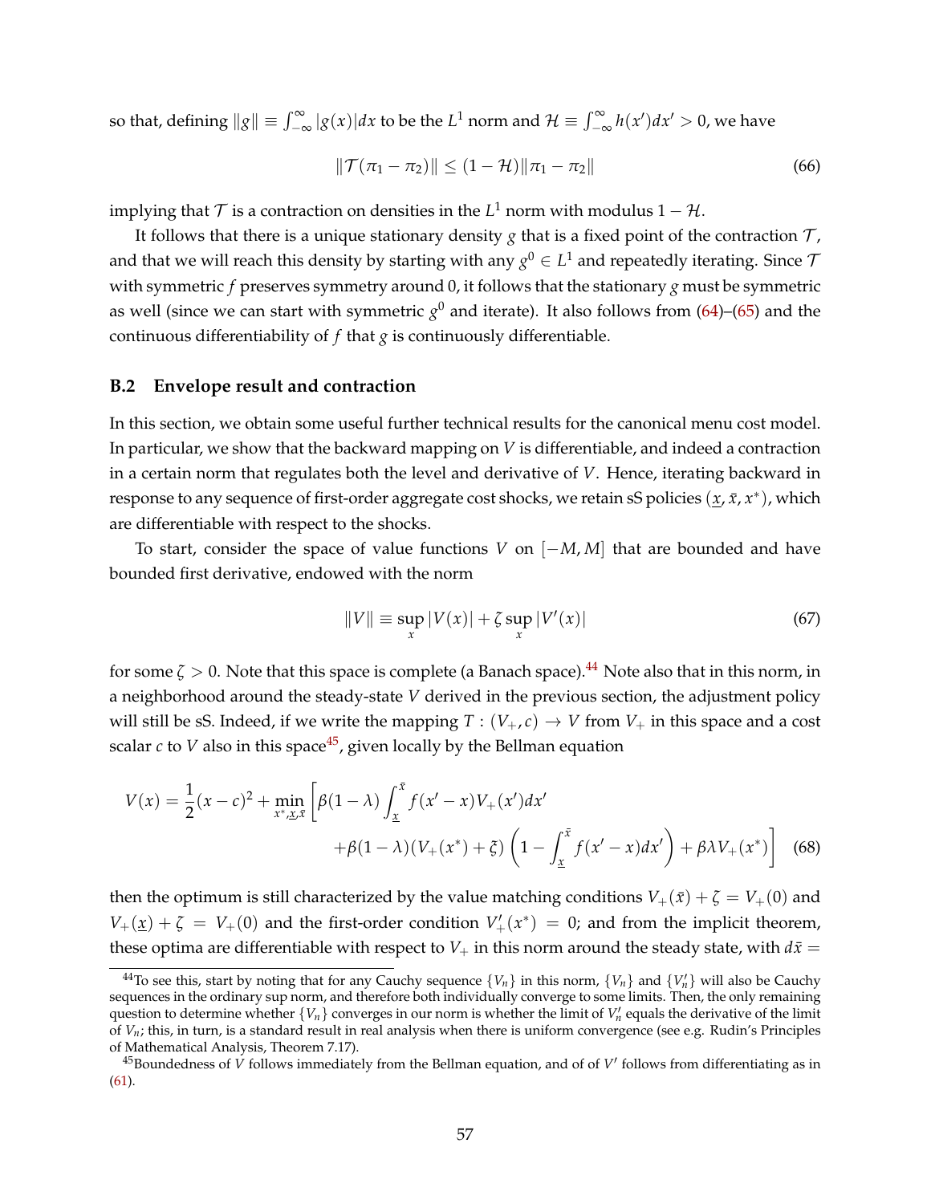so that, defining $\|g\| \equiv \int_{-\infty}^{\infty} |g(x)|dx$ to be the $L^1$ norm and $\mathcal{H} \equiv \int_{-\infty}^{\infty} h(x')dx' > 0$, we have

$$\|\mathcal{T}(\pi_1 - \pi_2)\| \leq (1 - \mathcal{H})\|\pi_1 - \pi_2\| \tag{66}$$

implying that $\mathcal{T}$ is a contraction on densities in the $L^1$ norm with modulus $1 - \mathcal{H}$.

It follows that there is a unique stationary density $g$ that is a fixed point of the contraction $\mathcal{T}$, and that we will reach this density by starting with any $g^0 \in L^1$ and repeatedly iterating. Since $\mathcal{T}$ with symmetric $f$ preserves symmetry around 0, it follows that the stationary $g$ must be symmetric as well (since we can start with symmetric $g^0$ and iterate). It also follows from (64)–(65) and the continuous differentiability of $f$ that $g$ is continuously differentiable.

### B.2 Envelope result and contraction

In this section, we obtain some useful further technical results for the canonical menu cost model. In particular, we show that the backward mapping on $V$ is differentiable, and indeed a contraction in a certain norm that regulates both the level and derivative of $V$. Hence, iterating backward in response to any sequence of first-order aggregate cost shocks, we retain sS policies $(\underline{x}, \bar{x}, x^*)$, which are differentiable with respect to the shocks.

To start, consider the space of value functions $V$ on $[-M, M]$ that are bounded and have bounded first derivative, endowed with the norm

$$\|V\| \equiv \sup_x |V(x)| + \zeta \sup_x |V'(x)| \tag{67}$$

for some $\zeta > 0$. Note that this space is complete (a Banach space).[44] Note also that in this norm, in a neighborhood around the steady-state $V$ derived in the previous section, the adjustment policy will still be sS. Indeed, if we write the mapping $T : (V_+, c) \to V$ from $V_+$ in this space and a cost scalar $c$ to $V$ also in this space[45], given locally by the Bellman equation

$$V(x) = \frac{1}{2}(x-c)^2 + \min_{x^*, \underline{x}, \bar{x}} \left[ \beta(1-\lambda) \int_{\underline{x}}^{\bar{x}} f(x'-x) V_+(x') dx' \right.$$
$$\left. + \beta(1-\lambda)(V_+(x^*) + \xi) \left( 1 - \int_{\underline{x}}^{\bar{x}} f(x'-x) dx' \right) + \beta \lambda V_+(x^*) \right] \tag{68}$$

then the optimum is still characterized by the value matching conditions $V_+(\bar{x}) + \zeta = V_+(0)$ and $V_+(\underline{x}) + \zeta = V_+(0)$ and the first-order condition $V_+'(x^*) = 0$; and from the implicit theorem, these optima are differentiable with respect to $V_+$ in this norm around the steady state, with $d\bar{x} =$

[44] To see this, start by noting that for any Cauchy sequence $\{V_n\}$ in this norm, $\{V_n\}$ and $\{V_n'\}$ will also be Cauchy sequences in the ordinary sup norm, and therefore both individually converge to some limits. Then, the only remaining question to determine whether $\{V_n\}$ converges in our norm is whether the limit of $V_n'$ equals the derivative of the limit of $V_n$; this, in turn, is a standard result in real analysis when there is uniform convergence (see e.g. Rudin's Principles of Mathematical Analysis, Theorem 7.17).

[45] Boundedness of $V$ follows immediately from the Bellman equation, and of of $V'$ follows from differentiating as in (61).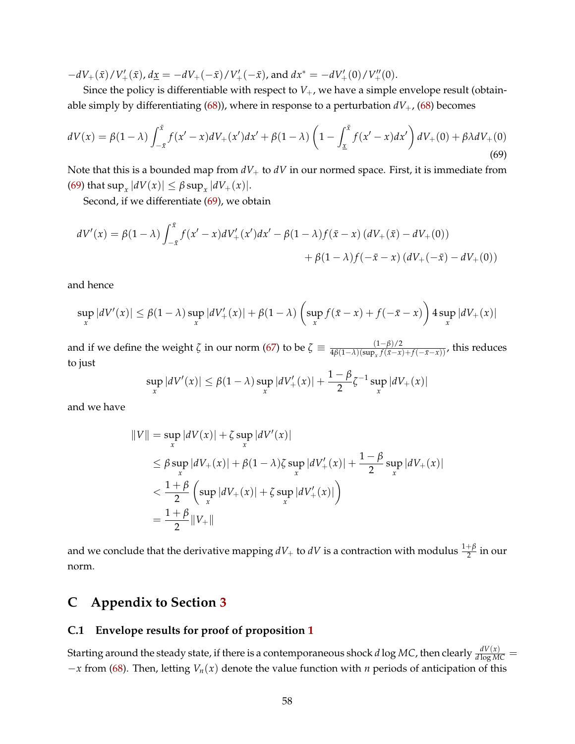$-dV_+(\bar{x})/V_+'(\bar{x})$, $d\underline{x} = -dV_+(-\bar{x})/V_+'(-\bar{x})$, and $dx^* = -dV_+'(0)/V_+''(0)$.

Since the policy is differentiable with respect to $V_+$, we have a simple envelope result (obtainable simply by differentiating (68)), where in response to a perturbation $dV_+$, (68) becomes

$$dV(x) = \beta(1-\lambda)\int_{-\bar{x}}^{\bar{x}} f(x'-x)dV_+(x')dx' + \beta(1-\lambda)\left(1 - \int_{\underline{x}}^{\bar{x}} f(x'-x)dx'\right)dV_+(0) + \beta\lambda dV_+(0) \tag{69}$$

Note that this is a bounded map from $dV_+$ to $dV$ in our normed space. First, it is immediate from (69) that $\sup_x |dV(x)| \leq \beta \sup_x |dV_+(x)|$.

Second, if we differentiate (69), we obtain

$$dV'(x) = \beta(1-\lambda)\int_{-\bar{x}}^{\bar{x}} f(x'-x)dV_+'(x')dx' - \beta(1-\lambda)f(\bar{x}-x)\left(dV_+(\bar{x}) - dV_+(0)\right)$$
$$+ \beta(1-\lambda)f(-\bar{x}-x)\left(dV_+(-\bar{x}) - dV_+(0)\right)$$

and hence

$$\sup_x |dV'(x)| \leq \beta(1-\lambda)\sup_x |dV_+'(x)| + \beta(1-\lambda)\left(\sup_x f(\bar{x}-x) + f(-\bar{x}-x)\right) 4 \sup_x |dV_+(x)|$$

and if we define the weight $\zeta$ in our norm (67) to be $\zeta \equiv \frac{(1-\beta)/2}{4\beta(1-\lambda)(\sup_x f(\bar{x}-x) + f(-\bar{x}-x))}$, this reduces to just

$$\sup_x |dV'(x)| \leq \beta(1-\lambda)\sup_x |dV_+'(x)| + \frac{1-\beta}{2}\zeta^{-1}\sup_x |dV_+(x)|$$

and we have

$$\begin{aligned}
\|V\| &= \sup_x |dV(x)| + \zeta \sup_x |dV'(x)| \\
&\leq \beta \sup_x |dV_+(x)| + \beta(1-\lambda)\zeta \sup_x |dV_+'(x)| + \frac{1-\beta}{2}\sup_x |dV_+(x)| \\
&< \frac{1+\beta}{2}\left(\sup_x |dV_+(x)| + \zeta \sup_x |dV_+'(x)|\right) \\
&= \frac{1+\beta}{2}\|V_+\|
\end{aligned}$$

and we conclude that the derivative mapping $dV_+$ to $dV$ is a contraction with modulus $\frac{1+\beta}{2}$ in our norm.

# C Appendix to Section 3

## C.1 Envelope results for proof of proposition 1

Starting around the steady state, if there is a contemporaneous shock $d\log MC$, then clearly $\frac{dV(x)}{d\log MC} = -x$ from (68). Then, letting $V_n(x)$ denote the value function with $n$ periods of anticipation of this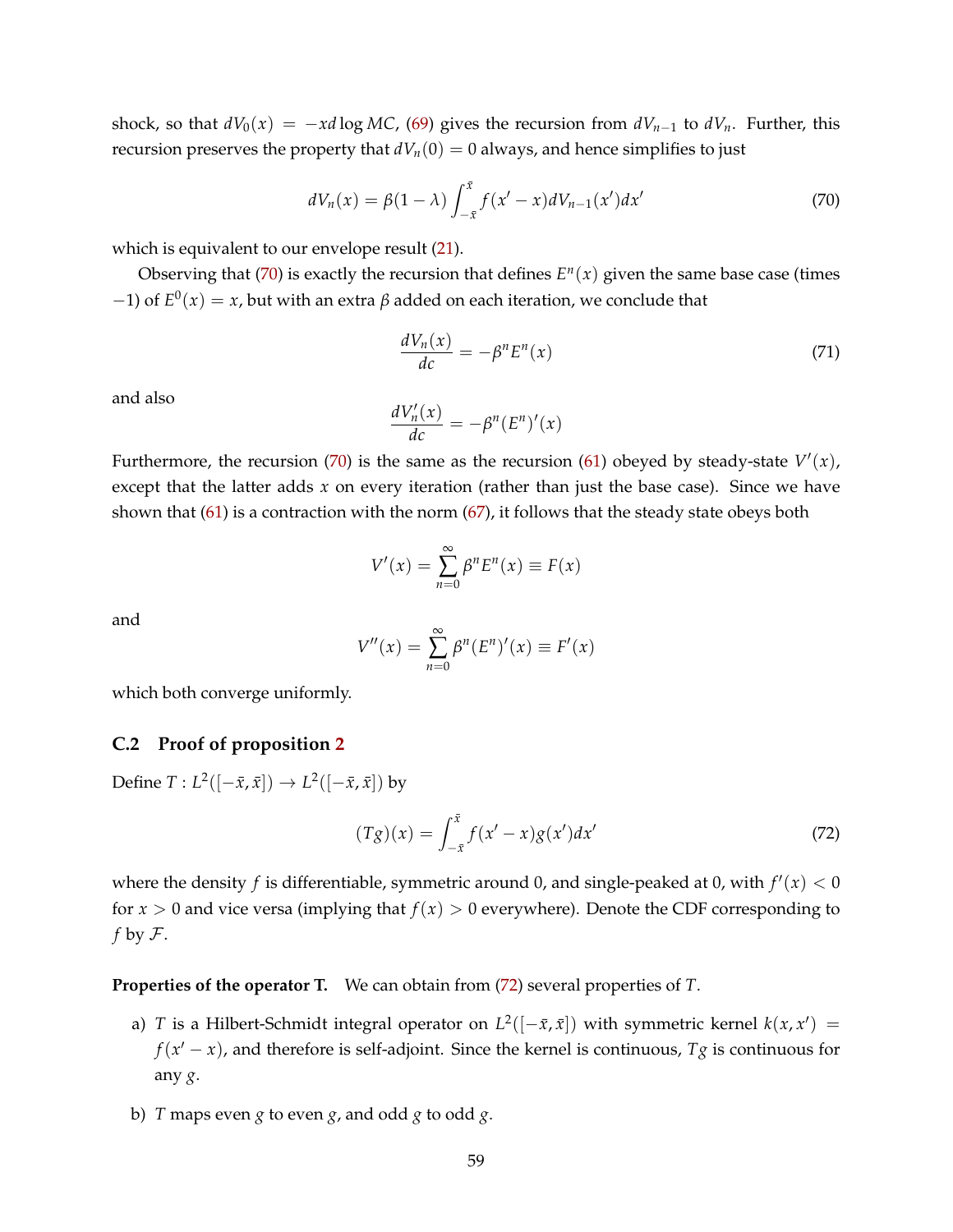shock, so that $dV_0(x) = -x d\log MC$, (69) gives the recursion from $dV_{n-1}$ to $dV_n$. Further, this recursion preserves the property that $dV_n(0) = 0$ always, and hence simplifies to just

$$dV_n(x) = \beta(1-\lambda)\int_{-\bar{x}}^{\bar{x}} f(x'-x)dV_{n-1}(x')dx' \tag{70}$$

which is equivalent to our envelope result (21).

Observing that (70) is exactly the recursion that defines $E^n(x)$ given the same base case (times $-1$) of $E^0(x) = x$, but with an extra $\beta$ added on each iteration, we conclude that

$$\frac{dV_n(x)}{dc} = -\beta^n E^n(x) \tag{71}$$

and also

$$\frac{dV_n'(x)}{dc} = -\beta^n (E^n)'(x)$$

Furthermore, the recursion (70) is the same as the recursion (61) obeyed by steady-state $V'(x)$, except that the latter adds $x$ on every iteration (rather than just the base case). Since we have shown that (61) is a contraction with the norm (67), it follows that the steady state obeys both

$$V'(x) = \sum_{n=0}^{\infty} \beta^n E^n(x) \equiv F(x)$$

and

$$V''(x) = \sum_{n=0}^{\infty} \beta^n (E^n)'(x) \equiv F'(x)$$

which both converge uniformly.

### C.2 Proof of proposition 2

Define $T: L^2([-\bar{x},\bar{x}]) \to L^2([-\bar{x},\bar{x}])$ by

$$(Tg)(x) = \int_{-\bar{x}}^{\bar{x}} f(x'-x)g(x')dx' \tag{72}$$

where the density $f$ is differentiable, symmetric around 0, and single-peaked at 0, with $f'(x) < 0$ for $x > 0$ and vice versa (implying that $f(x) > 0$ everywhere). Denote the CDF corresponding to $f$ by $\mathcal{F}$.

**Properties of the operator T.** We can obtain from (72) several properties of $T$.

a) $T$ is a Hilbert-Schmidt integral operator on $L^2([-\bar{x},\bar{x}])$ with symmetric kernel $k(x,x') = f(x'-x)$, and therefore is self-adjoint. Since the kernel is continuous, $Tg$ is continuous for any $g$.

b) $T$ maps even $g$ to even $g$, and odd $g$ to odd $g$.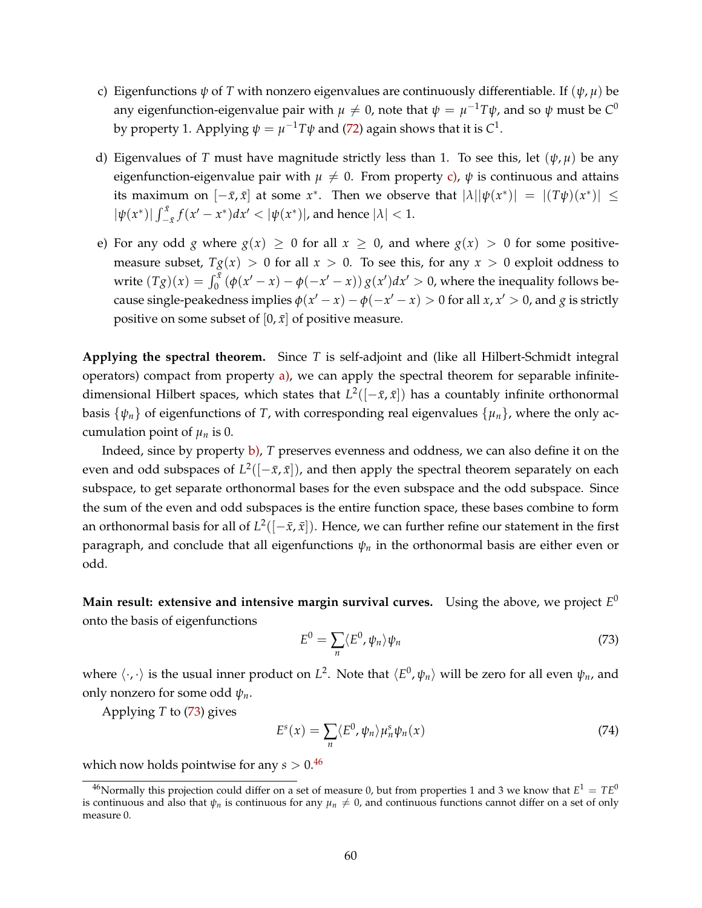c) Eigenfunctions $\psi$ of $T$ with nonzero eigenvalues are continuously differentiable. If $(\psi, \mu)$ be any eigenfunction-eigenvalue pair with $\mu \neq 0$, note that $\psi = \mu^{-1}T\psi$, and so $\psi$ must be $C^0$ by property 1. Applying $\psi = \mu^{-1}T\psi$ and (72) again shows that it is $C^1$.

d) Eigenvalues of $T$ must have magnitude strictly less than 1. To see this, let $(\psi, \mu)$ be any eigenfunction-eigenvalue pair with $\mu \neq 0$. From property c), $\psi$ is continuous and attains its maximum on $[-\bar{x}, \bar{x}]$ at some $x^*$. Then we observe that $|\lambda||\psi(x^*)| = |(T\psi)(x^*)| \leq |\psi(x^*)| \int_{-\bar{x}}^{\bar{x}} f(x' - x^*)dx' < |\psi(x^*)|$, and hence $|\lambda| < 1$.

e) For any odd $g$ where $g(x) \geq 0$ for all $x \geq 0$, and where $g(x) > 0$ for some positive-measure subset, $Tg(x) > 0$ for all $x > 0$. To see this, for any $x > 0$ exploit oddness to write $(Tg)(x) = \int_0^{\bar{x}} (\phi(x' - x) - \phi(-x' - x))\, g(x')dx' > 0$, where the inequality follows because single-peakedness implies $\phi(x' - x) - \phi(-x' - x) > 0$ for all $x, x' > 0$, and $g$ is strictly positive on some subset of $[0, \bar{x}]$ of positive measure.

**Applying the spectral theorem.** Since $T$ is self-adjoint and (like all Hilbert-Schmidt integral operators) compact from property a), we can apply the spectral theorem for separable infinite-dimensional Hilbert spaces, which states that $L^2([-\bar{x}, \bar{x}])$ has a countably infinite orthonormal basis $\{\psi_n\}$ of eigenfunctions of $T$, with corresponding real eigenvalues $\{\mu_n\}$, where the only accumulation point of $\mu_n$ is 0.

Indeed, since by property b), $T$ preserves evenness and oddness, we can also define it on the even and odd subspaces of $L^2([-\bar{x}, \bar{x}])$, and then apply the spectral theorem separately on each subspace, to get separate orthonormal bases for the even subspace and the odd subspace. Since the sum of the even and odd subspaces is the entire function space, these bases combine to form an orthonormal basis for all of $L^2([-\bar{x}, \bar{x}])$. Hence, we can further refine our statement in the first paragraph, and conclude that all eigenfunctions $\psi_n$ in the orthonormal basis are either even or odd.

**Main result: extensive and intensive margin survival curves.** Using the above, we project $E^0$ onto the basis of eigenfunctions

$$E^0 = \sum_n \langle E^0, \psi_n \rangle \psi_n \tag{73}$$

where $\langle \cdot, \cdot \rangle$ is the usual inner product on $L^2$. Note that $\langle E^0, \psi_n \rangle$ will be zero for all even $\psi_n$, and only nonzero for some odd $\psi_n$.

Applying $T$ to (73) gives

$$E^s(x) = \sum_n \langle E^0, \psi_n \rangle \mu_n^s \psi_n(x) \tag{74}$$

which now holds pointwise for any $s > 0$.[46]

[46] Normally this projection could differ on a set of measure 0, but from properties 1 and 3 we know that $E^1 = TE^0$ is continuous and also that $\psi_n$ is continuous for any $\mu_n \neq 0$, and continuous functions cannot differ on a set of only measure 0.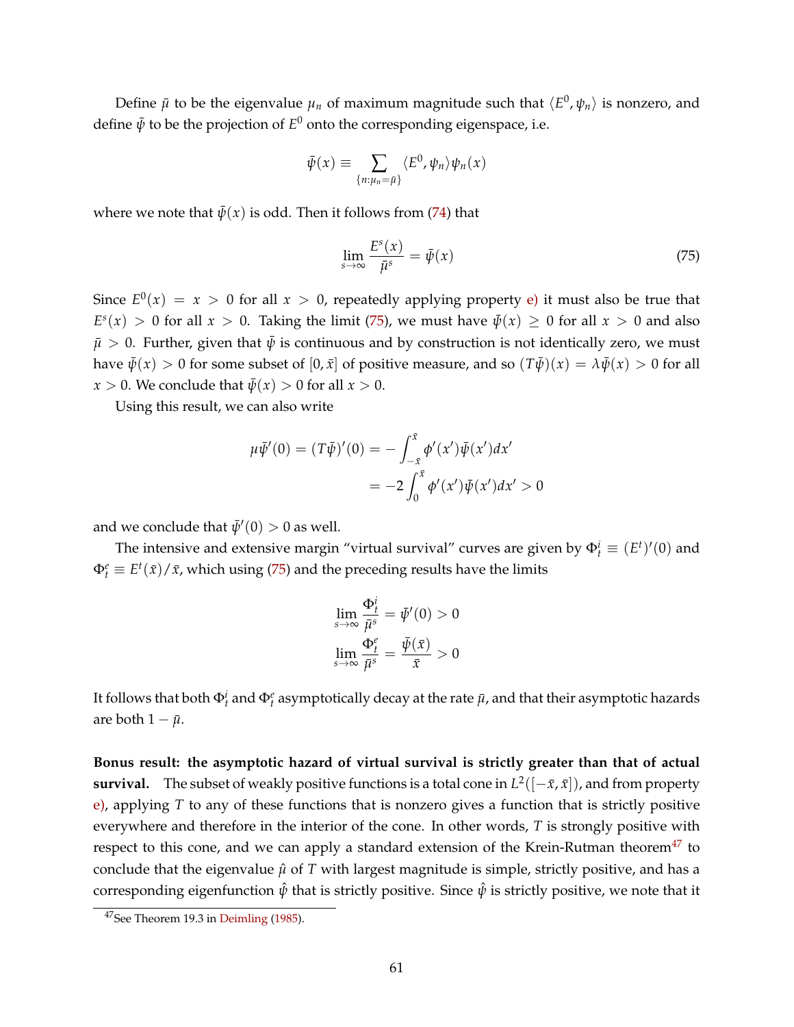Define $\bar{\mu}$ to be the eigenvalue $\mu_n$ of maximum magnitude such that $\langle E^0, \psi_n \rangle$ is nonzero, and define $\bar{\psi}$ to be the projection of $E^0$ onto the corresponding eigenspace, i.e.

$$\bar{\psi}(x) \equiv \sum_{\{n:\mu_n = \bar{\mu}\}} \langle E^0, \psi_n \rangle \psi_n(x)$$

where we note that $\bar{\psi}(x)$ is odd. Then it follows from (74) that

$$\lim_{s \to \infty} \frac{E^s(x)}{\bar{\mu}^s} = \bar{\psi}(x) \tag{75}$$

Since $E^0(x) = x > 0$ for all $x > 0$, repeatedly applying property e) it must also be true that $E^s(x) > 0$ for all $x > 0$. Taking the limit (75), we must have $\bar{\psi}(x) \geq 0$ for all $x > 0$ and also $\bar{\mu} > 0$. Further, given that $\bar{\psi}$ is continuous and by construction is not identically zero, we must have $\bar{\psi}(x) > 0$ for some subset of $[0, \bar{x}]$ of positive measure, and so $(T\bar{\psi})(x) = \lambda \bar{\psi}(x) > 0$ for all $x > 0$. We conclude that $\bar{\psi}(x) > 0$ for all $x > 0$.

Using this result, we can also write

$$\begin{aligned}
\mu \bar{\psi}'(0) = (T\bar{\psi})'(0) &= -\int_{-\bar{x}}^{\bar{x}} \phi'(x')\bar{\psi}(x')dx' \\
&= -2\int_0^{\bar{x}} \phi'(x')\bar{\psi}(x')dx' > 0
\end{aligned}$$

and we conclude that $\bar{\psi}'(0) > 0$ as well.

The intensive and extensive margin "virtual survival" curves are given by $\Phi_t^i \equiv (E^t)'(0)$ and $\Phi_t^e \equiv E^t(\bar{x})/\bar{x}$, which using (75) and the preceding results have the limits

$$\lim_{s \to \infty} \frac{\Phi_t^i}{\bar{\mu}^s} = \bar{\psi}'(0) > 0$$

$$\lim_{s \to \infty} \frac{\Phi_t^e}{\bar{\mu}^s} = \frac{\bar{\psi}(\bar{x})}{\bar{x}} > 0$$

It follows that both $\Phi_t^i$ and $\Phi_t^e$ asymptotically decay at the rate $\bar{\mu}$, and that their asymptotic hazards are both $1 - \bar{\mu}$.

**Bonus result: the asymptotic hazard of virtual survival is strictly greater than that of actual survival.** The subset of weakly positive functions is a total cone in $L^2([-\bar{x}, \bar{x}])$, and from property e), applying $T$ to any of these functions that is nonzero gives a function that is strictly positive everywhere and therefore in the interior of the cone. In other words, $T$ is strongly positive with respect to this cone, and we can apply a standard extension of the Krein-Rutman theorem[47] to conclude that the eigenvalue $\hat{\mu}$ of $T$ with largest magnitude is simple, strictly positive, and has a corresponding eigenfunction $\hat{\psi}$ that is strictly positive. Since $\hat{\psi}$ is strictly positive, we note that it

[47] See Theorem 19.3 in Deimling (1985).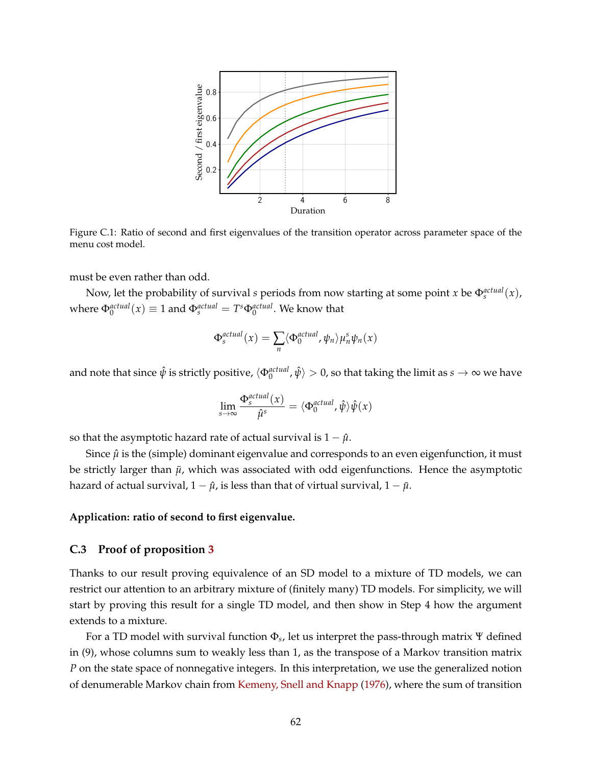Figure C.1: Ratio of second and first eigenvalues of the transition operator across parameter space of the menu cost model.

must be even rather than odd.

Now, let the probability of survival $s$ periods from now starting at some point $x$ be $\Phi_s^{actual}(x)$, where $\Phi_0^{actual}(x) \equiv 1$ and $\Phi_s^{actual} = T^s \Phi_0^{actual}$. We know that

$$\Phi_s^{actual}(x) = \sum_n \langle \Phi_0^{actual}, \psi_n \rangle \mu_n^s \psi_n(x)$$

and note that since $\hat{\psi}$ is strictly positive, $\langle \Phi_0^{actual}, \hat{\psi} \rangle > 0$, so that taking the limit as $s \to \infty$ we have

$$\lim_{s \to \infty} \frac{\Phi_s^{actual}(x)}{\hat{\mu}^s} = \langle \Phi_0^{actual}, \hat{\psi} \rangle \hat{\psi}(x)$$

so that the asymptotic hazard rate of actual survival is $1 - \hat{\mu}$.

Since $\hat{\mu}$ is the (simple) dominant eigenvalue and corresponds to an even eigenfunction, it must be strictly larger than $\bar{\mu}$, which was associated with odd eigenfunctions. Hence the asymptotic hazard of actual survival, $1 - \hat{\mu}$, is less than that of virtual survival, $1 - \bar{\mu}$.

**Application: ratio of second to first eigenvalue.**

## C.3 Proof of proposition 3

Thanks to our result proving equivalence of an SD model to a mixture of TD models, we can restrict our attention to an arbitrary mixture of (finitely many) TD models. For simplicity, we will start by proving this result for a single TD model, and then show in Step 4 how the argument extends to a mixture.

For a TD model with survival function $\Phi_s$, let us interpret the pass-through matrix $\Psi$ defined in (9), whose columns sum to weakly less than 1, as the transpose of a Markov transition matrix $P$ on the state space of nonnegative integers. In this interpretation, we use the generalized notion of denumerable Markov chain from Kemeny, Snell and Knapp (1976), where the sum of transition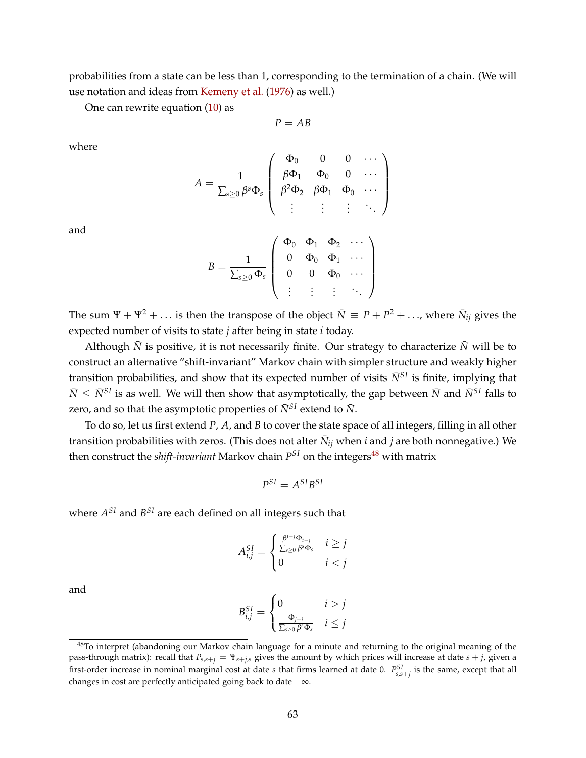probabilities from a state can be less than 1, corresponding to the termination of a chain. (We will use notation and ideas from Kemeny et al. (1976) as well.)

One can rewrite equation (10) as

$$P = AB$$

where

$$A = \frac{1}{\sum_{s \geq 0} \beta^s \Phi_s} \begin{pmatrix} \Phi_0 & 0 & 0 & \cdots \\ \beta\Phi_1 & \Phi_0 & 0 & \cdots \\ \beta^2\Phi_2 & \beta\Phi_1 & \Phi_0 & \cdots \\ \vdots & \vdots & \vdots & \ddots \end{pmatrix}$$

and

$$B = \frac{1}{\sum_{s \geq 0} \Phi_s} \begin{pmatrix} \Phi_0 & \Phi_1 & \Phi_2 & \cdots \\ 0 & \Phi_0 & \Phi_1 & \cdots \\ 0 & 0 & \Phi_0 & \cdots \\ \vdots & \vdots & \vdots & \ddots \end{pmatrix}$$

The sum $\Psi + \Psi^2 + \ldots$ is then the transpose of the object $\bar{N} \equiv P + P^2 + \ldots$, where $\bar{N}_{ij}$ gives the expected number of visits to state $j$ after being in state $i$ today.

Although $\bar{N}$ is positive, it is not necessarily finite. Our strategy to characterize $\bar{N}$ will be to construct an alternative "shift-invariant" Markov chain with simpler structure and weakly higher transition probabilities, and show that its expected number of visits $\bar{N}^{SI}$ is finite, implying that $\bar{N} \leq \bar{N}^{SI}$ is as well. We will then show that asymptotically, the gap between $\bar{N}$ and $\bar{N}^{SI}$ falls to zero, and so that the asymptotic properties of $\bar{N}^{SI}$ extend to $\bar{N}$.

To do so, let us first extend $P$, $A$, and $B$ to cover the state space of all integers, filling in all other transition probabilities with zeros. (This does not alter $\bar{N}_{ij}$ when $i$ and $j$ are both nonnegative.) We then construct the *shift-invariant* Markov chain $P^{SI}$ on the integers[48] with matrix

$$P^{SI} = A^{SI} B^{SI}$$

where $A^{SI}$ and $B^{SI}$ are each defined on all integers such that

$$A^{SI}_{i,j} = \begin{cases} \frac{\beta^{i-j}\Phi_{i-j}}{\sum_{s \geq 0} \beta^s \Phi_s} & i \geq j \\ 0 & i < j \end{cases}$$

and

$$B^{SI}_{i,j} = \begin{cases} 0 & i > j \\ \frac{\Phi_{j-i}}{\sum_{s \geq 0} \beta^s \Phi_s} & i \leq j \end{cases}$$

[48]To interpret (abandoning our Markov chain language for a minute and returning to the original meaning of the pass-through matrix): recall that $P_{s,s+j} = \Psi_{s+j,s}$ gives the amount by which prices will increase at date $s + j$, given a first-order increase in nominal marginal cost at date $s$ that firms learned at date 0. $P^{SI}_{s,s+j}$ is the same, except that all changes in cost are perfectly anticipated going back to date $-\infty$.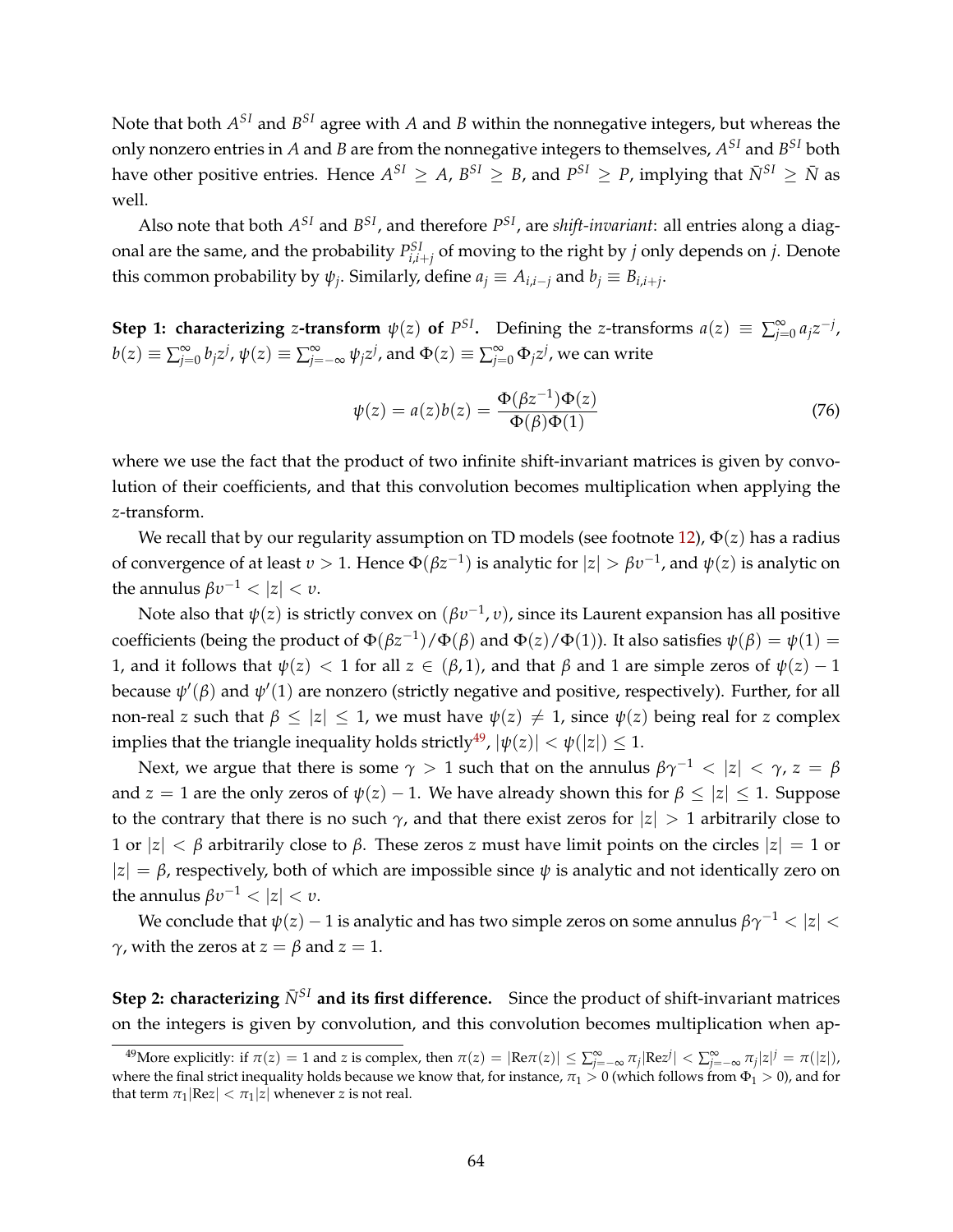Note that both $A^{SI}$ and $B^{SI}$ agree with $A$ and $B$ within the nonnegative integers, but whereas the only nonzero entries in $A$ and $B$ are from the nonnegative integers to themselves, $A^{SI}$ and $B^{SI}$ both have other positive entries. Hence $A^{SI} \geq A$, $B^{SI} \geq B$, and $P^{SI} \geq P$, implying that $\bar{N}^{SI} \geq \bar{N}$ as well.

Also note that both $A^{SI}$ and $B^{SI}$, and therefore $P^{SI}$, are *shift-invariant*: all entries along a diagonal are the same, and the probability $P^{SI}_{i,i+j}$ of moving to the right by $j$ only depends on $j$. Denote this common probability by $\psi_j$. Similarly, define $a_j \equiv A_{i,i-j}$ and $b_j \equiv B_{i,i+j}$.

**Step 1: characterizing $z$-transform $\psi(z)$ of $P^{SI}$.** Defining the $z$-transforms $a(z) \equiv \sum_{j=0}^{\infty} a_j z^{-j}$, $b(z) \equiv \sum_{j=0}^{\infty} b_j z^j$, $\psi(z) \equiv \sum_{j=-\infty}^{\infty} \psi_j z^j$, and $\Phi(z) \equiv \sum_{j=0}^{\infty} \Phi_j z^j$, we can write

$$\psi(z) = a(z)b(z) = \frac{\Phi(\beta z^{-1})\Phi(z)}{\Phi(\beta)\Phi(1)} \tag{76}$$

where we use the fact that the product of two infinite shift-invariant matrices is given by convolution of their coefficients, and that this convolution becomes multiplication when applying the $z$-transform.

We recall that by our regularity assumption on TD models (see footnote 12), $\Phi(z)$ has a radius of convergence of at least $v > 1$. Hence $\Phi(\beta z^{-1})$ is analytic for $|z| > \beta v^{-1}$, and $\psi(z)$ is analytic on the annulus $\beta v^{-1} < |z| < v$.

Note also that $\psi(z)$ is strictly convex on $(\beta v^{-1}, v)$, since its Laurent expansion has all positive coefficients (being the product of $\Phi(\beta z^{-1})/\Phi(\beta)$ and $\Phi(z)/\Phi(1)$). It also satisfies $\psi(\beta) = \psi(1) = 1$, and it follows that $\psi(z) < 1$ for all $z \in (\beta, 1)$, and that $\beta$ and $1$ are simple zeros of $\psi(z) - 1$ because $\psi'(\beta)$ and $\psi'(1)$ are nonzero (strictly negative and positive, respectively). Further, for all non-real $z$ such that $\beta \leq |z| \leq 1$, we must have $\psi(z) \neq 1$, since $\psi(z)$ being real for $z$ complex implies that the triangle inequality holds strictly[49], $|\psi(z)| < \psi(|z|) \leq 1$.

Next, we argue that there is some $\gamma > 1$ such that on the annulus $\beta\gamma^{-1} < |z| < \gamma$, $z = \beta$ and $z = 1$ are the only zeros of $\psi(z) - 1$. We have already shown this for $\beta \leq |z| \leq 1$. Suppose to the contrary that there is no such $\gamma$, and that there exist zeros for $|z| > 1$ arbitrarily close to 1 or $|z| < \beta$ arbitrarily close to $\beta$. These zeros $z$ must have limit points on the circles $|z| = 1$ or $|z| = \beta$, respectively, both of which are impossible since $\psi$ is analytic and not identically zero on the annulus $\beta v^{-1} < |z| < v$.

We conclude that $\psi(z) - 1$ is analytic and has two simple zeros on some annulus $\beta\gamma^{-1} < |z| < \gamma$, with the zeros at $z = \beta$ and $z = 1$.

**Step 2: characterizing $\bar{N}^{SI}$ and its first difference.** Since the product of shift-invariant matrices on the integers is given by convolution, and this convolution becomes multiplication when ap-

[49] More explicitly: if $\pi(z) = 1$ and $z$ is complex, then $\pi(z) = |\text{Re}\pi(z)| \leq \sum_{j=-\infty}^{\infty} \pi_j |\text{Re}z^j| < \sum_{j=-\infty}^{\infty} \pi_j |z|^j = \pi(|z|)$, where the final strict inequality holds because we know that, for instance, $\pi_1 > 0$ (which follows from $\Phi_1 > 0$), and for that term $\pi_1|\text{Re}z| < \pi_1|z|$ whenever $z$ is not real.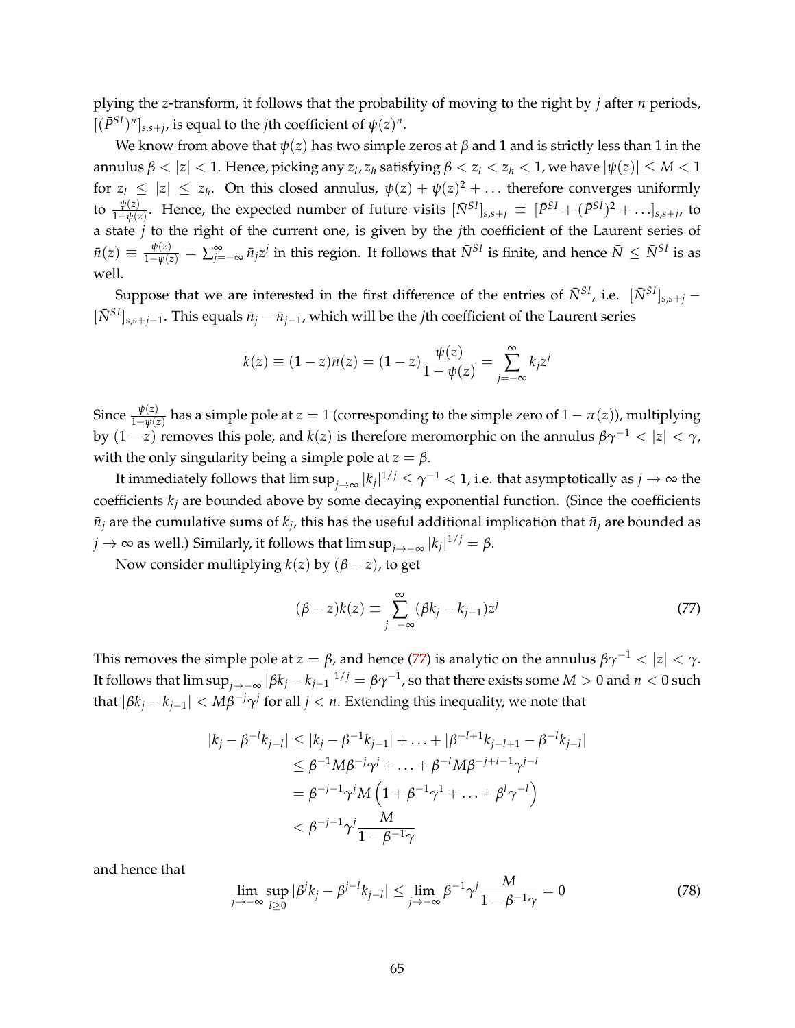plying the $z$-transform, it follows that the probability of moving to the right by $j$ after $n$ periods, $[(\bar{P}^{SI})^n]_{s,s+j}$, is equal to the $j$th coefficient of $\psi(z)^n$.

We know from above that $\psi(z)$ has two simple zeros at $\beta$ and 1 and is strictly less than 1 in the annulus $\beta < |z| < 1$. Hence, picking any $z_l, z_h$ satisfying $\beta < z_l < z_h < 1$, we have $|\psi(z)| \leq M < 1$ for $z_l \leq |z| \leq z_h$. On this closed annulus, $\psi(z) + \psi(z)^2 + \ldots$ therefore converges uniformly to $\frac{\psi(z)}{1-\psi(z)}$. Hence, the expected number of future visits $[\bar{N}^{SI}]_{s,s+j} \equiv [\bar{P}^{SI} + (\bar{P}^{SI})^2 + \ldots]_{s,s+j}$, to a state $j$ to the right of the current one, is given by the $j$th coefficient of the Laurent series of $\bar{n}(z) \equiv \frac{\psi(z)}{1-\psi(z)} = \sum_{j=-\infty}^{\infty} \bar{n}_j z^j$ in this region. It follows that $\bar{N}^{SI}$ is finite, and hence $\bar{N} \leq \bar{N}^{SI}$ is as well.

Suppose that we are interested in the first difference of the entries of $\bar{N}^{SI}$, i.e. $[\bar{N}^{SI}]_{s,s+j} - [\bar{N}^{SI}]_{s,s+j-1}$. This equals $\bar{n}_j - \bar{n}_{j-1}$, which will be the $j$th coefficient of the Laurent series

$$k(z) \equiv (1-z)\bar{n}(z) = (1-z)\frac{\psi(z)}{1-\psi(z)} = \sum_{j=-\infty}^{\infty} k_j z^j$$

Since $\frac{\psi(z)}{1-\psi(z)}$ has a simple pole at $z = 1$ (corresponding to the simple zero of $1 - \pi(z)$), multiplying by $(1-z)$ removes this pole, and $k(z)$ is therefore meromorphic on the annulus $\beta\gamma^{-1} < |z| < \gamma$, with the only singularity being a simple pole at $z = \beta$.

It immediately follows that $\limsup_{j\to\infty} |k_j|^{1/j} \leq \gamma^{-1} < 1$, i.e. that asymptotically as $j \to \infty$ the coefficients $k_j$ are bounded above by some decaying exponential function. (Since the coefficients $\bar{n}_j$ are the cumulative sums of $k_j$, this has the useful additional implication that $\bar{n}_j$ are bounded as $j \to \infty$ as well.) Similarly, it follows that $\limsup_{j\to-\infty} |k_j|^{1/j} = \beta$.

Now consider multiplying $k(z)$ by $(\beta - z)$, to get

$$(\beta - z)k(z) \equiv \sum_{j=-\infty}^{\infty} (\beta k_j - k_{j-1})z^j \tag{77}$$

This removes the simple pole at $z = \beta$, and hence (77) is analytic on the annulus $\beta\gamma^{-1} < |z| < \gamma$. It follows that $\limsup_{j\to-\infty} |\beta k_j - k_{j-1}|^{1/j} = \beta\gamma^{-1}$, so that there exists some $M > 0$ and $n < 0$ such that $|\beta k_j - k_{j-1}| < M\beta^{-j}\gamma^j$ for all $j < n$. Extending this inequality, we note that

$$\begin{aligned}
|k_j - \beta^{-l}k_{j-l}| &\leq |k_j - \beta^{-1}k_{j-1}| + \ldots + |\beta^{-l+1}k_{j-l+1} - \beta^{-l}k_{j-l}| \\
&\leq \beta^{-1}M\beta^{-j}\gamma^j + \ldots + \beta^{-l}M\beta^{-j+l-1}\gamma^{j-l} \\
&= \beta^{-j-1}\gamma^j M\left(1 + \beta^{-1}\gamma^1 + \ldots + \beta^l\gamma^{-l}\right) \\
&< \beta^{-j-1}\gamma^j \frac{M}{1-\beta^{-1}\gamma}
\end{aligned}$$

and hence that

$$\lim_{j\to-\infty} \sup_{l\geq 0} |\beta^j k_j - \beta^{j-l}k_{j-l}| \leq \lim_{j\to-\infty} \beta^{-1}\gamma^j \frac{M}{1-\beta^{-1}\gamma} = 0 \tag{78}$$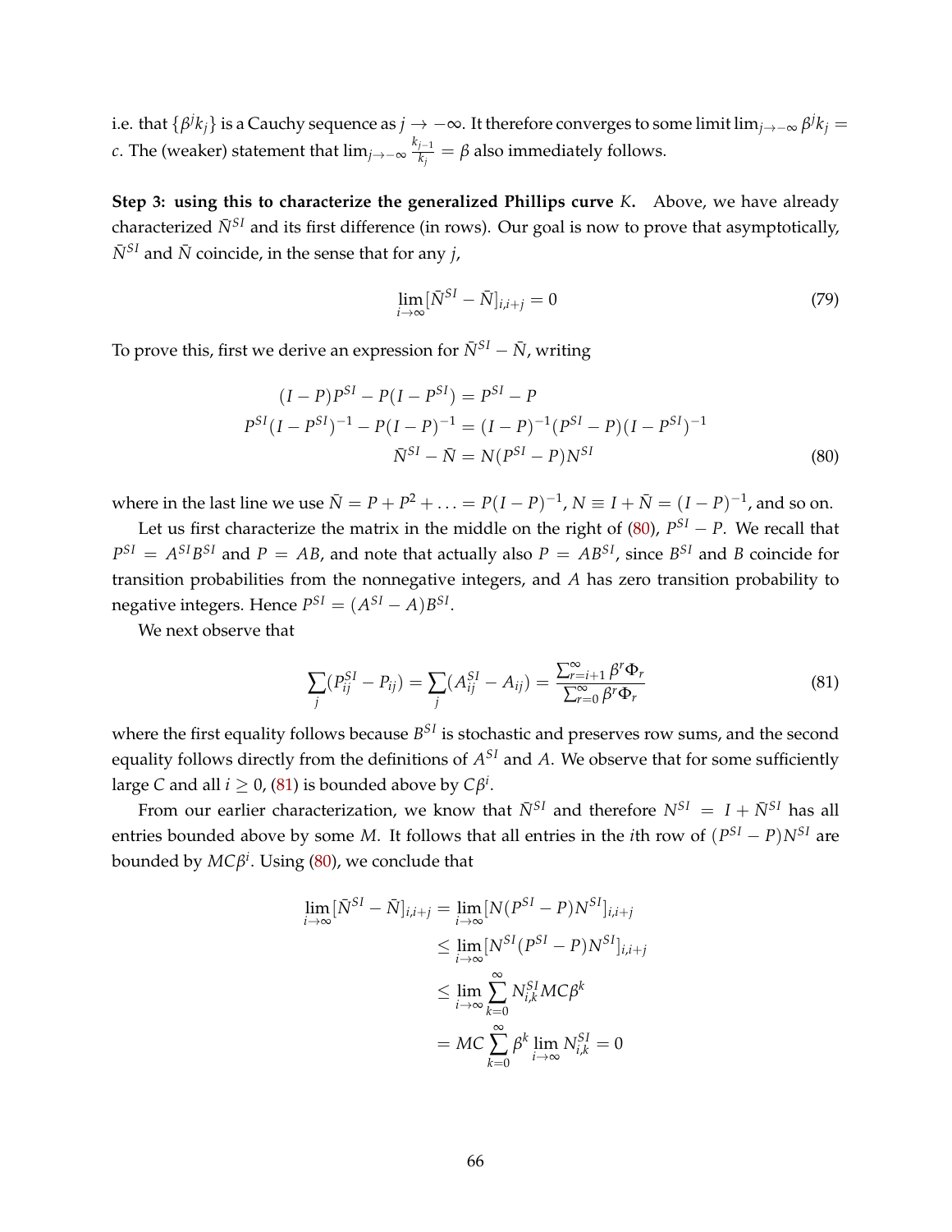i.e. that $\{\beta^j k_j\}$ is a Cauchy sequence as $j \to -\infty$. It therefore converges to some limit $\lim_{j\to-\infty} \beta^j k_j = c$. The (weaker) statement that $\lim_{j\to-\infty} \frac{k_{j-1}}{k_j} = \beta$ also immediately follows.

**Step 3: using this to characterize the generalized Phillips curve $K$.** Above, we have already characterized $\bar{N}^{SI}$ and its first difference (in rows). Our goal is now to prove that asymptotically, $\bar{N}^{SI}$ and $\bar{N}$ coincide, in the sense that for any $j$,

$$\lim_{i\to\infty} [\bar{N}^{SI} - \bar{N}]_{i,i+j} = 0 \tag{79}$$

To prove this, first we derive an expression for $\bar{N}^{SI} - \bar{N}$, writing

$$\begin{aligned}
(I-P)P^{SI} - P(I-P^{SI}) &= P^{SI} - P \\
P^{SI}(I-P^{SI})^{-1} - P(I-P)^{-1} &= (I-P)^{-1}(P^{SI}-P)(I-P^{SI})^{-1} \\
\bar{N}^{SI} - \bar{N} &= N(P^{SI}-P)N^{SI}
\end{aligned} \tag{80}$$

where in the last line we use $\bar{N} = P + P^2 + \ldots = P(I-P)^{-1}$, $N \equiv I + \bar{N} = (I-P)^{-1}$, and so on.

Let us first characterize the matrix in the middle on the right of (80), $P^{SI} - P$. We recall that $P^{SI} = A^{SI}B^{SI}$ and $P = AB$, and note that actually also $P = AB^{SI}$, since $B^{SI}$ and $B$ coincide for transition probabilities from the nonnegative integers, and $A$ has zero transition probability to negative integers. Hence $P^{SI} = (A^{SI} - A)B^{SI}$.

We next observe that

$$\sum_j (P^{SI}_{ij} - P_{ij}) = \sum_j (A^{SI}_{ij} - A_{ij}) = \frac{\sum_{r=i+1}^{\infty} \beta^r \Phi_r}{\sum_{r=0}^{\infty} \beta^r \Phi_r} \tag{81}$$

where the first equality follows because $B^{SI}$ is stochastic and preserves row sums, and the second equality follows directly from the definitions of $A^{SI}$ and $A$. We observe that for some sufficiently large $C$ and all $i \geq 0$, (81) is bounded above by $C\beta^i$.

From our earlier characterization, we know that $\bar{N}^{SI}$ and therefore $N^{SI} = I + \bar{N}^{SI}$ has all entries bounded above by some $M$. It follows that all entries in the $i$th row of $(P^{SI} - P)N^{SI}$ are bounded by $MC\beta^i$. Using (80), we conclude that

$$\begin{aligned}
\lim_{i\to\infty} [\bar{N}^{SI} - \bar{N}]_{i,i+j} &= \lim_{i\to\infty} [N(P^{SI}-P)N^{SI}]_{i,i+j} \\
&\leq \lim_{i\to\infty} [N^{SI}(P^{SI}-P)N^{SI}]_{i,i+j} \\
&\leq \lim_{i\to\infty} \sum_{k=0}^{\infty} N^{SI}_{i,k} MC\beta^k \\
&= MC \sum_{k=0}^{\infty} \beta^k \lim_{i\to\infty} N^{SI}_{i,k} = 0
\end{aligned}$$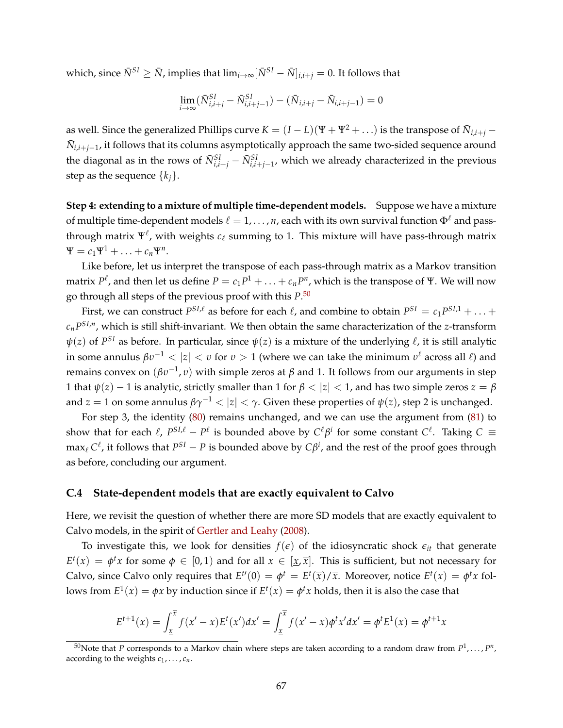which, since $\bar{N}^{SI} \geq \bar{N}$, implies that $\lim_{i\to\infty}[\bar{N}^{SI} - \bar{N}]_{i,i+j} = 0$. It follows that

$$\lim_{i\to\infty}(\bar{N}^{SI}_{i,i+j} - \bar{N}^{SI}_{i,i+j-1}) - (\bar{N}_{i,i+j} - \bar{N}_{i,i+j-1}) = 0$$

as well. Since the generalized Phillips curve $K = (I - L)(\Psi + \Psi^2 + \ldots)$ is the transpose of $\bar{N}_{i,i+j} - \bar{N}_{i,i+j-1}$, it follows that its columns asymptotically approach the same two-sided sequence around the diagonal as in the rows of $\bar{N}^{SI}_{i,i+j} - \bar{N}^{SI}_{i,i+j-1}$, which we already characterized in the previous step as the sequence $\{k_j\}$.

**Step 4: extending to a mixture of multiple time-dependent models.** Suppose we have a mixture of multiple time-dependent models $\ell = 1, \ldots, n$, each with its own survival function $\Phi^\ell$ and pass-through matrix $\Psi^\ell$, with weights $c_\ell$ summing to 1. This mixture will have pass-through matrix $\Psi = c_1\Psi^1 + \ldots + c_n\Psi^n$.

Like before, let us interpret the transpose of each pass-through matrix as a Markov transition matrix $P^\ell$, and then let us define $P = c_1P^1 + \ldots + c_nP^n$, which is the transpose of $\Psi$. We will now go through all steps of the previous proof with this $P$.[50]

First, we can construct $P^{SI,\ell}$ as before for each $\ell$, and combine to obtain $P^{SI} = c_1P^{SI,1} + \ldots + c_nP^{SI,n}$, which is still shift-invariant. We then obtain the same characterization of the $z$-transform $\psi(z)$ of $P^{SI}$ as before. In particular, since $\psi(z)$ is a mixture of the underlying $\ell$, it is still analytic in some annulus $\beta v^{-1} < |z| < v$ for $v > 1$ (where we can take the minimum $v^\ell$ across all $\ell$) and remains convex on $(\beta v^{-1}, v)$ with simple zeros at $\beta$ and 1. It follows from our arguments in step 1 that $\psi(z) - 1$ is analytic, strictly smaller than 1 for $\beta < |z| < 1$, and has two simple zeros $z = \beta$ and $z = 1$ on some annulus $\beta\gamma^{-1} < |z| < \gamma$. Given these properties of $\psi(z)$, step 2 is unchanged.

For step 3, the identity (80) remains unchanged, and we can use the argument from (81) to show that for each $\ell$, $P^{SI,\ell} - P^\ell$ is bounded above by $C^\ell\beta^i$ for some constant $C^\ell$. Taking $C \equiv \max_\ell C^\ell$, it follows that $P^{SI} - P$ is bounded above by $C\beta^i$, and the rest of the proof goes through as before, concluding our argument.

### C.4 State-dependent models that are exactly equivalent to Calvo

Here, we revisit the question of whether there are more SD models that are exactly equivalent to Calvo models, in the spirit of Gertler and Leahy (2008).

To investigate this, we look for densities $f(\epsilon)$ of the idiosyncratic shock $\epsilon_{it}$ that generate $E^t(x) = \phi^t x$ for some $\phi \in [0, 1)$ and for all $x \in [\underline{x}, \overline{x}]$. This is sufficient, but not necessary for Calvo, since Calvo only requires that $E^{t\prime}(0) = \phi^t = E^t(\overline{x})/\overline{x}$. Moreover, notice $E^t(x) = \phi^t x$ follows from $E^1(x) = \phi x$ by induction since if $E^t(x) = \phi^t x$ holds, then it is also the case that

$$E^{t+1}(x) = \int_{\underline{x}}^{\overline{x}} f(x' - x)E^t(x')dx' = \int_{\underline{x}}^{\overline{x}} f(x' - x)\phi^t x' dx' = \phi^t E^1(x) = \phi^{t+1}x$$

[50] Note that $P$ corresponds to a Markov chain where steps are taken according to a random draw from $P^1, \ldots, P^n$, according to the weights $c_1, \ldots, c_n$.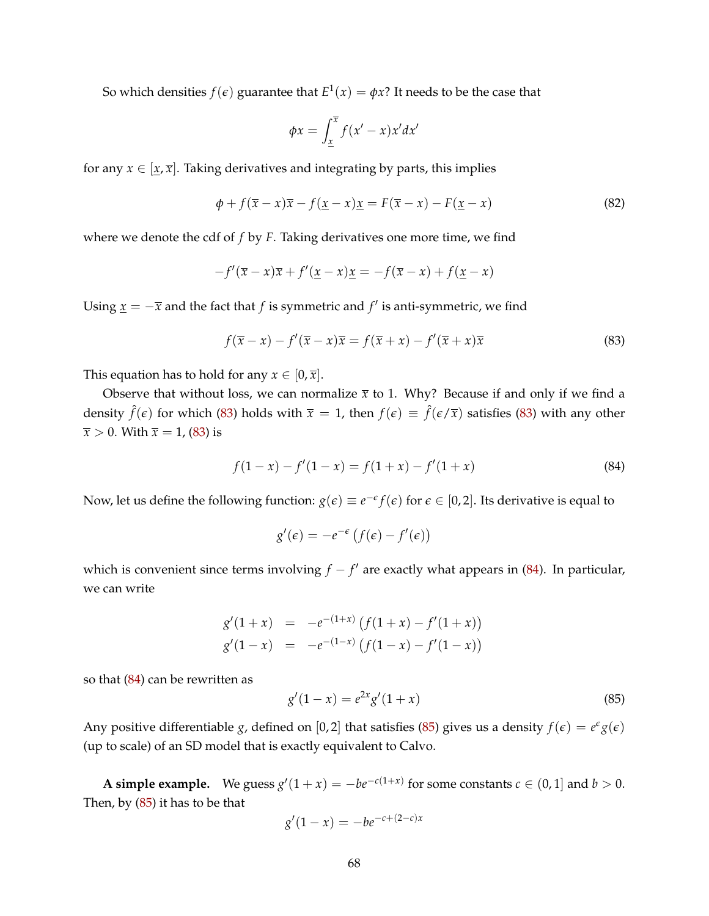So which densities $f(\epsilon)$ guarantee that $E^1(x) = \phi x$? It needs to be the case that

$$\phi x = \int_{\underline{x}}^{\overline{x}} f(x' - x) x' dx'$$

for any $x \in [\underline{x}, \overline{x}]$. Taking derivatives and integrating by parts, this implies

$$\phi + f(\overline{x} - x)\overline{x} - f(\underline{x} - x)\underline{x} = F(\overline{x} - x) - F(\underline{x} - x) \tag{82}$$

where we denote the cdf of $f$ by $F$. Taking derivatives one more time, we find

$$-f'(\overline{x} - x)\overline{x} + f'(\underline{x} - x)\underline{x} = -f(\overline{x} - x) + f(\underline{x} - x)$$

Using $\underline{x} = -\overline{x}$ and the fact that $f$ is symmetric and $f'$ is anti-symmetric, we find

$$f(\overline{x} - x) - f'(\overline{x} - x)\overline{x} = f(\overline{x} + x) - f'(\overline{x} + x)\overline{x} \tag{83}$$

This equation has to hold for any $x \in [0, \overline{x}]$.

Observe that without loss, we can normalize $\overline{x}$ to 1. Why? Because if and only if we find a density $\hat{f}(\epsilon)$ for which (83) holds with $\overline{x} = 1$, then $f(\epsilon) \equiv \hat{f}(\epsilon/\overline{x})$ satisfies (83) with any other $\overline{x} > 0$. With $\overline{x} = 1$, (83) is

$$f(1 - x) - f'(1 - x) = f(1 + x) - f'(1 + x) \tag{84}$$

Now, let us define the following function: $g(\epsilon) \equiv e^{-\epsilon} f(\epsilon)$ for $\epsilon \in [0, 2]$. Its derivative is equal to

$$g'(\epsilon) = -e^{-\epsilon}\left(f(\epsilon) - f'(\epsilon)\right)$$

which is convenient since terms involving $f - f'$ are exactly what appears in (84). In particular, we can write

$$\begin{aligned}
g'(1 + x) &= -e^{-(1+x)}\left(f(1 + x) - f'(1 + x)\right) \\
g'(1 - x) &= -e^{-(1-x)}\left(f(1 - x) - f'(1 - x)\right)
\end{aligned}$$

so that (84) can be rewritten as

$$g'(1 - x) = e^{2x} g'(1 + x) \tag{85}$$

Any positive differentiable $g$, defined on $[0, 2]$ that satisfies (85) gives us a density $f(\epsilon) = e^{\epsilon} g(\epsilon)$ (up to scale) of an SD model that is exactly equivalent to Calvo.

**A simple example.** We guess $g'(1 + x) = -be^{-c(1+x)}$ for some constants $c \in (0, 1]$ and $b > 0$. Then, by (85) it has to be that

$$g'(1 - x) = -be^{-c+(2-c)x}$$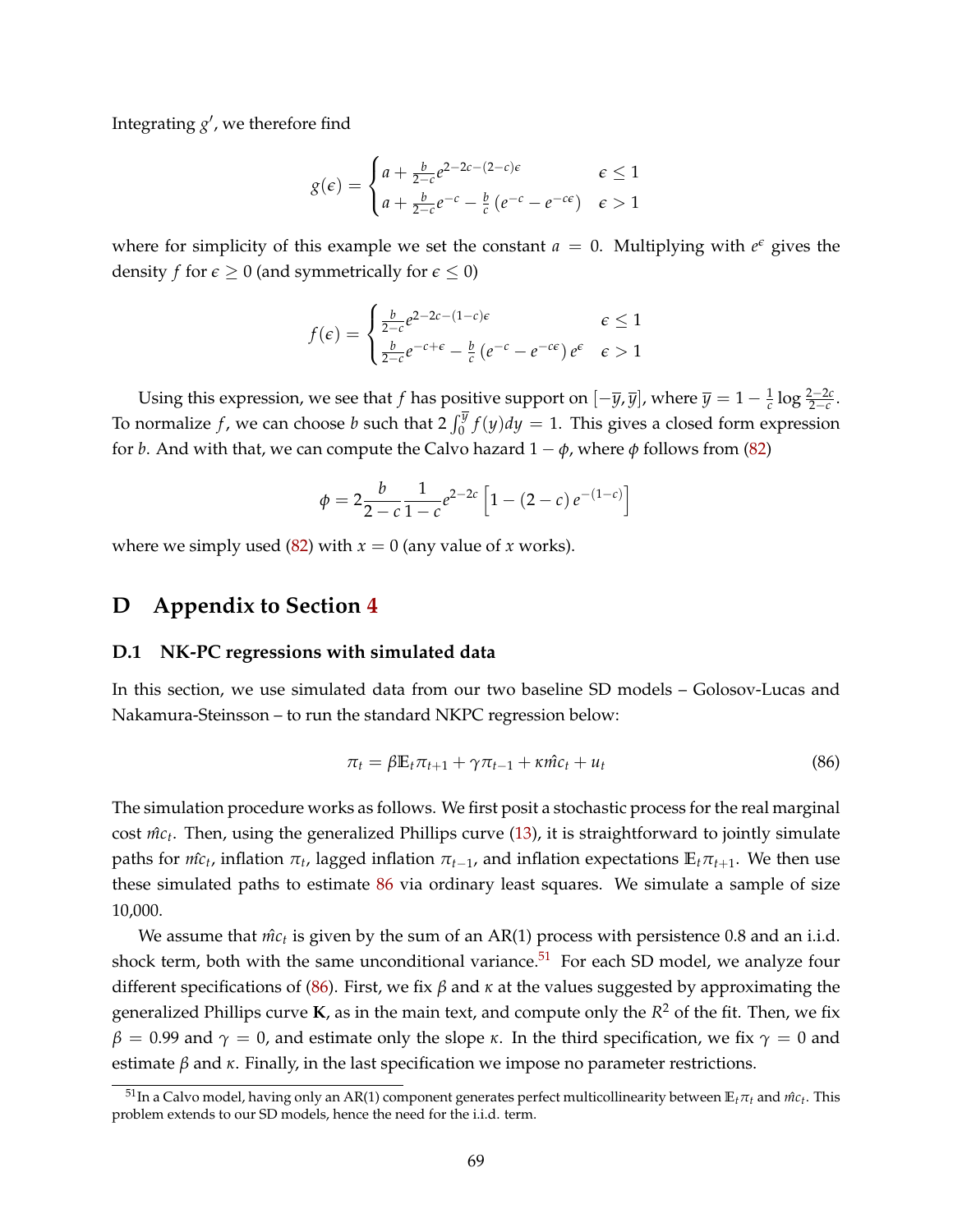Integrating $g'$, we therefore find

$$g(\epsilon) = \begin{cases} a + \frac{b}{2-c} e^{2-2c-(2-c)\epsilon} & \epsilon \leq 1 \\ a + \frac{b}{2-c} e^{-c} - \frac{b}{c}\left(e^{-c} - e^{-c\epsilon}\right) & \epsilon > 1 \end{cases}$$

where for simplicity of this example we set the constant $a = 0$. Multiplying with $e^{\epsilon}$ gives the density $f$ for $\epsilon \geq 0$ (and symmetrically for $\epsilon \leq 0$)

$$f(\epsilon) = \begin{cases} \frac{b}{2-c} e^{2-2c-(1-c)\epsilon} & \epsilon \leq 1 \\ \frac{b}{2-c} e^{-c+\epsilon} - \frac{b}{c}\left(e^{-c} - e^{-c\epsilon}\right) e^{\epsilon} & \epsilon > 1 \end{cases}$$

Using this expression, we see that $f$ has positive support on $[-\overline{y}, \overline{y}]$, where $\overline{y} = 1 - \frac{1}{c} \log \frac{2-2c}{2-c}$. To normalize $f$, we can choose $b$ such that $2\int_0^{\overline{y}} f(y)dy = 1$. This gives a closed form expression for $b$. And with that, we can compute the Calvo hazard $1 - \phi$, where $\phi$ follows from (82)

$$\phi = 2\frac{b}{2-c}\frac{1}{1-c}e^{2-2c}\left[1 - (2-c)\, e^{-(1-c)}\right]$$

where we simply used (82) with $x = 0$ (any value of $x$ works).

# D Appendix to Section 4

## D.1 NK-PC regressions with simulated data

In this section, we use simulated data from our two baseline SD models – Golosov-Lucas and Nakamura-Steinsson – to run the standard NKPC regression below:

$$\pi_t = \beta \mathbb{E}_t \pi_{t+1} + \gamma \pi_{t-1} + \kappa \hat{mc}_t + u_t \tag{86}$$

The simulation procedure works as follows. We first posit a stochastic process for the real marginal cost $\hat{mc}_t$. Then, using the generalized Phillips curve (13), it is straightforward to jointly simulate paths for $\hat{mc}_t$, inflation $\pi_t$, lagged inflation $\pi_{t-1}$, and inflation expectations $\mathbb{E}_t \pi_{t+1}$. We then use these simulated paths to estimate 86 via ordinary least squares. We simulate a sample of size 10,000.

We assume that $\hat{mc}_t$ is given by the sum of an AR(1) process with persistence 0.8 and an i.i.d. shock term, both with the same unconditional variance.[51] For each SD model, we analyze four different specifications of (86). First, we fix $\beta$ and $\kappa$ at the values suggested by approximating the generalized Phillips curve $\mathbf{K}$, as in the main text, and compute only the $R^2$ of the fit. Then, we fix $\beta = 0.99$ and $\gamma = 0$, and estimate only the slope $\kappa$. In the third specification, we fix $\gamma = 0$ and estimate $\beta$ and $\kappa$. Finally, in the last specification we impose no parameter restrictions.

[51] In a Calvo model, having only an AR(1) component generates perfect multicollinearity between $\mathbb{E}_t \pi_t$ and $\hat{mc}_t$. This problem extends to our SD models, hence the need for the i.i.d. term.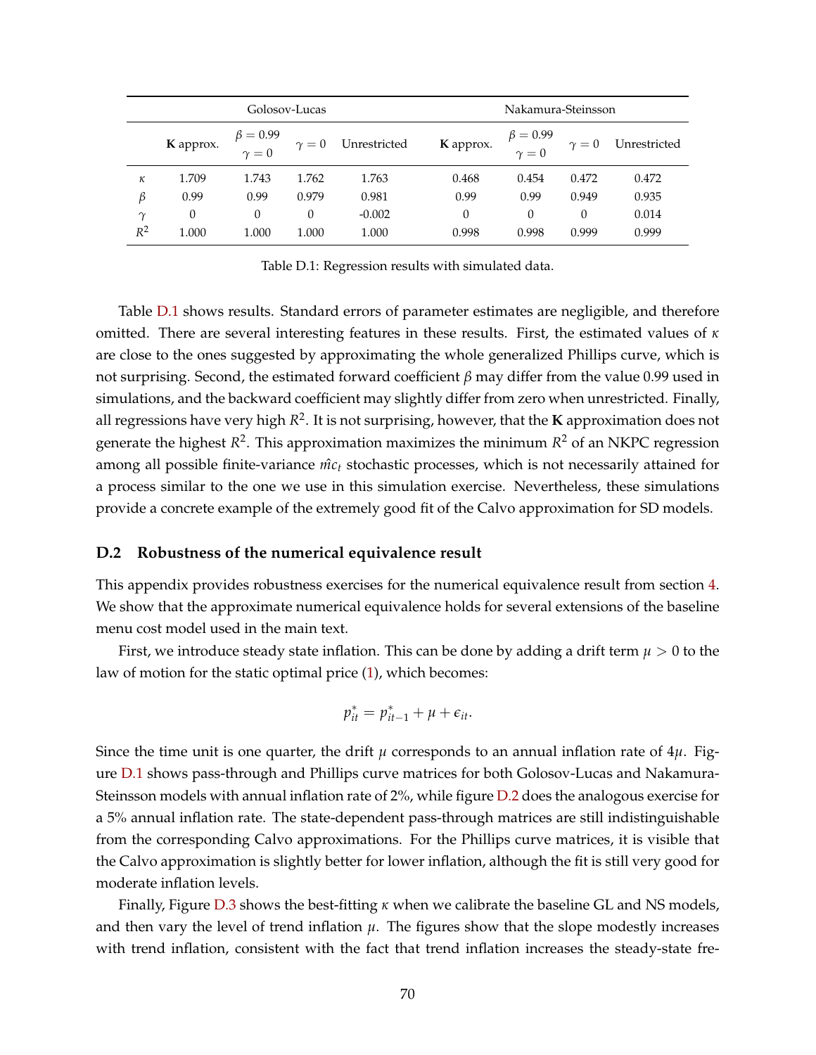| | Golosov-Lucas | | | | Nakamura-Steinsson | | | |
|---|---|---|---|---|---|---|---|---|
| | **K** approx. | $\beta = 0.99$ $\gamma = 0$ | $\gamma = 0$ | Unrestricted | **K** approx. | $\beta = 0.99$ $\gamma = 0$ | $\gamma = 0$ | Unrestricted |
| $\kappa$ | 1.709 | 1.743 | 1.762 | 1.763 | 0.468 | 0.454 | 0.472 | 0.472 |
| $\beta$ | 0.99 | 0.99 | 0.979 | 0.981 | 0.99 | 0.99 | 0.949 | 0.935 |
| $\gamma$ | 0 | 0 | 0 | -0.002 | 0 | 0 | 0 | 0.014 |
| $R^2$ | 1.000 | 1.000 | 1.000 | 1.000 | 0.998 | 0.998 | 0.999 | 0.999 |

Table D.1: Regression results with simulated data.

Table D.1 shows results. Standard errors of parameter estimates are negligible, and therefore omitted. There are several interesting features in these results. First, the estimated values of $\kappa$ are close to the ones suggested by approximating the whole generalized Phillips curve, which is not surprising. Second, the estimated forward coefficient $\beta$ may differ from the value 0.99 used in simulations, and the backward coefficient may slightly differ from zero when unrestricted. Finally, all regressions have very high $R^2$. It is not surprising, however, that the **K** approximation does not generate the highest $R^2$. This approximation maximizes the minimum $R^2$ of an NKPC regression among all possible finite-variance $\hat{mc}_t$ stochastic processes, which is not necessarily attained for a process similar to the one we use in this simulation exercise. Nevertheless, these simulations provide a concrete example of the extremely good fit of the Calvo approximation for SD models.

### D.2 Robustness of the numerical equivalence result

This appendix provides robustness exercises for the numerical equivalence result from section 4. We show that the approximate numerical equivalence holds for several extensions of the baseline menu cost model used in the main text.

First, we introduce steady state inflation. This can be done by adding a drift term $\mu > 0$ to the law of motion for the static optimal price (1), which becomes:

$$p^*_{it} = p^*_{it-1} + \mu + \epsilon_{it}.$$

Since the time unit is one quarter, the drift $\mu$ corresponds to an annual inflation rate of $4\mu$. Figure D.1 shows pass-through and Phillips curve matrices for both Golosov-Lucas and Nakamura-Steinsson models with annual inflation rate of 2%, while figure D.2 does the analogous exercise for a 5% annual inflation rate. The state-dependent pass-through matrices are still indistinguishable from the corresponding Calvo approximations. For the Phillips curve matrices, it is visible that the Calvo approximation is slightly better for lower inflation, although the fit is still very good for moderate inflation levels.

Finally, Figure D.3 shows the best-fitting $\kappa$ when we calibrate the baseline GL and NS models, and then vary the level of trend inflation $\mu$. The figures show that the slope modestly increases with trend inflation, consistent with the fact that trend inflation increases the steady-state fre-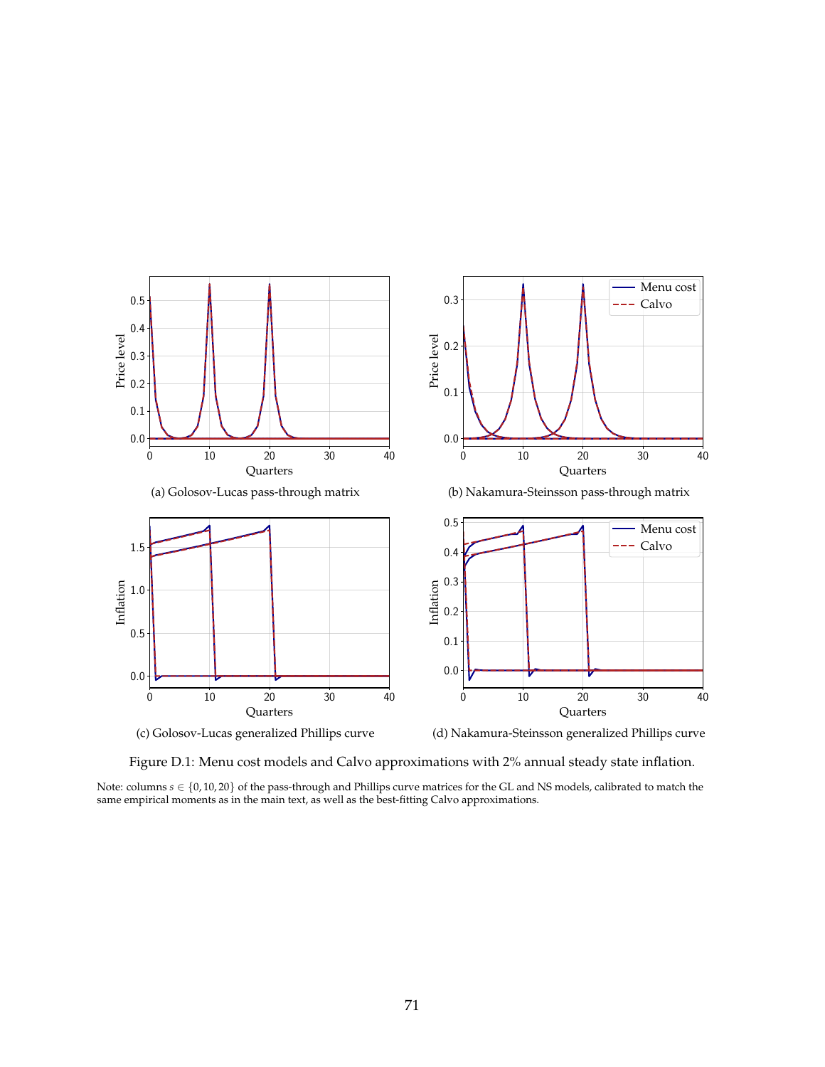(a) Golosov-Lucas pass-through matrix

(b) Nakamura-Steinsson pass-through matrix

(c) Golosov-Lucas generalized Phillips curve

(d) Nakamura-Steinsson generalized Phillips curve

Figure D.1: Menu cost models and Calvo approximations with 2% annual steady state inflation.

Note: columns $s \in \{0, 10, 20\}$ of the pass-through and Phillips curve matrices for the GL and NS models, calibrated to match the same empirical moments as in the main text, as well as the best-fitting Calvo approximations.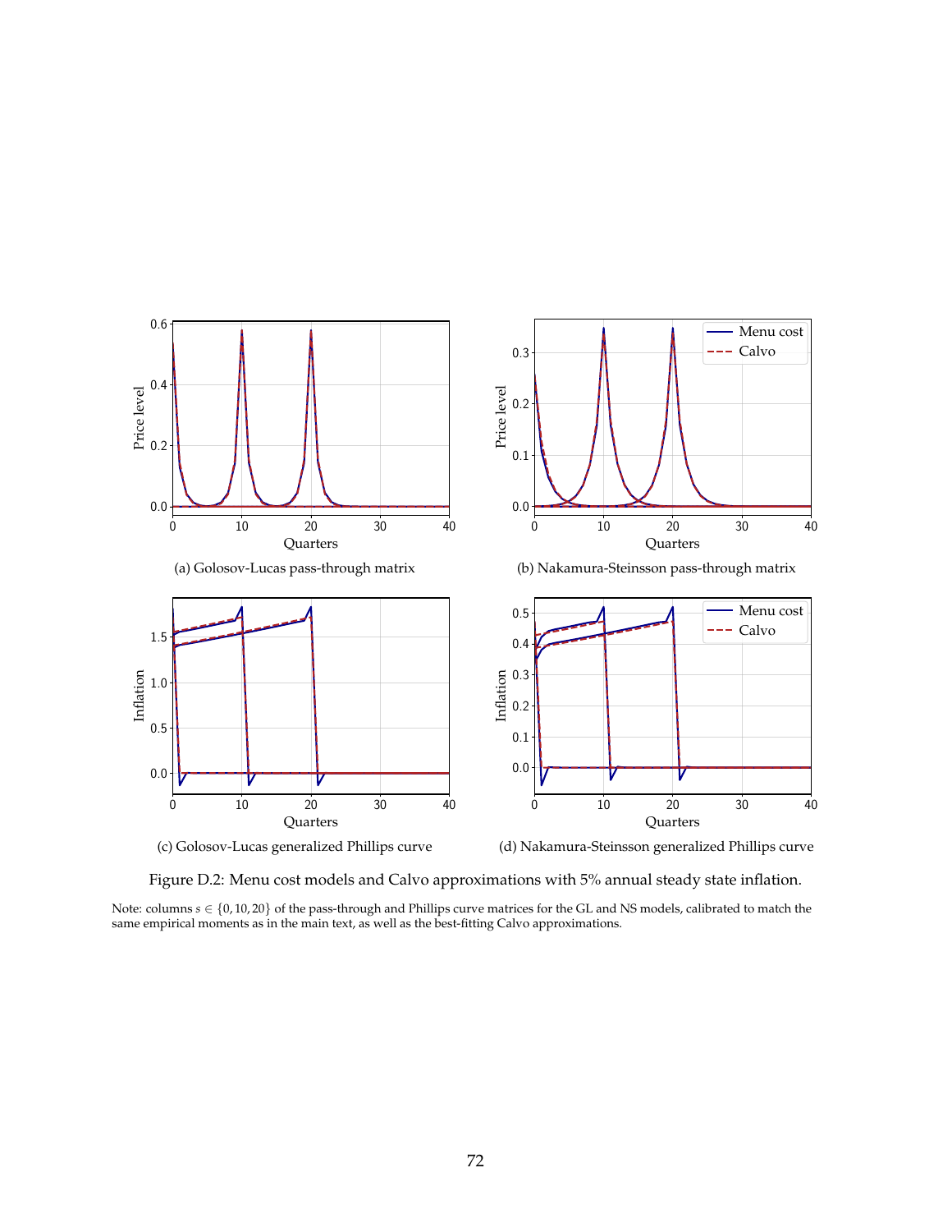(a) Golosov-Lucas pass-through matrix

(b) Nakamura-Steinsson pass-through matrix

(c) Golosov-Lucas generalized Phillips curve

(d) Nakamura-Steinsson generalized Phillips curve

Figure D.2: Menu cost models and Calvo approximations with 5% annual steady state inflation.

Note: columns $s \in \{0, 10, 20\}$ of the pass-through and Phillips curve matrices for the GL and NS models, calibrated to match the same empirical moments as in the main text, as well as the best-fitting Calvo approximations.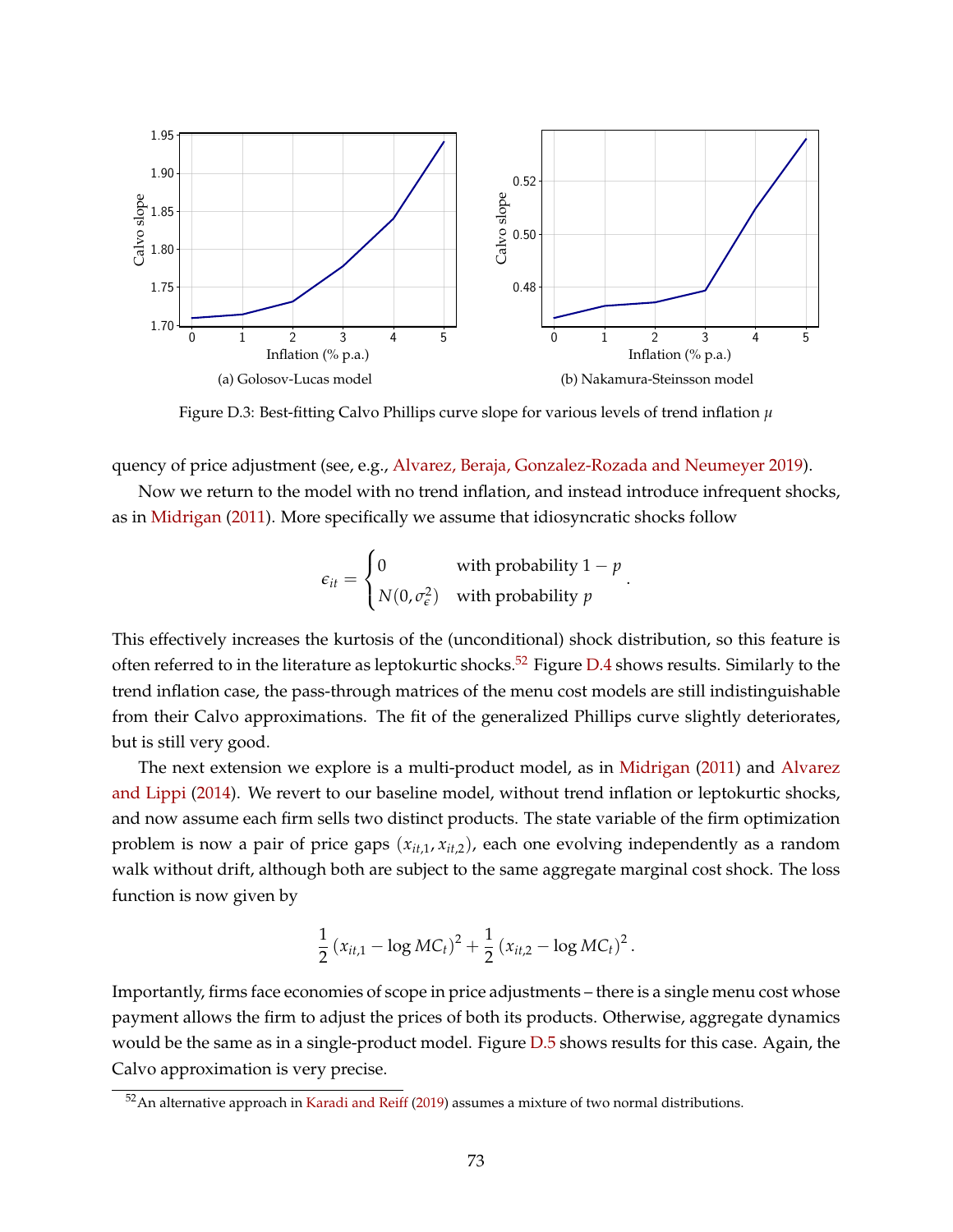(a) Golosov-Lucas model

(b) Nakamura-Steinsson model

Figure D.3: Best-fitting Calvo Phillips curve slope for various levels of trend inflation $\mu$

quency of price adjustment (see, e.g., Alvarez, Beraja, Gonzalez-Rozada and Neumeyer 2019).

Now we return to the model with no trend inflation, and instead introduce infrequent shocks, as in Midrigan (2011). More specifically we assume that idiosyncratic shocks follow

$$\epsilon_{it} = \begin{cases} 0 & \text{with probability } 1-p \\ N(0, \sigma_\epsilon^2) & \text{with probability } p \end{cases}.$$

This effectively increases the kurtosis of the (unconditional) shock distribution, so this feature is often referred to in the literature as leptokurtic shocks.[52] Figure D.4 shows results. Similarly to the trend inflation case, the pass-through matrices of the menu cost models are still indistinguishable from their Calvo approximations. The fit of the generalized Phillips curve slightly deteriorates, but is still very good.

The next extension we explore is a multi-product model, as in Midrigan (2011) and Alvarez and Lippi (2014). We revert to our baseline model, without trend inflation or leptokurtic shocks, and now assume each firm sells two distinct products. The state variable of the firm optimization problem is now a pair of price gaps $(x_{it,1}, x_{it,2})$, each one evolving independently as a random walk without drift, although both are subject to the same aggregate marginal cost shock. The loss function is now given by

$$\frac{1}{2}\left(x_{it,1} - \log MC_t\right)^2 + \frac{1}{2}\left(x_{it,2} - \log MC_t\right)^2.$$

Importantly, firms face economies of scope in price adjustments – there is a single menu cost whose payment allows the firm to adjust the prices of both its products. Otherwise, aggregate dynamics would be the same as in a single-product model. Figure D.5 shows results for this case. Again, the Calvo approximation is very precise.

[52] An alternative approach in Karadi and Reiff (2019) assumes a mixture of two normal distributions.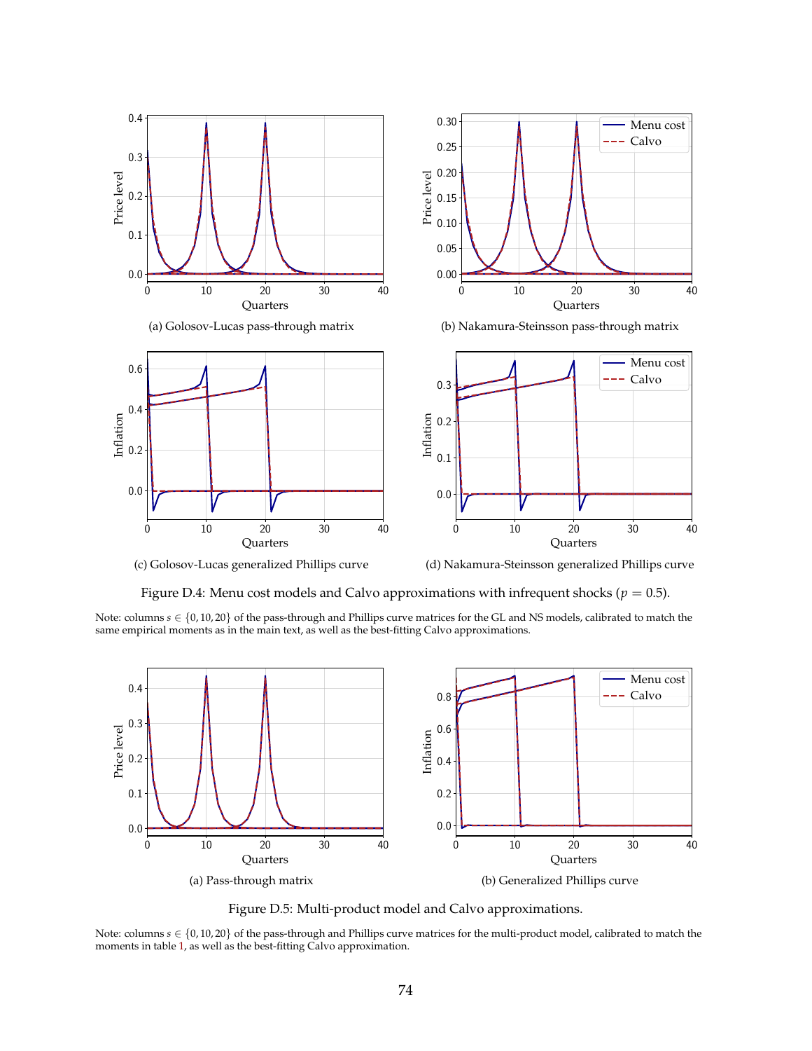(a) Golosov-Lucas pass-through matrix

(b) Nakamura-Steinsson pass-through matrix

(c) Golosov-Lucas generalized Phillips curve

(d) Nakamura-Steinsson generalized Phillips curve

Figure D.4: Menu cost models and Calvo approximations with infrequent shocks ($p = 0.5$).

Note: columns $s \in \{0, 10, 20\}$ of the pass-through and Phillips curve matrices for the GL and NS models, calibrated to match the same empirical moments as in the main text, as well as the best-fitting Calvo approximations.

(a) Pass-through matrix

(b) Generalized Phillips curve

Figure D.5: Multi-product model and Calvo approximations.

Note: columns $s \in \{0, 10, 20\}$ of the pass-through and Phillips curve matrices for the multi-product model, calibrated to match the moments in table 1, as well as the best-fitting Calvo approximation.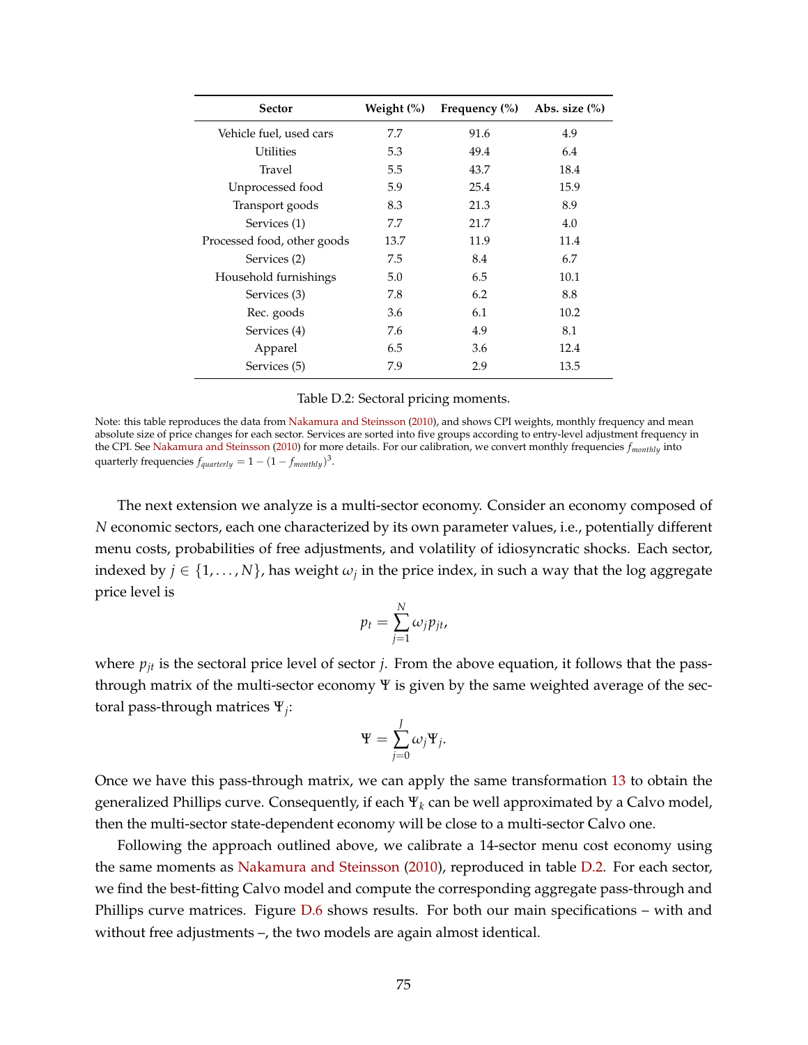| Sector | Weight (%) | Frequency (%) | Abs. size (%) |
|---|---|---|---|
| Vehicle fuel, used cars | 7.7 | 91.6 | 4.9 |
| Utilities | 5.3 | 49.4 | 6.4 |
| Travel | 5.5 | 43.7 | 18.4 |
| Unprocessed food | 5.9 | 25.4 | 15.9 |
| Transport goods | 8.3 | 21.3 | 8.9 |
| Services (1) | 7.7 | 21.7 | 4.0 |
| Processed food, other goods | 13.7 | 11.9 | 11.4 |
| Services (2) | 7.5 | 8.4 | 6.7 |
| Household furnishings | 5.0 | 6.5 | 10.1 |
| Services (3) | 7.8 | 6.2 | 8.8 |
| Rec. goods | 3.6 | 6.1 | 10.2 |
| Services (4) | 7.6 | 4.9 | 8.1 |
| Apparel | 6.5 | 3.6 | 12.4 |
| Services (5) | 7.9 | 2.9 | 13.5 |

Table D.2: Sectoral pricing moments.

Note: this table reproduces the data from Nakamura and Steinsson (2010), and shows CPI weights, monthly frequency and mean absolute size of price changes for each sector. Services are sorted into five groups according to entry-level adjustment frequency in the CPI. See Nakamura and Steinsson (2010) for more details. For our calibration, we convert monthly frequencies $f_{monthly}$ into quarterly frequencies $f_{quarterly} = 1 - (1 - f_{monthly})^3$.

The next extension we analyze is a multi-sector economy. Consider an economy composed of $N$ economic sectors, each one characterized by its own parameter values, i.e., potentially different menu costs, probabilities of free adjustments, and volatility of idiosyncratic shocks. Each sector, indexed by $j \in \{1, \ldots, N\}$, has weight $\omega_j$ in the price index, in such a way that the log aggregate price level is

$$p_t = \sum_{j=1}^{N} \omega_j p_{jt},$$

where $p_{jt}$ is the sectoral price level of sector $j$. From the above equation, it follows that the pass-through matrix of the multi-sector economy $\Psi$ is given by the same weighted average of the sectoral pass-through matrices $\Psi_j$:

$$\Psi = \sum_{j=0}^{J} \omega_j \Psi_j.$$

Once we have this pass-through matrix, we can apply the same transformation 13 to obtain the generalized Phillips curve. Consequently, if each $\Psi_k$ can be well approximated by a Calvo model, then the multi-sector state-dependent economy will be close to a multi-sector Calvo one.

Following the approach outlined above, we calibrate a 14-sector menu cost economy using the same moments as Nakamura and Steinsson (2010), reproduced in table D.2. For each sector, we find the best-fitting Calvo model and compute the corresponding aggregate pass-through and Phillips curve matrices. Figure D.6 shows results. For both our main specifications – with and without free adjustments –, the two models are again almost identical.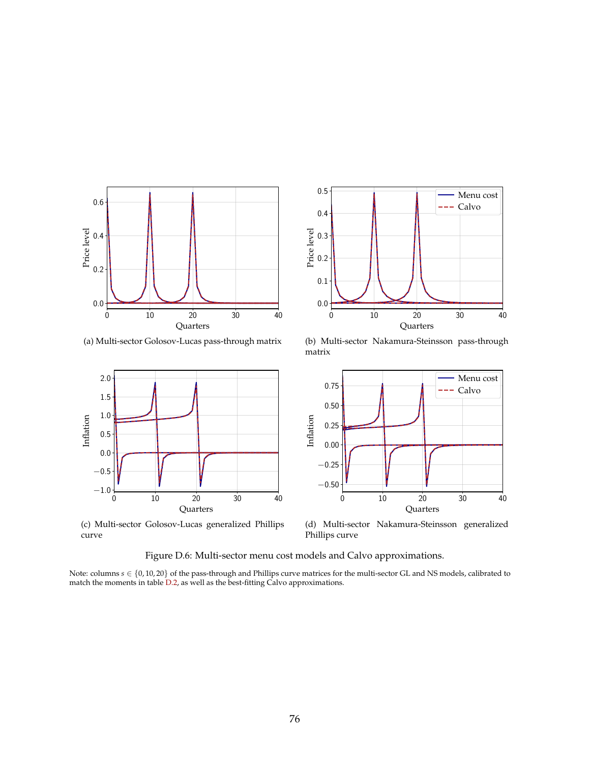(a) Multi-sector Golosov-Lucas pass-through matrix

(b) Multi-sector Nakamura-Steinsson pass-through matrix

(c) Multi-sector Golosov-Lucas generalized Phillips curve

(d) Multi-sector Nakamura-Steinsson generalized Phillips curve

Figure D.6: Multi-sector menu cost models and Calvo approximations.

Note: columns $s \in \{0, 10, 20\}$ of the pass-through and Phillips curve matrices for the multi-sector GL and NS models, calibrated to match the moments in table D.2, as well as the best-fitting Calvo approximations.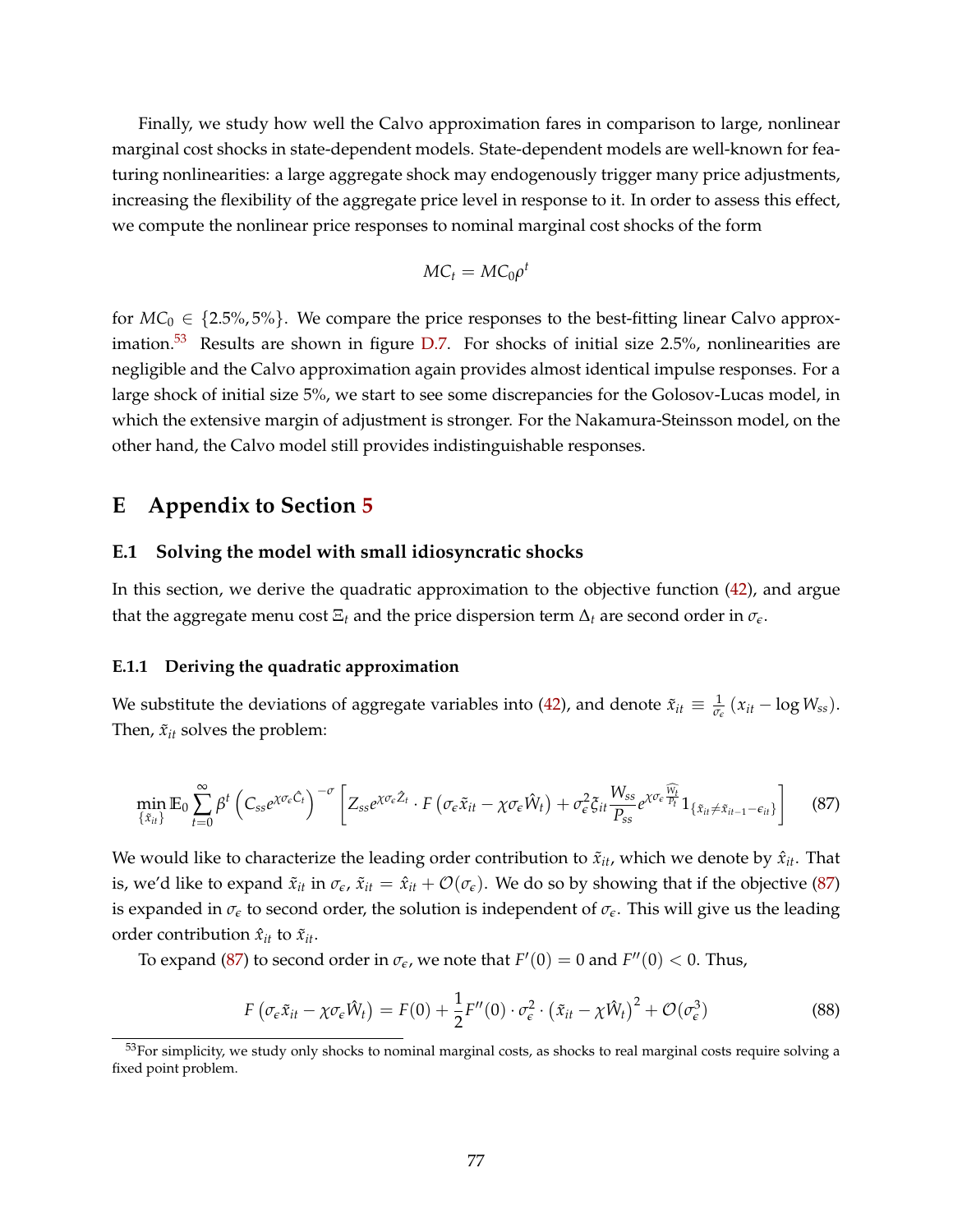Finally, we study how well the Calvo approximation fares in comparison to large, nonlinear marginal cost shocks in state-dependent models. State-dependent models are well-known for featuring nonlinearities: a large aggregate shock may endogenously trigger many price adjustments, increasing the flexibility of the aggregate price level in response to it. In order to assess this effect, we compute the nonlinear price responses to nominal marginal cost shocks of the form

$$MC_t = MC_0 \rho^t$$

for $MC_0 \in \{2.5\%, 5\%\}$. We compare the price responses to the best-fitting linear Calvo approximation.[53] Results are shown in figure D.7. For shocks of initial size 2.5%, nonlinearities are negligible and the Calvo approximation again provides almost identical impulse responses. For a large shock of initial size 5%, we start to see some discrepancies for the Golosov-Lucas model, in which the extensive margin of adjustment is stronger. For the Nakamura-Steinsson model, on the other hand, the Calvo model still provides indistinguishable responses.

# E Appendix to Section 5

## E.1 Solving the model with small idiosyncratic shocks

In this section, we derive the quadratic approximation to the objective function (42), and argue that the aggregate menu cost $\Xi_t$ and the price dispersion term $\Delta_t$ are second order in $\sigma_\epsilon$.

### E.1.1 Deriving the quadratic approximation

We substitute the deviations of aggregate variables into (42), and denote $\tilde{x}_{it} \equiv \frac{1}{\sigma_\epsilon}(x_{it} - \log W_{ss})$. Then, $\tilde{x}_{it}$ solves the problem:

$$\min_{\{\tilde{x}_{it}\}} \mathbb{E}_0 \sum_{t=0}^{\infty} \beta^t \left( C_{ss} e^{\chi \sigma_\epsilon \hat{C}_t} \right)^{-\sigma} \left[ Z_{ss} e^{\chi \sigma_\epsilon \hat{Z}_t} \cdot F\left(\sigma_\epsilon \tilde{x}_{it} - \chi \sigma_\epsilon \hat{W}_t\right) + \sigma_\epsilon^2 \xi_{it} \frac{W_{ss}}{P_{ss}} e^{\chi \sigma_\epsilon \widehat{\frac{W_t}{P_t}}} 1_{\{\tilde{x}_{it} \neq \tilde{x}_{it-1} - \epsilon_{it}\}} \right] \tag{87}$$

We would like to characterize the leading order contribution to $\tilde{x}_{it}$, which we denote by $\hat{x}_{it}$. That is, we'd like to expand $\tilde{x}_{it}$ in $\sigma_\epsilon$, $\tilde{x}_{it} = \hat{x}_{it} + \mathcal{O}(\sigma_\epsilon)$. We do so by showing that if the objective (87) is expanded in $\sigma_\epsilon$ to second order, the solution is independent of $\sigma_\epsilon$. This will give us the leading order contribution $\hat{x}_{it}$ to $\tilde{x}_{it}$.

To expand (87) to second order in $\sigma_\epsilon$, we note that $F'(0) = 0$ and $F''(0) < 0$. Thus,

$$F\left(\sigma_\epsilon \tilde{x}_{it} - \chi \sigma_\epsilon \hat{W}_t\right) = F(0) + \frac{1}{2} F''(0) \cdot \sigma_\epsilon^2 \cdot \left(\tilde{x}_{it} - \chi \hat{W}_t\right)^2 + \mathcal{O}(\sigma_\epsilon^3) \tag{88}$$

[53] For simplicity, we study only shocks to nominal marginal costs, as shocks to real marginal costs require solving a fixed point problem.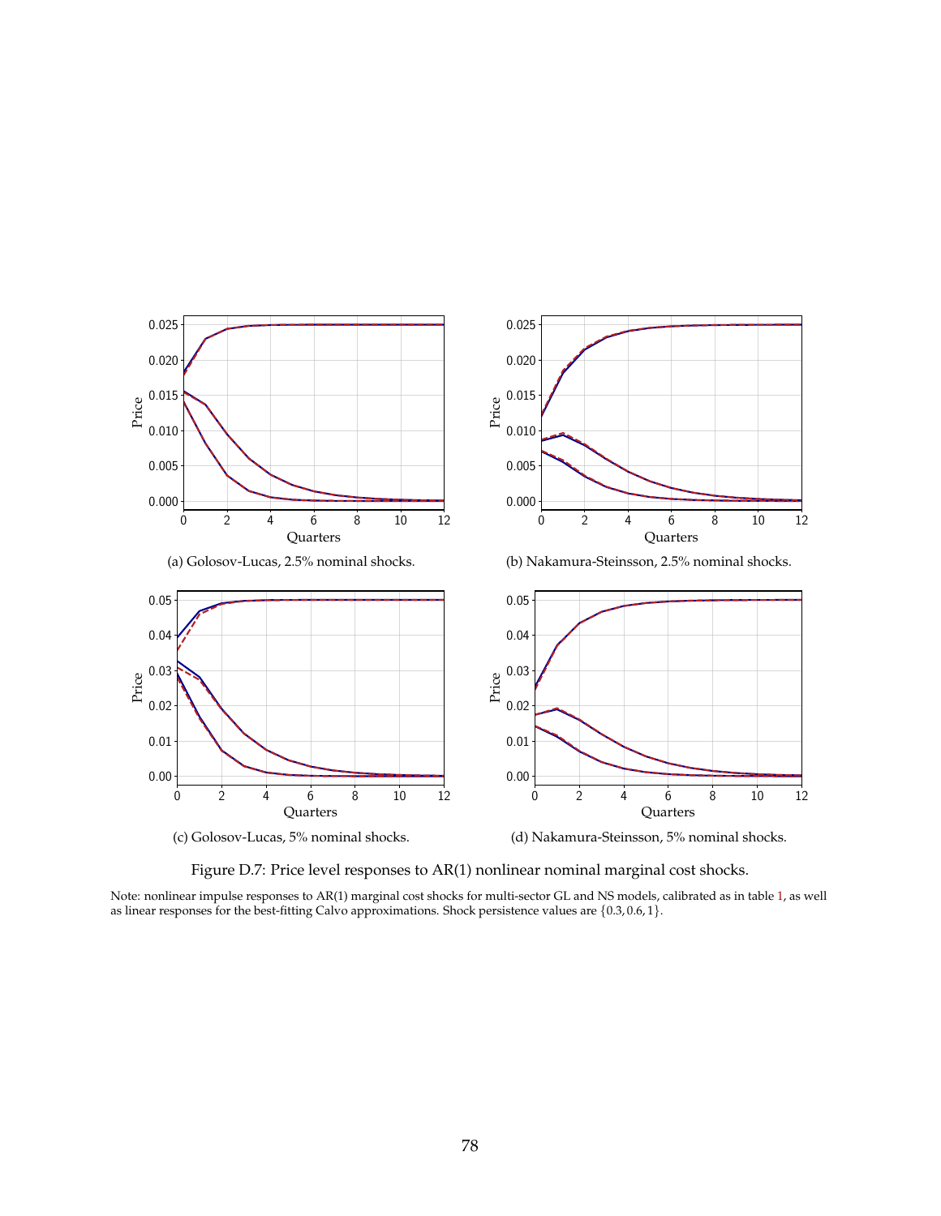(a) Golosov-Lucas, 2.5% nominal shocks.

(b) Nakamura-Steinsson, 2.5% nominal shocks.

(c) Golosov-Lucas, 5% nominal shocks.

(d) Nakamura-Steinsson, 5% nominal shocks.

Figure D.7: Price level responses to AR(1) nonlinear nominal marginal cost shocks.

Note: nonlinear impulse responses to AR(1) marginal cost shocks for multi-sector GL and NS models, calibrated as in table 1, as well as linear responses for the best-fitting Calvo approximations. Shock persistence values are $\{0.3, 0.6, 1\}$.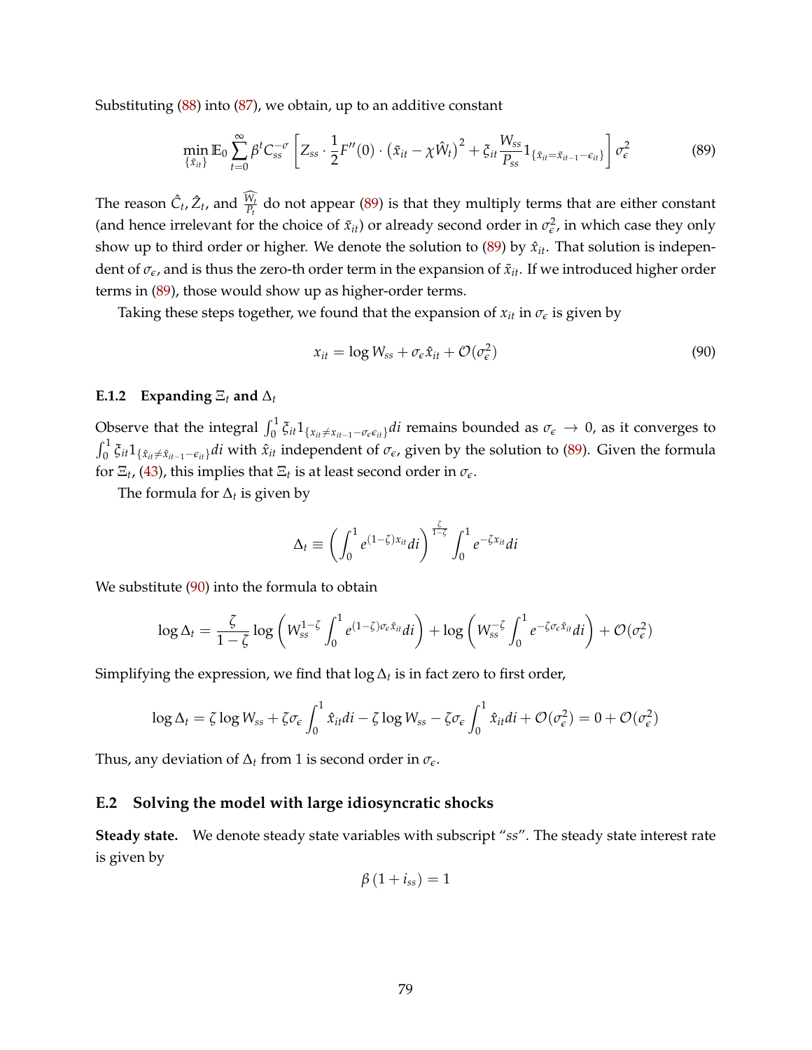Substituting (88) into (87), we obtain, up to an additive constant

$$\min_{\{\tilde{x}_{it}\}} \mathbb{E}_0 \sum_{t=0}^{\infty} \beta^t C_{ss}^{-\sigma} \left[ Z_{ss} \cdot \frac{1}{2} F''(0) \cdot \left(\tilde{x}_{it} - \chi \hat{W}_t\right)^2 + \xi_{it} \frac{W_{ss}}{P_{ss}} 1_{\{\tilde{x}_{it} = \tilde{x}_{it-1} - \epsilon_{it}\}} \right] \sigma_\epsilon^2 \tag{89}$$

The reason $\hat{C}_t$, $\hat{Z}_t$, and $\widehat{\frac{W_t}{P_t}}$ do not appear (89) is that they multiply terms that are either constant (and hence irrelevant for the choice of $\tilde{x}_{it}$) or already second order in $\sigma_\epsilon^2$, in which case they only show up to third order or higher. We denote the solution to (89) by $\hat{x}_{it}$. That solution is independent of $\sigma_\epsilon$, and is thus the zero-th order term in the expansion of $\tilde{x}_{it}$. If we introduced higher order terms in (89), those would show up as higher-order terms.

Taking these steps together, we found that the expansion of $x_{it}$ in $\sigma_\epsilon$ is given by

$$x_{it} = \log W_{ss} + \sigma_\epsilon \hat{x}_{it} + \mathcal{O}(\sigma_\epsilon^2) \tag{90}$$

### E.1.2 Expanding $\Xi_t$ and $\Delta_t$

Observe that the integral $\int_0^1 \xi_{it} 1_{\{x_{it} \neq x_{it-1} - \sigma_\epsilon \epsilon_{it}\}} di$ remains bounded as $\sigma_\epsilon \to 0$, as it converges to $\int_0^1 \xi_{it} 1_{\{\hat{x}_{it} \neq \hat{x}_{it-1} - \epsilon_{it}\}} di$ with $\hat{x}_{it}$ independent of $\sigma_\epsilon$, given by the solution to (89). Given the formula for $\Xi_t$, (43), this implies that $\Xi_t$ is at least second order in $\sigma_\epsilon$.

The formula for $\Delta_t$ is given by

$$\Delta_t \equiv \left( \int_0^1 e^{(1-\zeta) x_{it}} di \right)^{\frac{\zeta}{1-\zeta}} \int_0^1 e^{-\zeta x_{it}} di$$

We substitute (90) into the formula to obtain

$$\log \Delta_t = \frac{\zeta}{1-\zeta} \log \left( W_{ss}^{1-\zeta} \int_0^1 e^{(1-\zeta)\sigma_\epsilon \hat{x}_{it}} di \right) + \log \left( W_{ss}^{-\zeta} \int_0^1 e^{-\zeta \sigma_\epsilon \hat{x}_{it}} di \right) + \mathcal{O}(\sigma_\epsilon^2)$$

Simplifying the expression, we find that $\log \Delta_t$ is in fact zero to first order,

$$\log \Delta_t = \zeta \log W_{ss} + \zeta \sigma_\epsilon \int_0^1 \hat{x}_{it} di - \zeta \log W_{ss} - \zeta \sigma_\epsilon \int_0^1 \hat{x}_{it} di + \mathcal{O}(\sigma_\epsilon^2) = 0 + \mathcal{O}(\sigma_\epsilon^2)$$

Thus, any deviation of $\Delta_t$ from 1 is second order in $\sigma_\epsilon$.

## E.2 Solving the model with large idiosyncratic shocks

**Steady state.** We denote steady state variables with subscript "$ss$". The steady state interest rate is given by

$$\beta (1 + i_{ss}) = 1$$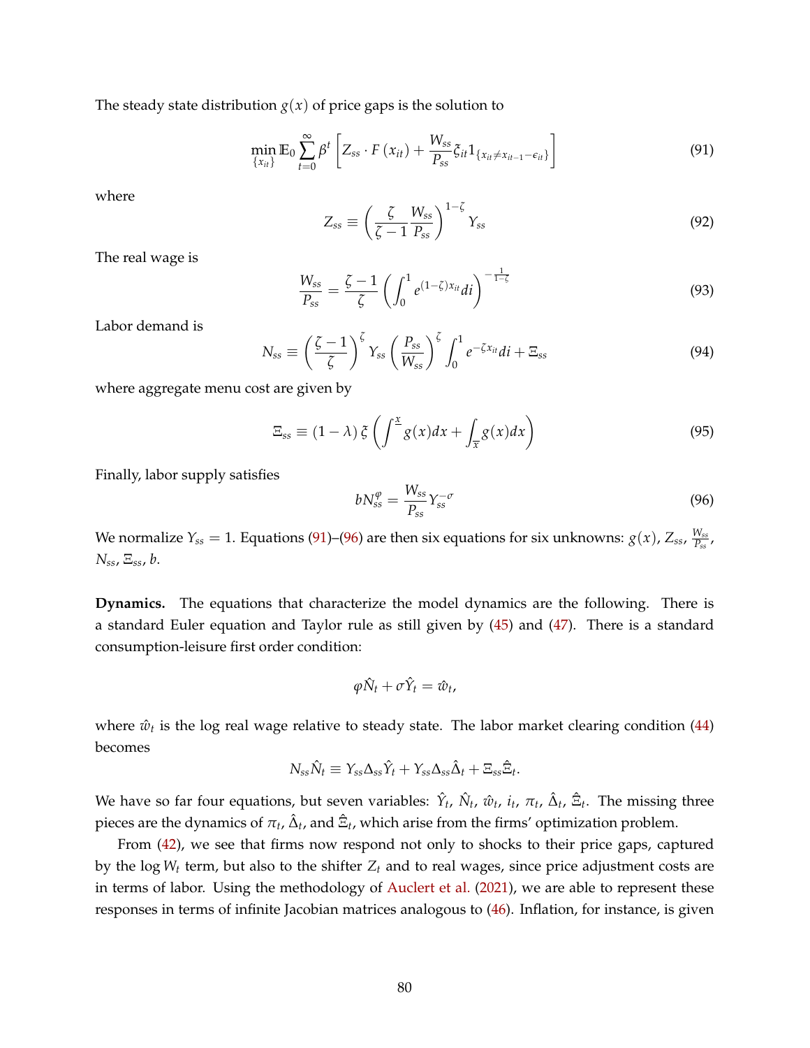The steady state distribution $g(x)$ of price gaps is the solution to

$$\min_{\{x_{it}\}} \mathbb{E}_0 \sum_{t=0}^{\infty} \beta^t \left[ Z_{ss} \cdot F\left(x_{it}\right) + \frac{W_{ss}}{P_{ss}} \xi_{it} 1_{\{x_{it} \neq x_{it-1} - \epsilon_{it}\}} \right] \tag{91}$$

where

$$Z_{ss} \equiv \left( \frac{\zeta}{\zeta - 1} \frac{W_{ss}}{P_{ss}} \right)^{1-\zeta} Y_{ss} \tag{92}$$

The real wage is

$$\frac{W_{ss}}{P_{ss}} = \frac{\zeta - 1}{\zeta} \left( \int_0^1 e^{(1-\zeta)x_{it}} di \right)^{-\frac{1}{1-\zeta}} \tag{93}$$

Labor demand is

$$N_{ss} \equiv \left( \frac{\zeta - 1}{\zeta} \right)^{\zeta} Y_{ss} \left( \frac{P_{ss}}{W_{ss}} \right)^{\zeta} \int_0^1 e^{-\zeta x_{it}} di + \Xi_{ss} \tag{94}$$

where aggregate menu cost are given by

$$\Xi_{ss} \equiv \left(1 - \lambda\right) \xi \left( \int^{\underline{x}} g(x) dx + \int_{\overline{x}} g(x) dx \right) \tag{95}$$

Finally, labor supply satisfies

$$b N_{ss}^{\varphi} = \frac{W_{ss}}{P_{ss}} Y_{ss}^{-\sigma} \tag{96}$$

We normalize $Y_{ss} = 1$. Equations (91)–(96) are then six equations for six unknowns: $g(x)$, $Z_{ss}$, $\frac{W_{ss}}{P_{ss}}$, $N_{ss}$, $\Xi_{ss}$, $b$.

**Dynamics.** The equations that characterize the model dynamics are the following. There is a standard Euler equation and Taylor rule as still given by (45) and (47). There is a standard consumption-leisure first order condition:

$$\varphi \hat{N}_t + \sigma \hat{Y}_t = \hat{w}_t,$$

where $\hat{w}_t$ is the log real wage relative to steady state. The labor market clearing condition (44) becomes

$$N_{ss} \hat{N}_t \equiv Y_{ss} \Delta_{ss} \hat{Y}_t + Y_{ss} \Delta_{ss} \hat{\Delta}_t + \Xi_{ss} \hat{\Xi}_t.$$

We have so far four equations, but seven variables: $\hat{Y}_t$, $\hat{N}_t$, $\hat{w}_t$, $i_t$, $\pi_t$, $\hat{\Delta}_t$, $\hat{\Xi}_t$. The missing three pieces are the dynamics of $\pi_t$, $\hat{\Delta}_t$, and $\hat{\Xi}_t$, which arise from the firms' optimization problem.

From (42), we see that firms now respond not only to shocks to their price gaps, captured by the $\log W_t$ term, but also to the shifter $Z_t$ and to real wages, since price adjustment costs are in terms of labor. Using the methodology of Auclert et al. (2021), we are able to represent these responses in terms of infinite Jacobian matrices analogous to (46). Inflation, for instance, is given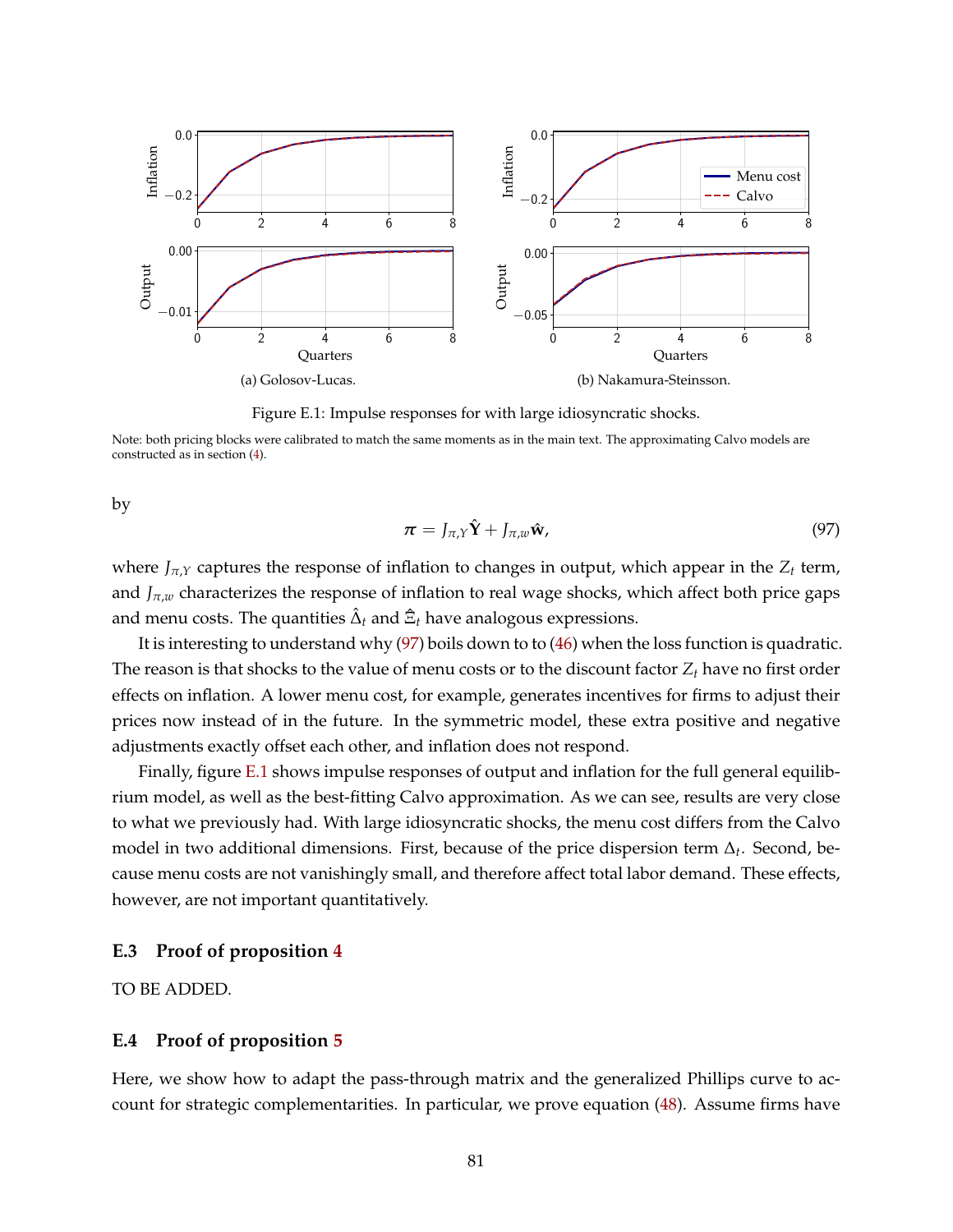Figure E.1: Impulse responses for with large idiosyncratic shocks.

Note: both pricing blocks were calibrated to match the same moments as in the main text. The approximating Calvo models are constructed as in section (4).

by

$$\boldsymbol{\pi} = J_{\pi,Y}\hat{\mathbf{Y}} + J_{\pi,w}\hat{\mathbf{w}}, \tag{97}$$

where $J_{\pi,Y}$ captures the response of inflation to changes in output, which appear in the $Z_t$ term, and $J_{\pi,w}$ characterizes the response of inflation to real wage shocks, which affect both price gaps and menu costs. The quantities $\hat{\Delta}_t$ and $\hat{\Xi}_t$ have analogous expressions.

It is interesting to understand why (97) boils down to to (46) when the loss function is quadratic. The reason is that shocks to the value of menu costs or to the discount factor $Z_t$ have no first order effects on inflation. A lower menu cost, for example, generates incentives for firms to adjust their prices now instead of in the future. In the symmetric model, these extra positive and negative adjustments exactly offset each other, and inflation does not respond.

Finally, figure E.1 shows impulse responses of output and inflation for the full general equilibrium model, as well as the best-fitting Calvo approximation. As we can see, results are very close to what we previously had. With large idiosyncratic shocks, the menu cost differs from the Calvo model in two additional dimensions. First, because of the price dispersion term $\Delta_t$. Second, because menu costs are not vanishingly small, and therefore affect total labor demand. These effects, however, are not important quantitatively.

### E.3 Proof of proposition 4

TO BE ADDED.

### E.4 Proof of proposition 5

Here, we show how to adapt the pass-through matrix and the generalized Phillips curve to account for strategic complementarities. In particular, we prove equation (48). Assume firms have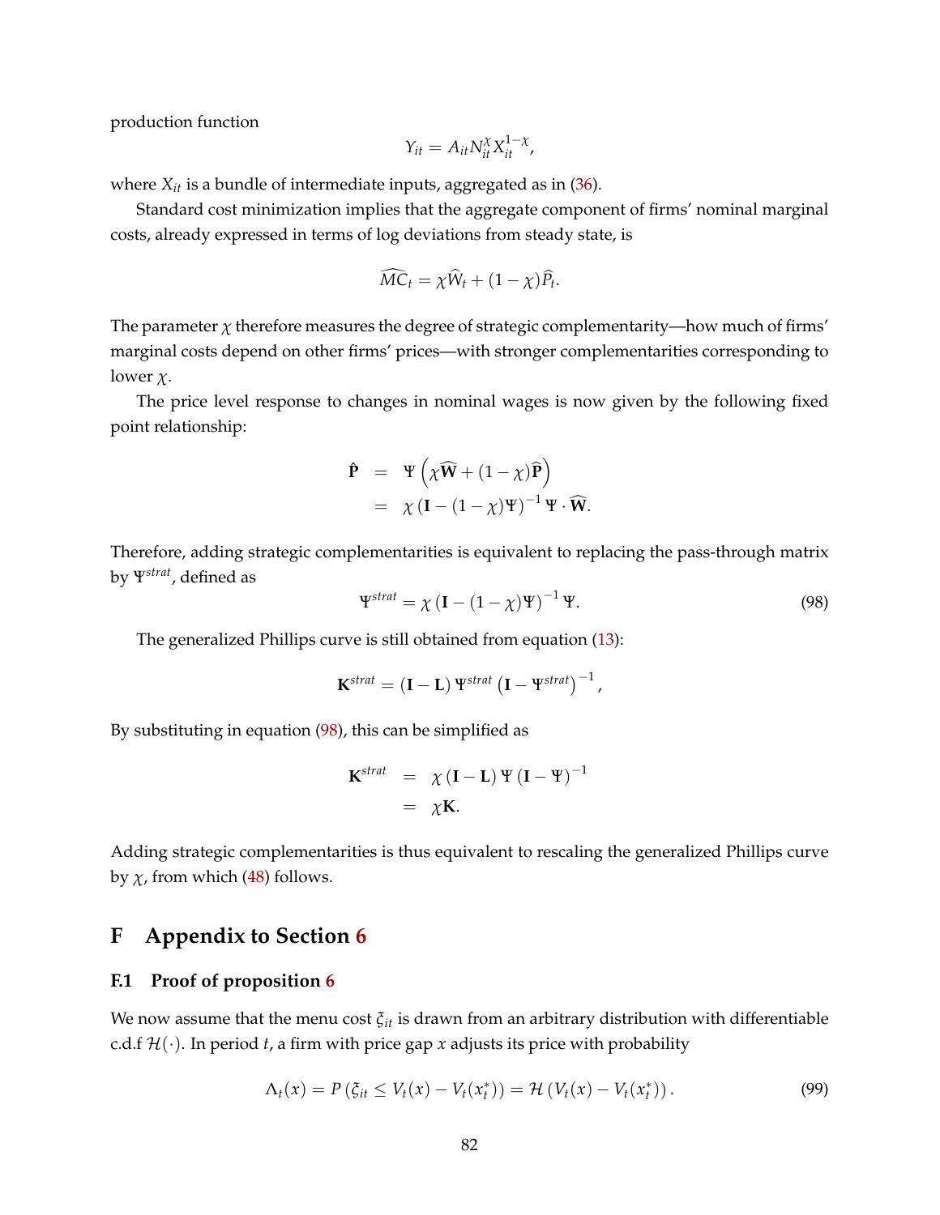production function

$$Y_{it} = A_{it} N_{it}^{\chi} X_{it}^{1-\chi},$$

where $X_{it}$ is a bundle of intermediate inputs, aggregated as in (36).

Standard cost minimization implies that the aggregate component of firms' nominal marginal costs, already expressed in terms of log deviations from steady state, is

$$\widehat{MC}_t = \chi \widehat{W}_t + (1-\chi)\widehat{P}_t.$$

The parameter $\chi$ therefore measures the degree of strategic complementarity—how much of firms' marginal costs depend on other firms' prices—with stronger complementarities corresponding to lower $\chi$.

The price level response to changes in nominal wages is now given by the following fixed point relationship:

$$\begin{aligned}
\hat{\mathbf{P}} &= \Psi\left(\chi \widehat{\mathbf{W}} + (1-\chi)\widehat{\mathbf{P}}\right) \\
&= \chi \left(\mathbf{I} - (1-\chi)\Psi\right)^{-1} \Psi \cdot \widehat{\mathbf{W}}.
\end{aligned}$$

Therefore, adding strategic complementarities is equivalent to replacing the pass-through matrix by $\Psi^{strat}$, defined as

$$\Psi^{strat} = \chi \left(\mathbf{I} - (1-\chi)\Psi\right)^{-1} \Psi. \tag{98}$$

The generalized Phillips curve is still obtained from equation (13):

$$\mathbf{K}^{strat} = \left(\mathbf{I} - \mathbf{L}\right) \Psi^{strat} \left(\mathbf{I} - \Psi^{strat}\right)^{-1},$$

By substituting in equation (98), this can be simplified as

$$\begin{aligned}
\mathbf{K}^{strat} &= \chi \left(\mathbf{I} - \mathbf{L}\right) \Psi \left(\mathbf{I} - \Psi\right)^{-1} \\
&= \chi \mathbf{K}.
\end{aligned}$$

Adding strategic complementarities is thus equivalent to rescaling the generalized Phillips curve by $\chi$, from which (48) follows.

# F Appendix to Section 6

## F.1 Proof of proposition 6

We now assume that the menu cost $\xi_{it}$ is drawn from an arbitrary distribution with differentiable c.d.f $\mathcal{H}(\cdot)$. In period $t$, a firm with price gap $x$ adjusts its price with probability

$$\Lambda_t(x) = P\left(\xi_{it} \leq V_t(x) - V_t(x_t^*)\right) = \mathcal{H}\left(V_t(x) - V_t(x_t^*)\right). \tag{99}$$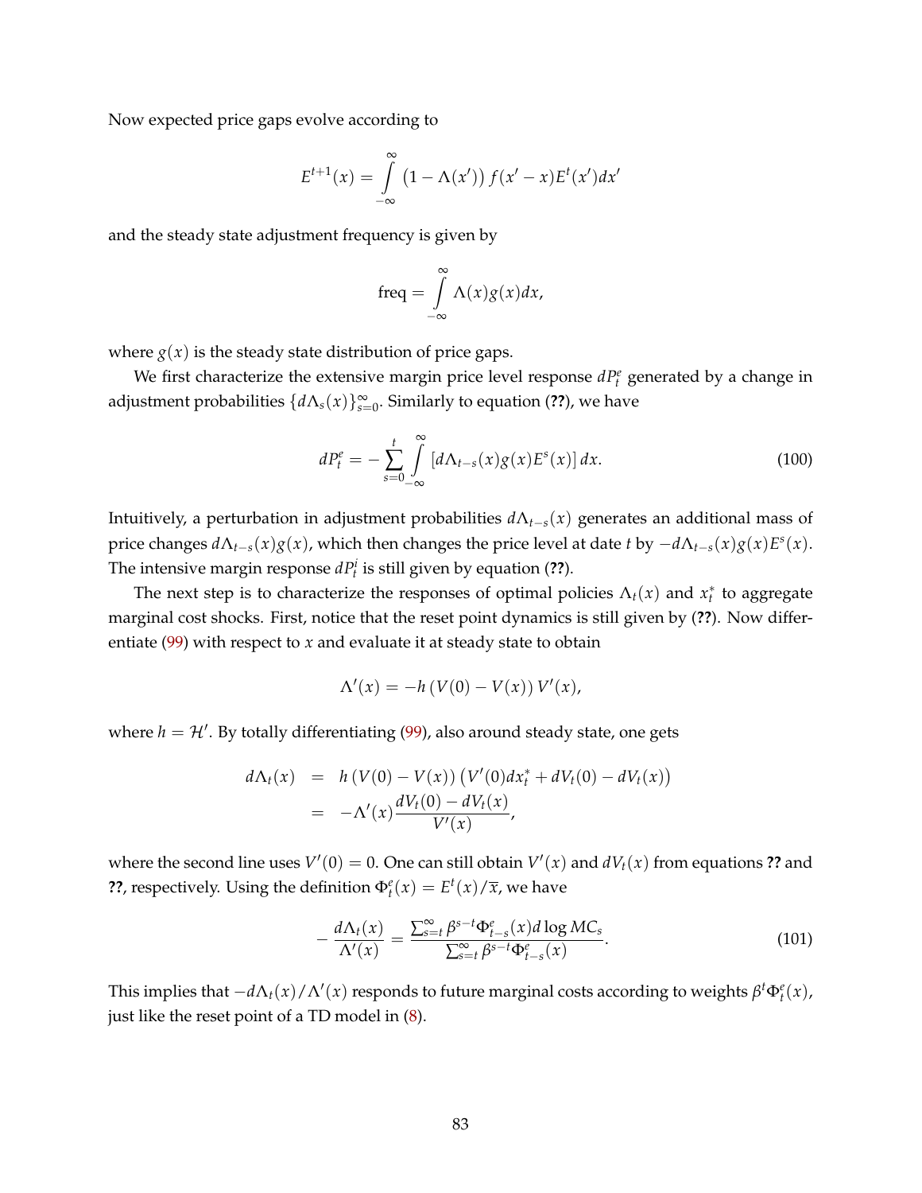Now expected price gaps evolve according to

$$E^{t+1}(x) = \int_{-\infty}^{\infty} \left(1 - \Lambda(x')\right) f(x' - x) E^t(x') dx'$$

and the steady state adjustment frequency is given by

$$\text{freq} = \int_{-\infty}^{\infty} \Lambda(x) g(x) dx,$$

where $g(x)$ is the steady state distribution of price gaps.

We first characterize the extensive margin price level response $dP_t^e$ generated by a change in adjustment probabilities $\{d\Lambda_s(x)\}_{s=0}^{\infty}$. Similarly to equation (**??**), we have

$$dP_t^e = -\sum_{s=0}^{t} \int_{-\infty}^{\infty} \left[d\Lambda_{t-s}(x) g(x) E^s(x)\right] dx. \tag{100}$$

Intuitively, a perturbation in adjustment probabilities $d\Lambda_{t-s}(x)$ generates an additional mass of price changes $d\Lambda_{t-s}(x)g(x)$, which then changes the price level at date $t$ by $-d\Lambda_{t-s}(x)g(x)E^s(x)$. The intensive margin response $dP_t^i$ is still given by equation (**??**).

The next step is to characterize the responses of optimal policies $\Lambda_t(x)$ and $x_t^*$ to aggregate marginal cost shocks. First, notice that the reset point dynamics is still given by (**??**). Now differentiate (99) with respect to $x$ and evaluate it at steady state to obtain

$$\Lambda'(x) = -h\left(V(0) - V(x)\right) V'(x),$$

where $h = \mathcal{H}'$. By totally differentiating (99), also around steady state, one gets

$$\begin{aligned} d\Lambda_t(x) &= h\left(V(0) - V(x)\right)\left(V'(0) dx_t^* + dV_t(0) - dV_t(x)\right) \\ &= -\Lambda'(x) \frac{dV_t(0) - dV_t(x)}{V'(x)}, \end{aligned}$$

where the second line uses $V'(0) = 0$. One can still obtain $V'(x)$ and $dV_t(x)$ from equations **??** and **??**, respectively. Using the definition $\Phi_t^e(x) = E^t(x)/\overline{x}$, we have

$$-\frac{d\Lambda_t(x)}{\Lambda'(x)} = \frac{\sum_{s=t}^{\infty} \beta^{s-t} \Phi_{t-s}^e(x) d\log MC_s}{\sum_{s=t}^{\infty} \beta^{s-t} \Phi_{t-s}^e(x)}. \tag{101}$$

This implies that $-d\Lambda_t(x)/\Lambda'(x)$ responds to future marginal costs according to weights $\beta^t \Phi_t^e(x)$, just like the reset point of a TD model in (8).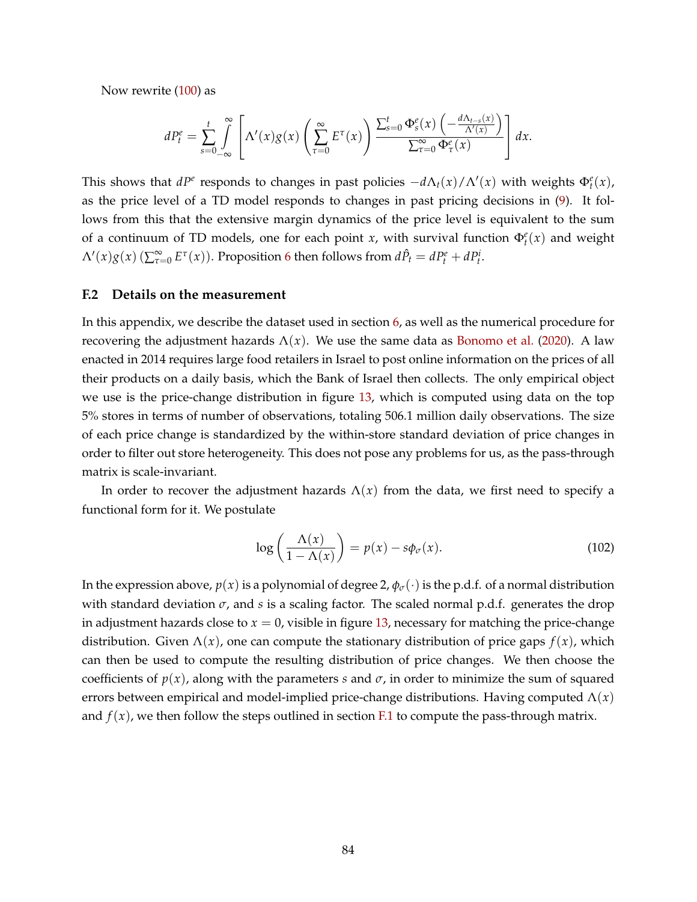Now rewrite (100) as

$$dP_t^e = \sum_{s=0}^{t} \int_{-\infty}^{\infty} \left[ \Lambda'(x) g(x) \left( \sum_{\tau=0}^{\infty} E^{\tau}(x) \right) \frac{\sum_{s=0}^{t} \Phi_s^e(x) \left( -\frac{d\Lambda_{t-s}(x)}{\Lambda'(x)} \right)}{\sum_{\tau=0}^{\infty} \Phi_\tau^e(x)} \right] dx.$$

This shows that $dP^e$ responds to changes in past policies $-d\Lambda_t(x)/\Lambda'(x)$ with weights $\Phi_t^e(x)$, as the price level of a TD model responds to changes in past pricing decisions in (9). It follows from this that the extensive margin dynamics of the price level is equivalent to the sum of a continuum of TD models, one for each point $x$, with survival function $\Phi_t^e(x)$ and weight $\Lambda'(x)g(x)\left(\sum_{\tau=0}^{\infty} E^{\tau}(x)\right)$. Proposition 6 then follows from $d\hat{P}_t = dP_t^e + dP_t^i$.

## F.2 Details on the measurement

In this appendix, we describe the dataset used in section 6, as well as the numerical procedure for recovering the adjustment hazards $\Lambda(x)$. We use the same data as Bonomo et al. (2020). A law enacted in 2014 requires large food retailers in Israel to post online information on the prices of all their products on a daily basis, which the Bank of Israel then collects. The only empirical object we use is the price-change distribution in figure 13, which is computed using data on the top 5% stores in terms of number of observations, totaling 506.1 million daily observations. The size of each price change is standardized by the within-store standard deviation of price changes in order to filter out store heterogeneity. This does not pose any problems for us, as the pass-through matrix is scale-invariant.

In order to recover the adjustment hazards $\Lambda(x)$ from the data, we first need to specify a functional form for it. We postulate

$$\log\left(\frac{\Lambda(x)}{1-\Lambda(x)}\right) = p(x) - s\phi_\sigma(x). \tag{102}$$

In the expression above, $p(x)$ is a polynomial of degree 2, $\phi_\sigma(\cdot)$ is the p.d.f. of a normal distribution with standard deviation $\sigma$, and $s$ is a scaling factor. The scaled normal p.d.f. generates the drop in adjustment hazards close to $x = 0$, visible in figure 13, necessary for matching the price-change distribution. Given $\Lambda(x)$, one can compute the stationary distribution of price gaps $f(x)$, which can then be used to compute the resulting distribution of price changes. We then choose the coefficients of $p(x)$, along with the parameters $s$ and $\sigma$, in order to minimize the sum of squared errors between empirical and model-implied price-change distributions. Having computed $\Lambda(x)$ and $f(x)$, we then follow the steps outlined in section F.1 to compute the pass-through matrix.